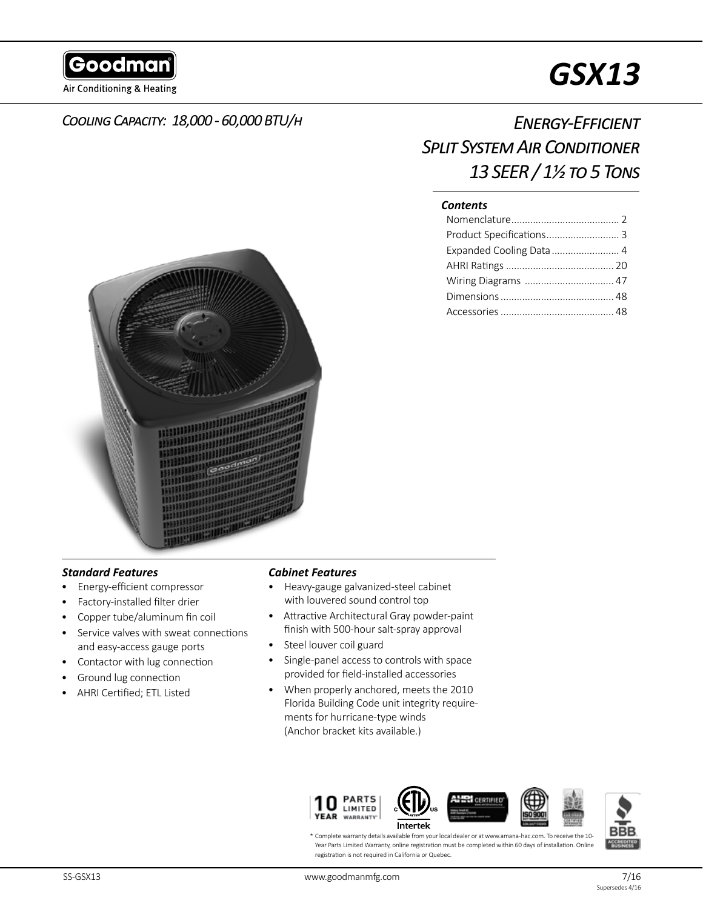Goodman

Air Conditioning & Heating

# GSX13

*COOLING CAPACITY: 18,000 - 60,000 BTU/H*

## *ENERGY-EFFICIENT SPLIT SYSTEM AIR CONDITIONER 13 SEER / 1½ TO 5 TONS*

### *Contents*

- Nomenclature........................................ 2
- Product Specifications........................... 3
- Expanded Cooling Data ......................... 4
- AHRI Ratings ........................................ 20
- Wiring Diagrams ................................. 47
- Dimensions .......................................... 48
- Accessories .......................................... 48

### *Standard Features*

- Energy-efficient compressor
- Factory-installed filter drier
- Copper tube/aluminum fin coil
- Service valves with sweat connections and easy-access gauge ports
- Contactor with lug connection
- Ground lug connection
- AHRI Certified; ETL Listed

### *Cabinet Features*

- Heavy-gauge galvanized-steel cabinet with louvered sound control top
- Attractive Architectural Gray powder-paint finish with 500-hour salt-spray approval
- Steel louver coil guard
- Single-panel access to controls with space provided for field-installed accessories
- When properly anchored, meets the 2010 Florida Building Code unit integrity requirements for hurricane-type winds (Anchor bracket kits available.)

10 YEAR PARTS LIMITED WARRANTY*

* Complete warranty details available from your local dealer or at www.amana-hac.com. To receive the 10-Year Parts Limited Warranty, online registration must be completed within 60 days of installation. Online registration is not required in California or Quebec.

SS-GSX13 www.goodmanmfg.com 7/16 Supersedes 4/16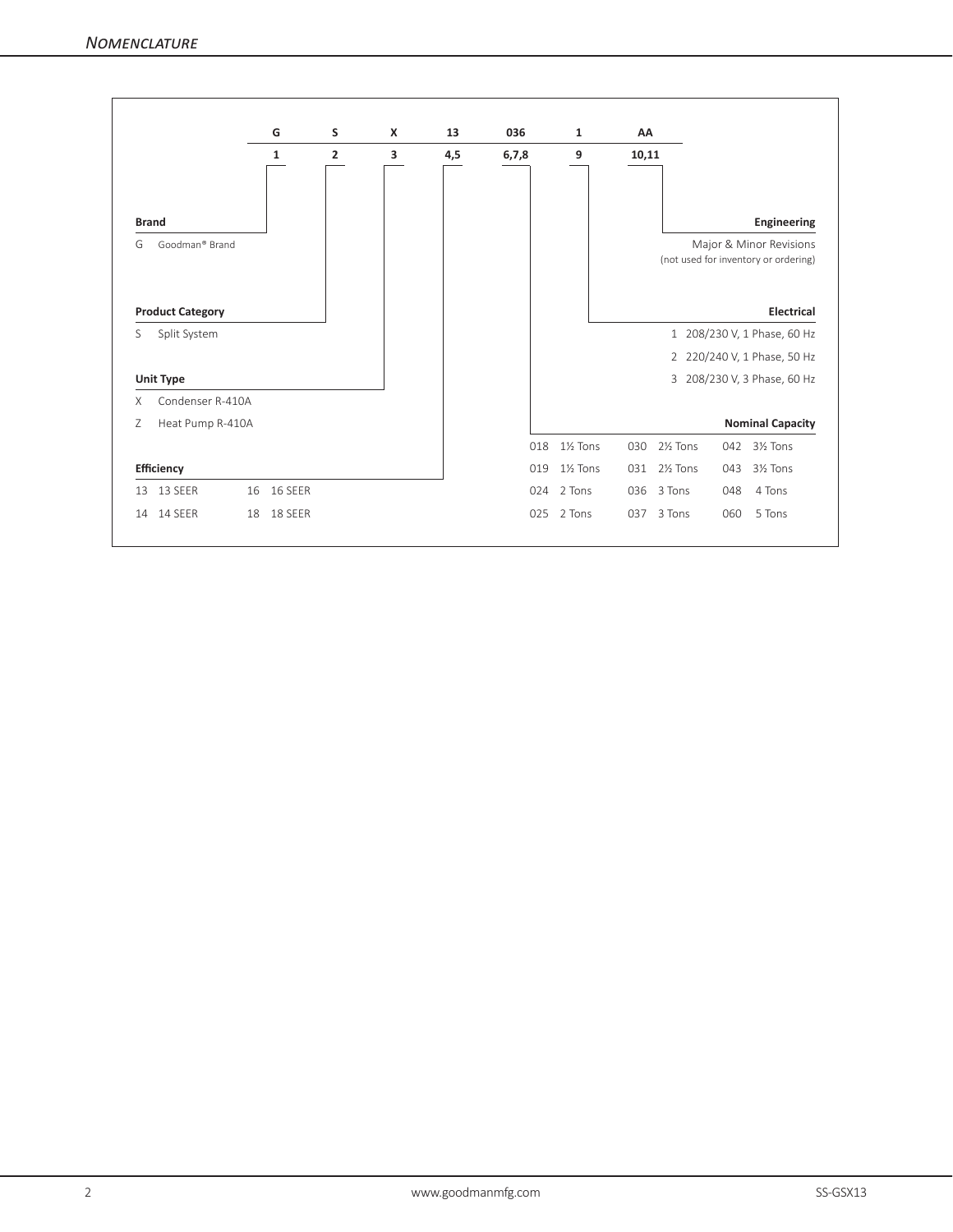## Nomenclature

| G | S | X | 13 | 036 | 1 | AA |
|---|---|---|---|---|---|---|
| 1 | 2 | 3 | 4,5 | 6,7,8 | 9 | 10,11 |

**Brand**

G Goodman® Brand

**Product Category**

S Split System

**Unit Type**

X Condenser R-410A

Z Heat Pump R-410A

**Efficiency**

| | | | |
|---|---|---|---|
| 13 | 13 SEER | 16 | 16 SEER |
| 14 | 14 SEER | 18 | 18 SEER |

**Engineering**

Major & Minor Revisions
(not used for inventory or ordering)

**Electrical**

1 208/230 V, 1 Phase, 60 Hz

2 220/240 V, 1 Phase, 50 Hz

3 208/230 V, 3 Phase, 60 Hz

**Nominal Capacity**

| | | | | | |
|---|---|---|---|---|---|
| 018 | 1½ Tons | 030 | 2½ Tons | 042 | 3½ Tons |
| 019 | 1½ Tons | 031 | 2½ Tons | 043 | 3½ Tons |
| 024 | 2 Tons | 036 | 3 Tons | 048 | 4 Tons |
| 025 | 2 Tons | 037 | 3 Tons | 060 | 5 Tons |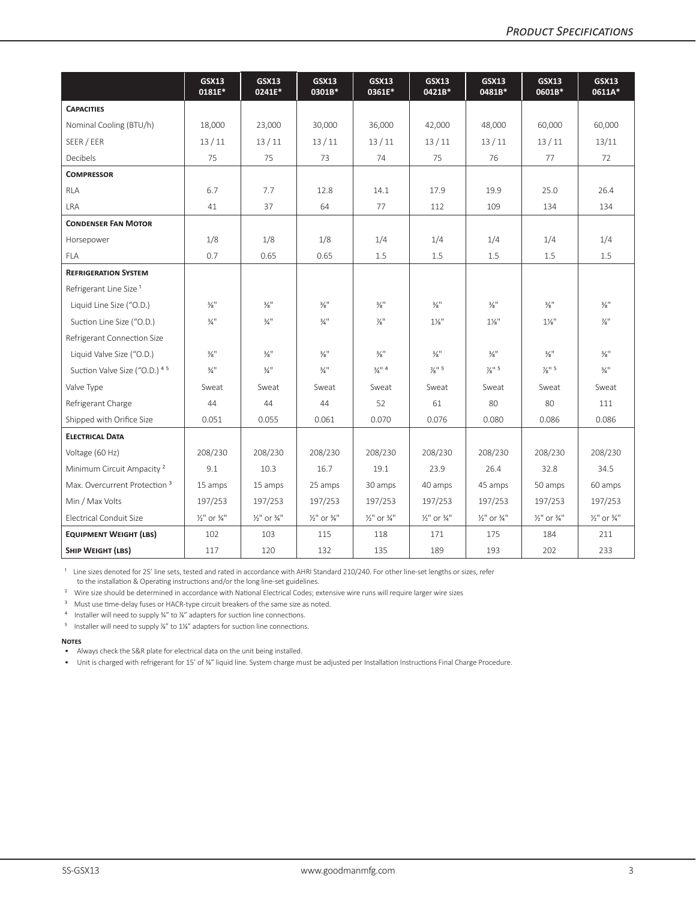|  | GSX13 0181E* | GSX13 0241E* | GSX13 0301B* | GSX13 0361E* | GSX13 0421B* | GSX13 0481B* | GSX13 0601B* | GSX13 0611A* |
|---|---|---|---|---|---|---|---|---|
| **Capacities** |  |  |  |  |  |  |  |  |
| Nominal Cooling (BTU/h) | 18,000 | 23,000 | 30,000 | 36,000 | 42,000 | 48,000 | 60,000 | 60,000 |
| SEER / EER | 13 / 11 | 13 / 11 | 13 / 11 | 13 / 11 | 13 / 11 | 13 / 11 | 13 / 11 | 13/11 |
| Decibels | 75 | 75 | 73 | 74 | 75 | 76 | 77 | 72 |
| **Compressor** |  |  |  |  |  |  |  |  |
| RLA | 6.7 | 7.7 | 12.8 | 14.1 | 17.9 | 19.9 | 25.0 | 26.4 |
| LRA | 41 | 37 | 64 | 77 | 112 | 109 | 134 | 134 |
| **Condenser Fan Motor** |  |  |  |  |  |  |  |  |
| Horsepower | 1/8 | 1/8 | 1/8 | 1/4 | 1/4 | 1/4 | 1/4 | 1/4 |
| FLA | 0.7 | 0.65 | 0.65 | 1.5 | 1.5 | 1.5 | 1.5 | 1.5 |
| **Refrigeration System** |  |  |  |  |  |  |  |  |
| Refrigerant Line Size [1] |  |  |  |  |  |  |  |  |
| Liquid Line Size ("O.D.) | ⅜" | ⅜" | ⅜" | ⅜" | ⅜" | ⅜" | ⅜" | ⅜" |
| Suction Line Size ("O.D.) | ¾" | ¾" | ¾" | ⅞" | 1⅛" | 1⅛" | 1⅛" | ⅞" |
| Refrigerant Connection Size |  |  |  |  |  |  |  |  |
| Liquid Valve Size ("O.D.) | ⅜" | ⅜" | ⅜" | ⅜" | ⅜" | ⅜" | ⅜" | ⅜" |
| Suction Valve Size ("O.D.) [4,5] | ¾" | ¾" | ¾" | ¾" [4] | ⅞" [5] | ⅞" [5] | ⅞" [5] | ¾" |
| Valve Type | Sweat | Sweat | Sweat | Sweat | Sweat | Sweat | Sweat | Sweat |
| Refrigerant Charge | 44 | 44 | 44 | 52 | 61 | 80 | 80 | 111 |
| Shipped with Orifice Size | 0.051 | 0.055 | 0.061 | 0.070 | 0.076 | 0.080 | 0.086 | 0.086 |
| **Electrical Data** |  |  |  |  |  |  |  |  |
| Voltage (60 Hz) | 208/230 | 208/230 | 208/230 | 208/230 | 208/230 | 208/230 | 208/230 | 208/230 |
| Minimum Circuit Ampacity [2] | 9.1 | 10.3 | 16.7 | 19.1 | 23.9 | 26.4 | 32.8 | 34.5 |
| Max. Overcurrent Protection [3] | 15 amps | 15 amps | 25 amps | 30 amps | 40 amps | 45 amps | 50 amps | 60 amps |
| Min / Max Volts | 197/253 | 197/253 | 197/253 | 197/253 | 197/253 | 197/253 | 197/253 | 197/253 |
| Electrical Conduit Size | ½" or ¾" | ½" or ¾" | ½" or ¾" | ½" or ¾" | ½" or ¾" | ½" or ¾" | ½" or ¾" | ½" or ¾" |
| **Equipment Weight (lbs)** | 102 | 103 | 115 | 118 | 171 | 175 | 184 | 211 |
| **Ship Weight (lbs)** | 117 | 120 | 132 | 135 | 189 | 193 | 202 | 233 |

[1] Line sizes denoted for 25' line sets, tested and rated in accordance with AHRI Standard 210/240. For other line-set lengths or sizes, refer to the installation & Operating instructions and/or the long line-set guidelines.

[2] Wire size should be determined in accordance with National Electrical Codes; extensive wire runs will require larger wire sizes

[3] Must use time-delay fuses or HACR-type circuit breakers of the same size as noted.

[4] Installer will need to supply ¾" to ⅞" adapters for suction line connections.

[5] Installer will need to supply ⅞" to 1⅛" adapters for suction line connections.

**Notes**

- Always check the S&R plate for electrical data on the unit being installed.
- Unit is charged with refrigerant for 15' of ⅜" liquid line. System charge must be adjusted per Installation Instructions Final Charge Procedure.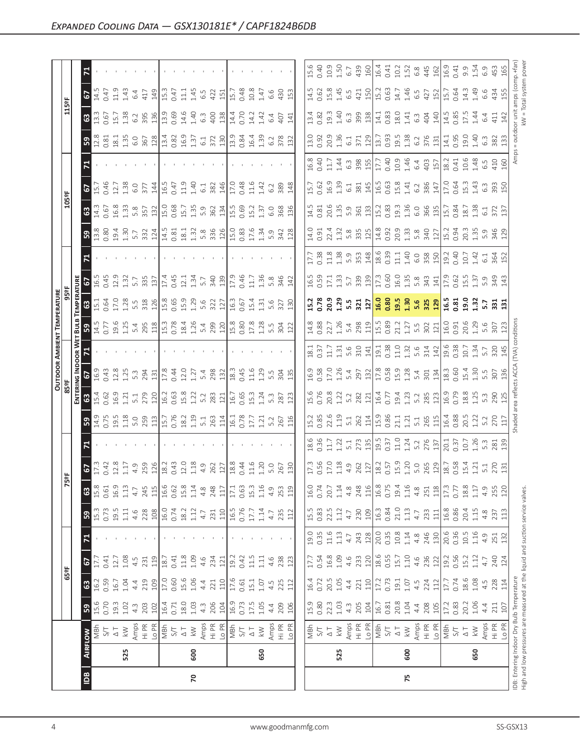# Expanded Cooling Data — GSX130181E* / CAPF1824B6DB

| IDB | Airflow | | Outdoor Ambient Temperature | | | | | | | | | | | | | | | | | | | |
|---|---|---|---|---|---|---|---|---|---|---|---|---|---|---|---|---|---|---|---|---|---|---|
| | | | 65ºF | | | | 75ºF | | | | 85ºF | | | | 95ºF | | | | 105ºF | | | | 115ºF | | | |
| | | | Entering Indoor Wet Bulb Temperature | | | | | | | | | | | | | | | | | | | | | | | |
| | | | 59 | 63 | 67 | 71 | 59 | 63 | 67 | 71 | 59 | 63 | 67 | 71 | 59 | 63 | 67 | 71 | 59 | 63 | 67 | 71 | 59 | 63 | 67 | 71 |
| 70 | 525 | MBh | 15.6 | 16.2 | 17.7 | - | 15.3 | 15.8 | 17.3 | - | 14.9 | 15.4 | 16.9 | - | 14.5 | 15.1 | 16.5 | - | 13.8 | 14.3 | 15.7 | - | 12.8 | 13.3 | 14.5 | - |
| | | S/T | 0.70 | 0.59 | 0.41 | - | 0.73 | 0.61 | 0.42 | - | 0.75 | 0.62 | 0.43 | - | 0.77 | 0.64 | 0.45 | - | 0.80 | 0.67 | 0.46 | - | 0.81 | 0.67 | 0.47 | - |
| | | ΔT | 19.3 | 16.7 | 12.7 | - | 19.5 | 16.9 | 12.8 | - | 19.5 | 16.9 | 12.8 | - | 19.6 | 17.0 | 12.9 | - | 19.4 | 16.8 | 12.7 | - | 18.1 | 15.7 | 11.9 | - |
| | | kW | 1.02 | 1.04 | 1.08 | - | 1.11 | 1.13 | 1.17 | - | 1.18 | 1.21 | 1.25 | - | 1.25 | 1.28 | 1.32 | - | 1.30 | 1.33 | 1.38 | - | 1.35 | 1.38 | 1.43 | - |
| | | Amps | 4.3 | 4.4 | 4.5 | - | 4.6 | 4.7 | 4.9 | - | 5.0 | 5.1 | 5.3 | - | 5.4 | 5.5 | 5.7 | - | 5.7 | 5.8 | 6.0 | - | 6.0 | 6.2 | 6.4 | - |
| | | Hi PR | 203 | 219 | 231 | - | 228 | 245 | 259 | - | 259 | 279 | 294 | - | 295 | 318 | 335 | - | 332 | 357 | 377 | - | 367 | 395 | 417 | - |
| | | Lo PR | 102 | 109 | 119 | - | 108 | 115 | 126 | - | 113 | 120 | 131 | - | 118 | 126 | 137 | - | 124 | 132 | 144 | - | 128 | 136 | 149 | - |
| | 600 | MBh | 16.4 | 17.0 | 18.7 | - | 16.0 | 16.6 | 18.2 | - | 15.7 | 16.2 | 17.8 | - | 15.3 | 15.8 | 17.4 | - | 14.5 | 15.0 | 16.5 | - | 13.4 | 13.9 | 15.3 | - |
| | | S/T | 0.71 | 0.60 | 0.41 | - | 0.74 | 0.62 | 0.43 | - | 0.76 | 0.63 | 0.44 | - | 0.78 | 0.65 | 0.45 | - | 0.81 | 0.68 | 0.47 | - | 0.82 | 0.69 | 0.47 | - |
| | | ΔT | 18.0 | 15.6 | 11.8 | - | 18.2 | 15.8 | 12.0 | - | 18.2 | 15.8 | 12.0 | - | 18.4 | 15.9 | 12.1 | - | 18.1 | 15.7 | 11.9 | - | 16.9 | 14.6 | 11.1 | - |
| | | kW | 1.03 | 1.06 | 1.09 | - | 1.12 | 1.14 | 1.18 | - | 1.19 | 1.22 | 1.27 | - | 1.26 | 1.29 | 1.34 | - | 1.32 | 1.35 | 1.40 | - | 1.37 | 1.40 | 1.45 | - |
| | | Amps | 4.3 | 4.4 | 4.6 | - | 4.7 | 4.8 | 4.9 | - | 5.1 | 5.2 | 5.4 | - | 5.4 | 5.6 | 5.7 | - | 5.8 | 5.9 | 6.1 | - | 6.1 | 6.3 | 6.5 | - |
| | | Hi PR | 206 | 221 | 234 | - | 231 | 248 | 262 | - | 263 | 283 | 298 | - | 299 | 322 | 340 | - | 336 | 362 | 382 | - | 372 | 400 | 422 | - |
| | | Lo PR | 104 | 110 | 121 | - | 110 | 117 | 127 | - | 114 | 121 | 132 | - | 120 | 127 | 139 | - | 126 | 134 | 146 | - | 130 | 138 | 151 | - |
| | 650 | MBh | 16.9 | 17.6 | 19.2 | - | 16.5 | 17.1 | 18.8 | - | 16.1 | 16.7 | 18.3 | - | 15.8 | 16.3 | 17.9 | - | 15.0 | 15.5 | 17.0 | - | 13.9 | 14.4 | 15.7 | - |
| | | S/T | 0.73 | 0.61 | 0.42 | - | 0.76 | 0.63 | 0.44 | - | 0.78 | 0.65 | 0.45 | - | 0.80 | 0.67 | 0.46 | - | 0.83 | 0.69 | 0.48 | - | 0.84 | 0.70 | 0.48 | - |
| | | ΔT | 17.5 | 15.1 | 11.5 | - | 17.7 | 15.3 | 11.6 | - | 17.7 | 15.3 | 11.6 | - | 17.8 | 15.4 | 11.7 | - | 17.6 | 15.2 | 11.6 | - | 16.4 | 14.2 | 10.8 | - |
| | | kW | 1.05 | 1.07 | 1.11 | - | 1.14 | 1.16 | 1.20 | - | 1.21 | 1.24 | 1.29 | - | 1.28 | 1.31 | 1.36 | - | 1.34 | 1.37 | 1.42 | - | 1.39 | 1.42 | 1.47 | - |
| | | Amps | 4.4 | 4.5 | 4.6 | - | 4.7 | 4.9 | 5.0 | - | 5.2 | 5.3 | 5.5 | - | 5.5 | 5.6 | 5.8 | - | 5.9 | 6.0 | 6.2 | - | 6.2 | 6.4 | 6.6 | - |
| | | Hi PR | 209 | 225 | 238 | - | 235 | 253 | 267 | - | 267 | 287 | 304 | - | 304 | 327 | 346 | - | 342 | 368 | 389 | - | 378 | 407 | 430 | - |
| | | Lo PR | 106 | 112 | 123 | - | 112 | 119 | 130 | - | 116 | 123 | 135 | - | 122 | 130 | 142 | - | 128 | 136 | 148 | - | 132 | 141 | 153 | - |
| 75 | 525 | MBh | 15.9 | 16.4 | 17.7 | 19.0 | 15.5 | 16.0 | 17.3 | 18.6 | 15.2 | 15.6 | 16.9 | 18.1 | 14.8 | **15.2** | 16.5 | 17.7 | 14.0 | 14.5 | 15.7 | 16.8 | 13.0 | 13.4 | 14.5 | 15.6 |
| | | S/T | 0.80 | 0.72 | 0.54 | 0.35 | 0.83 | 0.74 | 0.56 | 0.36 | 0.85 | 0.76 | 0.58 | 0.37 | 0.88 | **0.78** | 0.59 | 0.38 | 0.91 | 0.81 | 0.62 | 0.40 | 0.92 | 0.82 | 0.62 | 0.40 |
| | | ΔT | 22.3 | 20.5 | 16.8 | 11.6 | 22.5 | 20.7 | 17.0 | 11.7 | 22.6 | 20.8 | 17.0 | 11.7 | 22.7 | **20.9** | 17.1 | 11.8 | 22.4 | 20.6 | 16.9 | 11.7 | 20.9 | 19.3 | 15.8 | 10.9 |
| | | kW | 1.03 | 1.05 | 1.09 | 1.13 | 1.12 | 1.14 | 1.18 | 1.22 | 1.19 | 1.22 | 1.26 | 1.31 | 1.26 | **1.29** | 1.33 | 1.38 | 1.32 | 1.35 | 1.39 | 1.44 | 1.36 | 1.40 | 1.45 | 1.50 |
| | | Amps | 4.3 | 4.4 | 4.6 | 4.7 | 4.7 | 4.8 | 4.9 | 5.1 | 5.1 | 5.2 | 5.4 | 5.6 | 5.4 | **5.5** | 5.7 | 5.9 | 5.8 | 5.9 | 6.1 | 6.3 | 6.1 | 6.3 | 6.5 | 6.7 |
| | | Hi PR | 205 | 221 | 233 | 243 | 230 | 248 | 262 | 273 | 262 | 282 | 297 | 310 | 298 | **321** | 339 | 353 | 335 | 361 | 381 | 398 | 371 | 399 | 421 | 439 |
| | | Lo PR | 104 | 110 | 120 | 128 | 109 | 116 | 127 | 135 | 114 | 121 | 132 | 141 | 119 | **127** | 139 | 148 | 125 | 133 | 145 | 155 | 129 | 138 | 150 | 160 |
| | 600 | MBh | 16.7 | 17.2 | 18.6 | 20.0 | 16.3 | 16.8 | 18.2 | 19.5 | 15.9 | 16.4 | 17.8 | 19.1 | 15.5 | **16.0** | 17.3 | 18.6 | 14.8 | 15.2 | 16.5 | 17.7 | 13.7 | 14.1 | 15.2 | 16.4 |
| | | S/T | 0.81 | 0.73 | 0.55 | 0.35 | 0.84 | 0.75 | 0.57 | 0.37 | 0.86 | 0.77 | 0.58 | 0.38 | 0.89 | **0.80** | 0.60 | 0.39 | 0.92 | 0.83 | 0.63 | 0.40 | 0.93 | 0.83 | 0.63 | 0.41 |
| | | ΔT | 20.8 | 19.1 | 15.7 | 10.8 | 21.0 | 19.4 | 15.9 | 11.0 | 21.1 | 19.4 | 15.9 | 11.0 | 21.2 | **19.5** | 16.0 | 11.1 | 20.9 | 19.3 | 15.8 | 10.9 | 19.5 | 18.0 | 14.7 | 10.2 |
| | | kW | 1.04 | 1.07 | 1.10 | 1.14 | 1.13 | 1.16 | 1.20 | 1.24 | 1.21 | 1.23 | 1.28 | 1.32 | 1.27 | **1.30** | 1.35 | 1.40 | 1.33 | 1.36 | 1.41 | 1.46 | 1.38 | 1.41 | 1.46 | 1.52 |
| | | Amps | 4.4 | 4.5 | 4.6 | 4.8 | 4.7 | 4.8 | 5.0 | 5.2 | 5.1 | 5.2 | 5.4 | 5.6 | 5.5 | **5.6** | 5.8 | 6.0 | 5.8 | 6.0 | 6.2 | 6.4 | 6.2 | 6.3 | 6.5 | 6.8 |
| | | Hi PR | 208 | 224 | 236 | 246 | 233 | 251 | 265 | 276 | 265 | 285 | 301 | 314 | 302 | **325** | 343 | 358 | 340 | 366 | 386 | 403 | 376 | 404 | 427 | 445 |
| | | Lo PR | 105 | 112 | 122 | 130 | 111 | 118 | 129 | 137 | 115 | 123 | 134 | 142 | 121 | **129** | 141 | 150 | 127 | 135 | 147 | 157 | 131 | 140 | 152 | 162 |
| | 650 | MBh | 17.2 | 17.7 | 19.2 | 20.6 | 16.8 | 17.3 | 18.7 | 20.1 | 16.4 | 16.9 | 18.3 | 19.6 | 16.0 | **16.5** | 17.9 | 19.2 | 15.2 | 15.7 | 17.0 | 18.2 | 14.1 | 14.5 | 15.7 | 16.9 |
| | | S/T | 0.83 | 0.74 | 0.56 | 0.36 | 0.86 | 0.77 | 0.58 | 0.37 | 0.88 | 0.79 | 0.60 | 0.38 | 0.91 | **0.81** | 0.62 | 0.40 | 0.94 | 0.84 | 0.64 | 0.41 | 0.95 | 0.85 | 0.64 | 0.41 |
| | | ΔT | 20.2 | 18.6 | 15.2 | 10.5 | 20.4 | 18.8 | 15.4 | 10.7 | 20.5 | 18.8 | 15.4 | 10.7 | 20.6 | **19.0** | 15.5 | 10.7 | 20.3 | 18.7 | 15.3 | 10.6 | 19.0 | 17.5 | 14.3 | 9.9 |
| | | kW | 1.06 | 1.08 | 1.12 | 1.16 | 1.15 | 1.17 | 1.21 | 1.26 | 1.22 | 1.25 | 1.30 | 1.34 | 1.29 | **1.32** | 1.37 | 1.42 | 1.35 | 1.38 | 1.43 | 1.48 | 1.40 | 1.44 | 1.49 | 1.54 |
| | | Amps | 4.4 | 4.5 | 4.7 | 4.9 | 4.8 | 4.9 | 5.1 | 5.3 | 5.2 | 5.3 | 5.5 | 5.7 | 5.6 | **5.7** | 5.9 | 6.1 | 5.9 | 6.1 | 6.3 | 6.5 | 6.3 | 6.4 | 6.6 | 6.9 |
| | | Hi PR | 211 | 228 | 240 | 251 | 237 | 255 | 270 | 281 | 270 | 290 | 307 | 320 | 307 | **331** | 349 | 364 | 346 | 372 | 393 | 410 | 382 | 411 | 434 | 453 |
| | | Lo PR | 107 | 114 | 124 | 132 | 113 | 120 | 131 | 139 | 117 | 125 | 136 | 145 | 123 | **131** | 143 | 152 | 129 | 137 | 150 | 160 | 133 | 142 | 155 | 165 |

IDB: Entering Indoor Dry Bulb Temperature
High and low pressures are measured at the liquid and suction service valves.

Shaded area reflects ACCA (TVA) conditions

Amps = outdoor unit amps (comp.+fan)
kW = Total system power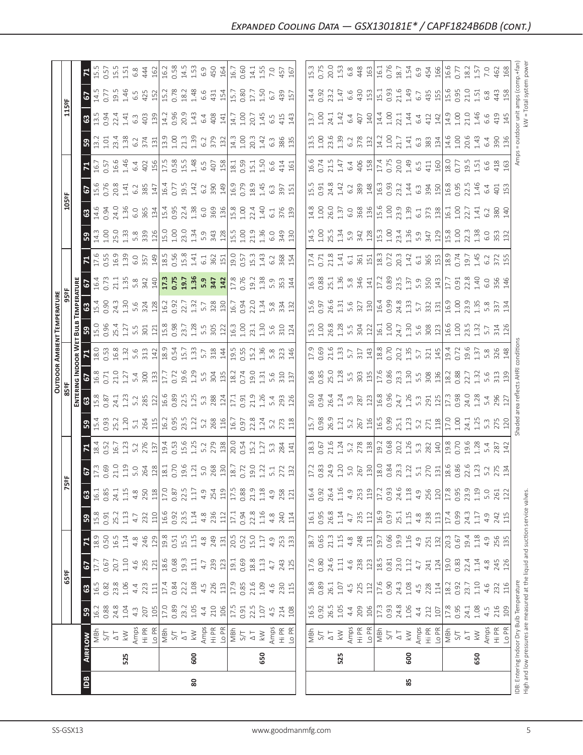# Expanded Cooling Data — GSX130181E* / CAPF1824B6DB (cont.)

| IDB | Airflow | | 65ºF | | | | 75ºF | | | | 85ºF | | | | 95ºF | | | | 105ºF | | | | 115ºF | | | |
|---|---|---|---|---|---|---|---|---|---|---|---|---|---|---|---|---|---|---|---|---|---|---|---|---|---|---|
| | | | Entering Indoor Wet Bulb Temperature | | | | | | | | | | | | | | | | | | | | | | | |
| | | | 59 | 63 | 67 | 71 | 59 | 63 | 67 | 71 | 59 | 63 | 67 | 71 | 59 | 63 | 67 | 71 | 59 | 63 | 67 | 71 | 59 | 63 | 67 | 71 |
| 80 | 525 | MBh | 16.2 | 16.5 | 17.7 | 18.9 | 15.8 | 16.1 | 17.3 | 18.4 | 15.4 | 15.8 | 16.8 | 18.0 | 15.0 | 15.4 | 16.4 | 17.6 | 14.3 | 14.6 | 15.6 | 16.7 | 13.2 | 13.5 | 14.5 | 15.5 |
| | | S/T | 0.88 | 0.82 | 0.67 | 0.50 | 0.91 | 0.85 | 0.69 | 0.52 | 0.93 | 0.87 | 0.71 | 0.53 | 0.96 | 0.90 | 0.73 | 0.55 | 1.00 | 0.94 | 0.76 | 0.57 | 1.01 | 0.94 | 0.77 | 0.57 |
| | | ΔT | 24.8 | 23.8 | 20.7 | 16.5 | 25.2 | 24.1 | 21.0 | 16.7 | 25.2 | 24.1 | 21.0 | 16.8 | 25.4 | 24.3 | 21.1 | 16.9 | 25.0 | 24.0 | 20.8 | 16.6 | 23.4 | 22.4 | 19.5 | 15.5 |
| | | kW | 1.04 | 1.06 | 1.10 | 1.14 | 1.13 | 1.15 | 1.19 | 1.23 | 1.20 | 1.23 | 1.27 | 1.32 | 1.27 | 1.30 | 1.35 | 1.39 | 1.33 | 1.36 | 1.41 | 1.46 | 1.38 | 1.41 | 1.46 | 1.51 |
| | | Amps | 4.3 | 4.4 | 4.6 | 4.8 | 4.7 | 4.8 | 5.0 | 5.2 | 5.1 | 5.2 | 5.4 | 5.6 | 5.5 | 5.6 | 5.8 | 6.0 | 5.8 | 6.0 | 6.2 | 6.4 | 6.2 | 6.3 | 6.5 | 6.8 |
| | | Hi PR | 207 | 223 | 235 | 246 | 232 | 250 | 264 | 276 | 264 | 285 | 300 | 313 | 301 | 324 | 342 | 357 | 339 | 365 | 385 | 402 | 374 | 403 | 425 | 444 |
| | | Lo PR | 105 | 111 | 121 | 129 | 110 | 118 | 128 | 137 | 115 | 122 | 133 | 142 | 121 | 128 | 140 | 149 | 126 | 134 | 147 | 156 | 131 | 139 | 152 | 162 |
| | 600 | MBh | 17.0 | 17.4 | 18.6 | 19.8 | 16.6 | 17.0 | 18.1 | 19.4 | 16.2 | 16.6 | 17.7 | 18.9 | 15.8 | 16.2 | **17.3** | 18.5 | 15.0 | 15.4 | 16.4 | 17.5 | 13.9 | 14.2 | 15.2 | 16.2 |
| | | S/T | 0.89 | 0.84 | 0.68 | 0.51 | 0.92 | 0.87 | 0.70 | 0.53 | 0.95 | 0.89 | 0.72 | 0.54 | 0.98 | 0.92 | **0.75** | 0.56 | 1.00 | 0.95 | 0.77 | 0.58 | 1.00 | 0.96 | 0.78 | 0.58 |
| | | ΔT | 23.2 | 22.2 | 19.3 | 15.5 | 23.5 | 22.5 | 19.6 | 15.6 | 23.5 | 22.5 | 19.6 | 15.7 | 23.7 | 22.7 | **19.7** | 15.8 | 23.0 | 22.4 | 19.5 | 15.5 | 21.3 | 20.9 | 18.2 | 14.5 |
| | | kW | 1.05 | 1.08 | 1.11 | 1.15 | 1.14 | 1.17 | 1.21 | 1.25 | 1.22 | 1.25 | 1.29 | 1.33 | 1.28 | 1.32 | **1.36** | 1.41 | 1.34 | 1.38 | 1.42 | 1.48 | 1.39 | 1.43 | 1.48 | 1.53 |
| | | Amps | 4.4 | 4.5 | 4.7 | 4.8 | 4.8 | 4.9 | 5.0 | 5.2 | 5.2 | 5.3 | 5.5 | 5.7 | 5.5 | 5.7 | **5.9** | 6.1 | 5.9 | 6.0 | 6.2 | 6.5 | 6.2 | 6.4 | 6.6 | 6.9 |
| | | Hi PR | 210 | 226 | 239 | 249 | 236 | 254 | 268 | 279 | 268 | 288 | 304 | 318 | 305 | 328 | **347** | 362 | 343 | 369 | 390 | 407 | 379 | 408 | 431 | 450 |
| | | Lo PR | 106 | 113 | 123 | 131 | 112 | 119 | 130 | 138 | 116 | 124 | 135 | 144 | 122 | 130 | **142** | 151 | 128 | 136 | 149 | 158 | 132 | 141 | 154 | 164 |
| | 650 | MBh | 17.5 | 17.9 | 19.1 | 20.5 | 17.1 | 17.5 | 18.7 | 20.0 | 16.7 | 17.1 | 18.2 | 19.5 | 16.3 | 16.7 | 17.8 | 19.0 | 15.5 | 15.8 | 16.9 | 18.1 | 14.3 | 14.7 | 15.7 | 16.7 |
| | | S/T | 0.91 | 0.85 | 0.69 | 0.52 | 0.94 | 0.88 | 0.72 | 0.54 | 0.97 | 0.91 | 0.74 | 0.55 | 1.00 | 0.94 | 0.76 | 0.57 | 1.00 | 1.00 | 0.79 | 0.59 | 1.00 | 1.00 | 0.80 | 0.60 |
| | | ΔT | 22.5 | 21.6 | 18.8 | 15.0 | 22.8 | 21.9 | 19.0 | 15.2 | 22.8 | 21.9 | 19.0 | 15.2 | 23.1 | 22.0 | 19.2 | 15.3 | 21.9 | 22.4 | 18.9 | 15.1 | 20.3 | 20.7 | 17.7 | 14.1 |
| | | kW | 1.07 | 1.09 | 1.13 | 1.17 | 1.16 | 1.18 | 1.22 | 1.27 | 1.24 | 1.26 | 1.31 | 1.36 | 1.30 | 1.34 | 1.38 | 1.43 | 1.36 | 1.40 | 1.45 | 1.50 | 1.42 | 1.45 | 1.50 | 1.55 |
| | | Amps | 4.5 | 4.6 | 4.7 | 4.9 | 4.8 | 4.9 | 5.1 | 5.3 | 5.2 | 5.4 | 5.6 | 5.8 | 5.6 | 5.8 | 5.9 | 6.2 | 6.0 | 6.1 | 6.3 | 6.6 | 6.3 | 6.5 | 6.7 | 7.0 |
| | | Hi PR | 214 | 230 | 243 | 253 | 240 | 258 | 272 | 284 | 273 | 293 | 310 | 323 | 310 | 334 | 353 | 368 | 349 | 376 | 397 | 414 | 386 | 415 | 439 | 457 |
| | | Lo PR | 108 | 115 | 125 | 133 | 114 | 121 | 132 | 141 | 118 | 126 | 137 | 146 | 124 | 132 | 144 | 154 | 130 | 139 | 151 | 161 | 135 | 143 | 157 | 167 |
| 85 | 525 | MBh | 16.5 | 16.8 | 17.6 | 18.7 | 16.1 | 16.4 | 17.2 | 18.3 | 15.7 | 16.0 | 16.8 | 17.9 | 15.3 | 15.6 | 16.3 | 17.4 | 14.5 | 14.8 | 15.5 | 16.6 | 13.5 | 13.7 | 14.4 | 15.3 |
| | | S/T | 0.92 | 0.89 | 0.80 | 0.65 | 0.95 | 0.92 | 0.83 | 0.67 | 0.98 | 0.94 | 0.85 | 0.69 | 1.00 | 0.97 | 0.88 | 0.71 | 1.00 | 1.00 | 0.91 | 0.74 | 1.00 | 1.00 | 0.92 | 0.75 |
| | | ΔT | 26.5 | 26.1 | 24.6 | 21.3 | 26.8 | 26.4 | 24.9 | 21.6 | 26.9 | 26.4 | 25.0 | 21.6 | 26.8 | 26.6 | 25.1 | 21.8 | 25.5 | 26.0 | 24.8 | 21.5 | 23.6 | 24.1 | 23.2 | 20.0 |
| | | kW | 1.05 | 1.07 | 1.11 | 1.15 | 1.14 | 1.16 | 1.20 | 1.24 | 1.21 | 1.24 | 1.28 | 1.33 | 1.28 | 1.31 | 1.36 | 1.41 | 1.34 | 1.37 | 1.42 | 1.47 | 1.39 | 1.42 | 1.47 | 1.53 |
| | | Amps | 4.4 | 4.5 | 4.6 | 4.8 | 4.7 | 4.9 | 5.0 | 5.2 | 5.2 | 5.3 | 5.5 | 5.7 | 5.5 | 5.6 | 5.8 | 6.1 | 5.9 | 6.0 | 6.2 | 6.4 | 6.2 | 6.4 | 6.6 | 6.8 |
| | | Hi PR | 209 | 225 | 238 | 248 | 235 | 253 | 267 | 278 | 267 | 287 | 303 | 317 | 304 | 327 | 346 | 361 | 342 | 368 | 389 | 406 | 378 | 407 | 430 | 448 |
| | | Lo PR | 106 | 112 | 123 | 131 | 112 | 119 | 130 | 138 | 116 | 123 | 135 | 143 | 122 | 130 | 141 | 151 | 128 | 136 | 148 | 158 | 132 | 140 | 153 | 163 |
| | 600 | MBh | 17.3 | 17.6 | 18.5 | 19.7 | 16.9 | 17.2 | 18.0 | 19.2 | 16.5 | 16.8 | 17.6 | 18.8 | 16.1 | 16.4 | 17.2 | 18.3 | 15.3 | 15.6 | 16.3 | 17.4 | 14.2 | 14.4 | 15.1 | 16.1 |
| | | S/T | 0.93 | 0.90 | 0.81 | 0.66 | 0.97 | 0.93 | 0.84 | 0.68 | 0.99 | 0.96 | 0.86 | 0.70 | 1.00 | 0.99 | 0.89 | 0.72 | 1.00 | 1.00 | 0.93 | 0.75 | 1.00 | 1.00 | 0.93 | 0.76 |
| | | ΔT | 24.8 | 24.3 | 23.0 | 19.9 | 25.1 | 24.6 | 23.3 | 20.2 | 25.1 | 24.7 | 23.3 | 20.2 | 24.7 | 24.8 | 23.5 | 20.3 | 23.4 | 23.9 | 23.2 | 20.0 | 21.7 | 22.1 | 21.6 | 18.7 |
| | | kW | 1.06 | 1.08 | 1.12 | 1.16 | 1.15 | 1.18 | 1.22 | 1.26 | 1.23 | 1.26 | 1.30 | 1.35 | 1.30 | 1.33 | 1.37 | 1.42 | 1.36 | 1.39 | 1.44 | 1.49 | 1.41 | 1.44 | 1.49 | 1.54 |
| | | Amps | 4.4 | 4.5 | 4.7 | 4.9 | 4.8 | 4.9 | 5.1 | 5.3 | 5.2 | 5.3 | 5.5 | 5.7 | 5.6 | 5.7 | 5.9 | 6.1 | 5.9 | 6.1 | 6.3 | 6.5 | 6.3 | 6.4 | 6.7 | 6.9 |
| | | Hi PR | 212 | 228 | 241 | 251 | 238 | 256 | 270 | 282 | 271 | 291 | 308 | 321 | 308 | 332 | 350 | 365 | 347 | 373 | 394 | 411 | 383 | 412 | 435 | 454 |
| | | Lo PR | 107 | 114 | 124 | 132 | 113 | 120 | 131 | 140 | 118 | 125 | 136 | 145 | 123 | 131 | 143 | 153 | 129 | 138 | 150 | 160 | 134 | 142 | 155 | 166 |
| | 650 | MBh | 17.8 | 18.2 | 19.0 | 20.3 | 17.4 | 17.8 | 18.6 | 19.8 | 17.0 | 17.3 | 18.2 | 19.4 | 16.6 | 16.9 | 17.7 | 18.9 | 15.8 | 16.1 | 16.8 | 18.0 | 14.6 | 14.9 | 15.6 | 16.6 |
| | | S/T | 0.95 | 0.92 | 0.83 | 0.67 | 0.99 | 0.95 | 0.86 | 0.70 | 1.00 | 0.98 | 0.88 | 0.72 | 1.00 | 1.00 | 0.91 | 0.74 | 1.00 | 1.00 | 0.95 | 0.77 | 1.00 | 1.00 | 0.95 | 0.77 |
| | | ΔT | 24.1 | 23.7 | 22.4 | 19.4 | 24.3 | 23.9 | 22.6 | 19.6 | 24.1 | 24.0 | 22.7 | 19.6 | 23.5 | 23.9 | 22.8 | 19.7 | 22.3 | 22.7 | 22.5 | 19.5 | 20.6 | 21.0 | 21.0 | 18.2 |
| | | kW | 1.08 | 1.10 | 1.14 | 1.18 | 1.17 | 1.19 | 1.23 | 1.28 | 1.25 | 1.28 | 1.32 | 1.37 | 1.32 | 1.35 | 1.40 | 1.45 | 1.38 | 1.41 | 1.46 | 1.51 | 1.43 | 1.46 | 1.51 | 1.57 |
| | | Amps | 4.5 | 4.6 | 4.8 | 4.9 | 4.9 | 5.0 | 5.2 | 5.4 | 5.3 | 5.4 | 5.6 | 5.8 | 5.7 | 5.8 | 6.0 | 6.2 | 6.0 | 6.2 | 6.4 | 6.6 | 6.4 | 6.6 | 6.8 | 7.0 |
| | | Hi PR | 216 | 232 | 245 | 256 | 242 | 261 | 275 | 287 | 275 | 296 | 313 | 326 | 314 | 337 | 356 | 372 | 353 | 380 | 401 | 418 | 390 | 419 | 443 | 462 |
| | | Lo PR | 109 | 116 | 126 | 135 | 115 | 122 | 134 | 142 | 120 | 127 | 139 | 148 | 126 | 134 | 146 | 155 | 132 | 140 | 153 | 163 | 136 | 145 | 158 | 168 |

IDB: Entering Indoor Dry Bulb Temperature
High and low pressures are measured at the liquid and suction service valves.

Shaded area reflects AHRI conditions

Amps = outdoor unit amps (comp.+fan)
kW = Total system power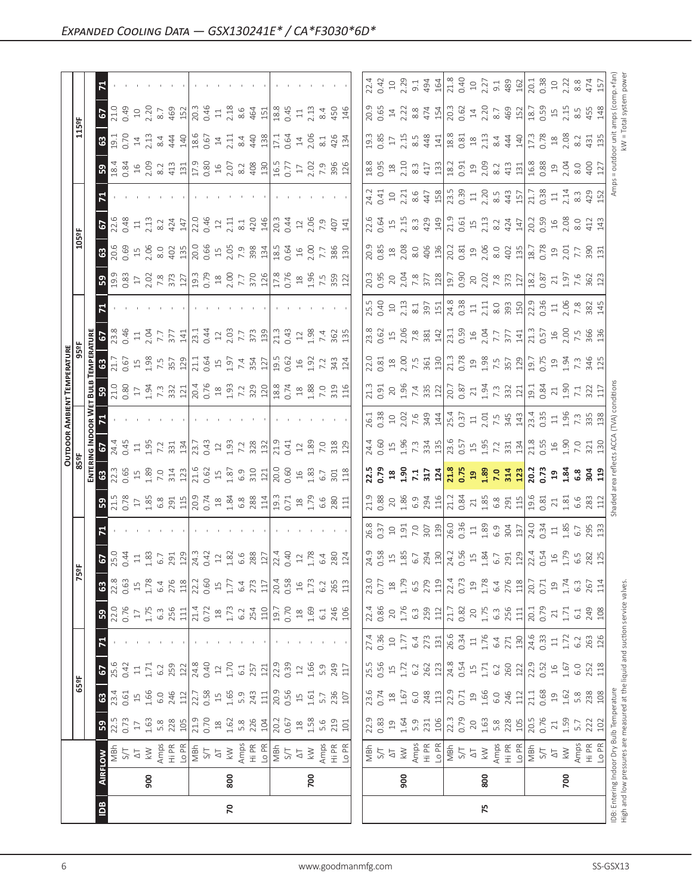# Expanded Cooling Data — GSX130241E* / CA*F3030*6D*

| IDB | Airflow | | 65ºF | | | | 75ºF | | | | 85ºF | | | | 95ºF | | | | 105ºF | | | | 115ºF | | | |
|---|---|---|---|---|---|---|---|---|---|---|---|---|---|---|---|---|---|---|---|---|---|---|---|---|---|---|
| | | | **Entering Indoor Wet Bulb Temperature** | | | | | | | | | | | | | | | | | | | | | | | |
| | | | 59 | 63 | 67 | 71 | 59 | 63 | 67 | 71 | 59 | 63 | 67 | 71 | 59 | 63 | 67 | 71 | 59 | 63 | 67 | 71 | 59 | 63 | 67 | 71 |
| 70 | 900 | MBh | 22.5 | 23.4 | 25.6 | - | 22.0 | 22.8 | 25.0 | - | 21.5 | 22.3 | 24.4 | - | 21.0 | 21.7 | 23.8 | - | 19.9 | 20.6 | 22.6 | - | 18.4 | 19.1 | 21.0 | - |
| | | S/T | 0.73 | 0.61 | 0.42 | - | 0.76 | 0.63 | 0.44 | - | 0.78 | 0.65 | 0.45 | - | 0.80 | 0.67 | 0.46 | - | 0.83 | 0.69 | 0.48 | - | 0.84 | 0.70 | 0.49 | - |
| | | ΔT | 17 | 15 | 11 | - | 17 | 15 | 11 | - | 17 | 15 | 11 | - | 17 | 15 | 11 | - | 17 | 15 | 11 | - | 16 | 14 | 10 | - |
| | | kW | 1.63 | 1.66 | 1.71 | - | 1.75 | 1.78 | 1.83 | - | 1.85 | 1.89 | 1.95 | - | 1.94 | 1.98 | 2.04 | - | 2.02 | 2.06 | 2.13 | - | 2.09 | 2.13 | 2.20 | - |
| | | Amps | 5.8 | 6.0 | 6.2 | - | 6.3 | 6.4 | 6.7 | - | 6.8 | 7.0 | 7.2 | - | 7.3 | 7.5 | 7.7 | - | 7.8 | 8.0 | 8.2 | - | 8.2 | 8.4 | 8.7 | - |
| | | Hi PR | 228 | 246 | 259 | - | 256 | 276 | 291 | - | 291 | 314 | 331 | - | 332 | 357 | 377 | - | 373 | 402 | 424 | - | 413 | 444 | 469 | - |
| | | Lo PR | 105 | 112 | 122 | - | 111 | 118 | 129 | - | 115 | 123 | 134 | - | 121 | 129 | 141 | - | 127 | 135 | 147 | - | 131 | 140 | 152 | - |
| | 800 | MBh | 21.9 | 22.7 | 24.8 | - | 21.4 | 22.2 | 24.3 | - | 20.9 | 21.6 | 23.7 | - | 20.4 | 21.1 | 23.1 | - | 19.3 | 20.0 | 22.0 | - | 17.9 | 18.6 | 20.3 | - |
| | | S/T | 0.70 | 0.58 | 0.40 | - | 0.72 | 0.60 | 0.42 | - | 0.74 | 0.62 | 0.43 | - | 0.76 | 0.64 | 0.44 | - | 0.79 | 0.66 | 0.46 | - | 0.80 | 0.67 | 0.46 | - |
| | | ΔT | 18 | 15 | 12 | - | 18 | 15 | 12 | - | 18 | 15 | 12 | - | 18 | 15 | 12 | - | 18 | 15 | 12 | - | 16 | 14 | 11 | - |
| | | kW | 1.62 | 1.65 | 1.70 | - | 1.73 | 1.77 | 1.82 | - | 1.84 | 1.87 | 1.93 | - | 1.93 | 1.97 | 2.03 | - | 2.00 | 2.05 | 2.11 | - | 2.07 | 2.11 | 2.18 | - |
| | | Amps | 5.8 | 5.9 | 6.1 | - | 6.2 | 6.4 | 6.6 | - | 6.8 | 6.9 | 7.2 | - | 7.2 | 7.4 | 7.7 | - | 7.7 | 7.9 | 8.1 | - | 8.2 | 8.4 | 8.6 | - |
| | | Hi PR | 226 | 243 | 257 | - | 254 | 273 | 288 | - | 288 | 310 | 328 | - | 329 | 354 | 373 | - | 370 | 398 | 420 | - | 408 | 440 | 464 | - |
| | | Lo PR | 104 | 111 | 121 | - | 110 | 117 | 127 | - | 114 | 121 | 132 | - | 120 | 127 | 139 | - | 126 | 134 | 146 | - | 130 | 138 | 151 | - |
| | 700 | MBh | 20.2 | 20.9 | 22.9 | - | 19.7 | 20.4 | 22.4 | - | 19.3 | 20.0 | 21.9 | - | 18.8 | 19.5 | 21.3 | - | 17.8 | 18.5 | 20.3 | - | 16.5 | 17.1 | 18.8 | - |
| | | S/T | 0.67 | 0.56 | 0.39 | - | 0.70 | 0.58 | 0.40 | - | 0.71 | 0.60 | 0.41 | - | 0.74 | 0.62 | 0.43 | - | 0.76 | 0.64 | 0.44 | - | 0.77 | 0.64 | 0.45 | - |
| | | ΔT | 18 | 15 | 12 | - | 18 | 16 | 12 | - | 18 | 16 | 12 | - | 18 | 16 | 12 | - | 18 | 16 | 12 | - | 17 | 14 | 11 | - |
| | | kW | 1.58 | 1.61 | 1.66 | - | 1.69 | 1.73 | 1.78 | - | 1.79 | 1.83 | 1.89 | - | 1.88 | 1.92 | 1.98 | - | 1.96 | 2.00 | 2.06 | - | 2.02 | 2.06 | 2.13 | - |
| | | Amps | 5.6 | 5.7 | 5.9 | - | 6.1 | 6.2 | 6.4 | - | 6.6 | 6.7 | 7.0 | - | 7.0 | 7.2 | 7.4 | - | 7.5 | 7.7 | 7.9 | - | 7.9 | 8.1 | 8.4 | - |
| | | Hi PR | 219 | 236 | 249 | - | 246 | 265 | 280 | - | 280 | 301 | 318 | - | 319 | 343 | 362 | - | 359 | 386 | 407 | - | 396 | 426 | 450 | - |
| | | Lo PR | 101 | 107 | 117 | - | 106 | 113 | 124 | - | 111 | 118 | 129 | - | 116 | 124 | 135 | - | 122 | 130 | 141 | - | 126 | 134 | 146 | - |
| 75 | 900 | MBh | 22.9 | 23.6 | 25.5 | 27.4 | 22.4 | 23.0 | 24.9 | 26.8 | 21.9 | **22.5** | 24.4 | 26.1 | 21.3 | 22.0 | 23.8 | 25.5 | 20.3 | 20.9 | 22.6 | 24.2 | 18.8 | 19.3 | 20.9 | 22.4 |
| | | S/T | 0.83 | 0.74 | 0.56 | 0.36 | 0.86 | 0.77 | 0.58 | 0.37 | 0.88 | **0.79** | 0.60 | 0.38 | 0.91 | 0.81 | 0.62 | 0.40 | 0.95 | 0.85 | 0.64 | 0.41 | 0.95 | 0.85 | 0.65 | 0.42 |
| | | ΔT | 19 | 18 | 15 | 10 | 20 | 18 | 15 | 10 | 20 | **18** | 15 | 10 | 20 | 18 | 15 | 10 | 20 | 18 | 15 | 10 | 18 | 17 | 14 | 10 |
| | | kW | 1.64 | 1.67 | 1.72 | 1.77 | 1.76 | 1.79 | 1.85 | 1.91 | 1.86 | **1.90** | 1.96 | 2.02 | 1.96 | 2.00 | 2.06 | 2.13 | 2.04 | 2.08 | 2.15 | 2.21 | 2.10 | 2.15 | 2.22 | 2.29 |
| | | Amps | 5.9 | 6.0 | 6.2 | 6.4 | 6.3 | 6.5 | 6.7 | 7.0 | 6.9 | **7.1** | 7.3 | 7.6 | 7.4 | 7.5 | 7.8 | 8.1 | 7.8 | 8.0 | 8.3 | 8.6 | 8.3 | 8.5 | 8.8 | 9.1 |
| | | Hi PR | 231 | 248 | 262 | 273 | 259 | 279 | 294 | 307 | 294 | **317** | 334 | 349 | 335 | 361 | 381 | 397 | 377 | 406 | 429 | 447 | 417 | 448 | 474 | 494 |
| | | Lo PR | 106 | 113 | 123 | 131 | 112 | 119 | 130 | 139 | 116 | **124** | 135 | 144 | 122 | 130 | 142 | 151 | 128 | 136 | 149 | 158 | 133 | 141 | 154 | 164 |
| | 800 | MBh | 22.3 | 22.9 | 24.8 | 26.6 | 21.7 | 22.4 | 24.2 | 26.0 | 21.2 | **21.8** | 23.6 | 25.4 | 20.7 | 21.3 | 23.1 | 24.8 | 19.7 | 20.2 | 21.9 | 23.5 | 18.2 | 18.8 | 20.3 | 21.8 |
| | | S/T | 0.79 | 0.71 | 0.54 | 0.34 | 0.82 | 0.73 | 0.56 | 0.36 | 0.84 | **0.75** | 0.57 | 0.37 | 0.87 | 0.78 | 0.59 | 0.38 | 0.90 | 0.81 | 0.61 | 0.39 | 0.91 | 0.81 | 0.62 | 0.40 |
| | | ΔT | 20 | 19 | 15 | 11 | 20 | 19 | 15 | 11 | 21 | **19** | 15 | 11 | 21 | 19 | 16 | 11 | 20 | 19 | 15 | 11 | 19 | 18 | 14 | 10 |
| | | kW | 1.63 | 1.66 | 1.71 | 1.76 | 1.75 | 1.78 | 1.84 | 1.89 | 1.85 | **1.89** | 1.95 | 2.01 | 1.94 | 1.98 | 2.04 | 2.11 | 2.02 | 2.06 | 2.13 | 2.20 | 2.09 | 2.13 | 2.20 | 2.27 |
| | | Amps | 5.8 | 6.0 | 6.2 | 6.4 | 6.3 | 6.4 | 6.7 | 6.9 | 6.8 | **7.0** | 7.2 | 7.5 | 7.3 | 7.5 | 7.7 | 8.0 | 7.8 | 8.0 | 8.2 | 8.5 | 8.2 | 8.4 | 8.7 | 9.1 |
| | | Hi PR | 228 | 246 | 260 | 271 | 256 | 276 | 291 | 304 | 291 | **314** | 331 | 345 | 332 | 357 | 377 | 393 | 373 | 402 | 424 | 443 | 413 | 444 | 469 | 489 |
| | | Lo PR | 105 | 112 | 122 | 130 | 111 | 118 | 129 | 137 | 115 | **123** | 134 | 143 | 121 | 129 | 141 | 150 | 127 | 135 | 147 | 157 | 131 | 140 | 152 | 162 |
| | 700 | MBh | 20.5 | 21.1 | 22.9 | 24.6 | 20.1 | 20.7 | 22.4 | 24.0 | 19.6 | **20.2** | 21.8 | 23.4 | 19.1 | 19.7 | 21.3 | 22.9 | 18.2 | 18.7 | 20.2 | 21.7 | 16.8 | 17.3 | 18.7 | 20.1 |
| | | S/T | 0.76 | 0.68 | 0.52 | 0.33 | 0.79 | 0.71 | 0.54 | 0.34 | 0.81 | **0.73** | 0.55 | 0.35 | 0.84 | 0.75 | 0.57 | 0.36 | 0.87 | 0.78 | 0.59 | 0.38 | 0.88 | 0.78 | 0.59 | 0.38 |
| | | ΔT | 21 | 19 | 16 | 11 | 21 | 19 | 16 | 11 | 21 | **19** | 16 | 11 | 21 | 19 | 16 | 11 | 21 | 19 | 16 | 11 | 19 | 18 | 15 | 10 |
| | | kW | 1.59 | 1.62 | 1.67 | 1.72 | 1.71 | 1.74 | 1.79 | 1.85 | 1.81 | **1.84** | 1.90 | 1.96 | 1.90 | 1.94 | 2.00 | 2.06 | 1.97 | 2.01 | 2.08 | 2.14 | 2.04 | 2.08 | 2.15 | 2.22 |
| | | Amps | 5.7 | 5.8 | 6.0 | 6.2 | 6.1 | 6.3 | 6.5 | 6.7 | 6.6 | **6.8** | 7.0 | 7.3 | 7.1 | 7.3 | 7.5 | 7.8 | 7.6 | 7.7 | 8.0 | 8.3 | 8.0 | 8.2 | 8.5 | 8.8 |
| | | Hi PR | 222 | 238 | 252 | 263 | 249 | 267 | 282 | 295 | 283 | **304** | 321 | 335 | 322 | 346 | 366 | 382 | 362 | 390 | 412 | 429 | 400 | 431 | 455 | 474 |
| | | Lo PR | 102 | 108 | 118 | 126 | 108 | 114 | 125 | 133 | 112 | **119** | 130 | 138 | 117 | 125 | 136 | 145 | 123 | 131 | 143 | 152 | 127 | 135 | 148 | 157 |

IDB: Entering Indoor Dry Bulb Temperature
High and low pressures are measured at the liquid and suction service valves.

Shaded area reflects ACCA (TVA) conditions

Amps = outdoor unit amps (comp.+fan)
kW = Total system power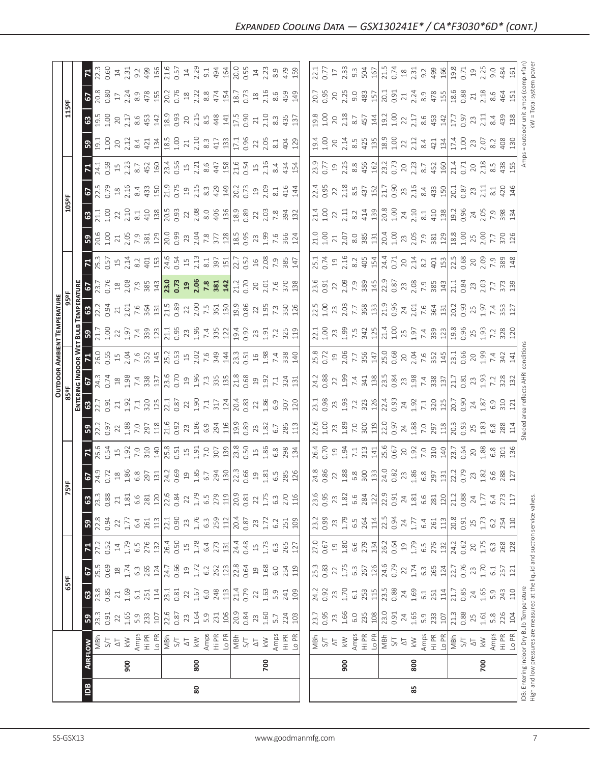## Expanded Cooling Data — GSX130241E* / CA*F3030*6D* (cont.)

| IDB | Airflow | | 65ºF 59 | 65ºF 63 | 65ºF 67 | 65ºF 71 | 75ºF 59 | 75ºF 63 | 75ºF 67 | 75ºF 71 | 85ºF 59 | 85ºF 63 | 85ºF 67 | 85ºF 71 | 95ºF 59 | 95ºF 63 | 95ºF 67 | 95ºF 71 | 105ºF 59 | 105ºF 63 | 105ºF 67 | 105ºF 71 | 115ºF 59 | 115ºF 63 | 115ºF 67 | 115ºF 71 |
|---|---|---|---|---|---|---|---|---|---|---|---|---|---|---|---|---|---|---|---|---|---|---|---|---|---|---|
| | | | Outdoor Ambient Temperature / Entering Indoor Wet Bulb Temperature | | | | | | | | | | | | | | | | | | | | | | | |
| 80 | 900 | MBh | 23.3 | 23.8 | 25.5 | 27.2 | 22.8 | 23.3 | 24.9 | 26.6 | 22.2 | 22.7 | 24.3 | 26.0 | 21.7 | 22.2 | 23.7 | 25.3 | 20.6 | 21.1 | 22.5 | 24.1 | 19.1 | 19.5 | 20.8 | 22.3 |
| | | S/T | 0.91 | 0.85 | 0.69 | 0.52 | 0.94 | 0.88 | 0.72 | 0.54 | 0.97 | 0.91 | 0.74 | 0.55 | 1.00 | 0.94 | 0.76 | 0.57 | 1.00 | 1.00 | 0.79 | 0.59 | 1.00 | 1.00 | 0.80 | 0.60 |
| | | ΔT | 22 | 21 | 18 | 14 | 22 | 21 | 18 | 15 | 22 | 21 | 18 | 15 | 22 | 21 | 18 | 15 | 21 | 22 | 18 | 15 | 20 | 20 | 17 | 14 |
| | | kW | 1.65 | 1.69 | 1.74 | 1.79 | 1.77 | 1.81 | 1.86 | 1.92 | 1.88 | 1.92 | 1.98 | 2.04 | 1.97 | 2.01 | 2.08 | 2.14 | 2.05 | 2.10 | 2.16 | 2.23 | 2.12 | 2.17 | 2.24 | 2.31 |
| | | Amps | 5.9 | 6.1 | 6.3 | 6.5 | 6.4 | 6.6 | 6.8 | 7.0 | 7.0 | 7.1 | 7.4 | 7.6 | 7.4 | 7.6 | 7.9 | 8.2 | 7.9 | 8.1 | 8.4 | 8.7 | 8.4 | 8.6 | 8.9 | 9.2 |
| | | Hi PR | 233 | 251 | 265 | 276 | 261 | 281 | 297 | 310 | 297 | 320 | 338 | 352 | 339 | 364 | 385 | 401 | 381 | 410 | 433 | 452 | 421 | 453 | 478 | 499 |
| | | Lo PR | 107 | 114 | 124 | 132 | 113 | 120 | 131 | 140 | 118 | 125 | 137 | 145 | 123 | 131 | 143 | 153 | 129 | 138 | 150 | 160 | 134 | 142 | 155 | 166 |
| | 800 | MBh | 22.6 | 23.1 | 24.7 | 26.4 | 22.1 | 22.6 | 24.2 | 25.8 | 21.6 | 22.1 | 23.6 | 25.2 | 21.1 | 21.5 | **23.0** | 24.6 | 20.0 | 20.5 | 21.9 | 23.4 | 18.5 | 18.9 | 20.2 | 21.6 |
| | | S/T | 0.87 | 0.81 | 0.66 | 0.50 | 0.90 | 0.84 | 0.69 | 0.51 | 0.92 | 0.87 | 0.70 | 0.53 | 0.95 | 0.89 | **0.73** | 0.54 | 0.99 | 0.93 | 0.75 | 0.56 | 1.00 | 0.93 | 0.76 | 0.57 |
| | | ΔT | 23 | 22 | 19 | 15 | 23 | 22 | 19 | 15 | 23 | 22 | 19 | 15 | 23 | 22 | **19** | 15 | 23 | 22 | 19 | 15 | 21 | 20 | 18 | 14 |
| | | kW | 1.64 | 1.67 | 1.72 | 1.78 | 1.76 | 1.79 | 1.85 | 1.91 | 1.86 | 1.90 | 1.96 | 2.02 | 1.96 | 2.00 | **2.06** | 2.13 | 2.04 | 2.08 | 2.15 | 2.21 | 2.10 | 2.15 | 2.22 | 2.29 |
| | | Amps | 5.9 | 6.0 | 6.2 | 6.4 | 6.3 | 6.5 | 6.7 | 7.0 | 6.9 | 7.1 | 7.3 | 7.6 | 7.4 | 7.5 | **7.8** | 8.1 | 7.8 | 8.0 | 8.3 | 8.6 | 8.3 | 8.5 | 8.8 | 9.1 |
| | | Hi PR | 231 | 248 | 262 | 273 | 259 | 279 | 294 | 307 | 294 | 317 | 335 | 349 | 335 | 361 | **381** | 397 | 377 | 406 | 429 | 447 | 417 | 448 | 474 | 494 |
| | | Lo PR | 106 | 113 | 123 | 131 | 112 | 119 | 130 | 139 | 116 | 124 | 135 | 144 | 122 | 130 | **142** | 151 | 128 | 136 | 149 | 158 | 133 | 141 | 154 | 164 |
| | 700 | MBh | 20.9 | 21.4 | 22.8 | 24.4 | 20.4 | 20.9 | 22.3 | 23.8 | 19.9 | 20.4 | 21.8 | 23.3 | 19.4 | 19.9 | 21.2 | 22.7 | 18.5 | 18.9 | 20.2 | 21.6 | 17.1 | 17.5 | 18.7 | 20.0 |
| | | S/T | 0.84 | 0.79 | 0.64 | 0.48 | 0.87 | 0.81 | 0.66 | 0.50 | 0.89 | 0.83 | 0.68 | 0.51 | 0.92 | 0.86 | 0.70 | 0.52 | 0.95 | 0.89 | 0.73 | 0.54 | 0.96 | 0.90 | 0.73 | 0.55 |
| | | ΔT | 23 | 22 | 19 | 15 | 23 | 22 | 19 | 15 | 23 | 22 | 19 | 16 | 23 | 22 | 20 | 16 | 23 | 22 | 19 | 15 | 22 | 21 | 18 | 14 |
| | | kW | 1.60 | 1.63 | 1.68 | 1.73 | 1.72 | 1.75 | 1.81 | 1.86 | 1.82 | 1.86 | 1.92 | 1.98 | 1.91 | 1.95 | 2.01 | 2.08 | 1.99 | 2.03 | 2.09 | 2.16 | 2.05 | 2.10 | 2.16 | 2.23 |
| | | Amps | 5.7 | 5.9 | 6.0 | 6.3 | 6.2 | 6.3 | 6.5 | 6.8 | 6.7 | 6.9 | 7.1 | 7.4 | 7.2 | 7.3 | 7.6 | 7.9 | 7.6 | 7.8 | 8.1 | 8.4 | 8.1 | 8.3 | 8.6 | 8.9 |
| | | Hi PR | 224 | 241 | 254 | 265 | 251 | 270 | 285 | 298 | 286 | 307 | 324 | 338 | 325 | 350 | 370 | 385 | 366 | 394 | 416 | 434 | 404 | 435 | 459 | 479 |
| | | Lo PR | 103 | 109 | 119 | 127 | 109 | 116 | 126 | 134 | 113 | 120 | 131 | 140 | 119 | 126 | 138 | 147 | 124 | 132 | 144 | 154 | 129 | 137 | 149 | 159 |
| 85 | 900 | MBh | 23.7 | 24.2 | 25.3 | 27.0 | 23.2 | 23.6 | 24.8 | 26.4 | 22.6 | 23.1 | 24.2 | 25.8 | 22.1 | 22.5 | 23.6 | 25.1 | 21.0 | 21.4 | 22.4 | 23.9 | 19.4 | 19.8 | 20.7 | 22.1 |
| | | S/T | 0.95 | 0.92 | 0.83 | 0.67 | 0.99 | 0.95 | 0.86 | 0.70 | 1.00 | 0.98 | 0.88 | 0.72 | 1.00 | 1.00 | 0.91 | 0.74 | 1.00 | 1.00 | 0.95 | 0.77 | 1.00 | 1.00 | 0.95 | 0.77 |
| | | ΔT | 23 | 23 | 22 | 19 | 23 | 23 | 22 | 19 | 23 | 23 | 22 | 19 | 23 | 23 | 22 | 19 | 21 | 22 | 22 | 19 | 20 | 20 | 20 | 17 |
| | | kW | 1.66 | 1.70 | 1.75 | 1.80 | 1.79 | 1.82 | 1.88 | 1.94 | 1.89 | 1.93 | 1.99 | 2.06 | 1.99 | 2.03 | 2.09 | 2.16 | 2.07 | 2.11 | 2.18 | 2.25 | 2.14 | 2.18 | 2.25 | 2.33 |
| | | Amps | 6.0 | 6.1 | 6.3 | 6.6 | 6.5 | 6.6 | 6.8 | 7.1 | 7.0 | 7.2 | 7.4 | 7.7 | 7.5 | 7.7 | 7.9 | 8.2 | 8.0 | 8.2 | 8.5 | 8.8 | 8.5 | 8.7 | 9.0 | 9.3 |
| | | Hi PR | 235 | 253 | 267 | 279 | 264 | 284 | 300 | 313 | 300 | 323 | 341 | 356 | 342 | 368 | 389 | 405 | 385 | 414 | 437 | 456 | 425 | 457 | 483 | 504 |
| | | Lo PR | 108 | 115 | 126 | 134 | 114 | 122 | 133 | 141 | 119 | 126 | 138 | 147 | 125 | 133 | 145 | 154 | 131 | 139 | 152 | 162 | 135 | 144 | 157 | 167 |
| | 800 | MBh | 23.0 | 23.5 | 24.6 | 26.2 | 22.5 | 22.9 | 24.0 | 25.6 | 22.0 | 22.4 | 23.5 | 25.0 | 21.4 | 21.9 | 22.9 | 24.4 | 20.4 | 20.8 | 21.7 | 23.2 | 18.9 | 19.2 | 20.1 | 21.5 |
| | | S/T | 0.91 | 0.88 | 0.79 | 0.64 | 0.94 | 0.91 | 0.82 | 0.67 | 0.97 | 0.93 | 0.84 | 0.68 | 1.00 | 0.96 | 0.87 | 0.71 | 1.00 | 1.00 | 0.90 | 0.73 | 1.00 | 1.00 | 0.91 | 0.74 |
| | | ΔT | 24 | 24 | 22 | 19 | 24 | 24 | 23 | 20 | 24 | 24 | 23 | 20 | 25 | 24 | 23 | 20 | 23 | 24 | 23 | 20 | 22 | 22 | 21 | 18 |
| | | kW | 1.65 | 1.69 | 1.74 | 1.79 | 1.77 | 1.81 | 1.86 | 1.92 | 1.88 | 1.92 | 1.98 | 2.04 | 1.97 | 2.01 | 2.08 | 2.14 | 2.05 | 2.10 | 2.16 | 2.23 | 2.12 | 2.17 | 2.24 | 2.31 |
| | | Amps | 5.9 | 6.1 | 6.3 | 6.5 | 6.4 | 6.6 | 6.8 | 7.0 | 7.0 | 7.1 | 7.4 | 7.6 | 7.4 | 7.6 | 7.9 | 8.2 | 7.9 | 8.1 | 8.4 | 8.7 | 8.4 | 8.6 | 8.9 | 9.2 |
| | | Hi PR | 233 | 251 | 265 | 276 | 261 | 281 | 297 | 310 | 297 | 320 | 338 | 352 | 339 | 364 | 385 | 401 | 381 | 410 | 433 | 452 | 421 | 453 | 478 | 499 |
| | | Lo PR | 107 | 114 | 124 | 132 | 113 | 120 | 131 | 140 | 118 | 125 | 137 | 145 | 123 | 131 | 143 | 153 | 129 | 138 | 150 | 160 | 134 | 142 | 155 | 166 |
| | 700 | MBh | 21.3 | 21.7 | 22.7 | 24.2 | 20.8 | 21.2 | 22.2 | 23.7 | 20.3 | 20.7 | 21.7 | 23.1 | 19.8 | 20.2 | 21.1 | 22.5 | 18.8 | 19.2 | 20.1 | 21.4 | 17.4 | 17.7 | 18.6 | 19.8 |
| | | S/T | 0.88 | 0.85 | 0.76 | 0.62 | 0.91 | 0.88 | 0.79 | 0.64 | 0.93 | 0.90 | 0.81 | 0.66 | 0.96 | 0.93 | 0.84 | 0.68 | 1.00 | 0.96 | 0.87 | 0.71 | 1.00 | 0.97 | 0.88 | 0.71 |
| | | ΔT | 25 | 24 | 23 | 20 | 25 | 24 | 23 | 20 | 25 | 24 | 23 | 20 | 25 | 25 | 23 | 20 | 25 | 24 | 23 | 20 | 23 | 23 | 21 | 19 |
| | | kW | 1.61 | 1.65 | 1.70 | 1.75 | 1.73 | 1.77 | 1.82 | 1.88 | 1.83 | 1.87 | 1.93 | 1.99 | 1.93 | 1.97 | 2.03 | 2.09 | 2.00 | 2.05 | 2.11 | 2.18 | 2.07 | 2.11 | 2.18 | 2.25 |
| | | Amps | 5.8 | 5.9 | 6.1 | 6.3 | 6.2 | 6.4 | 6.6 | 6.8 | 6.8 | 6.9 | 7.2 | 7.4 | 7.2 | 7.4 | 7.7 | 7.9 | 7.7 | 7.9 | 8.1 | 8.5 | 8.2 | 8.4 | 8.6 | 9.0 |
| | | Hi PR | 226 | 243 | 257 | 268 | 254 | 273 | 288 | 301 | 288 | 310 | 328 | 342 | 328 | 353 | 373 | 389 | 370 | 398 | 420 | 438 | 408 | 439 | 464 | 484 |
| | | Lo PR | 104 | 110 | 121 | 128 | 110 | 117 | 127 | 136 | 114 | 121 | 132 | 141 | 120 | 127 | 139 | 148 | 126 | 134 | 146 | 155 | 130 | 138 | 151 | 161 |

IDB: Entering Indoor Dry Bulb Temperature
High and low pressures are measured at the liquid and suction service valves.

Shaded area reflects AHRI conditions

Amps = outdoor unit amps (comp.+fan)
kW = Total system power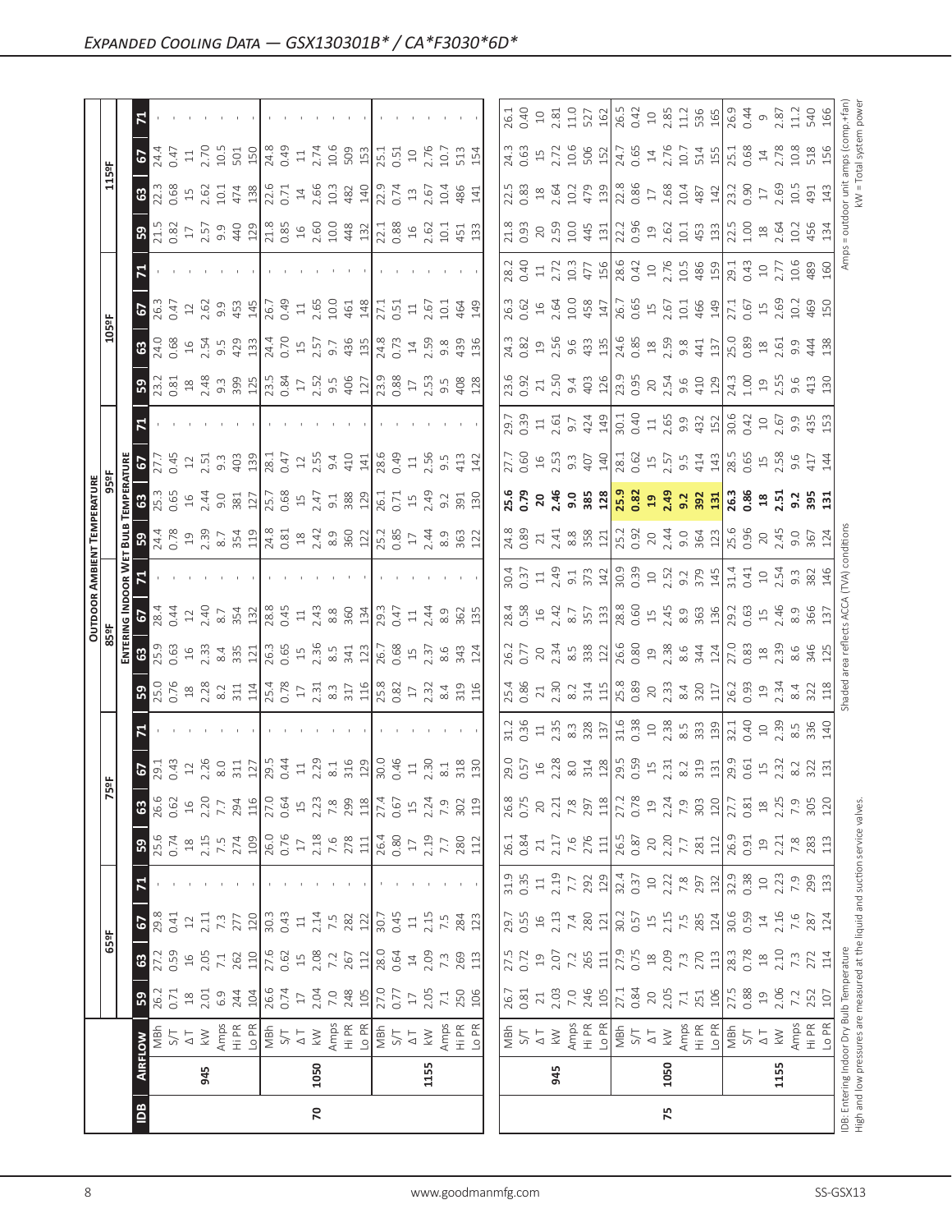## Expanded Cooling Data — GSX130301B* / CA*F3030*6D*

| IDB | Airflow | | 65ºF | | | | 75ºF | | | | 85ºF | | | | 95ºF | | | | 105ºF | | | | 115ºF | | | |
|---|---|---|---|---|---|---|---|---|---|---|---|---|---|---|---|---|---|---|---|---|---|---|---|---|---|---|
| | | | Entering Indoor Wet Bulb Temperature | | | | | | | | | | | | | | | | | | | | | | | |
| | | | 59 | 63 | 67 | 71 | 59 | 63 | 67 | 71 | 59 | 63 | 67 | 71 | 59 | 63 | 67 | 71 | 59 | 63 | 67 | 71 | 59 | 63 | 67 | 71 |
| 70 | 945 | MBh | 26.2 | 27.2 | 29.8 | - | 25.6 | 26.6 | 29.1 | - | 25.0 | 25.9 | 28.4 | - | 24.4 | 25.3 | 27.7 | - | 23.2 | 24.0 | 26.3 | - | 21.5 | 22.3 | 24.4 | - |
| | | S/T | 0.71 | 0.59 | 0.41 | - | 0.74 | 0.62 | 0.43 | - | 0.76 | 0.63 | 0.44 | - | 0.78 | 0.65 | 0.45 | - | 0.81 | 0.68 | 0.47 | - | 0.82 | 0.68 | 0.47 | - |
| | | ΔT | 18 | 16 | 12 | - | 18 | 16 | 12 | - | 18 | 16 | 12 | - | 19 | 16 | 12 | - | 18 | 16 | 12 | - | 17 | 15 | 11 | - |
| | | kW | 2.01 | 2.05 | 2.11 | - | 2.15 | 2.20 | 2.26 | - | 2.28 | 2.33 | 2.40 | - | 2.39 | 2.44 | 2.51 | - | 2.48 | 2.54 | 2.62 | - | 2.57 | 2.62 | 2.70 | - |
| | | Amps | 6.9 | 7.1 | 7.3 | - | 7.5 | 7.7 | 8.0 | - | 8.2 | 8.4 | 8.7 | - | 8.7 | 9.0 | 9.3 | - | 9.3 | 9.5 | 9.9 | - | 9.9 | 10.1 | 10.5 | - |
| | | Hi PR | 244 | 262 | 277 | - | 274 | 294 | 311 | - | 311 | 335 | 354 | - | 354 | 381 | 403 | - | 399 | 429 | 453 | - | 440 | 474 | 501 | - |
| | | Lo PR | 104 | 110 | 120 | - | 109 | 116 | 127 | - | 114 | 121 | 132 | - | 119 | 127 | 139 | - | 125 | 133 | 145 | - | 129 | 138 | 150 | - |
| | 1050 | MBh | 26.6 | 27.6 | 30.3 | - | 26.0 | 27.0 | 29.5 | - | 25.4 | 26.3 | 28.8 | - | 24.8 | 25.7 | 28.1 | - | 23.5 | 24.4 | 26.7 | - | 21.8 | 22.6 | 24.8 | - |
| | | S/T | 0.74 | 0.62 | 0.43 | - | 0.76 | 0.64 | 0.44 | - | 0.78 | 0.65 | 0.45 | - | 0.81 | 0.68 | 0.47 | - | 0.84 | 0.70 | 0.49 | - | 0.85 | 0.71 | 0.49 | - |
| | | ΔT | 17 | 15 | 11 | - | 17 | 15 | 11 | - | 17 | 15 | 11 | - | 18 | 15 | 12 | - | 17 | 15 | 11 | - | 16 | 14 | 11 | - |
| | | kW | 2.04 | 2.08 | 2.14 | - | 2.18 | 2.23 | 2.29 | - | 2.31 | 2.36 | 2.43 | - | 2.42 | 2.47 | 2.55 | - | 2.52 | 2.57 | 2.65 | - | 2.60 | 2.66 | 2.74 | - |
| | | Amps | 7.0 | 7.2 | 7.5 | - | 7.6 | 7.8 | 8.1 | - | 8.3 | 8.5 | 8.8 | - | 8.9 | 9.1 | 9.4 | - | 9.5 | 9.7 | 10.0 | - | 10.0 | 10.3 | 10.6 | - |
| | | Hi PR | 248 | 267 | 282 | - | 278 | 299 | 316 | - | 317 | 341 | 360 | - | 360 | 388 | 410 | - | 406 | 436 | 461 | - | 448 | 482 | 509 | - |
| | | Lo PR | 105 | 112 | 122 | - | 111 | 118 | 129 | - | 116 | 123 | 134 | - | 122 | 129 | 141 | - | 127 | 135 | 148 | - | 132 | 140 | 153 | - |
| | 1155 | MBh | 27.0 | 28.0 | 30.7 | - | 26.4 | 27.4 | 30.0 | - | 25.8 | 26.7 | 29.3 | - | 25.2 | 26.1 | 28.6 | - | 23.9 | 24.8 | 27.1 | - | 22.1 | 22.9 | 25.1 | - |
| | | S/T | 0.77 | 0.64 | 0.45 | - | 0.80 | 0.67 | 0.46 | - | 0.82 | 0.68 | 0.47 | - | 0.85 | 0.71 | 0.49 | - | 0.88 | 0.73 | 0.51 | - | 0.88 | 0.74 | 0.51 | - |
| | | ΔT | 17 | 14 | 11 | - | 17 | 15 | 11 | - | 17 | 15 | 11 | - | 17 | 15 | 11 | - | 17 | 14 | 11 | - | 16 | 13 | 10 | - |
| | | kW | 2.05 | 2.09 | 2.15 | - | 2.19 | 2.24 | 2.30 | - | 2.32 | 2.37 | 2.44 | - | 2.44 | 2.49 | 2.56 | - | 2.53 | 2.59 | 2.67 | - | 2.62 | 2.67 | 2.76 | - |
| | | Amps | 7.1 | 7.3 | 7.5 | - | 7.7 | 7.9 | 8.1 | - | 8.4 | 8.6 | 8.9 | - | 8.9 | 9.2 | 9.5 | - | 9.5 | 9.8 | 10.1 | - | 10.1 | 10.4 | 10.7 | - |
| | | Hi PR | 250 | 269 | 284 | - | 280 | 302 | 318 | - | 319 | 343 | 362 | - | 363 | 391 | 413 | - | 408 | 439 | 464 | - | 451 | 486 | 513 | - |
| | | Lo PR | 106 | 113 | 123 | - | 112 | 119 | 130 | - | 116 | 124 | 135 | - | 122 | 130 | 142 | - | 128 | 136 | 149 | - | 133 | 141 | 154 | - |
| 75 | 945 | MBh | 26.7 | 27.5 | 29.7 | 31.9 | 26.1 | 26.8 | 29.0 | 31.2 | 25.4 | 26.2 | 28.4 | 30.4 | 24.8 | **25.6** | 27.7 | 29.7 | 23.6 | 24.3 | 26.3 | 28.2 | 21.8 | 22.5 | 24.3 | 26.1 |
| | | S/T | 0.81 | 0.72 | 0.55 | 0.35 | 0.84 | 0.75 | 0.57 | 0.36 | 0.86 | 0.77 | 0.58 | 0.37 | 0.89 | **0.79** | 0.60 | 0.39 | 0.92 | 0.82 | 0.62 | 0.40 | 0.93 | 0.83 | 0.63 | 0.40 |
| | | ΔT | 21 | 19 | 16 | 11 | 21 | 20 | 16 | 11 | 21 | 20 | 16 | 11 | 21 | **20** | 16 | 11 | 21 | 19 | 16 | 11 | 20 | 18 | 15 | 10 |
| | | kW | 2.03 | 2.07 | 2.13 | 2.19 | 2.17 | 2.21 | 2.28 | 2.35 | 2.30 | 2.34 | 2.42 | 2.49 | 2.41 | **2.46** | 2.53 | 2.61 | 2.50 | 2.56 | 2.64 | 2.72 | 2.59 | 2.64 | 2.72 | 2.81 |
| | | Amps | 7.0 | 7.2 | 7.4 | 7.7 | 7.6 | 7.8 | 8.0 | 8.3 | 8.2 | 8.5 | 8.7 | 9.1 | 8.8 | **9.0** | 9.3 | 9.7 | 9.4 | 9.6 | 10.0 | 10.3 | 10.0 | 10.2 | 10.6 | 11.0 |
| | | Hi PR | 246 | 265 | 280 | 292 | 276 | 297 | 314 | 328 | 314 | 338 | 357 | 373 | 358 | **385** | 407 | 424 | 403 | 433 | 458 | 477 | 445 | 479 | 506 | 527 |
| | | Lo PR | 105 | 111 | 121 | 129 | 111 | 118 | 128 | 137 | 115 | 122 | 133 | 142 | 121 | **128** | 140 | 149 | 126 | 135 | 147 | 156 | 131 | 139 | 152 | 162 |
| | 1050 | MBh | 27.1 | 27.9 | 30.2 | 32.4 | 26.5 | 27.2 | 29.5 | 31.6 | 25.8 | 26.6 | 28.8 | 30.9 | 25.2 | **25.9** | 28.1 | 30.1 | 23.9 | 24.6 | 26.7 | 28.6 | 22.2 | 22.8 | 24.7 | 26.5 |
| | | S/T | 0.84 | 0.75 | 0.57 | 0.37 | 0.87 | 0.78 | 0.59 | 0.38 | 0.89 | 0.80 | 0.60 | 0.39 | 0.92 | **0.82** | 0.62 | 0.40 | 0.95 | 0.85 | 0.65 | 0.42 | 0.96 | 0.86 | 0.65 | 0.42 |
| | | ΔT | 20 | 18 | 15 | 10 | 20 | 19 | 15 | 10 | 20 | 19 | 15 | 10 | 20 | **19** | 15 | 11 | 20 | 18 | 15 | 10 | 19 | 17 | 14 | 10 |
| | | kW | 2.05 | 2.09 | 2.15 | 2.22 | 2.20 | 2.24 | 2.31 | 2.38 | 2.33 | 2.38 | 2.45 | 2.52 | 2.44 | **2.49** | 2.57 | 2.65 | 2.54 | 2.59 | 2.67 | 2.76 | 2.62 | 2.68 | 2.76 | 2.85 |
| | | Amps | 7.1 | 7.3 | 7.5 | 7.8 | 7.7 | 7.9 | 8.2 | 8.5 | 8.4 | 8.6 | 8.9 | 9.2 | 9.0 | **9.2** | 9.5 | 9.9 | 9.6 | 9.8 | 10.1 | 10.5 | 10.1 | 10.4 | 10.7 | 11.2 |
| | | Hi PR | 251 | 270 | 285 | 297 | 281 | 303 | 319 | 333 | 320 | 344 | 363 | 379 | 364 | **392** | 414 | 432 | 410 | 441 | 466 | 486 | 453 | 487 | 514 | 536 |
| | | Lo PR | 106 | 113 | 124 | 132 | 112 | 120 | 131 | 139 | 117 | 124 | 136 | 145 | 123 | **131** | 143 | 152 | 129 | 137 | 149 | 159 | 133 | 142 | 155 | 165 |
| | 1155 | MBh | 27.5 | 28.3 | 30.6 | 32.9 | 26.9 | 27.7 | 29.9 | 32.1 | 26.2 | 27.0 | 29.2 | 31.4 | 25.6 | **26.3** | 28.5 | 30.6 | 24.3 | 25.0 | 27.1 | 29.1 | 22.5 | 23.2 | 25.1 | 26.9 |
| | | S/T | 0.88 | 0.78 | 0.59 | 0.38 | 0.91 | 0.81 | 0.61 | 0.40 | 0.93 | 0.83 | 0.63 | 0.41 | 0.96 | **0.86** | 0.65 | 0.42 | 1.00 | 0.89 | 0.67 | 0.43 | 1.00 | 0.90 | 0.68 | 0.44 |
| | | ΔT | 19 | 18 | 14 | 10 | 19 | 18 | 15 | 10 | 19 | 18 | 15 | 10 | 20 | **18** | 15 | 10 | 19 | 18 | 15 | 10 | 18 | 17 | 14 | 9 |
| | | kW | 2.06 | 2.10 | 2.16 | 2.23 | 2.21 | 2.25 | 2.32 | 2.39 | 2.34 | 2.39 | 2.46 | 2.54 | 2.45 | **2.51** | 2.58 | 2.67 | 2.55 | 2.61 | 2.69 | 2.77 | 2.64 | 2.69 | 2.78 | 2.87 |
| | | Amps | 7.2 | 7.3 | 7.6 | 7.9 | 7.8 | 7.9 | 8.2 | 8.5 | 8.4 | 8.6 | 8.9 | 9.3 | 9.0 | **9.2** | 9.6 | 9.9 | 9.6 | 9.9 | 10.2 | 10.6 | 10.2 | 10.5 | 10.8 | 11.2 |
| | | Hi PR | 252 | 272 | 287 | 299 | 283 | 305 | 322 | 336 | 322 | 346 | 366 | 382 | 367 | **395** | 417 | 435 | 413 | 444 | 469 | 489 | 456 | 491 | 518 | 540 |
| | | Lo PR | 107 | 114 | 124 | 133 | 113 | 120 | 131 | 140 | 118 | 125 | 137 | 146 | 124 | **131** | 144 | 153 | 130 | 138 | 150 | 160 | 134 | 143 | 156 | 166 |

IDB: Entering Indoor Dry Bulb Temperature
High and low pressures are measured at the liquid and suction service valves.

Shaded area reflects ACCA (TVA) conditions

Amps = outdoor unit amps (comp.+fan)
kW = Total system power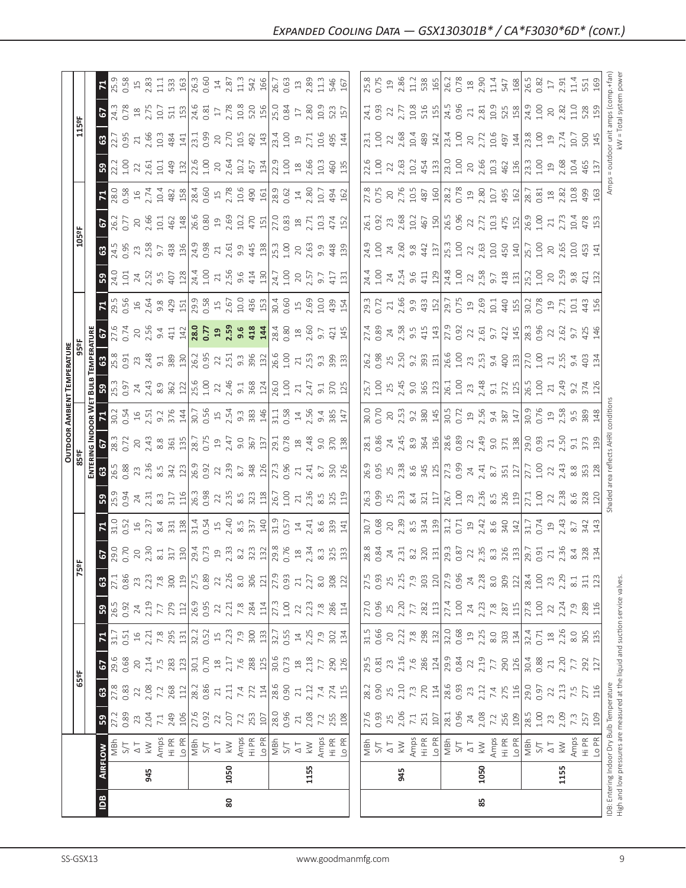# *Expanded Cooling Data — GSX130301B* / CA*F3030*6D* (cont.)*

| IDB | Airflow | | 65ºF | | | | 75ºF | | | | 85ºF | | | | 95ºF | | | | 105ºF | | | | 115ºF | | | |
|---|---|---|---|---|---|---|---|---|---|---|---|---|---|---|---|---|---|---|---|---|---|---|---|---|---|---|
| | | | **59** | **63** | **67** | **71** | **59** | **63** | **67** | **71** | **59** | **63** | **67** | **71** | **59** | **63** | **67** | **71** | **59** | **63** | **67** | **71** | **59** | **63** | **67** | **71** |
| 80 | 945 | MBh | 27.2 | 27.8 | 29.6 | 31.7 | 26.5 | 27.1 | 29.0 | 31.0 | 25.9 | 26.5 | 28.3 | 30.2 | 25.3 | 25.8 | 27.6 | 29.5 | 24.0 | 24.5 | 26.2 | 28.0 | 22.2 | 22.7 | 24.3 | 25.9 |
| | | S/T | 0.89 | 0.83 | 0.68 | 0.51 | 0.92 | 0.86 | 0.70 | 0.52 | 0.94 | 0.88 | 0.72 | 0.54 | 0.97 | 0.91 | 0.74 | 0.56 | 1.01 | 0.95 | 0.77 | 0.58 | 1.00 | 0.95 | 0.78 | 0.58 |
| | | ΔT | 23 | 22 | 20 | 16 | 24 | 23 | 20 | 16 | 24 | 23 | 20 | 16 | 24 | 23 | 20 | 16 | 24 | 23 | 20 | 16 | 22 | 21 | 18 | 15 |
| | | kW | 2.04 | 2.08 | 2.14 | 2.21 | 2.19 | 2.23 | 2.30 | 2.37 | 2.31 | 2.36 | 2.43 | 2.51 | 2.43 | 2.48 | 2.56 | 2.64 | 2.52 | 2.58 | 2.66 | 2.74 | 2.61 | 2.66 | 2.75 | 2.83 |
| | | Amps | 7.1 | 7.2 | 7.5 | 7.8 | 7.7 | 7.8 | 8.1 | 8.4 | 8.3 | 8.5 | 8.8 | 9.2 | 8.9 | 9.1 | 9.4 | 9.8 | 9.5 | 9.7 | 10.1 | 10.4 | 10.1 | 10.3 | 10.7 | 11.1 |
| | | Hi PR | 249 | 268 | 283 | 295 | 279 | 300 | 317 | 331 | 317 | 342 | 361 | 376 | 362 | 389 | 411 | 429 | 407 | 438 | 462 | 482 | 449 | 484 | 511 | 533 |
| | | Lo PR | 106 | 112 | 123 | 131 | 112 | 119 | 130 | 138 | 116 | 123 | 135 | 144 | 122 | 130 | 142 | 151 | 128 | 136 | 148 | 158 | 132 | 141 | 153 | 163 |
| | 1050 | MBh | 27.6 | 28.2 | 30.1 | 32.2 | 26.9 | 27.5 | 29.4 | 31.4 | 26.3 | 26.9 | 28.7 | 30.7 | 25.6 | 26.2 | **28.0** | 29.9 | 24.4 | 24.9 | 26.6 | 28.4 | 22.6 | 23.1 | 24.6 | 26.3 |
| | | S/T | 0.92 | 0.86 | 0.70 | 0.52 | 0.95 | 0.89 | 0.73 | 0.54 | 0.98 | 0.92 | 0.75 | 0.56 | 1.00 | 0.95 | **0.77** | 0.58 | 1.00 | 0.98 | 0.80 | 0.60 | 1.00 | 0.99 | 0.81 | 0.60 |
| | | ΔT | 22 | 21 | 18 | 15 | 22 | 22 | 19 | 15 | 22 | 22 | 19 | 15 | 22 | 22 | **19** | 15 | 21 | 21 | 19 | 15 | 20 | 20 | 17 | 14 |
| | | kW | 2.07 | 2.11 | 2.17 | 2.23 | 2.21 | 2.26 | 2.33 | 2.40 | 2.35 | 2.39 | 2.47 | 2.54 | 2.46 | 2.51 | **2.59** | 2.67 | 2.56 | 2.61 | 2.69 | 2.78 | 2.64 | 2.70 | 2.78 | 2.87 |
| | | Amps | 7.2 | 7.4 | 7.6 | 7.9 | 7.8 | 8.0 | 8.2 | 8.5 | 8.5 | 8.7 | 9.0 | 9.3 | 9.1 | 9.3 | **9.6** | 10.0 | 9.6 | 9.9 | 10.2 | 10.6 | 10.2 | 10.5 | 10.8 | 11.3 |
| | | Hi PR | 253 | 272 | 288 | 300 | 284 | 306 | 323 | 337 | 323 | 348 | 367 | 383 | 368 | 396 | **418** | 436 | 414 | 445 | 470 | 490 | 457 | 492 | 520 | 542 |
| | | Lo PR | 107 | 114 | 125 | 133 | 114 | 121 | 132 | 140 | 118 | 126 | 137 | 146 | 124 | 132 | **144** | 153 | 130 | 138 | 151 | 161 | 134 | 143 | 156 | 166 |
| | 1155 | MBh | 28.0 | 28.6 | 30.6 | 32.7 | 27.3 | 27.9 | 29.8 | 31.9 | 26.7 | 27.3 | 29.1 | 31.1 | 26.0 | 26.6 | 28.4 | 30.4 | 24.7 | 25.3 | 27.0 | 28.9 | 22.9 | 23.4 | 25.0 | 26.7 |
| | | S/T | 0.96 | 0.90 | 0.73 | 0.55 | 1.00 | 0.93 | 0.76 | 0.57 | 1.00 | 0.96 | 0.78 | 0.58 | 1.00 | 1.00 | 0.80 | 0.60 | 1.00 | 1.00 | 0.83 | 0.62 | 1.00 | 1.00 | 0.84 | 0.63 |
| | | ΔT | 21 | 21 | 18 | 14 | 22 | 21 | 18 | 14 | 21 | 21 | 18 | 14 | 21 | 21 | 18 | 15 | 20 | 20 | 18 | 14 | 18 | 19 | 17 | 13 |
| | | kW | 2.08 | 2.12 | 2.18 | 2.25 | 2.23 | 2.27 | 2.34 | 2.41 | 2.36 | 2.41 | 2.48 | 2.56 | 2.47 | 2.53 | 2.60 | 2.69 | 2.57 | 2.63 | 2.71 | 2.80 | 2.66 | 2.71 | 2.80 | 2.89 |
| | | Amps | 7.2 | 7.4 | 7.7 | 7.9 | 7.8 | 8.0 | 8.3 | 8.6 | 8.5 | 8.7 | 9.0 | 9.4 | 9.1 | 9.3 | 9.7 | 10.0 | 9.7 | 9.9 | 10.3 | 10.7 | 10.3 | 10.6 | 10.9 | 11.3 |
| | | Hi PR | 255 | 274 | 290 | 302 | 286 | 308 | 325 | 339 | 325 | 350 | 370 | 385 | 370 | 399 | 421 | 439 | 417 | 448 | 474 | 494 | 460 | 495 | 523 | 546 |
| | | Lo PR | 108 | 115 | 126 | 134 | 114 | 122 | 133 | 141 | 119 | 126 | 138 | 147 | 125 | 133 | 145 | 154 | 131 | 139 | 152 | 162 | 135 | 144 | 157 | 167 |
| 85 | 945 | MBh | 27.6 | 28.2 | 29.5 | 31.5 | 27.0 | 27.5 | 28.8 | 30.7 | 26.3 | 26.9 | 28.1 | 30.0 | 25.7 | 26.2 | 27.4 | 29.3 | 24.4 | 24.9 | 26.1 | 27.8 | 22.6 | 23.1 | 24.1 | 25.8 |
| | | S/T | 0.93 | 0.90 | 0.81 | 0.66 | 0.96 | 0.93 | 0.84 | 0.68 | 0.99 | 0.95 | 0.86 | 0.70 | 1.00 | 0.98 | 0.89 | 0.72 | 1.00 | 1.00 | 0.92 | 0.75 | 1.00 | 1.00 | 0.93 | 0.75 |
| | | ΔT | 25 | 25 | 23 | 20 | 25 | 25 | 24 | 20 | 25 | 25 | 24 | 20 | 25 | 25 | 24 | 21 | 24 | 24 | 23 | 20 | 22 | 22 | 22 | 19 |
| | | kW | 2.06 | 2.10 | 2.16 | 2.22 | 2.20 | 2.25 | 2.31 | 2.39 | 2.33 | 2.38 | 2.45 | 2.53 | 2.45 | 2.50 | 2.58 | 2.66 | 2.54 | 2.60 | 2.68 | 2.76 | 2.63 | 2.68 | 2.77 | 2.86 |
| | | Amps | 7.1 | 7.3 | 7.6 | 7.8 | 7.7 | 7.9 | 8.2 | 8.5 | 8.4 | 8.6 | 8.9 | 9.2 | 9.0 | 9.2 | 9.5 | 9.9 | 9.6 | 9.8 | 10.2 | 10.5 | 10.2 | 10.4 | 10.8 | 11.2 |
| | | Hi PR | 251 | 270 | 286 | 298 | 282 | 303 | 320 | 334 | 321 | 345 | 364 | 380 | 365 | 393 | 415 | 433 | 411 | 442 | 467 | 487 | 454 | 489 | 516 | 538 |
| | | Lo PR | 107 | 114 | 124 | 132 | 113 | 120 | 131 | 139 | 117 | 125 | 136 | 145 | 123 | 131 | 143 | 152 | 129 | 137 | 150 | 160 | 133 | 142 | 155 | 165 |
| | 1050 | MBh | 28.1 | 28.6 | 29.9 | 32.0 | 27.4 | 27.9 | 29.3 | 31.2 | 26.7 | 27.3 | 28.6 | 30.5 | 26.1 | 26.6 | 27.9 | 29.7 | 24.8 | 25.3 | 26.5 | 28.2 | 23.0 | 23.4 | 24.5 | 26.2 |
| | | S/T | 0.96 | 0.93 | 0.84 | 0.68 | 1.00 | 0.96 | 0.87 | 0.71 | 1.00 | 0.99 | 0.89 | 0.72 | 1.00 | 1.00 | 0.92 | 0.75 | 1.00 | 1.00 | 0.96 | 0.78 | 1.00 | 1.00 | 0.96 | 0.78 |
| | | ΔT | 24 | 23 | 22 | 19 | 24 | 24 | 22 | 19 | 23 | 24 | 22 | 19 | 23 | 23 | 22 | 19 | 22 | 22 | 22 | 19 | 20 | 20 | 21 | 18 |
| | | kW | 2.08 | 2.12 | 2.19 | 2.25 | 2.23 | 2.28 | 2.35 | 2.42 | 2.36 | 2.41 | 2.49 | 2.56 | 2.48 | 2.53 | 2.61 | 2.69 | 2.58 | 2.63 | 2.72 | 2.80 | 2.66 | 2.72 | 2.81 | 2.90 |
| | | Amps | 7.2 | 7.4 | 7.7 | 8.0 | 7.8 | 8.0 | 8.3 | 8.6 | 8.5 | 8.7 | 9.0 | 9.4 | 9.1 | 9.4 | 9.7 | 10.1 | 9.7 | 10.0 | 10.3 | 10.7 | 10.3 | 10.6 | 10.9 | 11.4 |
| | | Hi PR | 256 | 275 | 290 | 303 | 287 | 309 | 326 | 340 | 326 | 351 | 371 | 387 | 372 | 400 | 422 | 440 | 418 | 450 | 475 | 495 | 462 | 497 | 525 | 547 |
| | | Lo PR | 109 | 116 | 126 | 134 | 115 | 122 | 133 | 142 | 119 | 127 | 138 | 147 | 125 | 133 | 145 | 155 | 131 | 140 | 152 | 162 | 136 | 144 | 158 | 168 |
| | 1155 | MBh | 28.5 | 29.0 | 30.4 | 32.4 | 27.8 | 28.4 | 29.7 | 31.7 | 27.1 | 27.7 | 29.0 | 30.9 | 26.5 | 27.0 | 28.3 | 30.2 | 25.2 | 25.7 | 26.9 | 28.7 | 23.3 | 23.8 | 24.9 | 26.5 |
| | | S/T | 1.00 | 0.97 | 0.88 | 0.71 | 1.00 | 1.00 | 0.91 | 0.74 | 1.00 | 1.00 | 0.93 | 0.76 | 1.00 | 1.00 | 0.96 | 0.78 | 1.00 | 1.00 | 1.00 | 0.81 | 1.00 | 1.00 | 1.00 | 0.82 |
| | | ΔT | 23 | 22 | 21 | 18 | 22 | 23 | 21 | 19 | 22 | 22 | 21 | 19 | 21 | 21 | 22 | 19 | 20 | 20 | 21 | 18 | 19 | 19 | 20 | 17 |
| | | kW | 2.09 | 2.13 | 2.20 | 2.26 | 2.24 | 2.29 | 2.36 | 2.43 | 2.38 | 2.43 | 2.50 | 2.58 | 2.49 | 2.55 | 2.62 | 2.71 | 2.59 | 2.65 | 2.73 | 2.82 | 2.68 | 2.74 | 2.82 | 2.91 |
| | | Amps | 7.3 | 7.5 | 7.7 | 8.0 | 7.9 | 8.1 | 8.4 | 8.7 | 8.6 | 8.8 | 9.1 | 9.5 | 9.2 | 9.4 | 9.7 | 10.1 | 9.8 | 10.0 | 10.4 | 10.8 | 10.4 | 10.7 | 11.0 | 11.4 |
| | | Hi PR | 257 | 277 | 292 | 305 | 289 | 311 | 328 | 342 | 328 | 353 | 373 | 389 | 374 | 403 | 425 | 443 | 421 | 453 | 478 | 499 | 465 | 500 | 528 | 551 |
| | | Lo PR | 109 | 116 | 127 | 135 | 116 | 123 | 134 | 143 | 120 | 128 | 139 | 148 | 126 | 134 | 146 | 156 | 132 | 141 | 153 | 163 | 137 | 145 | 159 | 169 |

IDB: Entering Indoor Dry Bulb Temperature
High and low pressures are measured at the liquid and suction service valves.

Shaded area reflects AHRI conditions

Amps = outdoor unit amps (comp.+fan)
kW = Total system power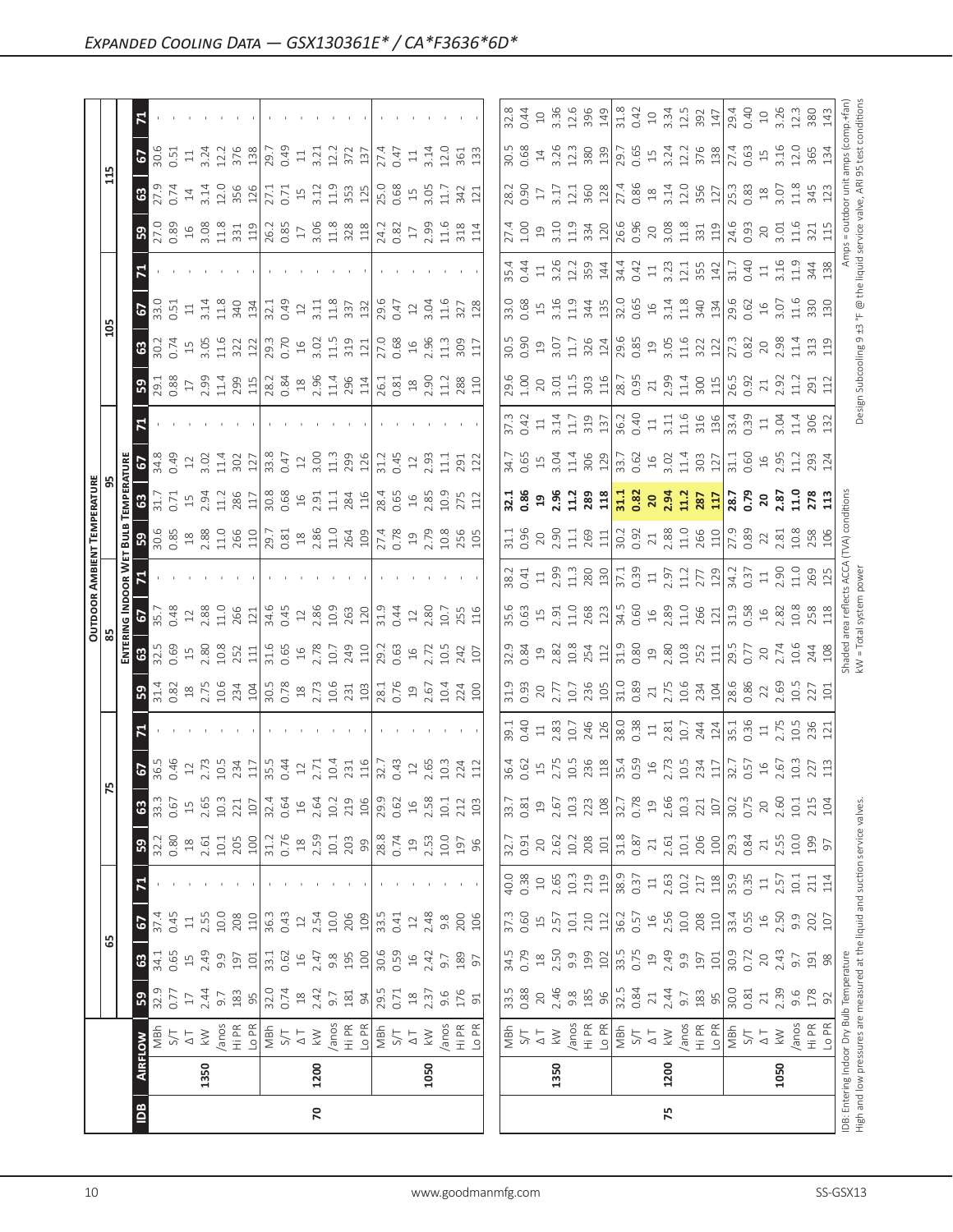# Expanded Cooling Data — GSX130361E* / CA*F3636*6D*

| IDB | Airflow | | 65 | | | | 75 | | | | 85 | | | | 95 | | | | 105 | | | | 115 | | | |
|---|---|---|---|---|---|---|---|---|---|---|---|---|---|---|---|---|---|---|---|---|---|---|---|---|---|---|
| | | | 59 | 63 | 67 | 71 | 59 | 63 | 67 | 71 | 59 | 63 | 67 | 71 | 59 | 63 | 67 | 71 | 59 | 63 | 67 | 71 | 59 | 63 | 67 | 71 |
| 70 | 1350 | MBh | 32.9 | 34.1 | 37.4 | - | 32.2 | 33.3 | 36.5 | - | 31.4 | 32.5 | 35.7 | - | 30.6 | 31.7 | 34.8 | - | 29.1 | 30.2 | 33.0 | - | 27.0 | 27.9 | 30.6 | - |
| | | S/T | 0.77 | 0.65 | 0.45 | - | 0.80 | 0.67 | 0.46 | - | 0.82 | 0.69 | 0.48 | - | 0.85 | 0.71 | 0.49 | - | 0.88 | 0.74 | 0.51 | - | 0.89 | 0.74 | 0.51 | - |
| | | ΔT | 17 | 15 | 11 | - | 18 | 15 | 12 | - | 18 | 15 | 12 | - | 18 | 15 | 12 | - | 17 | 15 | 11 | - | 16 | 14 | 11 | - |
| | | kW | 2.44 | 2.49 | 2.55 | - | 2.61 | 2.65 | 2.73 | - | 2.75 | 2.80 | 2.88 | - | 2.88 | 2.94 | 3.02 | - | 2.99 | 3.05 | 3.14 | - | 3.08 | 3.14 | 3.24 | - |
| | | Amps | 9.7 | 9.9 | 10.0 | - | 10.1 | 10.3 | 10.5 | - | 10.6 | 10.8 | 11.0 | - | 11.0 | 11.2 | 11.4 | - | 11.4 | 11.6 | 11.8 | - | 11.8 | 12.0 | 12.2 | - |
| | | Hi PR | 183 | 197 | 208 | - | 205 | 221 | 234 | - | 234 | 252 | 266 | - | 266 | 286 | 302 | - | 299 | 322 | 340 | - | 331 | 356 | 376 | - |
| | | Lo PR | 95 | 101 | 110 | - | 100 | 107 | 117 | - | 104 | 111 | 121 | - | 110 | 117 | 127 | - | 115 | 122 | 134 | - | 119 | 126 | 138 | - |
| | 1200 | MBh | 32.0 | 33.1 | 36.3 | - | 31.2 | 32.4 | 35.5 | - | 30.5 | 31.6 | 34.6 | - | 29.7 | 30.8 | 33.8 | - | 28.2 | 29.3 | 32.1 | - | 26.2 | 27.1 | 29.7 | - |
| | | S/T | 0.74 | 0.62 | 0.43 | - | 0.76 | 0.64 | 0.44 | - | 0.78 | 0.65 | 0.45 | - | 0.81 | 0.68 | 0.47 | - | 0.84 | 0.70 | 0.49 | - | 0.85 | 0.71 | 0.49 | - |
| | | ΔT | 18 | 16 | 12 | - | 18 | 16 | 12 | - | 18 | 16 | 12 | - | 18 | 16 | 12 | - | 18 | 16 | 12 | - | 17 | 15 | 11 | - |
| | | kW | 2.42 | 2.47 | 2.54 | - | 2.59 | 2.64 | 2.71 | - | 2.73 | 2.78 | 2.86 | - | 2.86 | 2.91 | 3.00 | - | 2.96 | 3.02 | 3.11 | - | 3.06 | 3.12 | 3.21 | - |
| | | Amps | 9.7 | 9.8 | 10.0 | - | 10.1 | 10.2 | 10.4 | - | 10.6 | 10.7 | 10.9 | - | 11.0 | 11.1 | 11.3 | - | 11.4 | 11.5 | 11.8 | - | 11.8 | 11.9 | 12.2 | - |
| | | Hi PR | 181 | 195 | 206 | - | 203 | 219 | 231 | - | 231 | 249 | 263 | - | 264 | 284 | 299 | - | 296 | 319 | 337 | - | 328 | 353 | 372 | - |
| | | Lo PR | 94 | 100 | 109 | - | 99 | 106 | 116 | - | 103 | 110 | 120 | - | 109 | 116 | 126 | - | 114 | 121 | 132 | - | 118 | 125 | 137 | - |
| | 1050 | MBh | 29.5 | 30.6 | 33.5 | - | 28.8 | 29.9 | 32.7 | - | 28.1 | 29.2 | 31.9 | - | 27.4 | 28.4 | 31.2 | - | 26.1 | 27.0 | 29.6 | - | 24.2 | 25.0 | 27.4 | - |
| | | S/T | 0.71 | 0.59 | 0.41 | - | 0.74 | 0.62 | 0.43 | - | 0.76 | 0.63 | 0.44 | - | 0.78 | 0.65 | 0.45 | - | 0.81 | 0.68 | 0.47 | - | 0.82 | 0.68 | 0.47 | - |
| | | ΔT | 18 | 16 | 12 | - | 19 | 16 | 12 | - | 19 | 16 | 12 | - | 19 | 16 | 12 | - | 18 | 16 | 12 | - | 17 | 15 | 11 | - |
| | | kW | 2.37 | 2.42 | 2.48 | - | 2.53 | 2.58 | 2.65 | - | 2.67 | 2.72 | 2.80 | - | 2.79 | 2.85 | 2.93 | - | 2.90 | 2.96 | 3.04 | - | 2.99 | 3.05 | 3.14 | - |
| | | Amps | 9.6 | 9.7 | 9.8 | - | 10.0 | 10.1 | 10.3 | - | 10.4 | 10.5 | 10.7 | - | 10.8 | 10.9 | 11.1 | - | 11.2 | 11.3 | 11.6 | - | 11.6 | 11.7 | 12.0 | - |
| | | Hi PR | 176 | 189 | 200 | - | 197 | 212 | 224 | - | 224 | 242 | 255 | - | 256 | 275 | 291 | - | 288 | 309 | 327 | - | 318 | 342 | 361 | - |
| | | Lo PR | 91 | 97 | 106 | - | 96 | 103 | 112 | - | 100 | 107 | 116 | - | 105 | 112 | 122 | - | 110 | 117 | 128 | - | 114 | 121 | 133 | - |
| 75 | 1350 | MBh | 33.5 | 34.5 | 37.3 | 40.0 | 32.7 | 33.7 | 36.4 | 39.1 | 31.9 | 32.9 | 35.6 | 38.2 | 31.1 | **32.1** | 34.7 | 37.3 | 29.6 | 30.5 | 33.0 | 35.4 | 27.4 | 28.2 | 30.5 | 32.8 |
| | | S/T | 0.88 | 0.79 | 0.60 | 0.38 | 0.91 | 0.81 | 0.62 | 0.40 | 0.93 | 0.84 | 0.63 | 0.41 | 0.96 | **0.86** | 0.65 | 0.42 | 1.00 | 0.90 | 0.68 | 0.44 | 1.00 | 0.90 | 0.68 | 0.44 |
| | | ΔT | 20 | 18 | 15 | 10 | 20 | 19 | 15 | 11 | 20 | 19 | 15 | 11 | 20 | **19** | 15 | 11 | 20 | 19 | 15 | 11 | 19 | 17 | 14 | 10 |
| | | kW | 2.46 | 2.50 | 2.57 | 2.65 | 2.62 | 2.67 | 2.75 | 2.83 | 2.77 | 2.82 | 2.91 | 2.99 | 2.90 | **2.96** | 3.04 | 3.14 | 3.01 | 3.07 | 3.16 | 3.26 | 3.10 | 3.17 | 3.26 | 3.36 |
| | | Amps | 9.8 | 9.9 | 10.1 | 10.3 | 10.2 | 10.3 | 10.5 | 10.7 | 10.7 | 10.8 | 11.0 | 11.3 | 11.1 | **11.2** | 11.4 | 11.7 | 11.5 | 11.7 | 11.9 | 12.2 | 11.9 | 12.1 | 12.3 | 12.6 |
| | | Hi PR | 185 | 199 | 210 | 219 | 208 | 223 | 236 | 246 | 236 | 254 | 268 | 280 | 269 | **289** | 306 | 319 | 303 | 326 | 344 | 359 | 334 | 360 | 380 | 396 |
| | | Lo PR | 96 | 102 | 112 | 119 | 101 | 108 | 118 | 126 | 105 | 112 | 123 | 130 | 111 | **118** | 129 | 137 | 116 | 124 | 135 | 144 | 120 | 128 | 139 | 149 |
| | 1200 | MBh | 32.5 | 33.5 | 36.2 | 38.9 | 31.8 | 32.7 | 35.4 | 38.0 | 31.0 | 31.9 | 34.5 | 37.1 | 30.2 | **31.1** | 33.7 | 36.2 | 28.7 | 29.6 | 32.0 | 34.4 | 26.6 | 27.4 | 29.7 | 31.8 |
| | | S/T | 0.84 | 0.75 | 0.57 | 0.37 | 0.87 | 0.78 | 0.59 | 0.38 | 0.89 | 0.80 | 0.60 | 0.39 | 0.92 | **0.82** | 0.62 | 0.40 | 0.95 | 0.85 | 0.65 | 0.42 | 0.96 | 0.86 | 0.65 | 0.42 |
| | | ΔT | 21 | 19 | 16 | 11 | 21 | 19 | 16 | 11 | 21 | 19 | 16 | 11 | 21 | **20** | 16 | 11 | 21 | 19 | 16 | 11 | 20 | 18 | 15 | 10 |
| | | kW | 2.44 | 2.49 | 2.56 | 2.63 | 2.61 | 2.66 | 2.73 | 2.81 | 2.75 | 2.80 | 2.89 | 2.97 | 2.88 | **2.94** | 3.02 | 3.11 | 2.99 | 3.05 | 3.14 | 3.23 | 3.08 | 3.14 | 3.24 | 3.34 |
| | | Amps | 9.7 | 9.9 | 10.0 | 10.2 | 10.1 | 10.3 | 10.5 | 10.7 | 10.6 | 10.8 | 11.0 | 11.2 | 11.0 | **11.2** | 11.4 | 11.6 | 11.4 | 11.6 | 11.8 | 12.1 | 11.8 | 12.0 | 12.2 | 12.5 |
| | | Hi PR | 183 | 197 | 208 | 217 | 206 | 221 | 234 | 244 | 234 | 252 | 266 | 277 | 266 | **287** | 303 | 316 | 300 | 322 | 340 | 355 | 331 | 356 | 376 | 392 |
| | | Lo PR | 95 | 101 | 110 | 118 | 100 | 107 | 117 | 124 | 104 | 111 | 121 | 129 | 110 | **117** | 127 | 136 | 115 | 122 | 134 | 142 | 119 | 127 | 138 | 147 |
| | 1050 | MBh | 30.0 | 30.9 | 33.4 | 35.9 | 29.3 | 30.2 | 32.7 | 35.1 | 28.6 | 29.5 | 31.9 | 34.2 | 27.9 | **28.7** | 31.1 | 33.4 | 26.5 | 27.3 | 29.6 | 31.7 | 24.6 | 25.3 | 27.4 | 29.4 |
| | | S/T | 0.81 | 0.72 | 0.55 | 0.35 | 0.84 | 0.75 | 0.57 | 0.36 | 0.86 | 0.77 | 0.58 | 0.37 | 0.89 | **0.79** | 0.60 | 0.39 | 0.92 | 0.82 | 0.62 | 0.40 | 0.93 | 0.83 | 0.63 | 0.40 |
| | | ΔT | 21 | 20 | 16 | 11 | 21 | 20 | 16 | 11 | 22 | 20 | 16 | 11 | 22 | **20** | 16 | 11 | 21 | 20 | 16 | 11 | 20 | 18 | 15 | 10 |
| | | kW | 2.39 | 2.43 | 2.50 | 2.57 | 2.55 | 2.60 | 2.67 | 2.75 | 2.69 | 2.74 | 2.82 | 2.90 | 2.81 | **2.87** | 2.95 | 3.04 | 2.92 | 2.98 | 3.07 | 3.16 | 3.01 | 3.07 | 3.16 | 3.26 |
| | | Amps | 9.6 | 9.7 | 9.9 | 10.1 | 10.0 | 10.1 | 10.3 | 10.5 | 10.5 | 10.6 | 10.8 | 11.0 | 10.8 | **11.0** | 11.2 | 11.4 | 11.2 | 11.4 | 11.6 | 11.9 | 11.6 | 11.8 | 12.0 | 12.3 |
| | | Hi PR | 178 | 191 | 202 | 211 | 199 | 215 | 227 | 236 | 227 | 244 | 258 | 269 | 258 | **278** | 293 | 306 | 291 | 313 | 330 | 344 | 321 | 345 | 365 | 380 |
| | | Lo PR | 92 | 98 | 107 | 114 | 97 | 104 | 113 | 121 | 101 | 108 | 118 | 125 | 106 | **113** | 124 | 132 | 112 | 119 | 130 | 138 | 115 | 123 | 134 | 143 |

Column groups 65–115 = Outdoor Ambient Temperature; 59–71 = Entering Indoor Wet Bulb Temperature.

IDB: Entering Indoor Dry Bulb Temperature
High and low pressures are measured at the liquid and suction service valves.

Shaded area reflects ACCA (TVA) conditions
kW = Total system power

Amps = outdoor unit amps (comp.+fan)
Design Subcooling 9 ±3 °F @ the liquid service valve, ARI 95 test conditions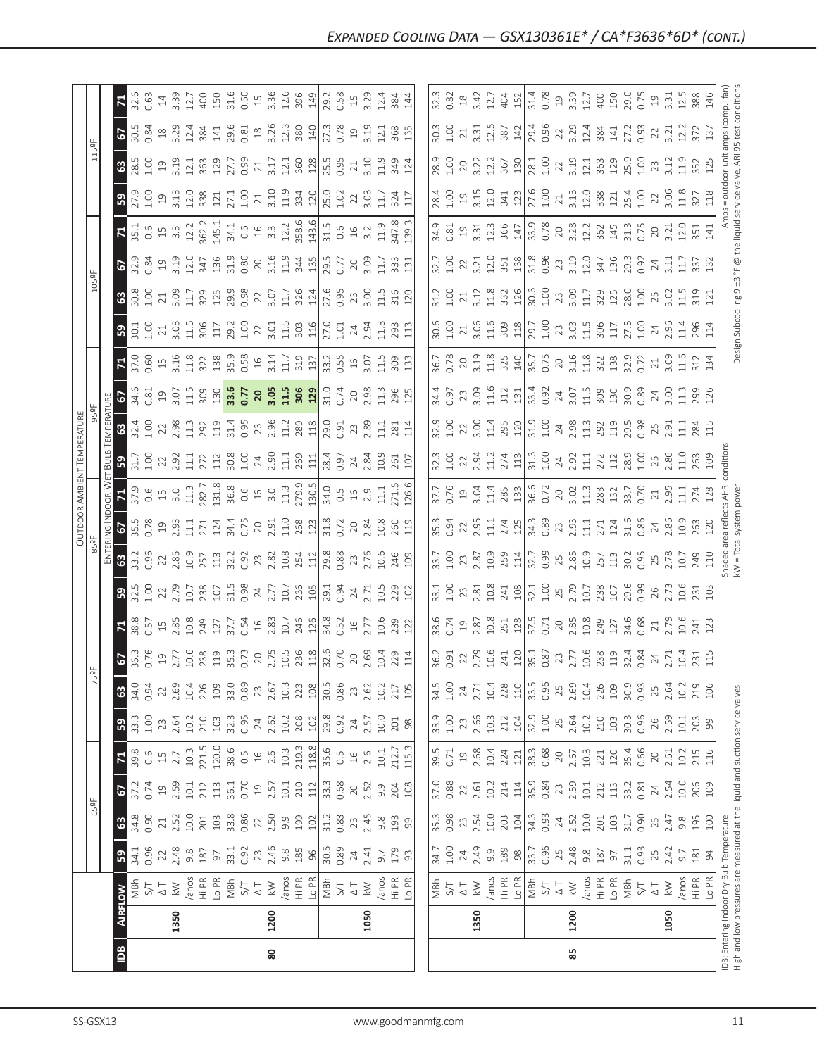## *Expanded Cooling Data — GSX130361E* / CA*F3636*6D* (cont.)*

| IDB | Airflow | | 65ºF | | | | 75ºF | | | | 85ºF | | | | 95ºF | | | | 105ºF | | | | 115ºF | | | |
|---|---|---|---|---|---|---|---|---|---|---|---|---|---|---|---|---|---|---|---|---|---|---|---|---|---|---|
| | | | Entering Indoor Wet Bulb Temperature | | | | | | | | | | | | | | | | | | | | | | | |
| | | | 59 | 63 | 67 | 71 | 59 | 63 | 67 | 71 | 59 | 63 | 67 | 71 | 59 | 63 | 67 | 71 | 59 | 63 | 67 | 71 | 59 | 63 | 67 | 71 |
| 80 | 1350 | MBh | 34.1 | 34.8 | 37.2 | 39.8 | 33.3 | 34.0 | 36.3 | 38.8 | 32.5 | 33.2 | 35.5 | 37.9 | 31.7 | 32.4 | 34.6 | 37.0 | 30.1 | 30.8 | 32.9 | 35.1 | 27.9 | 28.5 | 30.5 | 32.6 |
| | | S/T | 0.96 | 0.90 | 0.74 | 0.6 | 1.00 | 0.94 | 0.76 | 0.57 | 1.00 | 0.96 | 0.78 | 0.6 | 1.00 | 1.00 | 0.81 | 0.60 | 1.00 | 1.00 | 0.84 | 0.6 | 1.00 | 1.00 | 0.84 | 0.63 |
| | | ΔT | 22 | 21 | 19 | 15 | 23 | 22 | 19 | 15 | 22 | 22 | 19 | 15 | 22 | 22 | 19 | 15 | 21 | 21 | 19 | 15 | 19 | 19 | 18 | 14 |
| | | kW | 2.48 | 2.52 | 2.59 | 2.7 | 2.64 | 2.69 | 2.77 | 2.85 | 2.79 | 2.85 | 2.93 | 3.0 | 2.92 | 2.98 | 3.07 | 3.16 | 3.03 | 3.09 | 3.19 | 3.3 | 3.13 | 3.19 | 3.29 | 3.39 |
| | | Amps | 9.8 | 10.0 | 10.1 | 10.3 | 10.2 | 10.4 | 10.6 | 10.8 | 10.7 | 10.9 | 11.1 | 11.3 | 11.1 | 11.3 | 11.5 | 11.8 | 11.5 | 11.7 | 12.0 | 12.2 | 12.0 | 12.1 | 12.4 | 12.7 |
| | | Hi PR | 187 | 201 | 212 | 221.5 | 210 | 226 | 238 | 249 | 238 | 257 | 271 | 282.7 | 272 | 292 | 309 | 322 | 306 | 329 | 347 | 362.2 | 338 | 363 | 384 | 400 |
| | | Lo PR | 97 | 103 | 113 | 120.0 | 103 | 109 | 119 | 127 | 107 | 113 | 124 | 131.8 | 112 | 119 | 130 | 138 | 117 | 125 | 136 | 145.1 | 121 | 129 | 141 | 150 |
| | 1200 | MBh | 33.1 | 33.8 | 36.1 | 38.6 | 32.3 | 33.0 | 35.3 | 37.7 | 31.5 | 32.2 | 34.4 | 36.8 | 30.8 | 31.4 | **33.6** | 35.9 | 29.2 | 29.9 | 31.9 | 34.1 | 27.1 | 27.7 | 29.6 | 31.6 |
| | | S/T | 0.92 | 0.86 | 0.70 | 0.5 | 0.95 | 0.89 | 0.73 | 0.54 | 0.98 | 0.92 | 0.75 | 0.6 | 1.00 | 0.95 | **0.77** | 0.58 | 1.00 | 0.98 | 0.80 | 0.6 | 1.00 | 0.99 | 0.81 | 0.60 |
| | | ΔT | 23 | 22 | 19 | 16 | 24 | 23 | 20 | 16 | 24 | 23 | 20 | 16 | 24 | 23 | **20** | 16 | 22 | 22 | 20 | 16 | 21 | 21 | 18 | 15 |
| | | kW | 2.46 | 2.50 | 2.57 | 2.6 | 2.62 | 2.67 | 2.75 | 2.83 | 2.77 | 2.82 | 2.91 | 3.0 | 2.90 | 2.96 | **3.05** | 3.14 | 3.01 | 3.07 | 3.16 | 3.3 | 3.10 | 3.17 | 3.26 | 3.36 |
| | | Amps | 9.8 | 9.9 | 10.1 | 10.3 | 10.2 | 10.3 | 10.5 | 10.7 | 10.7 | 10.8 | 11.0 | 11.3 | 11.1 | 11.2 | **11.5** | 11.7 | 11.5 | 11.7 | 11.9 | 12.2 | 11.9 | 12.1 | 12.3 | 12.6 |
| | | Hi PR | 185 | 199 | 210 | 219.3 | 208 | 223 | 236 | 246 | 236 | 254 | 268 | 279.9 | 269 | 289 | **306** | 319 | 303 | 326 | 344 | 358.6 | 334 | 360 | 380 | 396 |
| | | Lo PR | 96 | 102 | 112 | 118.8 | 102 | 108 | 118 | 126 | 105 | 112 | 123 | 130.5 | 111 | 118 | **129** | 137 | 116 | 124 | 135 | 143.6 | 120 | 128 | 140 | 149 |
| | 1050 | MBh | 30.5 | 31.2 | 33.3 | 35.6 | 29.8 | 30.5 | 32.6 | 34.8 | 29.1 | 29.8 | 31.8 | 34.0 | 28.4 | 29.0 | 31.0 | 33.2 | 27.0 | 27.6 | 29.5 | 31.5 | 25.0 | 25.5 | 27.3 | 29.2 |
| | | S/T | 0.89 | 0.83 | 0.68 | 0.5 | 0.92 | 0.86 | 0.70 | 0.52 | 0.94 | 0.88 | 0.72 | 0.5 | 0.97 | 0.91 | 0.74 | 0.55 | 1.01 | 0.95 | 0.77 | 0.6 | 1.02 | 0.95 | 0.78 | 0.58 |
| | | ΔT | 24 | 23 | 20 | 16 | 24 | 23 | 20 | 16 | 24 | 23 | 20 | 16 | 24 | 23 | 20 | 16 | 24 | 23 | 20 | 16 | 22 | 21 | 19 | 15 |
| | | kW | 2.41 | 2.45 | 2.52 | 2.6 | 2.57 | 2.62 | 2.69 | 2.77 | 2.71 | 2.76 | 2.84 | 2.9 | 2.84 | 2.89 | 2.98 | 3.07 | 2.94 | 3.00 | 3.09 | 3.2 | 3.03 | 3.10 | 3.19 | 3.29 |
| | | Amps | 9.7 | 9.8 | 9.9 | 10.1 | 10.0 | 10.2 | 10.4 | 10.6 | 10.5 | 10.6 | 10.8 | 11.1 | 10.9 | 11.1 | 11.3 | 11.5 | 11.3 | 11.5 | 11.7 | 11.9 | 11.7 | 11.9 | 12.1 | 12.4 |
| | | Hi PR | 179 | 193 | 204 | 212.7 | 201 | 217 | 229 | 239 | 229 | 246 | 260 | 271.5 | 261 | 281 | 296 | 309 | 293 | 316 | 333 | 347.8 | 324 | 349 | 368 | 384 |
| | | Lo PR | 93 | 99 | 108 | 115.3 | 98 | 105 | 114 | 122 | 102 | 109 | 119 | 126.6 | 107 | 114 | 125 | 133 | 113 | 120 | 131 | 139.3 | 117 | 124 | 135 | 144 |
| 85 | 1350 | MBh | 34.7 | 35.3 | 37.0 | 39.5 | 33.9 | 34.5 | 36.2 | 38.6 | 33.1 | 33.7 | 35.3 | 37.7 | 32.3 | 32.9 | 34.4 | 36.7 | 30.6 | 31.2 | 32.7 | 34.9 | 28.4 | 28.9 | 30.3 | 32.3 |
| | | S/T | 1.00 | 0.98 | 0.88 | 0.71 | 1.00 | 1.00 | 0.91 | 0.74 | 1.00 | 1.00 | 0.94 | 0.76 | 1.00 | 1.00 | 0.97 | 0.78 | 1.00 | 1.00 | 1.00 | 0.81 | 1.00 | 1.00 | 1.00 | 0.82 |
| | | ΔT | 24 | 23 | 22 | 19 | 23 | 24 | 22 | 19 | 23 | 23 | 22 | 19 | 22 | 22 | 23 | 20 | 21 | 21 | 22 | 19 | 19 | 20 | 21 | 18 |
| | | kW | 2.49 | 2.54 | 2.61 | 2.68 | 2.66 | 2.71 | 2.79 | 2.87 | 2.81 | 2.87 | 2.95 | 3.04 | 2.94 | 3.00 | 3.09 | 3.19 | 3.06 | 3.12 | 3.21 | 3.31 | 3.15 | 3.22 | 3.31 | 3.42 |
| | | Amps | 9.9 | 10.0 | 10.2 | 10.4 | 10.3 | 10.4 | 10.6 | 10.8 | 10.8 | 10.9 | 11.1 | 11.4 | 11.2 | 11.4 | 11.6 | 11.8 | 11.6 | 11.8 | 12.0 | 12.3 | 12.0 | 12.2 | 12.5 | 12.7 |
| | | Hi PR | 189 | 203 | 214 | 224 | 212 | 228 | 241 | 251 | 241 | 259 | 274 | 285 | 274 | 295 | 312 | 325 | 309 | 332 | 351 | 366 | 341 | 367 | 387 | 404 |
| | | Lo PR | 98 | 104 | 114 | 121 | 104 | 110 | 120 | 128 | 108 | 114 | 125 | 133 | 113 | 120 | 131 | 140 | 118 | 126 | 138 | 147 | 123 | 130 | 142 | 152 |
| | 1200 | MBh | 33.7 | 34.3 | 35.9 | 38.3 | 32.9 | 33.5 | 35.1 | 37.5 | 32.1 | 32.7 | 34.3 | 36.6 | 31.3 | 31.9 | 33.4 | 35.7 | 29.7 | 30.3 | 31.8 | 33.9 | 27.6 | 28.1 | 29.4 | 31.4 |
| | | S/T | 0.96 | 0.93 | 0.84 | 0.68 | 0.96 | 0.96 | 0.87 | 0.71 | 1.00 | 0.99 | 0.89 | 0.72 | 1.00 | 1.00 | 0.92 | 0.75 | 1.00 | 1.00 | 0.96 | 0.78 | 1.00 | 1.00 | 0.96 | 0.78 |
| | | ΔT | 25 | 24 | 23 | 20 | 25 | 25 | 23 | 20 | 25 | 25 | 23 | 20 | 24 | 24 | 24 | 20 | 23 | 23 | 23 | 20 | 21 | 22 | 22 | 19 |
| | | kW | 2.48 | 2.52 | 2.59 | 2.67 | 2.64 | 2.69 | 2.77 | 2.85 | 2.79 | 2.85 | 2.93 | 3.02 | 2.92 | 2.98 | 3.07 | 3.16 | 3.03 | 3.09 | 3.19 | 3.28 | 3.13 | 3.19 | 3.29 | 3.39 |
| | | Amps | 9.8 | 10.0 | 10.1 | 10.3 | 10.2 | 10.4 | 10.6 | 10.8 | 10.7 | 10.9 | 11.1 | 11.3 | 11.1 | 11.3 | 11.5 | 11.8 | 11.5 | 11.7 | 12.0 | 12.2 | 12.0 | 12.1 | 12.4 | 12.7 |
| | | Hi PR | 187 | 201 | 212 | 221 | 210 | 226 | 238 | 249 | 238 | 257 | 271 | 283 | 272 | 292 | 309 | 322 | 306 | 329 | 347 | 362 | 338 | 363 | 384 | 400 |
| | | Lo PR | 97 | 103 | 113 | 120 | 103 | 109 | 119 | 127 | 107 | 113 | 124 | 132 | 112 | 119 | 130 | 138 | 117 | 125 | 136 | 145 | 121 | 129 | 141 | 150 |
| | 1050 | MBh | 31.1 | 31.7 | 33.2 | 35.4 | 30.3 | 30.9 | 32.4 | 34.6 | 29.6 | 30.2 | 31.6 | 33.7 | 28.9 | 29.5 | 30.9 | 32.9 | 27.5 | 28.0 | 29.3 | 31.3 | 25.4 | 25.9 | 27.2 | 29.0 |
| | | S/T | 0.93 | 0.90 | 0.81 | 0.66 | 0.96 | 0.93 | 0.84 | 0.68 | 0.99 | 0.95 | 0.86 | 0.70 | 1.00 | 0.98 | 0.89 | 0.72 | 1.00 | 1.00 | 0.92 | 0.75 | 1.00 | 1.00 | 0.93 | 0.75 |
| | | ΔT | 25 | 25 | 24 | 20 | 26 | 25 | 24 | 21 | 26 | 25 | 24 | 21 | 25 | 25 | 24 | 21 | 24 | 25 | 24 | 20 | 22 | 23 | 22 | 19 |
| | | kW | 2.42 | 2.47 | 2.54 | 2.61 | 2.59 | 2.64 | 2.71 | 2.79 | 2.73 | 2.78 | 2.86 | 2.95 | 2.86 | 2.91 | 3.00 | 3.09 | 2.96 | 3.02 | 3.11 | 3.21 | 3.06 | 3.12 | 3.21 | 3.31 |
| | | Amps | 9.7 | 9.8 | 10.0 | 10.2 | 10.1 | 10.2 | 10.4 | 10.6 | 10.6 | 10.7 | 10.9 | 11.1 | 11.0 | 11.1 | 11.3 | 11.6 | 11.4 | 11.5 | 11.7 | 12.0 | 11.8 | 11.9 | 12.2 | 12.5 |
| | | Hi PR | 181 | 195 | 206 | 215 | 203 | 219 | 231 | 241 | 231 | 249 | 263 | 274 | 263 | 284 | 299 | 312 | 296 | 319 | 337 | 351 | 327 | 352 | 372 | 388 |
| | | Lo PR | 94 | 100 | 109 | 116 | 99 | 106 | 115 | 123 | 103 | 110 | 120 | 128 | 109 | 115 | 126 | 134 | 114 | 121 | 132 | 141 | 118 | 125 | 137 | 146 |

IDB: Entering Indoor Dry Bulb Temperature
High and low pressures are measured at the liquid and suction service valves.

Shaded area reflects AHRI conditions
kW = Total system power

Amps = outdoor unit amps (comp.+fan)
Design Subcooling 9 ±3 °F @ the liquid service valve, ARI 95 test conditions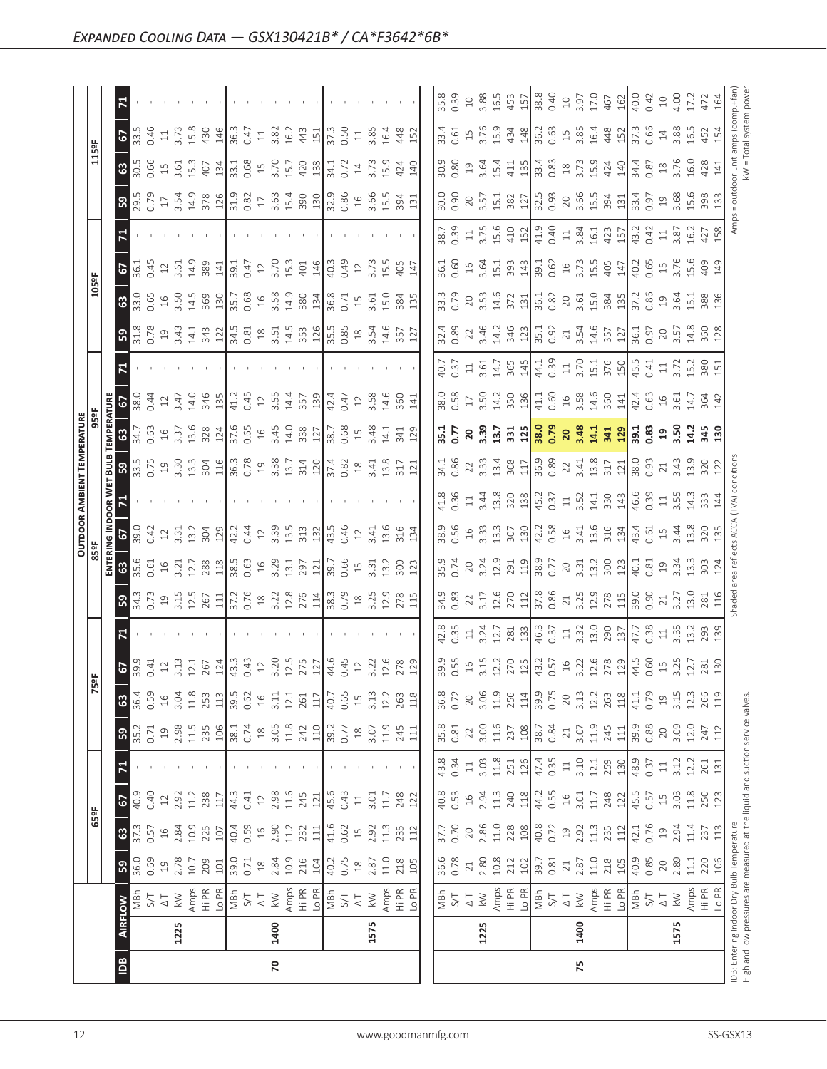## Expanded Cooling Data — GSX130421B* / CA*F3642*6B*

| IDB | Airflow | | 65ºF 59 | 65ºF 63 | 65ºF 67 | 65ºF 71 | 75ºF 59 | 75ºF 63 | 75ºF 67 | 75ºF 71 | 85ºF 59 | 85ºF 63 | 85ºF 67 | 85ºF 71 | 95ºF 59 | 95ºF 63 | 95ºF 67 | 95ºF 71 | 105ºF 59 | 105ºF 63 | 105ºF 67 | 105ºF 71 | 115ºF 59 | 115ºF 63 | 115ºF 67 | 115ºF 71 |
|---|---|---|---|---|---|---|---|---|---|---|---|---|---|---|---|---|---|---|---|---|---|---|---|---|---|---|
| 70 | 1225 | MBh | 36.0 | 37.3 | 40.9 | - | 35.2 | 36.4 | 39.9 | - | 34.3 | 35.6 | 39.0 | - | 33.5 | 34.7 | 38.0 | - | 31.8 | 33.0 | 36.1 | - | 29.5 | 30.5 | 33.5 | - |
| | | S/T | 0.69 | 0.57 | 0.40 | - | 0.71 | 0.59 | 0.41 | - | 0.73 | 0.61 | 0.42 | - | 0.75 | 0.63 | 0.44 | - | 0.78 | 0.65 | 0.45 | - | 0.79 | 0.66 | 0.46 | - |
| | | ΔT | 19 | 16 | 12 | - | 19 | 16 | 12 | - | 19 | 16 | 12 | - | 19 | 16 | 12 | - | 19 | 16 | 12 | - | 17 | 15 | 11 | - |
| | | kW | 2.78 | 2.84 | 2.92 | - | 2.98 | 3.04 | 3.13 | - | 3.15 | 3.21 | 3.31 | - | 3.30 | 3.37 | 3.47 | - | 3.43 | 3.50 | 3.61 | - | 3.54 | 3.61 | 3.73 | - |
| | | Amps | 10.7 | 10.9 | 11.2 | - | 11.5 | 11.8 | 12.1 | - | 12.5 | 12.7 | 13.2 | - | 13.3 | 13.6 | 14.0 | - | 14.1 | 14.5 | 14.9 | - | 14.9 | 15.3 | 15.8 | - |
| | | Hi PR | 209 | 225 | 238 | - | 235 | 253 | 267 | - | 267 | 288 | 304 | - | 304 | 328 | 346 | - | 343 | 369 | 389 | - | 378 | 407 | 430 | - |
| | | Lo PR | 101 | 107 | 117 | - | 106 | 113 | 124 | - | 111 | 118 | 129 | - | 116 | 124 | 135 | - | 122 | 130 | 141 | - | 126 | 134 | 146 | - |
| | 1400 | MBh | 39.0 | 40.4 | 44.3 | - | 38.1 | 39.5 | 43.3 | - | 37.2 | 38.5 | 42.2 | - | 36.3 | 37.6 | 41.2 | - | 34.5 | 35.7 | 39.1 | - | 31.9 | 33.1 | 36.3 | - |
| | | S/T | 0.71 | 0.59 | 0.41 | - | 0.74 | 0.62 | 0.43 | - | 0.76 | 0.63 | 0.44 | - | 0.78 | 0.65 | 0.45 | - | 0.81 | 0.68 | 0.47 | - | 0.82 | 0.68 | 0.47 | - |
| | | ΔT | 18 | 16 | 12 | - | 18 | 16 | 12 | - | 18 | 16 | 12 | - | 19 | 16 | 12 | - | 18 | 16 | 12 | - | 17 | 15 | 11 | - |
| | | kW | 2.84 | 2.90 | 2.98 | - | 3.05 | 3.11 | 3.20 | - | 3.22 | 3.29 | 3.39 | - | 3.38 | 3.45 | 3.55 | - | 3.51 | 3.58 | 3.70 | - | 3.63 | 3.70 | 3.82 | - |
| | | Amps | 10.9 | 11.2 | 11.6 | - | 11.8 | 12.1 | 12.5 | - | 12.8 | 13.1 | 13.5 | - | 13.7 | 14.0 | 14.4 | - | 14.5 | 14.9 | 15.3 | - | 15.4 | 15.7 | 16.2 | - |
| | | Hi PR | 216 | 232 | 245 | - | 242 | 261 | 275 | - | 276 | 297 | 313 | - | 314 | 338 | 357 | - | 353 | 380 | 401 | - | 390 | 420 | 443 | - |
| | | Lo PR | 104 | 111 | 121 | - | 110 | 117 | 127 | - | 114 | 121 | 132 | - | 120 | 127 | 139 | - | 126 | 134 | 146 | - | 130 | 138 | 151 | - |
| | 1575 | MBh | 40.2 | 41.6 | 45.6 | - | 39.2 | 40.7 | 44.6 | - | 38.3 | 39.7 | 43.5 | - | 37.4 | 38.7 | 42.4 | - | 35.5 | 36.8 | 40.3 | - | 32.9 | 34.1 | 37.3 | - |
| | | S/T | 0.75 | 0.62 | 0.43 | - | 0.77 | 0.65 | 0.45 | - | 0.79 | 0.66 | 0.46 | - | 0.82 | 0.68 | 0.47 | - | 0.85 | 0.71 | 0.49 | - | 0.86 | 0.72 | 0.50 | - |
| | | ΔT | 18 | 15 | 11 | - | 18 | 15 | 12 | - | 18 | 15 | 12 | - | 18 | 15 | 12 | - | 18 | 15 | 12 | - | 16 | 14 | 11 | - |
| | | kW | 2.87 | 2.92 | 3.01 | - | 3.07 | 3.13 | 3.22 | - | 3.25 | 3.31 | 3.41 | - | 3.41 | 3.48 | 3.58 | - | 3.54 | 3.61 | 3.73 | - | 3.66 | 3.73 | 3.85 | - |
| | | Amps | 11.0 | 11.3 | 11.7 | - | 11.9 | 12.2 | 12.6 | - | 12.9 | 13.2 | 13.6 | - | 13.8 | 14.1 | 14.6 | - | 14.6 | 15.0 | 15.5 | - | 15.5 | 15.9 | 16.4 | - |
| | | Hi PR | 218 | 235 | 248 | - | 245 | 263 | 278 | - | 278 | 300 | 316 | - | 317 | 341 | 360 | - | 357 | 384 | 405 | - | 394 | 424 | 448 | - |
| | | Lo PR | 105 | 112 | 122 | - | 111 | 118 | 129 | - | 115 | 123 | 134 | - | 121 | 129 | 141 | - | 127 | 135 | 147 | - | 131 | 140 | 152 | - |
| 75 | 1225 | MBh | 36.6 | 37.7 | 40.8 | 43.8 | 35.8 | 36.8 | 39.9 | 42.8 | 34.9 | 35.9 | 38.9 | 41.8 | 34.1 | 35.1 | 38.0 | 40.7 | 32.4 | 33.3 | 36.1 | 38.7 | 30.0 | 30.9 | 33.4 | 35.8 |
| | | S/T | 0.78 | 0.70 | 0.53 | 0.34 | 0.81 | 0.72 | 0.55 | 0.35 | 0.83 | 0.74 | 0.56 | 0.36 | 0.86 | 0.77 | 0.58 | 0.37 | 0.89 | 0.79 | 0.60 | 0.39 | 0.90 | 0.80 | 0.61 | 0.39 |
| | | ΔT | 21 | 20 | 16 | 11 | 22 | 20 | 16 | 11 | 22 | 20 | 16 | 11 | 22 | 20 | 17 | 11 | 22 | 20 | 16 | 11 | 20 | 19 | 15 | 10 |
| | | kW | 2.80 | 2.86 | 2.94 | 3.03 | 3.00 | 3.06 | 3.15 | 3.24 | 3.17 | 3.24 | 3.33 | 3.44 | 3.33 | 3.39 | 3.50 | 3.61 | 3.46 | 3.53 | 3.64 | 3.75 | 3.57 | 3.64 | 3.76 | 3.88 |
| | | Amps | 10.8 | 11.0 | 11.3 | 11.8 | 11.6 | 11.9 | 12.2 | 12.7 | 12.6 | 12.9 | 13.3 | 13.8 | 13.4 | 13.7 | 14.2 | 14.7 | 14.2 | 14.6 | 15.1 | 15.6 | 15.1 | 15.4 | 15.9 | 16.5 |
| | | Hi PR | 212 | 228 | 240 | 251 | 237 | 256 | 270 | 281 | 270 | 291 | 307 | 320 | 308 | 331 | 350 | 365 | 346 | 372 | 393 | 410 | 382 | 411 | 434 | 453 |
| | | Lo PR | 102 | 108 | 118 | 126 | 108 | 114 | 125 | 133 | 112 | 119 | 130 | 138 | 117 | 125 | 136 | 145 | 123 | 131 | 143 | 152 | 127 | 135 | 148 | 157 |
| | 1400 | MBh | 39.7 | 40.8 | 44.2 | 47.4 | 38.7 | 39.9 | 43.2 | 46.3 | 37.8 | 38.9 | 42.2 | 45.2 | 36.9 | **38.0** | 41.1 | 44.1 | 35.1 | 36.1 | 39.1 | 41.9 | 32.5 | 33.4 | 36.2 | 38.8 |
| | | S/T | 0.81 | 0.72 | 0.55 | 0.35 | 0.84 | 0.75 | 0.57 | 0.37 | 0.86 | 0.77 | 0.58 | 0.37 | 0.89 | **0.79** | 0.60 | 0.39 | 0.92 | 0.82 | 0.62 | 0.40 | 0.93 | 0.83 | 0.63 | 0.40 |
| | | ΔT | 21 | 19 | 16 | 11 | 21 | 20 | 16 | 11 | 21 | 20 | 16 | 11 | 22 | **20** | 16 | 11 | 21 | 20 | 16 | 11 | 20 | 18 | 15 | 10 |
| | | kW | 2.87 | 2.92 | 3.01 | 3.10 | 3.07 | 3.13 | 3.22 | 3.32 | 3.25 | 3.31 | 3.41 | 3.52 | 3.41 | **3.48** | 3.58 | 3.70 | 3.54 | 3.61 | 3.73 | 3.84 | 3.66 | 3.73 | 3.85 | 3.97 |
| | | Amps | 11.0 | 11.3 | 11.7 | 12.1 | 11.9 | 12.2 | 12.6 | 13.0 | 12.9 | 13.2 | 13.6 | 14.1 | 13.8 | **14.1** | 14.6 | 15.1 | 14.6 | 15.0 | 15.5 | 16.1 | 15.5 | 15.9 | 16.4 | 17.0 |
| | | Hi PR | 218 | 235 | 248 | 259 | 245 | 263 | 278 | 290 | 278 | 300 | 316 | 330 | 317 | **341** | 360 | 376 | 357 | 384 | 405 | 423 | 394 | 424 | 448 | 467 |
| | | Lo PR | 105 | 112 | 122 | 130 | 111 | 118 | 129 | 137 | 115 | 123 | 134 | 143 | 121 | **129** | 141 | 150 | 127 | 135 | 147 | 157 | 131 | 140 | 152 | 162 |
| | 1575 | MBh | 40.9 | 42.1 | 45.5 | 48.9 | 39.9 | 41.1 | 44.5 | 47.7 | 39.0 | 40.1 | 43.4 | 46.6 | 38.0 | 39.1 | 42.4 | 45.5 | 36.1 | 37.2 | 40.2 | 43.2 | 33.4 | 34.4 | 37.3 | 40.0 |
| | | S/T | 0.85 | 0.76 | 0.57 | 0.37 | 0.88 | 0.79 | 0.60 | 0.38 | 0.90 | 0.81 | 0.61 | 0.39 | 0.93 | 0.83 | 0.63 | 0.41 | 0.97 | 0.86 | 0.65 | 0.42 | 0.97 | 0.87 | 0.66 | 0.42 |
| | | ΔT | 20 | 19 | 15 | 11 | 20 | 19 | 15 | 11 | 21 | 19 | 15 | 11 | 21 | 19 | 16 | 11 | 20 | 19 | 15 | 11 | 19 | 18 | 14 | 10 |
| | | kW | 2.89 | 2.94 | 3.03 | 3.12 | 3.09 | 3.15 | 3.25 | 3.35 | 3.27 | 3.34 | 3.44 | 3.55 | 3.43 | 3.50 | 3.61 | 3.72 | 3.57 | 3.64 | 3.76 | 3.87 | 3.68 | 3.76 | 3.88 | 4.00 |
| | | Amps | 11.1 | 11.4 | 11.8 | 12.2 | 12.0 | 12.3 | 12.7 | 13.2 | 13.0 | 13.3 | 13.8 | 14.3 | 13.9 | 14.2 | 14.7 | 15.2 | 14.8 | 15.1 | 15.6 | 16.2 | 15.6 | 16.0 | 16.5 | 17.2 |
| | | Hi PR | 220 | 237 | 250 | 261 | 247 | 266 | 281 | 293 | 281 | 303 | 320 | 333 | 320 | 345 | 364 | 380 | 360 | 388 | 409 | 427 | 398 | 428 | 452 | 472 |
| | | Lo PR | 106 | 113 | 123 | 131 | 112 | 119 | 130 | 139 | 116 | 124 | 135 | 144 | 122 | 130 | 142 | 151 | 128 | 136 | 149 | 158 | 133 | 141 | 154 | 164 |

IDB: Entering Indoor Dry Bulb Temperature
High and low pressures are measured at the liquid and suction service valves.

Shaded area reflects ACCA (TVA) conditions

Amps = outdoor unit amps (comp.+fan)
kW = Total system power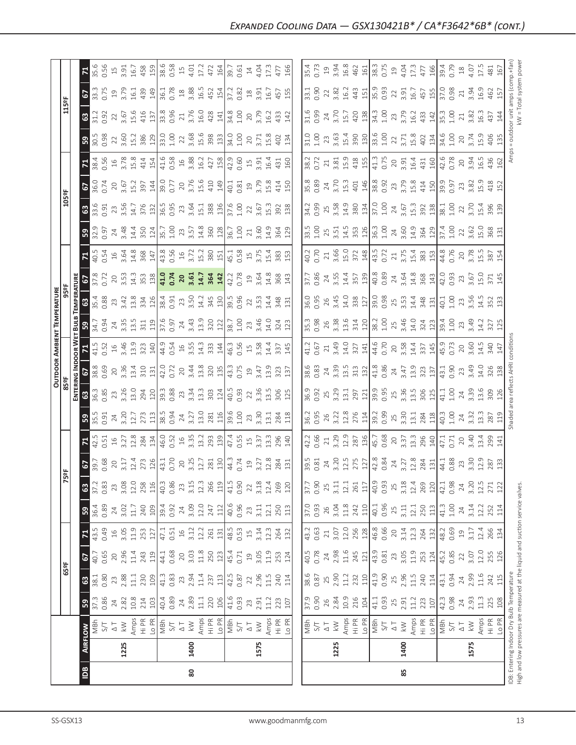## Expanded Cooling Data — GSX130421B* / CA*F3642*6B* (cont.)

| IDB | Airflow | | 65ºF 59 | 65ºF 63 | 65ºF 67 | 65ºF 71 | 75ºF 59 | 75ºF 63 | 75ºF 67 | 75ºF 71 | 85ºF 59 | 85ºF 63 | 85ºF 67 | 85ºF 71 | 95ºF 59 | 95ºF 63 | 95ºF 67 | 95ºF 71 | 105ºF 59 | 105ºF 63 | 105ºF 67 | 105ºF 71 | 115ºF 59 | 115ºF 63 | 115ºF 67 | 115ºF 71 |
|---|---|---|---|---|---|---|---|---|---|---|---|---|---|---|---|---|---|---|---|---|---|---|---|---|---|---|
| 80 | 1225 | MBh | 37.3 | 38.1 | 40.7 | 43.5 | 36.4 | 37.2 | 39.7 | 42.5 | 35.5 | 36.3 | 38.8 | 41.5 | 34.7 | 35.4 | 37.8 | 40.5 | 32.9 | 33.6 | 36.0 | 38.4 | 30.5 | 31.2 | 33.3 | 35.6 |
| | | S/T | 0.86 | 0.80 | 0.65 | 0.49 | 0.89 | 0.83 | 0.68 | 0.51 | 0.91 | 0.85 | 0.69 | 0.52 | 0.94 | 0.88 | 0.72 | 0.54 | 0.97 | 0.91 | 0.74 | 0.56 | 0.98 | 0.92 | 0.75 | 0.56 |
| | | ΔT | 24 | 23 | 20 | 16 | 24 | 23 | 20 | 16 | 24 | 23 | 20 | 16 | 24 | 23 | 20 | 16 | 24 | 23 | 20 | 16 | 22 | 22 | 19 | 15 |
| | | kW | 2.82 | 2.88 | 2.96 | 3.05 | 3.02 | 3.08 | 3.17 | 3.27 | 3.20 | 3.26 | 3.36 | 3.46 | 3.35 | 3.42 | 3.53 | 3.64 | 3.48 | 3.56 | 3.67 | 3.78 | 3.60 | 3.67 | 3.79 | 3.91 |
| | | Amps | 10.8 | 11.1 | 11.4 | 11.9 | 11.7 | 12.0 | 12.4 | 12.8 | 12.7 | 13.0 | 13.4 | 13.9 | 13.5 | 13.8 | 14.3 | 14.8 | 14.4 | 14.7 | 15.2 | 15.8 | 15.2 | 15.6 | 16.1 | 16.7 |
| | | Hi PR | 214 | 230 | 243 | 253 | 240 | 258 | 273 | 284 | 273 | 294 | 310 | 323 | 311 | 334 | 353 | 368 | 350 | 376 | 397 | 414 | 386 | 416 | 439 | 458 |
| | | Lo PR | 103 | 109 | 119 | 127 | 109 | 116 | 126 | 134 | 113 | 120 | 131 | 140 | 119 | 126 | 138 | 147 | 124 | 132 | 144 | 154 | 129 | 137 | 149 | 159 |
| | 1400 | MBh | 40.4 | 41.3 | 44.1 | 47.1 | 39.4 | 40.3 | 43.1 | 46.0 | 38.5 | 39.3 | 42.0 | 44.9 | 37.6 | 38.4 | **41.0** | 43.8 | 35.7 | 36.5 | 39.0 | 41.6 | 33.0 | 33.8 | 36.1 | 38.6 |
| | | S/T | 0.89 | 0.83 | 0.68 | 0.51 | 0.92 | 0.86 | 0.70 | 0.52 | 0.94 | 0.88 | 0.72 | 0.54 | 0.97 | 0.91 | **0.74** | 0.56 | 1.00 | 0.95 | 0.77 | 0.58 | 1.00 | 0.96 | 0.78 | 0.58 |
| | | ΔT | 24 | 23 | 20 | 16 | 24 | 23 | 20 | 16 | 24 | 23 | 20 | 16 | 24 | 23 | **20** | 16 | 23 | 23 | 20 | 16 | 22 | 21 | 18 | 15 |
| | | kW | 2.89 | 2.94 | 3.03 | 3.12 | 3.09 | 3.15 | 3.25 | 3.35 | 3.27 | 3.34 | 3.44 | 3.55 | 3.43 | 3.50 | **3.61** | 3.72 | 3.57 | 3.64 | 3.76 | 3.88 | 3.68 | 3.76 | 3.88 | 4.01 |
| | | Amps | 11.1 | 11.4 | 11.8 | 12.2 | 12.0 | 12.3 | 12.7 | 13.2 | 13.0 | 13.3 | 13.8 | 14.3 | 13.9 | 14.2 | **14.7** | 15.2 | 14.8 | 15.1 | 15.6 | 16.2 | 15.6 | 16.0 | 16.5 | 17.2 |
| | | Hi PR | 220 | 237 | 250 | 261 | 247 | 266 | 281 | 293 | 281 | 303 | 320 | 333 | 320 | 345 | **364** | 380 | 360 | 388 | 410 | 427 | 398 | 428 | 452 | 472 |
| | | Lo PR | 106 | 113 | 123 | 131 | 112 | 119 | 130 | 139 | 116 | 124 | 135 | 144 | 122 | 130 | **142** | 151 | 128 | 136 | 149 | 158 | 133 | 141 | 154 | 164 |
| | 1575 | MBh | 41.6 | 42.5 | 45.4 | 48.5 | 40.6 | 41.5 | 44.3 | 47.4 | 39.6 | 40.5 | 43.3 | 46.3 | 38.7 | 39.5 | 42.2 | 45.1 | 36.7 | 37.6 | 40.1 | 42.9 | 34.0 | 34.8 | 37.2 | 39.7 |
| | | S/T | 0.93 | 0.87 | 0.71 | 0.53 | 0.96 | 0.90 | 0.74 | 0.55 | 1.00 | 0.93 | 0.75 | 0.56 | 1.00 | 0.96 | 0.78 | 0.58 | 1.00 | 1.00 | 0.81 | 0.60 | 1.00 | 1.00 | 0.82 | 0.61 |
| | | ΔT | 23 | 22 | 19 | 15 | 23 | 22 | 19 | 15 | 23 | 22 | 19 | 15 | 23 | 22 | 19 | 15 | 21 | 22 | 19 | 15 | 20 | 20 | 18 | 14 |
| | | kW | 2.91 | 2.96 | 3.05 | 3.14 | 3.11 | 3.18 | 3.27 | 3.37 | 3.30 | 3.36 | 3.47 | 3.58 | 3.46 | 3.53 | 3.64 | 3.75 | 3.60 | 3.67 | 3.79 | 3.91 | 3.71 | 3.79 | 3.91 | 4.04 |
| | | Amps | 11.2 | 11.5 | 11.9 | 12.3 | 12.1 | 12.4 | 12.8 | 13.3 | 13.1 | 13.5 | 13.9 | 14.4 | 14.0 | 14.4 | 14.8 | 15.4 | 14.9 | 15.3 | 15.8 | 16.4 | 15.8 | 16.2 | 16.7 | 17.3 |
| | | Hi PR | 223 | 240 | 253 | 264 | 250 | 269 | 284 | 296 | 284 | 306 | 323 | 337 | 324 | 348 | 368 | 383 | 364 | 392 | 414 | 431 | 402 | 433 | 457 | 477 |
| | | Lo PR | 107 | 114 | 124 | 132 | 113 | 120 | 131 | 140 | 118 | 125 | 137 | 145 | 123 | 131 | 143 | 153 | 129 | 138 | 150 | 160 | 134 | 142 | 155 | 166 |
| 85 | 1225 | MBh | 37.9 | 38.6 | 40.5 | 43.2 | 37.0 | 37.7 | 39.5 | 42.2 | 36.2 | 36.9 | 38.6 | 41.2 | 35.3 | 36.0 | 37.7 | 40.2 | 33.5 | 34.2 | 35.8 | 38.2 | 31.0 | 31.6 | 33.1 | 35.4 |
| | | S/T | 0.90 | 0.87 | 0.78 | 0.63 | 0.93 | 0.90 | 0.81 | 0.66 | 0.95 | 0.92 | 0.83 | 0.67 | 0.98 | 0.95 | 0.86 | 0.70 | 1.00 | 0.99 | 0.89 | 0.72 | 1.00 | 0.99 | 0.90 | 0.73 |
| | | ΔT | 26 | 25 | 24 | 21 | 26 | 25 | 24 | 21 | 26 | 25 | 24 | 21 | 26 | 26 | 24 | 21 | 25 | 25 | 24 | 21 | 23 | 24 | 22 | 19 |
| | | kW | 2.84 | 2.90 | 2.98 | 3.07 | 3.04 | 3.11 | 3.20 | 3.29 | 3.22 | 3.29 | 3.39 | 3.49 | 3.38 | 3.45 | 3.55 | 3.66 | 3.51 | 3.58 | 3.70 | 3.81 | 3.63 | 3.70 | 3.82 | 3.94 |
| | | Amps | 10.9 | 11.2 | 11.6 | 12.0 | 11.8 | 12.1 | 12.5 | 12.9 | 12.8 | 13.1 | 13.5 | 14.0 | 13.6 | 14.0 | 14.4 | 15.0 | 14.5 | 14.9 | 15.3 | 15.9 | 15.4 | 15.7 | 16.2 | 16.8 |
| | | Hi PR | 216 | 232 | 245 | 256 | 242 | 261 | 275 | 287 | 276 | 297 | 313 | 327 | 314 | 338 | 357 | 372 | 353 | 380 | 401 | 418 | 390 | 420 | 443 | 462 |
| | | Lo PR | 104 | 110 | 121 | 128 | 110 | 117 | 127 | 136 | 114 | 121 | 132 | 141 | 120 | 127 | 139 | 148 | 126 | 134 | 146 | 155 | 130 | 138 | 151 | 161 |
| | 1400 | MBh | 41.1 | 41.9 | 43.9 | 46.8 | 40.1 | 40.9 | 42.8 | 45.7 | 39.2 | 39.9 | 41.8 | 44.6 | 38.2 | 39.0 | 40.8 | 43.5 | 36.3 | 37.0 | 38.8 | 41.3 | 33.6 | 34.3 | 35.9 | 38.3 |
| | | S/T | 0.93 | 0.90 | 0.81 | 0.66 | 0.96 | 0.93 | 0.84 | 0.68 | 0.99 | 0.95 | 0.86 | 0.70 | 1.00 | 0.98 | 0.89 | 0.72 | 1.00 | 1.00 | 0.92 | 0.75 | 1.00 | 1.00 | 0.93 | 0.75 |
| | | ΔT | 25 | 25 | 23 | 20 | 25 | 25 | 24 | 20 | 25 | 25 | 24 | 20 | 25 | 25 | 24 | 21 | 24 | 24 | 23 | 20 | 22 | 23 | 22 | 19 |
| | | kW | 2.91 | 2.96 | 3.05 | 3.14 | 3.11 | 3.18 | 3.27 | 3.37 | 3.30 | 3.36 | 3.47 | 3.58 | 3.46 | 3.53 | 3.64 | 3.75 | 3.60 | 3.67 | 3.79 | 3.91 | 3.71 | 3.79 | 3.91 | 4.04 |
| | | Amps | 11.2 | 11.5 | 11.9 | 12.3 | 12.1 | 12.4 | 12.8 | 13.3 | 13.1 | 13.5 | 13.9 | 14.4 | 14.0 | 14.4 | 14.8 | 15.4 | 14.9 | 15.3 | 15.8 | 16.4 | 15.8 | 16.2 | 16.7 | 17.3 |
| | | Hi PR | 223 | 240 | 253 | 264 | 250 | 269 | 284 | 296 | 284 | 306 | 323 | 337 | 324 | 348 | 368 | 383 | 364 | 392 | 414 | 431 | 402 | 433 | 457 | 477 |
| | | Lo PR | 107 | 114 | 124 | 132 | 113 | 120 | 131 | 140 | 118 | 125 | 137 | 145 | 123 | 131 | 143 | 153 | 129 | 138 | 150 | 160 | 134 | 142 | 155 | 166 |
| | 1575 | MBh | 42.3 | 43.1 | 45.2 | 48.2 | 41.3 | 42.1 | 44.1 | 47.1 | 40.3 | 41.1 | 43.1 | 45.9 | 39.4 | 40.1 | 42.0 | 44.8 | 37.4 | 38.1 | 39.9 | 42.6 | 34.6 | 35.3 | 37.0 | 39.4 |
| | | S/T | 0.98 | 0.94 | 0.85 | 0.69 | 1.00 | 0.98 | 0.88 | 0.71 | 1.00 | 1.00 | 0.90 | 0.73 | 1.00 | 1.00 | 0.93 | 0.76 | 1.00 | 1.00 | 0.97 | 0.78 | 1.00 | 1.00 | 0.98 | 0.79 |
| | | ΔT | 24 | 24 | 22 | 19 | 24 | 24 | 23 | 20 | 24 | 24 | 23 | 20 | 23 | 23 | 23 | 20 | 22 | 22 | 23 | 20 | 20 | 21 | 21 | 18 |
| | | kW | 2.93 | 2.99 | 3.07 | 3.17 | 3.14 | 3.20 | 3.30 | 3.40 | 3.32 | 3.39 | 3.49 | 3.60 | 3.49 | 3.56 | 3.67 | 3.78 | 3.62 | 3.70 | 3.82 | 3.94 | 3.74 | 3.82 | 3.94 | 4.07 |
| | | Amps | 11.3 | 11.6 | 12.0 | 12.4 | 12.2 | 12.5 | 12.9 | 13.4 | 13.3 | 13.6 | 14.0 | 14.5 | 14.2 | 14.5 | 15.0 | 15.5 | 15.0 | 15.4 | 15.9 | 16.5 | 15.9 | 16.3 | 16.9 | 17.5 |
| | | Hi PR | 225 | 242 | 255 | 266 | 252 | 271 | 287 | 299 | 287 | 309 | 326 | 340 | 327 | 352 | 371 | 387 | 368 | 396 | 418 | 436 | 406 | 437 | 462 | 481 |
| | | Lo PR | 108 | 115 | 126 | 134 | 114 | 122 | 133 | 141 | 119 | 126 | 138 | 147 | 125 | 133 | 145 | 154 | 131 | 139 | 152 | 162 | 135 | 144 | 157 | 167 |

IDB: Entering Indoor Dry Bulb Temperature
High and low pressures are measured at the liquid and suction service valves.
Shaded area reflects AHRI conditions
Amps = outdoor unit amps (comp.+fan)
kW = Total system power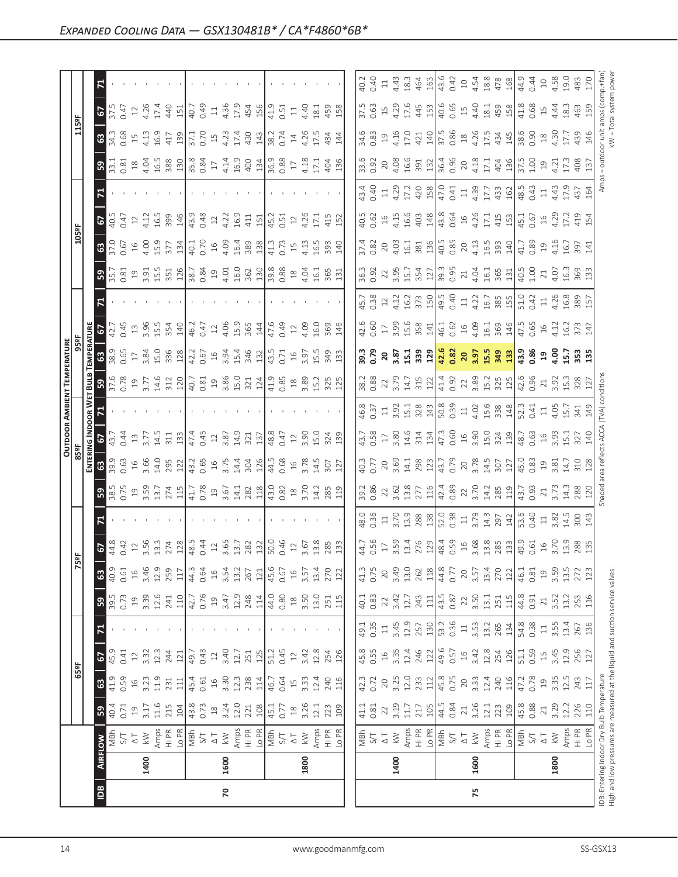# Expanded Cooling Data — GSX130481B* / CA*F4860*6B*

| IDB | Airflow | | Outdoor Ambient Temperature | | | | | | | | | | | | | | | | | | | |
|---|---|---|---|---|---|---|---|---|---|---|---|---|---|---|---|---|---|---|---|---|---|---|
| | | | 65ºF | | | | 75ºF | | | | 85ºF | | | | 95ºF | | | | 105ºF | | | | 115ºF | | | |
| | | | Entering Indoor Wet Bulb Temperature | | | | | | | | | | | | | | | | | | | | | | | |
| | | | 59 | 63 | 67 | 71 | 59 | 63 | 67 | 71 | 59 | 63 | 67 | 71 | 59 | 63 | 67 | 71 | 59 | 63 | 67 | 71 | 59 | 63 | 67 | 71 |
| 70 | 1400 | MBh | 40.4 | 41.9 | 45.9 | - | 39.5 | 40.9 | 44.8 | - | 38.5 | 39.9 | 43.7 | - | 37.6 | 38.9 | 42.7 | - | 35.7 | 37.0 | 40.5 | - | 33.1 | 34.3 | 37.5 | - |
| | | S/T | 0.71 | 0.59 | 0.41 | - | 0.73 | 0.61 | 0.42 | - | 0.75 | 0.63 | 0.44 | - | 0.78 | 0.65 | 0.45 | - | 0.81 | 0.67 | 0.47 | - | 0.81 | 0.68 | 0.47 | - |
| | | ΔT | 19 | 16 | 12 | - | 19 | 16 | 12 | - | 19 | 16 | 13 | - | 19 | 17 | 13 | - | 19 | 16 | 12 | - | 18 | 15 | 12 | - |
| | | kW | 3.17 | 3.23 | 3.32 | - | 3.39 | 3.46 | 3.56 | - | 3.59 | 3.66 | 3.77 | - | 3.77 | 3.84 | 3.96 | - | 3.91 | 4.00 | 4.12 | - | 4.04 | 4.13 | 4.26 | - |
| | | Amps | 11.6 | 11.9 | 12.3 | - | 12.6 | 12.9 | 13.3 | - | 13.7 | 14.0 | 14.5 | - | 14.6 | 15.0 | 15.5 | - | 15.5 | 15.9 | 16.5 | - | 16.5 | 16.9 | 17.4 | - |
| | | Hi PR | 215 | 231 | 244 | - | 241 | 259 | 274 | - | 274 | 295 | 311 | - | 312 | 336 | 354 | - | 351 | 377 | 399 | - | 388 | 417 | 440 | - |
| | | Lo PR | 104 | 111 | 121 | - | 110 | 117 | 128 | - | 115 | 122 | 133 | - | 120 | 128 | 140 | - | 126 | 134 | 146 | - | 130 | 139 | 151 | - |
| | 1600 | MBh | 43.8 | 45.4 | 49.7 | - | 42.7 | 44.3 | 48.5 | - | 41.7 | 43.2 | 47.4 | - | 40.7 | 42.2 | 46.2 | - | 38.7 | 40.1 | 43.9 | - | 35.8 | 37.1 | 40.7 | - |
| | | S/T | 0.73 | 0.61 | 0.43 | - | 0.76 | 0.64 | 0.44 | - | 0.78 | 0.65 | 0.45 | - | 0.81 | 0.67 | 0.47 | - | 0.84 | 0.70 | 0.48 | - | 0.84 | 0.70 | 0.49 | - |
| | | ΔT | 18 | 16 | 12 | - | 19 | 16 | 12 | - | 19 | 16 | 12 | - | 19 | 16 | 12 | - | 19 | 16 | 12 | - | 17 | 15 | 11 | - |
| | | kW | 3.24 | 3.30 | 3.40 | - | 3.47 | 3.54 | 3.65 | - | 3.67 | 3.75 | 3.87 | - | 3.86 | 3.94 | 4.06 | - | 4.01 | 4.09 | 4.22 | - | 4.14 | 4.23 | 4.36 | - |
| | | Amps | 12.0 | 12.3 | 12.7 | - | 12.9 | 13.2 | 13.7 | - | 14.1 | 14.4 | 14.9 | - | 15.0 | 15.4 | 15.9 | - | 16.0 | 16.4 | 16.9 | - | 16.9 | 17.4 | 17.9 | - |
| | | Hi PR | 221 | 238 | 251 | - | 248 | 267 | 282 | - | 282 | 304 | 321 | - | 321 | 346 | 365 | - | 362 | 389 | 411 | - | 400 | 430 | 454 | - |
| | | Lo PR | 108 | 114 | 125 | - | 114 | 121 | 132 | - | 118 | 126 | 137 | - | 124 | 132 | 144 | - | 130 | 138 | 151 | - | 134 | 143 | 156 | - |
| | 1800 | MBh | 45.1 | 46.7 | 51.2 | - | 44.0 | 45.6 | 50.0 | - | 43.0 | 44.5 | 48.8 | - | 41.9 | 43.5 | 47.6 | - | 39.8 | 41.3 | 45.2 | - | 36.9 | 38.2 | 41.9 | - |
| | | S/T | 0.77 | 0.64 | 0.45 | - | 0.80 | 0.67 | 0.46 | - | 0.82 | 0.68 | 0.47 | - | 0.85 | 0.71 | 0.49 | - | 0.88 | 0.73 | 0.51 | - | 0.88 | 0.74 | 0.51 | - |
| | | ΔT | 18 | 15 | 12 | - | 18 | 16 | 12 | - | 18 | 16 | 12 | - | 18 | 16 | 12 | - | 18 | 15 | 12 | - | 17 | 14 | 11 | - |
| | | kW | 3.26 | 3.33 | 3.42 | - | 3.50 | 3.57 | 3.67 | - | 3.70 | 3.78 | 3.90 | - | 3.89 | 3.97 | 4.09 | - | 4.04 | 4.13 | 4.26 | - | 4.18 | 4.26 | 4.40 | - |
| | | Amps | 12.1 | 12.4 | 12.8 | - | 13.0 | 13.4 | 13.8 | - | 14.2 | 14.5 | 15.0 | - | 15.2 | 15.5 | 16.0 | - | 16.1 | 16.5 | 17.1 | - | 17.1 | 17.5 | 18.1 | - |
| | | Hi PR | 223 | 240 | 254 | - | 251 | 270 | 285 | - | 285 | 307 | 324 | - | 325 | 349 | 369 | - | 365 | 393 | 415 | - | 404 | 434 | 459 | - |
| | | Lo PR | 109 | 116 | 126 | - | 115 | 122 | 133 | - | 119 | 127 | 139 | - | 125 | 133 | 146 | - | 131 | 140 | 152 | - | 136 | 144 | 158 | - |
| 75 | 1400 | MBh | 41.1 | 42.3 | 45.8 | 49.1 | 40.1 | 41.3 | 44.7 | 48.0 | 39.2 | 40.3 | 43.7 | 46.8 | 38.2 | 39.3 | 42.6 | 45.7 | 36.3 | 37.4 | 40.5 | 43.4 | 33.6 | 34.6 | 37.5 | 40.2 |
| | | S/T | 0.81 | 0.72 | 0.55 | 0.35 | 0.83 | 0.75 | 0.56 | 0.36 | 0.86 | 0.77 | 0.58 | 0.37 | 0.88 | 0.79 | 0.60 | 0.38 | 0.92 | 0.82 | 0.62 | 0.40 | 0.92 | 0.83 | 0.63 | 0.40 |
| | | ΔT | 22 | 20 | 16 | 11 | 22 | 20 | 17 | 11 | 22 | 20 | 17 | 11 | 22 | 20 | 17 | 12 | 22 | 20 | 16 | 11 | 20 | 19 | 15 | 11 |
| | | kW | 3.19 | 3.25 | 3.35 | 3.45 | 3.42 | 3.49 | 3.59 | 3.70 | 3.62 | 3.69 | 3.80 | 3.92 | 3.79 | 3.87 | 3.99 | 4.12 | 3.95 | 4.03 | 4.15 | 4.29 | 4.08 | 4.16 | 4.29 | 4.43 |
| | | Amps | 11.7 | 12.0 | 12.4 | 12.9 | 12.7 | 13.0 | 13.4 | 13.9 | 13.8 | 14.1 | 14.6 | 15.1 | 14.7 | 15.1 | 15.6 | 16.2 | 15.7 | 16.1 | 16.6 | 17.2 | 16.6 | 17.0 | 17.6 | 18.3 |
| | | Hi PR | 217 | 233 | 246 | 257 | 243 | 262 | 276 | 288 | 277 | 298 | 314 | 328 | 315 | 339 | 358 | 373 | 354 | 381 | 403 | 420 | 391 | 421 | 445 | 464 |
| | | Lo PR | 105 | 112 | 122 | 130 | 111 | 118 | 129 | 138 | 116 | 123 | 134 | 143 | 122 | 129 | 141 | 150 | 127 | 136 | 148 | 158 | 132 | 140 | 153 | 163 |
| | 1600 | MBh | 44.5 | 45.8 | 49.6 | 53.2 | 43.5 | 44.8 | 48.4 | 52.0 | 42.4 | 43.7 | 47.3 | 50.8 | 41.4 | 42.6 | 46.1 | 49.5 | 39.3 | 40.5 | 43.8 | 47.0 | 36.4 | 37.5 | 40.6 | 43.6 |
| | | S/T | 0.84 | 0.75 | 0.57 | 0.36 | 0.87 | 0.77 | 0.59 | 0.38 | 0.89 | 0.79 | 0.60 | 0.39 | 0.92 | 0.82 | 0.62 | 0.40 | 0.95 | 0.85 | 0.64 | 0.41 | 0.96 | 0.86 | 0.65 | 0.42 |
| | | ΔT | 21 | 20 | 16 | 11 | 22 | 20 | 16 | 11 | 22 | 20 | 16 | 11 | 22 | 20 | 16 | 11 | 21 | 20 | 16 | 11 | 20 | 18 | 15 | 10 |
| | | kW | 3.26 | 3.33 | 3.42 | 3.53 | 3.50 | 3.57 | 3.68 | 3.79 | 3.70 | 3.78 | 3.90 | 4.02 | 3.89 | 3.97 | 4.09 | 4.22 | 4.04 | 4.13 | 4.26 | 4.39 | 4.18 | 4.26 | 4.40 | 4.54 |
| | | Amps | 12.1 | 12.4 | 12.8 | 13.2 | 13.1 | 13.4 | 13.8 | 14.3 | 14.2 | 14.5 | 15.0 | 15.6 | 15.2 | 15.5 | 16.1 | 16.7 | 16.1 | 16.5 | 17.1 | 17.7 | 17.1 | 17.5 | 18.1 | 18.8 |
| | | Hi PR | 223 | 240 | 254 | 265 | 251 | 270 | 285 | 297 | 285 | 307 | 324 | 338 | 325 | 349 | 369 | 385 | 365 | 393 | 415 | 433 | 404 | 434 | 459 | 478 |
| | | Lo PR | 109 | 116 | 126 | 134 | 115 | 122 | 133 | 142 | 119 | 127 | 139 | 148 | 125 | 133 | 146 | 155 | 131 | 140 | 153 | 162 | 136 | 145 | 158 | 168 |
| | 1800 | MBh | 45.8 | 47.2 | 51.1 | 54.8 | 44.8 | 46.1 | 49.9 | 53.6 | 43.7 | 45.0 | 48.7 | 52.3 | 42.6 | 43.9 | 47.5 | 51.0 | 40.5 | 41.7 | 45.1 | 48.5 | 37.5 | 38.6 | 41.8 | 44.9 |
| | | S/T | 0.88 | 0.78 | 0.59 | 0.38 | 0.91 | 0.81 | 0.61 | 0.40 | 0.93 | 0.83 | 0.63 | 0.41 | 0.96 | 0.86 | 0.65 | 0.42 | 1.00 | 0.89 | 0.67 | 0.43 | 1.00 | 0.90 | 0.68 | 0.44 |
| | | ΔT | 21 | 19 | 15 | 11 | 21 | 19 | 16 | 11 | 21 | 19 | 16 | 11 | 21 | 19 | 16 | 11 | 21 | 19 | 16 | 11 | 19 | 18 | 15 | 10 |
| | | kW | 3.29 | 3.35 | 3.45 | 3.55 | 3.52 | 3.59 | 3.70 | 3.82 | 3.73 | 3.81 | 3.93 | 4.05 | 3.92 | 4.00 | 4.12 | 4.26 | 4.07 | 4.16 | 4.29 | 4.43 | 4.21 | 4.30 | 4.44 | 4.58 |
| | | Amps | 12.2 | 12.5 | 12.9 | 13.4 | 13.2 | 13.5 | 13.9 | 14.5 | 14.3 | 14.7 | 15.1 | 15.7 | 15.3 | 15.7 | 16.2 | 16.8 | 16.3 | 16.7 | 17.2 | 17.9 | 17.3 | 17.7 | 18.3 | 19.0 |
| | | Hi PR | 226 | 243 | 256 | 267 | 253 | 272 | 288 | 300 | 288 | 310 | 327 | 341 | 328 | 353 | 373 | 389 | 369 | 397 | 419 | 437 | 408 | 439 | 463 | 483 |
| | | Lo PR | 110 | 117 | 127 | 136 | 116 | 123 | 135 | 143 | 120 | 128 | 140 | 149 | 127 | 135 | 147 | 157 | 133 | 141 | 154 | 164 | 137 | 146 | 159 | 170 |

IDB: Entering Indoor Dry Bulb Temperature
High and low pressures are measured at the liquid and suction service valves.

Shaded area reflects ACCA (TVA) conditions

Amps = outdoor unit amps (comp.+fan)
kW = Total system power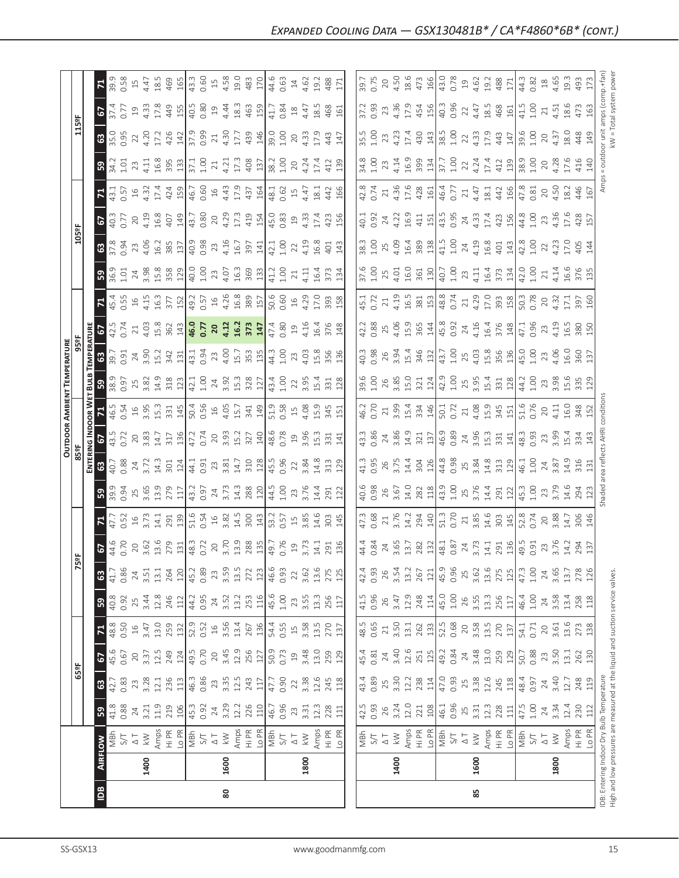## Expanded Cooling Data — GSX130481B* / CA*F4860*6B* (cont.)

| IDB | Airflow | | 65ºF | | | | 75ºF | | | | 85ºF | | | | 95ºF | | | | 105ºF | | | | 115ºF | | | |
|---|---|---|---|---|---|---|---|---|---|---|---|---|---|---|---|---|---|---|---|---|---|---|---|---|---|---|
| | | | 59 | 63 | 67 | 71 | 59 | 63 | 67 | 71 | 59 | 63 | 67 | 71 | 59 | 63 | 67 | 71 | 59 | 63 | 67 | 71 | 59 | 63 | 67 | 71 |
| 80 | 1400 | MBh | 41.8 | 42.7 | 45.6 | 48.8 | 40.8 | 41.7 | 44.6 | 47.7 | 39.9 | 40.7 | 43.5 | 46.5 | 38.9 | 39.7 | 42.5 | 45.4 | 36.9 | 37.8 | 40.3 | 43.1 | 34.2 | 35.0 | 37.4 | 39.9 |
| | | S/T | 0.88 | 0.83 | 0.67 | 0.50 | 0.92 | 0.86 | 0.70 | 0.52 | 0.94 | 0.88 | 0.72 | 0.54 | 0.97 | 0.91 | 0.74 | 0.55 | 1.01 | 0.94 | 0.77 | 0.57 | 1.01 | 0.95 | 0.77 | 0.58 |
| | | ΔT | 24 | 23 | 20 | 16 | 25 | 24 | 20 | 16 | 25 | 24 | 20 | 16 | 25 | 24 | 21 | 16 | 24 | 23 | 20 | 16 | 23 | 22 | 19 | 15 |
| | | kW | 3.21 | 3.28 | 3.37 | 3.47 | 3.44 | 3.51 | 3.62 | 3.73 | 3.65 | 3.72 | 3.83 | 3.95 | 3.82 | 3.90 | 4.03 | 4.15 | 3.98 | 4.06 | 4.19 | 4.32 | 4.11 | 4.20 | 4.33 | 4.47 |
| | | Amps | 11.9 | 12.1 | 12.5 | 13.0 | 12.8 | 13.1 | 13.6 | 14.1 | 13.9 | 14.3 | 14.7 | 15.3 | 14.9 | 15.2 | 15.8 | 16.3 | 15.8 | 16.2 | 16.8 | 17.4 | 16.8 | 17.2 | 17.8 | 18.5 |
| | | Hi PR | 219 | 236 | 249 | 259 | 246 | 264 | 279 | 291 | 279 | 301 | 317 | 331 | 318 | 342 | 362 | 377 | 358 | 385 | 407 | 424 | 395 | 426 | 449 | 469 |
| | | Lo PR | 106 | 113 | 124 | 132 | 112 | 120 | 131 | 139 | 117 | 124 | 136 | 145 | 123 | 131 | 143 | 152 | 129 | 137 | 149 | 159 | 133 | 142 | 155 | 165 |
| | 1600 | MBh | 45.3 | 46.3 | 49.5 | 52.9 | 44.2 | 45.2 | 48.3 | 51.6 | 43.2 | 44.1 | 47.2 | 50.4 | 42.1 | 43.1 | **46.0** | 49.2 | 40.0 | 40.9 | 43.7 | 46.7 | 37.1 | 37.9 | 40.5 | 43.3 |
| | | S/T | 0.92 | 0.86 | 0.70 | 0.52 | 0.95 | 0.89 | 0.72 | 0.54 | 0.97 | 0.91 | 0.74 | 0.56 | 1.00 | 0.94 | **0.77** | 0.57 | 1.00 | 0.98 | 0.80 | 0.60 | 1.00 | 0.99 | 0.80 | 0.60 |
| | | ΔT | 24 | 23 | 20 | 16 | 24 | 23 | 20 | 16 | 24 | 23 | 20 | 16 | 24 | 23 | **20** | 16 | 23 | 23 | 20 | 16 | 21 | 21 | 19 | 15 |
| | | kW | 3.29 | 3.35 | 3.45 | 3.56 | 3.52 | 3.59 | 3.70 | 3.82 | 3.73 | 3.81 | 3.93 | 4.05 | 3.92 | 4.00 | **4.12** | 4.26 | 4.07 | 4.16 | 4.29 | 4.43 | 4.21 | 4.30 | 4.44 | 4.58 |
| | | Amps | 12.2 | 12.5 | 12.9 | 13.4 | 13.2 | 13.5 | 13.9 | 14.5 | 14.3 | 14.7 | 15.2 | 15.7 | 15.3 | 15.7 | **16.2** | 16.8 | 16.3 | 16.7 | 17.3 | 17.9 | 17.3 | 17.7 | 18.3 | 19.0 |
| | | Hi PR | 226 | 243 | 256 | 267 | 253 | 272 | 288 | 300 | 288 | 310 | 327 | 341 | 328 | 353 | **373** | 389 | 369 | 397 | 419 | 437 | 408 | 439 | 463 | 483 |
| | | Lo PR | 110 | 117 | 127 | 136 | 116 | 123 | 135 | 143 | 120 | 128 | 140 | 149 | 127 | 135 | **147** | 157 | 133 | 141 | 154 | 164 | 137 | 146 | 159 | 170 |
| | 1800 | MBh | 46.7 | 47.7 | 50.9 | 54.4 | 45.6 | 46.6 | 49.7 | 53.2 | 44.5 | 45.5 | 48.6 | 51.9 | 43.4 | 44.3 | 47.4 | 50.6 | 41.2 | 42.1 | 45.0 | 48.1 | 38.2 | 39.0 | 41.7 | 44.6 |
| | | S/T | 0.96 | 0.90 | 0.73 | 0.55 | 1.00 | 0.93 | 0.76 | 0.57 | 1.00 | 0.96 | 0.78 | 0.58 | 1.00 | 1.00 | 0.80 | 0.60 | 1.00 | 1.00 | 0.83 | 0.62 | 1.00 | 1.00 | 0.84 | 0.63 |
| | | ΔT | 23 | 22 | 19 | 15 | 23 | 22 | 19 | 15 | 23 | 22 | 19 | 15 | 22 | 23 | 19 | 16 | 21 | 22 | 19 | 15 | 20 | 20 | 18 | 14 |
| | | kW | 3.31 | 3.38 | 3.48 | 3.58 | 3.55 | 3.62 | 3.73 | 3.85 | 3.76 | 3.84 | 3.96 | 4.08 | 3.95 | 4.03 | 4.16 | 4.29 | 4.11 | 4.19 | 4.33 | 4.47 | 4.24 | 4.33 | 4.47 | 4.62 |
| | | Amps | 12.3 | 12.6 | 13.0 | 13.5 | 13.3 | 13.6 | 14.1 | 14.6 | 14.4 | 14.8 | 15.3 | 15.9 | 15.4 | 15.8 | 16.4 | 17.0 | 16.4 | 16.8 | 17.4 | 18.1 | 17.4 | 17.9 | 18.5 | 19.2 |
| | | Hi PR | 228 | 245 | 259 | 270 | 256 | 275 | 291 | 303 | 291 | 313 | 331 | 345 | 331 | 356 | 376 | 393 | 373 | 401 | 423 | 442 | 412 | 443 | 468 | 488 |
| | | Lo PR | 111 | 118 | 129 | 137 | 117 | 125 | 136 | 145 | 122 | 129 | 141 | 151 | 128 | 136 | 148 | 158 | 134 | 143 | 156 | 166 | 139 | 147 | 161 | 171 |
| 85 | 1400 | MBh | 42.5 | 43.4 | 45.4 | 48.5 | 41.5 | 42.4 | 44.4 | 47.3 | 40.6 | 41.3 | 43.3 | 46.2 | 39.6 | 40.3 | 42.2 | 45.1 | 37.6 | 38.3 | 40.1 | 42.8 | 34.8 | 35.5 | 37.2 | 39.7 |
| | | S/T | 0.93 | 0.89 | 0.81 | 0.65 | 0.96 | 0.93 | 0.84 | 0.68 | 0.98 | 0.95 | 0.86 | 0.70 | 1.00 | 0.98 | 0.88 | 0.72 | 1.00 | 1.00 | 0.92 | 0.74 | 1.00 | 1.00 | 0.93 | 0.75 |
| | | ΔT | 26 | 25 | 24 | 21 | 26 | 26 | 24 | 21 | 26 | 26 | 24 | 21 | 26 | 26 | 25 | 21 | 25 | 25 | 24 | 21 | 23 | 23 | 23 | 20 |
| | | kW | 3.24 | 3.30 | 3.40 | 3.50 | 3.47 | 3.54 | 3.65 | 3.76 | 3.67 | 3.75 | 3.86 | 3.99 | 3.85 | 3.94 | 4.06 | 4.19 | 4.01 | 4.09 | 4.22 | 4.36 | 4.14 | 4.23 | 4.36 | 4.50 |
| | | Amps | 12.0 | 12.2 | 12.6 | 13.1 | 12.9 | 13.2 | 13.7 | 14.2 | 14.0 | 14.4 | 14.9 | 15.4 | 15.0 | 15.4 | 15.9 | 16.5 | 16.0 | 16.4 | 16.9 | 17.6 | 16.9 | 17.4 | 17.9 | 18.6 |
| | | Hi PR | 221 | 238 | 251 | 262 | 248 | 267 | 282 | 294 | 282 | 304 | 321 | 334 | 321 | 346 | 365 | 381 | 361 | 389 | 411 | 428 | 399 | 430 | 454 | 473 |
| | | Lo PR | 108 | 114 | 125 | 133 | 114 | 121 | 132 | 140 | 118 | 126 | 137 | 146 | 124 | 132 | 144 | 153 | 130 | 138 | 151 | 161 | 134 | 143 | 156 | 166 |
| | 1600 | MBh | 46.1 | 47.0 | 49.2 | 52.5 | 45.0 | 45.9 | 48.1 | 51.3 | 43.9 | 44.8 | 46.9 | 50.1 | 42.9 | 43.7 | 45.8 | 48.8 | 40.7 | 41.5 | 43.5 | 46.4 | 37.7 | 38.5 | 40.3 | 43.0 |
| | | S/T | 0.96 | 0.93 | 0.84 | 0.68 | 1.00 | 0.96 | 0.87 | 0.70 | 1.00 | 0.98 | 0.89 | 0.72 | 1.00 | 1.00 | 0.92 | 0.74 | 1.00 | 1.00 | 0.95 | 0.77 | 1.00 | 1.00 | 0.96 | 0.78 |
| | | ΔT | 25 | 25 | 24 | 20 | 26 | 25 | 24 | 21 | 25 | 25 | 24 | 21 | 25 | 25 | 24 | 21 | 23 | 24 | 24 | 21 | 22 | 22 | 22 | 19 |
| | | kW | 3.31 | 3.38 | 3.48 | 3.58 | 3.55 | 3.62 | 3.73 | 3.85 | 3.76 | 3.84 | 3.96 | 4.08 | 3.95 | 4.03 | 4.16 | 4.29 | 4.11 | 4.19 | 4.33 | 4.47 | 4.24 | 4.33 | 4.47 | 4.62 |
| | | Amps | 12.3 | 12.6 | 13.0 | 13.5 | 13.3 | 13.6 | 14.1 | 14.6 | 14.4 | 14.8 | 15.3 | 15.9 | 15.4 | 15.8 | 16.4 | 17.0 | 16.4 | 16.8 | 17.4 | 18.1 | 17.4 | 17.9 | 18.5 | 19.2 |
| | | Hi PR | 228 | 245 | 259 | 270 | 256 | 275 | 291 | 303 | 291 | 313 | 331 | 345 | 331 | 356 | 376 | 393 | 373 | 401 | 423 | 442 | 412 | 443 | 468 | 488 |
| | | Lo PR | 111 | 118 | 129 | 137 | 117 | 125 | 136 | 145 | 122 | 129 | 141 | 151 | 128 | 136 | 148 | 158 | 134 | 143 | 156 | 166 | 139 | 147 | 161 | 171 |
| | 1800 | MBh | 47.5 | 48.4 | 50.7 | 54.1 | 46.4 | 47.3 | 49.5 | 52.8 | 45.3 | 46.1 | 48.3 | 51.6 | 44.2 | 45.0 | 47.1 | 50.3 | 42.0 | 42.8 | 44.8 | 47.8 | 38.9 | 39.6 | 41.5 | 44.3 |
| | | S/T | 1.00 | 0.97 | 0.88 | 0.71 | 1.00 | 1.00 | 0.91 | 0.74 | 1.00 | 1.00 | 0.93 | 0.76 | 1.00 | 1.00 | 0.96 | 0.78 | 1.00 | 1.00 | 1.00 | 0.81 | 1.00 | 1.00 | 1.00 | 0.82 |
| | | ΔT | 24 | 24 | 23 | 20 | 24 | 24 | 23 | 20 | 23 | 24 | 23 | 20 | 23 | 23 | 23 | 20 | 21 | 22 | 23 | 20 | 20 | 20 | 21 | 18 |
| | | kW | 3.34 | 3.40 | 3.50 | 3.61 | 3.58 | 3.65 | 3.76 | 3.88 | 3.79 | 3.87 | 3.99 | 4.11 | 3.98 | 4.06 | 4.19 | 4.32 | 4.14 | 4.23 | 4.36 | 4.50 | 4.28 | 4.37 | 4.51 | 4.65 |
| | | Amps | 12.4 | 12.7 | 13.1 | 13.6 | 13.4 | 13.7 | 14.2 | 14.7 | 14.6 | 14.9 | 15.4 | 16.0 | 15.6 | 16.0 | 16.5 | 17.1 | 16.6 | 17.0 | 17.6 | 18.2 | 17.6 | 18.0 | 18.6 | 19.3 |
| | | Hi PR | 230 | 248 | 262 | 273 | 258 | 278 | 294 | 306 | 294 | 316 | 334 | 348 | 335 | 360 | 380 | 397 | 376 | 405 | 428 | 446 | 416 | 448 | 473 | 493 |
| | | Lo PR | 112 | 119 | 130 | 138 | 118 | 126 | 137 | 146 | 123 | 131 | 143 | 152 | 129 | 137 | 150 | 160 | 135 | 144 | 157 | 167 | 140 | 149 | 163 | 173 |

Column headers: Outdoor Ambient Temperature (65ºF–115ºF); Entering Indoor Wet Bulb Temperature (59, 63, 67, 71).

IDB: Entering Indoor Dry Bulb Temperature
High and low pressures are measured at the liquid and suction service valves.

Shaded area reflects AHRI conditions

Amps = outdoor unit amps (comp.+fan)
kW = Total system power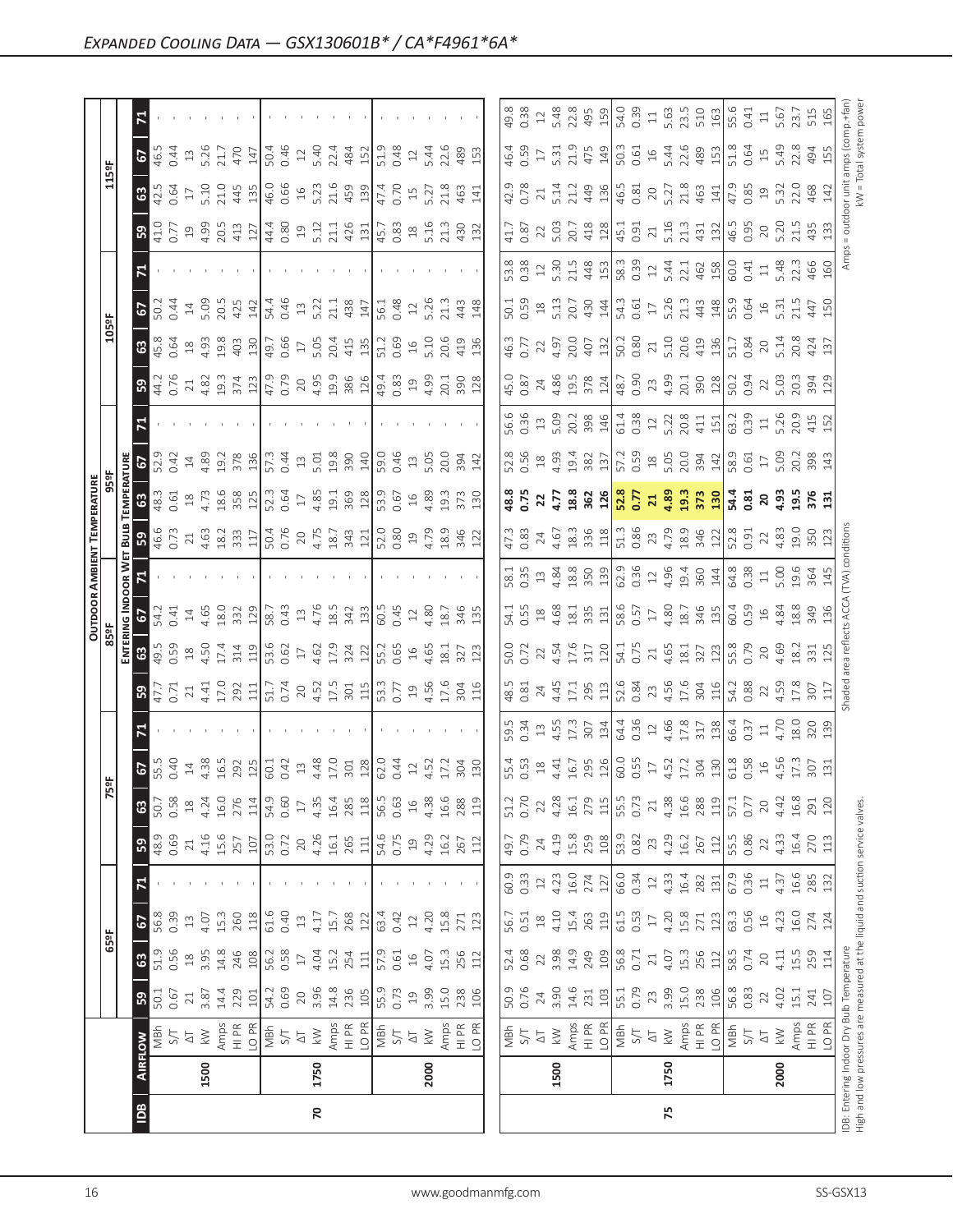## Expanded Cooling Data — GSX130601B* / CA*F4961*6A*

| IDB | Airflow | | 65°F | | | | 75°F | | | | 85°F | | | | 95°F | | | | 105°F | | | | 115°F | | | |
|---|---|---|---|---|---|---|---|---|---|---|---|---|---|---|---|---|---|---|---|---|---|---|---|---|---|---|
| | | | **Entering Indoor Wet Bulb Temperature** | | | | | | | | | | | | | | | | | | | | | | | |
| | | | 59 | 63 | 67 | 71 | 59 | 63 | 67 | 71 | 59 | 63 | 67 | 71 | 59 | 63 | 67 | 71 | 59 | 63 | 67 | 71 | 59 | 63 | 67 | 71 |
| 70 | 1500 | MBh | 50.1 | 51.9 | 56.8 | - | 48.9 | 50.7 | 55.5 | - | 47.7 | 49.5 | 54.2 | - | 46.6 | 48.3 | 52.9 | - | 44.2 | 45.8 | 50.2 | - | 41.0 | 42.5 | 46.5 | - |
| | | S/T | 0.67 | 0.56 | 0.39 | - | 0.69 | 0.58 | 0.40 | - | 0.71 | 0.59 | 0.41 | - | 0.73 | 0.61 | 0.42 | - | 0.76 | 0.64 | 0.44 | - | 0.77 | 0.64 | 0.44 | - |
| | | ΔT | 21 | 18 | 13 | - | 21 | 18 | 14 | - | 21 | 18 | 14 | - | 21 | 18 | 14 | - | 21 | 18 | 14 | - | 19 | 17 | 13 | - |
| | | kW | 3.87 | 3.95 | 4.07 | - | 4.16 | 4.24 | 4.38 | - | 4.41 | 4.50 | 4.65 | - | 4.63 | 4.73 | 4.89 | - | 4.82 | 4.93 | 5.09 | - | 4.99 | 5.10 | 5.26 | - |
| | | Amps | 14.4 | 14.8 | 15.3 | - | 15.6 | 16.0 | 16.5 | - | 17.0 | 17.4 | 18.0 | - | 18.2 | 18.6 | 19.2 | - | 19.3 | 19.8 | 20.5 | - | 20.5 | 21.0 | 21.7 | - |
| | | HI PR | 229 | 246 | 260 | - | 257 | 276 | 292 | - | 292 | 314 | 332 | - | 333 | 358 | 378 | - | 374 | 403 | 425 | - | 413 | 445 | 470 | - |
| | | LO PR | 101 | 108 | 118 | - | 107 | 114 | 125 | - | 111 | 119 | 129 | - | 117 | 125 | 136 | - | 123 | 130 | 142 | - | 127 | 135 | 147 | - |
| | 1750 | MBh | 54.2 | 56.2 | 61.6 | - | 53.0 | 54.9 | 60.1 | - | 51.7 | 53.6 | 58.7 | - | 50.4 | 52.3 | 57.3 | - | 47.9 | 49.7 | 54.4 | - | 44.4 | 46.0 | 50.4 | - |
| | | S/T | 0.69 | 0.58 | 0.40 | - | 0.72 | 0.60 | 0.42 | - | 0.74 | 0.62 | 0.43 | - | 0.76 | 0.64 | 0.44 | - | 0.79 | 0.66 | 0.46 | - | 0.80 | 0.66 | 0.46 | - |
| | | ΔT | 20 | 17 | 13 | - | 20 | 17 | 13 | - | 20 | 17 | 13 | - | 20 | 17 | 13 | - | 20 | 17 | 13 | - | 19 | 16 | 12 | - |
| | | kW | 3.96 | 4.04 | 4.17 | - | 4.26 | 4.35 | 4.48 | - | 4.52 | 4.62 | 4.76 | - | 4.75 | 4.85 | 5.01 | - | 4.95 | 5.05 | 5.22 | - | 5.12 | 5.23 | 5.40 | - |
| | | Amps | 14.8 | 15.2 | 15.7 | - | 16.1 | 16.4 | 17.0 | - | 17.5 | 17.9 | 18.5 | - | 18.7 | 19.1 | 19.8 | - | 19.9 | 20.4 | 21.1 | - | 21.1 | 21.6 | 22.4 | - |
| | | HI PR | 236 | 254 | 268 | - | 265 | 285 | 301 | - | 301 | 324 | 342 | - | 343 | 369 | 390 | - | 386 | 415 | 438 | - | 426 | 459 | 484 | - |
| | | LO PR | 105 | 111 | 122 | - | 111 | 118 | 128 | - | 115 | 122 | 133 | - | 121 | 128 | 140 | - | 126 | 135 | 147 | - | 131 | 139 | 152 | - |
| | 2000 | MBh | 55.9 | 57.9 | 63.4 | - | 54.6 | 56.5 | 62.0 | - | 53.3 | 55.2 | 60.5 | - | 52.0 | 53.9 | 59.0 | - | 49.4 | 51.2 | 56.1 | - | 45.7 | 47.4 | 51.9 | - |
| | | S/T | 0.73 | 0.61 | 0.42 | - | 0.75 | 0.63 | 0.44 | - | 0.77 | 0.65 | 0.45 | - | 0.80 | 0.67 | 0.46 | - | 0.83 | 0.69 | 0.48 | - | 0.83 | 0.70 | 0.48 | - |
| | | ΔT | 19 | 16 | 12 | - | 19 | 16 | 12 | - | 19 | 16 | 12 | - | 19 | 16 | 13 | - | 19 | 16 | 12 | - | 18 | 15 | 12 | - |
| | | kW | 3.99 | 4.07 | 4.20 | - | 4.29 | 4.38 | 4.52 | - | 4.56 | 4.65 | 4.80 | - | 4.79 | 4.89 | 5.05 | - | 4.99 | 5.10 | 5.26 | - | 5.16 | 5.27 | 5.44 | - |
| | | Amps | 15.0 | 15.3 | 15.8 | - | 16.2 | 16.6 | 17.2 | - | 17.6 | 18.1 | 18.7 | - | 18.9 | 19.3 | 20.0 | - | 20.1 | 20.6 | 21.3 | - | 21.3 | 21.8 | 22.6 | - |
| | | HI PR | 238 | 256 | 271 | - | 267 | 288 | 304 | - | 304 | 327 | 346 | - | 346 | 373 | 394 | - | 390 | 419 | 443 | - | 430 | 463 | 489 | - |
| | | LO PR | 106 | 112 | 123 | - | 112 | 119 | 130 | - | 116 | 123 | 135 | - | 122 | 130 | 142 | - | 128 | 136 | 148 | - | 132 | 141 | 153 | - |
| 75 | 1500 | MBh | 50.9 | 52.4 | 56.7 | 60.9 | 49.7 | 51.2 | 55.4 | 59.5 | 48.5 | 50.0 | 54.1 | 58.1 | 47.3 | **48.8** | 52.8 | 56.6 | 45.0 | 46.3 | 50.1 | 53.8 | 41.7 | 42.9 | 46.4 | 49.8 |
| | | S/T | 0.76 | 0.68 | 0.51 | 0.33 | 0.79 | 0.70 | 0.53 | 0.34 | 0.81 | 0.72 | 0.55 | 0.35 | 0.83 | **0.75** | 0.56 | 0.36 | 0.87 | 0.77 | 0.59 | 0.38 | 0.87 | 0.78 | 0.59 | 0.38 |
| | | ΔT | 24 | 22 | 18 | 12 | 24 | 22 | 18 | 13 | 24 | 22 | 18 | 13 | 24 | **22** | 18 | 13 | 24 | 22 | 18 | 12 | 22 | 21 | 17 | 12 |
| | | kW | 3.90 | 3.98 | 4.10 | 4.23 | 4.19 | 4.28 | 4.41 | 4.55 | 4.45 | 4.54 | 4.68 | 4.84 | 4.67 | **4.77** | 4.93 | 5.09 | 4.86 | 4.97 | 5.13 | 5.30 | 5.03 | 5.14 | 5.31 | 5.48 |
| | | Amps | 14.6 | 14.9 | 15.4 | 16.0 | 15.8 | 16.1 | 16.7 | 17.3 | 17.1 | 17.6 | 18.1 | 18.8 | 18.3 | **18.8** | 19.4 | 20.2 | 19.5 | 20.0 | 20.7 | 21.5 | 20.7 | 21.2 | 21.9 | 22.8 |
| | | HI PR | 231 | 249 | 263 | 274 | 259 | 279 | 295 | 307 | 295 | 317 | 335 | 350 | 336 | **362** | 382 | 398 | 378 | 407 | 430 | 448 | 418 | 449 | 475 | 495 |
| | | LO PR | 103 | 109 | 119 | 127 | 108 | 115 | 126 | 134 | 113 | 120 | 131 | 139 | 118 | **126** | 137 | 146 | 124 | 132 | 144 | 153 | 128 | 136 | 149 | 159 |
| | 1750 | MBh | 55.1 | 56.8 | 61.5 | 66.0 | 53.9 | 55.5 | 60.0 | 64.4 | 52.6 | 54.1 | 58.6 | 62.9 | 51.3 | **52.8** | 57.2 | 61.4 | 48.7 | 50.2 | 54.3 | 58.3 | 45.1 | 46.5 | 50.3 | 54.0 |
| | | S/T | 0.79 | 0.71 | 0.53 | 0.34 | 0.82 | 0.73 | 0.55 | 0.36 | 0.84 | 0.75 | 0.57 | 0.36 | 0.86 | **0.77** | 0.59 | 0.38 | 0.90 | 0.80 | 0.61 | 0.39 | 0.91 | 0.81 | 0.61 | 0.39 |
| | | ΔT | 23 | 21 | 17 | 12 | 23 | 21 | 17 | 12 | 23 | 21 | 17 | 12 | 23 | **21** | 18 | 12 | 23 | 21 | 17 | 12 | 21 | 20 | 16 | 11 |
| | | kW | 3.99 | 4.07 | 4.20 | 4.33 | 4.29 | 4.38 | 4.52 | 4.66 | 4.56 | 4.65 | 4.80 | 4.96 | 4.79 | **4.89** | 5.05 | 5.22 | 4.99 | 5.10 | 5.26 | 5.44 | 5.16 | 5.27 | 5.44 | 5.63 |
| | | Amps | 15.0 | 15.3 | 15.8 | 16.4 | 16.2 | 16.6 | 17.2 | 17.8 | 17.6 | 18.1 | 18.7 | 19.4 | 18.9 | **19.3** | 20.0 | 20.8 | 20.1 | 20.6 | 21.3 | 22.1 | 21.3 | 21.8 | 22.6 | 23.5 |
| | | HI PR | 238 | 256 | 271 | 282 | 267 | 288 | 304 | 317 | 304 | 327 | 346 | 360 | 346 | **373** | 394 | 411 | 390 | 419 | 443 | 462 | 431 | 463 | 489 | 510 |
| | | LO PR | 106 | 112 | 123 | 131 | 112 | 119 | 130 | 138 | 116 | 123 | 135 | 144 | 122 | **130** | 142 | 151 | 128 | 136 | 148 | 158 | 132 | 141 | 153 | 163 |
| | 2000 | MBh | 56.8 | 58.5 | 63.3 | 67.9 | 55.5 | 57.1 | 61.8 | 66.4 | 54.2 | 55.8 | 60.4 | 64.8 | 52.8 | **54.4** | 58.9 | 63.2 | 50.2 | 51.7 | 55.9 | 60.0 | 46.5 | 47.9 | 51.8 | 55.6 |
| | | S/T | 0.83 | 0.74 | 0.56 | 0.36 | 0.86 | 0.77 | 0.58 | 0.37 | 0.88 | 0.79 | 0.59 | 0.38 | 0.91 | **0.81** | 0.61 | 0.39 | 0.94 | 0.84 | 0.64 | 0.41 | 0.95 | 0.85 | 0.64 | 0.41 |
| | | ΔT | 22 | 20 | 16 | 11 | 22 | 20 | 16 | 11 | 22 | 20 | 16 | 11 | 22 | **20** | 17 | 11 | 22 | 20 | 16 | 11 | 20 | 19 | 15 | 11 |
| | | kW | 4.02 | 4.11 | 4.23 | 4.37 | 4.33 | 4.42 | 4.56 | 4.70 | 4.59 | 4.69 | 4.84 | 5.00 | 4.83 | **4.93** | 5.09 | 5.26 | 5.03 | 5.14 | 5.31 | 5.48 | 5.20 | 5.32 | 5.49 | 5.67 |
| | | Amps | 15.1 | 15.5 | 16.0 | 16.6 | 16.4 | 16.8 | 17.3 | 18.0 | 17.8 | 18.2 | 18.8 | 19.6 | 19.0 | **19.5** | 20.2 | 20.9 | 20.3 | 20.8 | 21.5 | 22.3 | 21.5 | 22.0 | 22.8 | 23.7 |
| | | HI PR | 241 | 259 | 274 | 285 | 270 | 291 | 307 | 320 | 307 | 331 | 349 | 364 | 350 | **376** | 398 | 415 | 394 | 424 | 447 | 466 | 435 | 468 | 494 | 515 |
| | | LO PR | 107 | 114 | 124 | 132 | 113 | 120 | 131 | 139 | 117 | 125 | 136 | 145 | 123 | **131** | 143 | 152 | 129 | 137 | 150 | 160 | 133 | 142 | 155 | 165 |

IDB: Entering Indoor Dry Bulb Temperature
High and low pressures are measured at the liquid and suction service valves.

Shaded area reflects ACCA (TVA) conditions

Amps = outdoor unit amps (comp.+fan)
kW = Total system power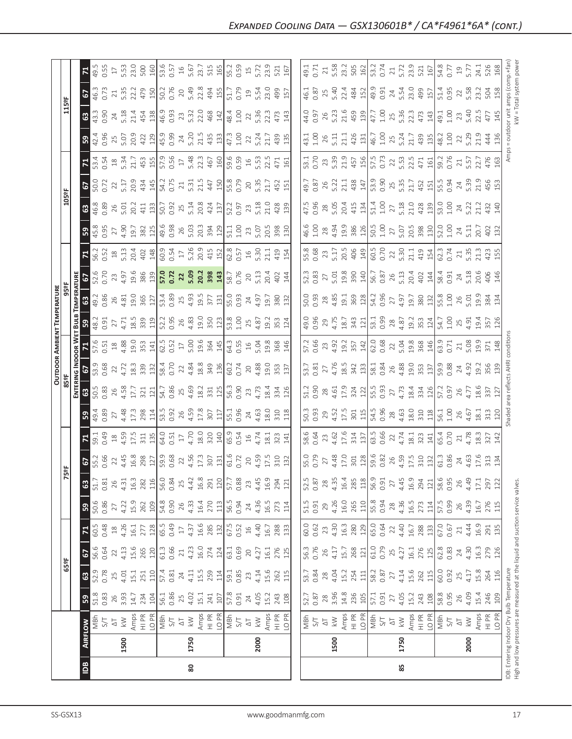## Expanded Cooling Data — GSX130601B* / CA*F4961*6A* (cont.)

| IDB | Airflow | | Outdoor Ambient Temperature | | | | | | | | | | | | | | | | | | | |
|---|---|---|---|---|---|---|---|---|---|---|---|---|---|---|---|---|---|---|---|---|---|---|
| | | | 65ºF | | | | 75ºF | | | | 85ºF | | | | 95ºF | | | | 105ºF | | | | 115ºF | | | |
| | | | Entering Indoor Wet Bulb Temperature | | | | | | | | | | | | | | | | | | | | | | | |
| | | | 59 | 63 | 67 | 71 | 59 | 63 | 67 | 71 | 59 | 63 | 67 | 71 | 59 | 63 | 67 | 71 | 59 | 63 | 67 | 71 | 59 | 63 | 67 | 71 |
| 80 | 1500 | MBh | 51.8 | 52.9 | 56.6 | 60.5 | 50.6 | 51.7 | 55.2 | 59.1 | 49.4 | 50.5 | 53.9 | 57.6 | 48.2 | 49.2 | 52.6 | 56.2 | 45.8 | 46.8 | 50.0 | 53.4 | 42.4 | 43.3 | 46.3 | 49.5 |
| | | S/T | 0.83 | 0.78 | 0.64 | 0.48 | 0.86 | 0.81 | 0.66 | 0.49 | 0.89 | 0.83 | 0.68 | 0.51 | 0.91 | 0.86 | 0.70 | 0.52 | 0.95 | 0.89 | 0.72 | 0.54 | 0.96 | 0.90 | 0.73 | 0.55 |
| | | ΔT | 26 | 25 | 22 | 18 | 27 | 26 | 22 | 18 | 27 | 26 | 22 | 18 | 27 | 26 | 23 | 18 | 27 | 26 | 22 | 18 | 25 | 24 | 21 | 17 |
| | | kW | 3.93 | 4.01 | 4.13 | 4.26 | 4.22 | 4.31 | 4.45 | 4.59 | 4.48 | 4.58 | 4.72 | 4.88 | 4.71 | 4.81 | 4.97 | 5.13 | 4.90 | 5.01 | 5.17 | 5.34 | 5.07 | 5.18 | 5.35 | 5.53 |
| | | Amps | 14.7 | 15.1 | 15.6 | 16.1 | 15.9 | 16.3 | 16.8 | 17.5 | 17.3 | 17.7 | 18.3 | 19.0 | 18.5 | 19.0 | 19.6 | 20.4 | 19.7 | 20.2 | 20.9 | 21.7 | 20.9 | 21.4 | 22.2 | 23.0 |
| | | HI PR | 234 | 251 | 265 | 277 | 262 | 282 | 298 | 311 | 298 | 321 | 339 | 353 | 339 | 365 | 386 | 402 | 382 | 411 | 434 | 453 | 422 | 454 | 479 | 500 |
| | | LO PR | 104 | 110 | 120 | 128 | 109 | 116 | 127 | 135 | 114 | 121 | 132 | 141 | 119 | 127 | 139 | 148 | 125 | 133 | 145 | 155 | 129 | 138 | 150 | 160 |
| | 1750 | MBh | 56.1 | 57.4 | 61.3 | 65.5 | 54.8 | 56.0 | 59.9 | 64.0 | 53.5 | 54.7 | 58.4 | 62.5 | 52.2 | 53.4 | 57.0 | 60.9 | 49.6 | 50.7 | 54.2 | 57.9 | 45.9 | 46.9 | 50.2 | 53.6 |
| | | S/T | 0.86 | 0.81 | 0.66 | 0.49 | 0.90 | 0.84 | 0.68 | 0.51 | 0.92 | 0.86 | 0.70 | 0.52 | 0.95 | 0.89 | 0.72 | 0.54 | 0.98 | 0.92 | 0.75 | 0.56 | 0.99 | 0.93 | 0.76 | 0.57 |
| | | ΔT | 25 | 24 | 21 | 17 | 26 | 25 | 22 | 17 | 26 | 25 | 22 | 17 | 26 | 25 | 22 | 17 | 26 | 25 | 21 | 17 | 24 | 23 | 20 | 16 |
| | | kW | 4.02 | 4.11 | 4.23 | 4.37 | 4.33 | 4.42 | 4.56 | 4.70 | 4.59 | 4.69 | 4.84 | 5.00 | 4.83 | 4.93 | 5.09 | 5.26 | 5.03 | 5.14 | 5.31 | 5.48 | 5.20 | 5.32 | 5.49 | 5.67 |
| | | Amps | 15.1 | 15.5 | 16.0 | 16.6 | 16.4 | 16.8 | 17.3 | 18.0 | 17.8 | 18.2 | 18.8 | 19.6 | 19.0 | 19.5 | 20.2 | 20.9 | 20.3 | 20.8 | 21.5 | 22.3 | 21.5 | 22.0 | 22.8 | 23.7 |
| | | HI PR | 241 | 259 | 274 | 285 | 270 | 291 | 307 | 320 | 307 | 331 | 349 | 364 | 350 | 377 | 398 | 415 | 394 | 424 | 447 | 467 | 435 | 468 | 494 | 515 |
| | | LO PR | 107 | 114 | 124 | 132 | 113 | 120 | 131 | 140 | 117 | 125 | 136 | 145 | 123 | 131 | 143 | 152 | 129 | 137 | 150 | 160 | 133 | 142 | 155 | 165 |
| | 2000 | MBh | 57.8 | 59.1 | 63.1 | 67.5 | 56.5 | 57.7 | 61.6 | 65.9 | 55.1 | 56.3 | 60.2 | 64.3 | 53.8 | 55.0 | 58.7 | 62.8 | 51.1 | 52.2 | 55.8 | 59.6 | 47.3 | 48.4 | 51.7 | 55.2 |
| | | S/T | 0.91 | 0.85 | 0.69 | 0.52 | 0.94 | 0.88 | 0.72 | 0.54 | 0.96 | 0.90 | 0.74 | 0.55 | 1.00 | 0.93 | 0.76 | 0.57 | 1.00 | 0.97 | 0.79 | 0.59 | 1.00 | 1.00 | 0.79 | 0.59 |
| | | ΔT | 24 | 23 | 20 | 16 | 24 | 23 | 20 | 16 | 24 | 23 | 20 | 16 | 24 | 24 | 20 | 16 | 23 | 23 | 20 | 16 | 22 | 22 | 19 | 15 |
| | | kW | 4.05 | 4.14 | 4.27 | 4.40 | 4.36 | 4.45 | 4.59 | 4.74 | 4.63 | 4.73 | 4.88 | 5.04 | 4.87 | 4.97 | 5.13 | 5.30 | 5.07 | 5.18 | 5.35 | 5.53 | 5.24 | 5.36 | 5.54 | 5.72 |
| | | Amps | 15.2 | 15.6 | 16.1 | 16.7 | 16.5 | 16.9 | 17.5 | 18.1 | 18.0 | 18.4 | 19.0 | 19.8 | 19.2 | 19.7 | 20.4 | 21.1 | 20.5 | 21.0 | 21.7 | 22.5 | 21.7 | 22.3 | 23.0 | 23.9 |
| | | HI PR | 243 | 262 | 276 | 288 | 273 | 294 | 310 | 323 | 310 | 334 | 353 | 368 | 353 | 380 | 402 | 419 | 398 | 428 | 452 | 471 | 439 | 473 | 499 | 521 |
| | | LO PR | 108 | 115 | 125 | 133 | 114 | 121 | 132 | 141 | 118 | 126 | 137 | 146 | 124 | 132 | 144 | 154 | 130 | 139 | 151 | 161 | 135 | 143 | 157 | 167 |
| 85 | 1500 | MBh | 52.7 | 53.7 | 56.3 | 60.0 | 51.5 | 52.5 | 55.0 | 58.6 | 50.3 | 51.2 | 53.7 | 57.2 | 49.0 | 50.0 | 52.3 | 55.8 | 46.6 | 47.5 | 49.7 | 53.1 | 43.1 | 44.0 | 46.1 | 49.1 |
| | | S/T | 0.87 | 0.84 | 0.76 | 0.62 | 0.91 | 0.87 | 0.79 | 0.64 | 0.93 | 0.90 | 0.81 | 0.66 | 0.96 | 0.93 | 0.83 | 0.68 | 1.00 | 0.96 | 0.87 | 0.70 | 1.00 | 0.97 | 0.87 | 0.71 |
| | | ΔT | 28 | 28 | 26 | 23 | 29 | 28 | 27 | 23 | 29 | 28 | 27 | 23 | 29 | 28 | 27 | 23 | 28 | 28 | 26 | 23 | 26 | 26 | 25 | 21 |
| | | kW | 3.96 | 4.04 | 4.17 | 4.30 | 4.26 | 4.35 | 4.48 | 4.62 | 4.52 | 4.61 | 4.76 | 4.92 | 4.75 | 4.85 | 5.01 | 5.17 | 4.94 | 5.05 | 5.22 | 5.39 | 5.11 | 5.23 | 5.40 | 5.58 |
| | | Amps | 14.8 | 15.2 | 15.7 | 16.3 | 16.0 | 16.4 | 17.0 | 17.6 | 17.5 | 17.9 | 18.5 | 19.2 | 18.7 | 19.1 | 19.8 | 20.5 | 19.9 | 20.4 | 21.1 | 21.9 | 21.1 | 21.6 | 22.4 | 23.2 |
| | | HI PR | 236 | 254 | 268 | 280 | 265 | 285 | 301 | 314 | 301 | 324 | 342 | 357 | 343 | 369 | 390 | 406 | 386 | 415 | 438 | 457 | 426 | 459 | 484 | 505 |
| | | LO PR | 105 | 111 | 121 | 129 | 110 | 118 | 128 | 137 | 115 | 122 | 133 | 142 | 121 | 128 | 140 | 149 | 126 | 134 | 147 | 156 | 131 | 139 | 152 | 162 |
| | 1750 | MBh | 57.1 | 58.2 | 61.0 | 65.0 | 55.8 | 56.9 | 59.6 | 63.5 | 54.5 | 55.5 | 58.1 | 62.0 | 53.1 | 54.2 | 56.7 | 60.5 | 50.5 | 51.4 | 53.9 | 57.5 | 46.7 | 47.7 | 49.9 | 53.2 |
| | | S/T | 0.91 | 0.87 | 0.79 | 0.64 | 0.94 | 0.91 | 0.82 | 0.66 | 0.96 | 0.93 | 0.84 | 0.68 | 0.99 | 0.96 | 0.87 | 0.70 | 1.00 | 1.00 | 0.90 | 0.73 | 1.00 | 1.00 | 0.91 | 0.74 |
| | | ΔT | 27 | 27 | 25 | 22 | 28 | 27 | 26 | 22 | 28 | 27 | 26 | 22 | 28 | 27 | 26 | 22 | 27 | 27 | 25 | 22 | 25 | 25 | 24 | 21 |
| | | kW | 4.05 | 4.14 | 4.27 | 4.40 | 4.36 | 4.45 | 4.59 | 4.74 | 4.63 | 4.73 | 4.88 | 5.04 | 4.87 | 4.97 | 5.13 | 5.30 | 5.07 | 5.18 | 5.35 | 5.53 | 5.24 | 5.36 | 5.54 | 5.72 |
| | | Amps | 15.2 | 15.6 | 16.1 | 16.7 | 16.5 | 16.9 | 17.5 | 18.1 | 18.0 | 18.4 | 19.0 | 19.8 | 19.2 | 19.7 | 20.4 | 21.1 | 20.5 | 21.0 | 21.7 | 22.5 | 21.7 | 22.3 | 23.0 | 23.9 |
| | | HI PR | 243 | 262 | 276 | 288 | 273 | 294 | 310 | 323 | 310 | 334 | 353 | 368 | 353 | 380 | 402 | 419 | 398 | 428 | 452 | 471 | 439 | 473 | 499 | 521 |
| | | LO PR | 108 | 115 | 125 | 133 | 114 | 121 | 132 | 141 | 118 | 126 | 137 | 146 | 124 | 132 | 144 | 154 | 130 | 139 | 151 | 161 | 135 | 143 | 157 | 167 |
| | 2000 | MBh | 58.8 | 60.0 | 62.8 | 67.0 | 57.5 | 58.6 | 61.3 | 65.4 | 56.1 | 57.2 | 59.9 | 63.9 | 54.7 | 55.8 | 58.4 | 62.3 | 52.0 | 53.0 | 55.5 | 59.2 | 48.2 | 49.1 | 51.4 | 54.8 |
| | | S/T | 0.95 | 0.92 | 0.83 | 0.67 | 0.99 | 0.95 | 0.86 | 0.70 | 1.00 | 0.97 | 0.88 | 0.71 | 1.00 | 1.00 | 0.91 | 0.74 | 1.00 | 1.00 | 0.94 | 0.76 | 1.00 | 1.00 | 0.95 | 0.77 |
| | | ΔT | 26 | 25 | 24 | 21 | 26 | 26 | 24 | 21 | 26 | 26 | 24 | 21 | 25 | 26 | 24 | 21 | 24 | 24 | 24 | 21 | 22 | 23 | 22 | 19 |
| | | kW | 4.09 | 4.17 | 4.30 | 4.44 | 4.39 | 4.49 | 4.63 | 4.78 | 4.67 | 4.77 | 4.92 | 5.08 | 4.91 | 5.01 | 5.18 | 5.35 | 5.11 | 5.22 | 5.39 | 5.57 | 5.29 | 5.40 | 5.58 | 5.77 |
| | | Amps | 15.4 | 15.8 | 16.3 | 16.9 | 16.7 | 17.1 | 17.6 | 18.3 | 18.1 | 18.6 | 19.2 | 19.9 | 19.4 | 19.9 | 20.6 | 21.3 | 20.7 | 21.2 | 21.9 | 22.7 | 21.9 | 22.5 | 23.2 | 24.1 |
| | | HI PR | 246 | 264 | 279 | 291 | 276 | 297 | 313 | 327 | 313 | 337 | 356 | 371 | 357 | 384 | 406 | 423 | 402 | 432 | 456 | 476 | 444 | 477 | 504 | 526 |
| | | LO PR | 109 | 116 | 126 | 135 | 115 | 122 | 134 | 142 | 120 | 127 | 139 | 148 | 126 | 134 | 146 | 155 | 132 | 140 | 153 | 163 | 136 | 145 | 158 | 168 |

IDB: Entering Indoor Dry Bulb Temperature
High and low pressures are measured at the liquid and suction service valves.

Shaded area reflects AHRI conditions

Amps = outdoor unit amps (comp.+fan)
kW = Total system power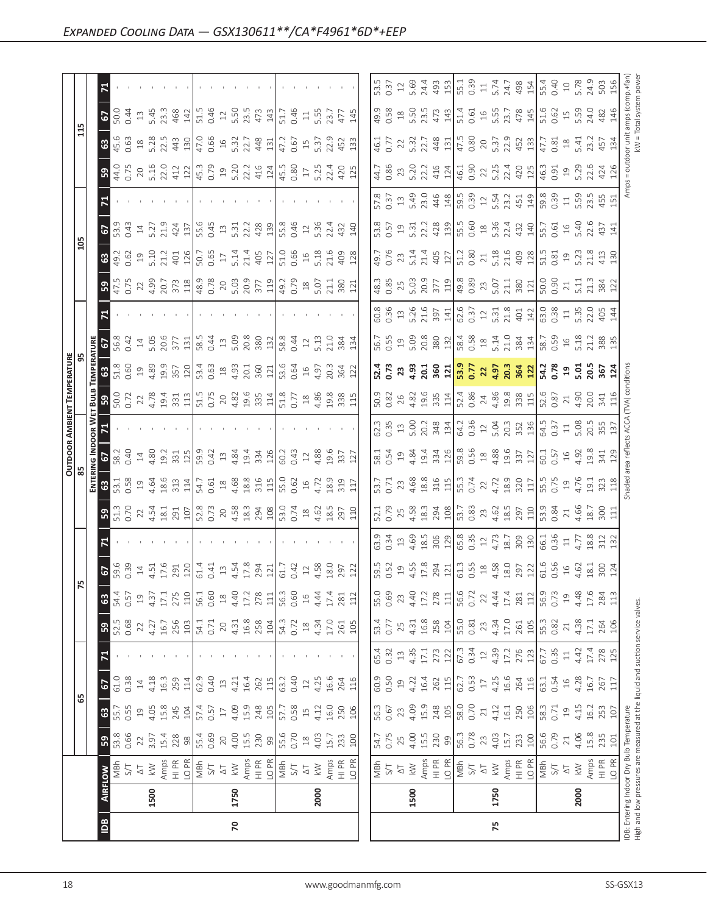## Expanded Cooling Data — GSX130611**/CA*F4961*6D*+EEP

| IDB | Airflow | | 65 | | | | 75 | | | | 85 | | | | 95 | | | | 105 | | | | 115 | | | |
|---|---|---|---|---|---|---|---|---|---|---|---|---|---|---|---|---|---|---|---|---|---|---|---|---|---|---|
| | | | 59 | 63 | 67 | 71 | 59 | 63 | 67 | 71 | 59 | 63 | 67 | 71 | 59 | 63 | 67 | 71 | 59 | 63 | 67 | 71 | 59 | 63 | 67 | 71 |
| 70 | 1500 | MBh | 53.8 | 55.7 | 61.0 | - | 52.5 | 54.4 | 59.6 | - | 51.3 | 53.1 | 58.2 | - | 50.0 | 51.8 | 56.8 | - | 47.5 | 49.2 | 53.9 | - | 44.0 | 45.6 | 50.0 | - |
| | | S/T | 0.66 | 0.55 | 0.38 | - | 0.68 | 0.57 | 0.39 | - | 0.70 | 0.58 | 0.40 | - | 0.72 | 0.60 | 0.42 | - | 0.75 | 0.62 | 0.43 | - | 0.75 | 0.63 | 0.44 | - |
| | | ΔT | 22 | 19 | 14 | - | 22 | 19 | 14 | - | 22 | 19 | 14 | - | 22 | 19 | 14 | - | 22 | 19 | 14 | - | 20 | 18 | 13 | - |
| | | kW | 3.97 | 4.05 | 4.18 | - | 4.27 | 4.37 | 4.51 | - | 4.54 | 4.64 | 4.80 | - | 4.78 | 4.89 | 5.05 | - | 4.99 | 5.10 | 5.27 | - | 5.16 | 5.28 | 5.45 | - |
| | | Amps | 15.4 | 15.8 | 16.3 | - | 16.7 | 17.1 | 17.6 | - | 18.1 | 18.6 | 19.2 | - | 19.4 | 19.9 | 20.6 | - | 20.7 | 21.2 | 21.9 | - | 22.0 | 22.5 | 23.3 | - |
| | | HI PR | 228 | 245 | 259 | - | 256 | 275 | 291 | - | 291 | 313 | 331 | - | 331 | 357 | 377 | - | 373 | 401 | 424 | - | 412 | 443 | 468 | - |
| | | LO PR | 98 | 104 | 114 | - | 103 | 110 | 120 | - | 107 | 114 | 125 | - | 113 | 120 | 131 | - | 118 | 126 | 137 | - | 122 | 130 | 142 | - |
| | 1750 | MBh | 55.4 | 57.4 | 62.9 | - | 54.1 | 56.1 | 61.4 | - | 52.8 | 54.7 | 59.9 | - | 51.5 | 53.4 | 58.5 | - | 48.9 | 50.7 | 55.6 | - | 45.3 | 47.0 | 51.5 | - |
| | | S/T | 0.69 | 0.57 | 0.40 | - | 0.71 | 0.60 | 0.41 | - | 0.73 | 0.61 | 0.42 | - | 0.75 | 0.63 | 0.44 | - | 0.78 | 0.65 | 0.45 | - | 0.79 | 0.66 | 0.46 | - |
| | | ΔT | 20 | 17 | 13 | - | 20 | 18 | 13 | - | 20 | 18 | 13 | - | 20 | 18 | 13 | - | 20 | 17 | 13 | - | 19 | 16 | 12 | - |
| | | kW | 4.00 | 4.09 | 4.21 | - | 4.31 | 4.40 | 4.54 | - | 4.58 | 4.68 | 4.84 | - | 4.82 | 4.93 | 5.09 | - | 5.03 | 5.14 | 5.31 | - | 5.20 | 5.32 | 5.50 | - |
| | | Amps | 15.5 | 15.9 | 16.4 | - | 16.8 | 17.2 | 17.8 | - | 18.3 | 18.8 | 19.4 | - | 19.6 | 20.1 | 20.8 | - | 20.9 | 21.4 | 22.2 | - | 22.2 | 22.7 | 23.5 | - |
| | | HI PR | 230 | 248 | 262 | - | 258 | 278 | 294 | - | 294 | 316 | 334 | - | 335 | 360 | 380 | - | 377 | 405 | 428 | - | 416 | 448 | 473 | - |
| | | LO PR | 99 | 105 | 115 | - | 104 | 111 | 121 | - | 108 | 115 | 126 | - | 114 | 121 | 132 | - | 119 | 127 | 139 | - | 124 | 131 | 143 | - |
| | 2000 | MBh | 55.6 | 57.7 | 63.2 | - | 54.3 | 56.3 | 61.7 | - | 53.0 | 55.0 | 60.2 | - | 51.8 | 53.6 | 58.8 | - | 49.2 | 51.0 | 55.8 | - | 45.5 | 47.2 | 51.7 | - |
| | | S/T | 0.70 | 0.58 | 0.40 | - | 0.72 | 0.60 | 0.42 | - | 0.74 | 0.62 | 0.43 | - | 0.77 | 0.64 | 0.44 | - | 0.79 | 0.66 | 0.46 | - | 0.80 | 0.67 | 0.46 | - |
| | | ΔT | 18 | 15 | 12 | - | 18 | 16 | 12 | - | 18 | 16 | 12 | - | 18 | 16 | 12 | - | 18 | 16 | 12 | - | 17 | 15 | 11 | - |
| | | kW | 4.03 | 4.12 | 4.25 | - | 4.34 | 4.44 | 4.58 | - | 4.62 | 4.72 | 4.88 | - | 4.86 | 4.97 | 5.13 | - | 5.07 | 5.18 | 5.36 | - | 5.25 | 5.37 | 5.55 | - |
| | | Amps | 15.7 | 16.0 | 16.6 | - | 17.0 | 17.4 | 18.0 | - | 18.5 | 18.9 | 19.6 | - | 19.8 | 20.3 | 21.0 | - | 21.1 | 21.6 | 22.4 | - | 22.4 | 22.9 | 23.7 | - |
| | | HI PR | 233 | 250 | 264 | - | 261 | 281 | 297 | - | 297 | 319 | 337 | - | 338 | 364 | 384 | - | 380 | 409 | 432 | - | 420 | 452 | 477 | - |
| | | LO PR | 100 | 106 | 116 | - | 105 | 112 | 122 | - | 110 | 117 | 127 | - | 115 | 122 | 134 | - | 121 | 128 | 140 | - | 125 | 133 | 145 | - |
| 75 | 1500 | MBh | 54.7 | 56.3 | 60.9 | 65.4 | 53.4 | 55.0 | 59.5 | 63.9 | 52.1 | 53.7 | 58.1 | 62.3 | 50.9 | **52.4** | 56.7 | 60.8 | 48.3 | 49.7 | 53.8 | 57.8 | 44.7 | 46.1 | 49.9 | 53.5 |
| | | S/T | 0.75 | 0.67 | 0.50 | 0.32 | 0.77 | 0.69 | 0.52 | 0.34 | 0.79 | 0.71 | 0.54 | 0.35 | 0.82 | **0.73** | 0.55 | 0.36 | 0.85 | 0.76 | 0.57 | 0.37 | 0.86 | 0.77 | 0.58 | 0.37 |
| | | ΔT | 25 | 23 | 19 | 13 | 25 | 23 | 19 | 13 | 25 | 23 | 19 | 13 | 26 | **23** | 19 | 13 | 25 | 23 | 19 | 13 | 23 | 22 | 18 | 12 |
| | | kW | 4.00 | 4.09 | 4.22 | 4.35 | 4.31 | 4.40 | 4.55 | 4.69 | 4.58 | 4.68 | 4.84 | 5.00 | 4.82 | **4.93** | 5.09 | 5.26 | 5.03 | 5.14 | 5.31 | 5.49 | 5.20 | 5.32 | 5.50 | 5.69 |
| | | Amps | 15.5 | 15.9 | 16.4 | 17.1 | 16.8 | 17.2 | 17.8 | 18.5 | 18.3 | 18.8 | 19.4 | 20.2 | 19.6 | **20.1** | 20.8 | 21.6 | 20.9 | 21.4 | 22.2 | 23.0 | 22.2 | 22.7 | 23.5 | 24.4 |
| | | HI PR | 230 | 248 | 262 | 273 | 258 | 278 | 294 | 306 | 294 | 316 | 334 | 348 | 335 | **360** | 380 | 397 | 377 | 405 | 428 | 446 | 416 | 448 | 473 | 493 |
| | | LO PR | 99 | 105 | 115 | 122 | 104 | 111 | 121 | 129 | 108 | 115 | 126 | 134 | 114 | **121** | 132 | 141 | 119 | 127 | 139 | 148 | 124 | 131 | 143 | 153 |
| | 1750 | MBh | 56.3 | 58.0 | 62.7 | 67.3 | 55.0 | 56.6 | 61.3 | 65.8 | 53.7 | 55.3 | 59.8 | 64.2 | 52.4 | **53.9** | 58.4 | 62.6 | 49.8 | 51.2 | 55.5 | 59.5 | 46.1 | 47.5 | 51.4 | 55.1 |
| | | S/T | 0.78 | 0.70 | 0.53 | 0.34 | 0.81 | 0.72 | 0.55 | 0.35 | 0.83 | 0.74 | 0.56 | 0.36 | 0.86 | **0.77** | 0.58 | 0.37 | 0.89 | 0.80 | 0.60 | 0.39 | 0.90 | 0.80 | 0.61 | 0.39 |
| | | ΔT | 23 | 21 | 17 | 12 | 23 | 22 | 18 | 12 | 23 | 22 | 18 | 12 | 24 | **22** | 18 | 12 | 23 | 21 | 18 | 12 | 22 | 20 | 16 | 11 |
| | | kW | 4.03 | 4.12 | 4.25 | 4.39 | 4.34 | 4.44 | 4.58 | 4.73 | 4.62 | 4.72 | 4.88 | 5.04 | 4.86 | **4.97** | 5.14 | 5.31 | 5.07 | 5.18 | 5.36 | 5.54 | 5.25 | 5.37 | 5.55 | 5.74 |
| | | Amps | 15.7 | 16.1 | 16.6 | 17.2 | 17.0 | 17.4 | 18.0 | 18.7 | 18.5 | 18.9 | 19.6 | 20.3 | 19.8 | **20.3** | 21.0 | 21.8 | 21.1 | 21.6 | 22.4 | 23.2 | 22.4 | 22.9 | 23.7 | 24.7 |
| | | HI PR | 233 | 250 | 264 | 276 | 261 | 281 | 297 | 309 | 297 | 320 | 337 | 352 | 338 | **364** | 384 | 401 | 380 | 409 | 432 | 451 | 420 | 452 | 478 | 498 |
| | | LO PR | 100 | 106 | 116 | 123 | 105 | 112 | 122 | 130 | 110 | 117 | 127 | 136 | 115 | **122** | 134 | 142 | 121 | 128 | 140 | 149 | 125 | 133 | 145 | 154 |
| | 2000 | MBh | 56.6 | 58.3 | 63.1 | 67.7 | 55.3 | 56.9 | 61.6 | 66.1 | 53.9 | 55.5 | 60.1 | 64.5 | 52.6 | **54.2** | 58.7 | 63.0 | 50.0 | 51.5 | 55.7 | 59.8 | 46.3 | 47.7 | 51.6 | 55.4 |
| | | S/T | 0.79 | 0.71 | 0.54 | 0.35 | 0.82 | 0.73 | 0.56 | 0.36 | 0.84 | 0.75 | 0.57 | 0.37 | 0.87 | **0.78** | 0.59 | 0.38 | 0.90 | 0.81 | 0.61 | 0.39 | 0.91 | 0.81 | 0.62 | 0.40 |
| | | ΔT | 21 | 19 | 16 | 11 | 21 | 19 | 16 | 11 | 21 | 19 | 16 | 11 | 21 | **19** | 16 | 11 | 21 | 19 | 16 | 11 | 19 | 18 | 15 | 10 |
| | | kW | 4.06 | 4.15 | 4.28 | 4.42 | 4.38 | 4.48 | 4.62 | 4.77 | 4.66 | 4.76 | 4.92 | 5.08 | 4.90 | **5.01** | 5.18 | 5.35 | 5.11 | 5.23 | 5.40 | 5.59 | 5.29 | 5.41 | 5.59 | 5.78 |
| | | Amps | 15.8 | 16.2 | 16.7 | 17.4 | 17.1 | 17.6 | 18.1 | 18.8 | 18.7 | 19.1 | 19.8 | 20.5 | 20.0 | **20.5** | 21.2 | 22.0 | 21.3 | 21.8 | 22.6 | 23.5 | 22.6 | 23.2 | 24.0 | 24.9 |
| | | HI PR | 235 | 253 | 267 | 278 | 264 | 284 | 300 | 312 | 300 | 323 | 341 | 355 | 341 | **367** | 388 | 405 | 384 | 413 | 437 | 455 | 424 | 457 | 482 | 503 |
| | | LO PR | 101 | 107 | 117 | 125 | 106 | 113 | 124 | 132 | 111 | 118 | 129 | 137 | 116 | **124** | 135 | 144 | 122 | 130 | 141 | 151 | 126 | 134 | 146 | 156 |

Column groups: Outdoor Ambient Temperature (65, 75, 85, 95, 105, 115); sub-columns: Entering Indoor Wet Bulb Temperature (59, 63, 67, 71).

IDB: Entering Indoor Dry Bulb Temperature
High and low pressures are measured at the liquid and suction service valves.

Shaded area reflects ACCA (TVA) conditions

Amps = outdoor unit amps (comp.+fan)
kW = Total system power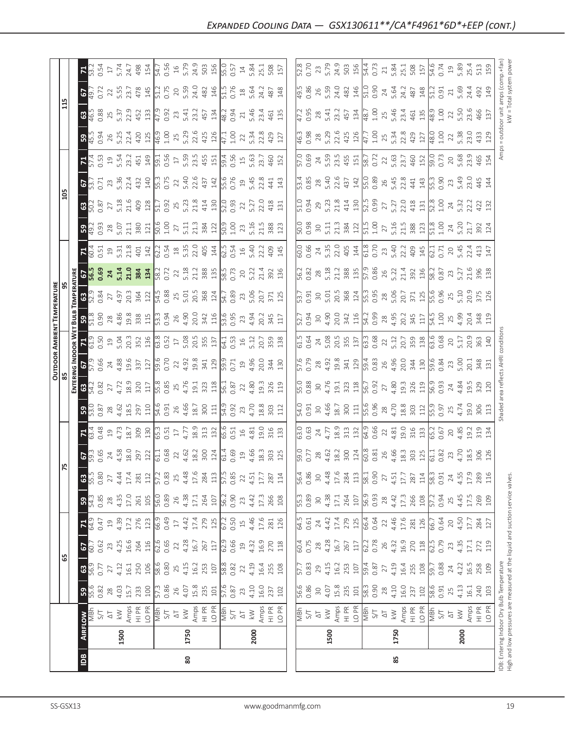## Expanded Cooling Data — GSX130611**/CA*F4961*6D*+EEP (cont.)

| IDB | Airflow | | 65 | | | | 75 | | | | 85 | | | | 95 | | | | 105 | | | | 115 | | | |
|---|---|---|---|---|---|---|---|---|---|---|---|---|---|---|---|---|---|---|---|---|---|---|---|---|---|---|
| | | | **59** | **63** | **67** | **71** | **59** | **63** | **67** | **71** | **59** | **63** | **67** | **71** | **59** | **63** | **67** | **71** | **59** | **63** | **67** | **71** | **59** | **63** | **67** | **71** |
| 80 | 1500 | MBh | 55.6 | 56.9 | 60.7 | 64.9 | 54.3 | 55.5 | 59.3 | 63.4 | 53.0 | 54.2 | 57.9 | 61.9 | 51.8 | 52.9 | **56.5** | 60.4 | 49.2 | 50.2 | 53.7 | 57.4 | 45.5 | 46.5 | 49.7 | 53.2 |
| | | S/T | 0.82 | 0.77 | 0.62 | 0.47 | 0.85 | 0.80 | 0.65 | 0.48 | 0.87 | 0.82 | 0.66 | 0.50 | 0.90 | 0.84 | **0.69** | 0.51 | 0.93 | 0.87 | 0.71 | 0.53 | 0.94 | 0.88 | 0.72 | 0.54 |
| | | ΔT | 28 | 27 | 23 | 19 | 28 | 27 | 24 | 19 | 28 | 27 | 24 | 19 | 28 | 27 | **24** | 19 | 28 | 27 | 23 | 19 | 26 | 25 | 22 | 17 |
| | | kW | 4.03 | 4.12 | 4.25 | 4.39 | 4.35 | 4.44 | 4.58 | 4.73 | 4.62 | 4.72 | 4.88 | 5.04 | 4.86 | 4.97 | **5.14** | 5.31 | 5.07 | 5.18 | 5.36 | 5.54 | 5.25 | 5.37 | 5.55 | 5.74 |
| | | Amps | 15.7 | 16.1 | 16.6 | 17.2 | 17.0 | 17.4 | 18.0 | 18.7 | 18.5 | 18.9 | 19.6 | 20.3 | 19.8 | 20.3 | **21.0** | 21.8 | 21.1 | 21.6 | 22.4 | 23.2 | 22.4 | 22.9 | 23.7 | 24.7 |
| | | HI PR | 233 | 250 | 264 | 276 | 261 | 281 | 297 | 309 | 297 | 320 | 337 | 352 | 338 | 364 | **384** | 401 | 380 | 409 | 432 | 451 | 420 | 452 | 478 | 498 |
| | | LO PR | 100 | 106 | 116 | 123 | 105 | 112 | 122 | 130 | 110 | 117 | 127 | 136 | 115 | 122 | **134** | 142 | 121 | 128 | 140 | 149 | 125 | 133 | 145 | 154 |
| | 1750 | MBh | 57.3 | 58.6 | 62.6 | 66.9 | 56.0 | 57.2 | 61.1 | 65.3 | 54.6 | 55.8 | 59.6 | 63.8 | 53.3 | 54.5 | 58.2 | 62.2 | 50.6 | 51.7 | 55.3 | 59.1 | 46.9 | 47.9 | 51.2 | 54.7 |
| | | S/T | 0.86 | 0.80 | 0.65 | 0.49 | 0.89 | 0.83 | 0.68 | 0.51 | 0.91 | 0.85 | 0.70 | 0.52 | 0.94 | 0.88 | 0.72 | 0.54 | 1.00 | 0.92 | 0.75 | 0.56 | 1.00 | 0.92 | 0.75 | 0.56 |
| | | ΔT | 26 | 25 | 22 | 17 | 26 | 25 | 22 | 17 | 26 | 25 | 22 | 17 | 26 | 25 | 22 | 18 | 27 | 25 | 22 | 17 | 25 | 23 | 20 | 16 |
| | | kW | 4.07 | 4.15 | 4.28 | 4.42 | 4.38 | 4.48 | 4.62 | 4.77 | 4.66 | 4.76 | 4.92 | 5.08 | 4.90 | 5.01 | 5.18 | 5.35 | 5.11 | 5.23 | 5.40 | 5.59 | 5.29 | 5.41 | 5.59 | 5.79 |
| | | Amps | 15.8 | 16.2 | 16.7 | 17.4 | 17.1 | 17.6 | 18.2 | 18.9 | 18.7 | 19.1 | 19.8 | 20.5 | 20.0 | 20.5 | 21.2 | 22.0 | 21.3 | 21.8 | 22.6 | 23.5 | 22.6 | 23.2 | 24.0 | 24.9 |
| | | HI PR | 235 | 253 | 267 | 279 | 264 | 284 | 300 | 313 | 300 | 323 | 341 | 355 | 342 | 368 | 388 | 405 | 384 | 414 | 437 | 455 | 425 | 457 | 482 | 503 |
| | | LO PR | 101 | 107 | 117 | 125 | 107 | 113 | 124 | 132 | 111 | 118 | 129 | 137 | 116 | 124 | 135 | 144 | 122 | 130 | 142 | 151 | 126 | 134 | 146 | 156 |
| | 2000 | MBh | 57.6 | 58.8 | 62.9 | 67.2 | 56.2 | 57.5 | 61.4 | 65.6 | 54.9 | 56.1 | 59.9 | 64.1 | 53.6 | 54.7 | 58.5 | 62.5 | 50.9 | 52.0 | 55.6 | 59.4 | 47.1 | 48.2 | 51.5 | 55.0 |
| | | S/T | 0.87 | 0.82 | 0.66 | 0.50 | 0.90 | 0.85 | 0.69 | 0.51 | 0.92 | 0.87 | 0.71 | 0.53 | 0.95 | 0.89 | 0.73 | 0.54 | 1.00 | 0.93 | 0.76 | 0.56 | 1.00 | 0.94 | 0.76 | 0.57 |
| | | ΔT | 23 | 22 | 19 | 15 | 23 | 22 | 19 | 16 | 23 | 22 | 19 | 16 | 23 | 23 | 20 | 16 | 23 | 22 | 19 | 15 | 22 | 21 | 18 | 14 |
| | | kW | 4.10 | 4.19 | 4.32 | 4.46 | 4.42 | 4.51 | 4.66 | 4.81 | 4.70 | 4.80 | 4.96 | 5.12 | 4.94 | 5.06 | 5.22 | 5.40 | 5.16 | 5.27 | 5.45 | 5.63 | 5.34 | 5.46 | 5.64 | 5.84 |
| | | Amps | 16.0 | 16.4 | 16.9 | 17.6 | 17.3 | 17.7 | 18.3 | 19.0 | 18.8 | 19.3 | 20.0 | 20.7 | 20.2 | 20.7 | 21.4 | 22.2 | 21.5 | 22.0 | 22.8 | 23.7 | 22.8 | 23.4 | 24.2 | 25.1 |
| | | HI PR | 237 | 255 | 270 | 281 | 266 | 287 | 303 | 316 | 303 | 326 | 344 | 359 | 345 | 371 | 392 | 409 | 388 | 418 | 441 | 460 | 429 | 461 | 487 | 508 |
| | | LO PR | 102 | 108 | 118 | 126 | 108 | 114 | 125 | 133 | 112 | 119 | 130 | 138 | 117 | 125 | 136 | 145 | 123 | 131 | 143 | 152 | 127 | 135 | 148 | 157 |
| 85 | 1500 | MBh | 56.6 | 57.7 | 60.4 | 64.5 | 55.3 | 56.4 | 59.0 | 63.0 | 54.0 | 55.0 | 57.6 | 61.5 | 52.7 | 53.7 | 56.2 | 60.0 | 50.0 | 51.0 | 53.4 | 57.0 | 46.3 | 47.2 | 49.5 | 52.8 |
| | | S/T | 0.86 | 0.83 | 0.75 | 0.61 | 0.89 | 0.86 | 0.77 | 0.63 | 0.91 | 0.88 | 0.79 | 0.64 | 0.94 | 0.91 | 0.82 | 0.66 | 0.98 | 0.94 | 0.85 | 0.69 | 0.98 | 0.95 | 0.86 | 0.70 |
| | | ΔT | 30 | 29 | 28 | 24 | 30 | 30 | 28 | 24 | 30 | 30 | 28 | 24 | 30 | 30 | 28 | 24 | 30 | 29 | 28 | 24 | 28 | 28 | 26 | 23 |
| | | kW | 4.07 | 4.15 | 4.28 | 4.42 | 4.38 | 4.48 | 4.62 | 4.77 | 4.66 | 4.76 | 4.92 | 5.08 | 4.90 | 5.01 | 5.18 | 5.35 | 5.11 | 5.23 | 5.40 | 5.59 | 5.29 | 5.41 | 5.59 | 5.79 |
| | | Amps | 15.8 | 16.2 | 16.7 | 17.4 | 17.1 | 17.6 | 18.2 | 18.9 | 18.7 | 19.1 | 19.8 | 20.5 | 20.0 | 20.5 | 21.2 | 22.0 | 21.3 | 21.8 | 22.6 | 23.5 | 22.6 | 23.2 | 24.0 | 24.9 |
| | | HI PR | 235 | 253 | 267 | 279 | 264 | 284 | 300 | 313 | 300 | 323 | 341 | 355 | 342 | 368 | 388 | 405 | 384 | 414 | 437 | 455 | 425 | 457 | 482 | 503 |
| | | LO PR | 101 | 107 | 117 | 125 | 107 | 113 | 124 | 132 | 111 | 118 | 129 | 137 | 116 | 124 | 135 | 144 | 122 | 130 | 142 | 151 | 126 | 134 | 146 | 156 |
| | 1750 | MBh | 58.3 | 59.4 | 62.2 | 66.4 | 56.9 | 58.1 | 60.8 | 64.9 | 55.6 | 56.7 | 59.4 | 63.3 | 54.2 | 55.3 | 57.9 | 61.8 | 51.5 | 52.5 | 55.0 | 58.7 | 47.7 | 48.7 | 51.0 | 54.4 |
| | | S/T | 0.90 | 0.87 | 0.78 | 0.64 | 0.93 | 0.90 | 0.81 | 0.66 | 0.96 | 0.92 | 0.83 | 0.68 | 0.99 | 0.95 | 0.86 | 0.70 | 1.00 | 0.99 | 0.89 | 0.72 | 1.00 | 1.00 | 0.90 | 0.73 |
| | | ΔT | 28 | 27 | 26 | 22 | 28 | 27 | 26 | 22 | 28 | 27 | 26 | 22 | 28 | 28 | 26 | 23 | 27 | 27 | 26 | 22 | 25 | 25 | 24 | 21 |
| | | kW | 4.10 | 4.19 | 4.32 | 4.46 | 4.42 | 4.51 | 4.66 | 4.81 | 4.70 | 4.80 | 4.96 | 5.12 | 4.95 | 5.06 | 5.22 | 5.40 | 5.16 | 5.27 | 5.45 | 5.63 | 5.34 | 5.46 | 5.64 | 5.84 |
| | | Amps | 16.0 | 16.4 | 16.9 | 17.6 | 17.3 | 17.7 | 18.3 | 19.0 | 18.8 | 19.3 | 20.0 | 20.7 | 20.2 | 20.7 | 21.4 | 22.2 | 21.5 | 22.0 | 22.8 | 23.7 | 22.8 | 23.4 | 24.2 | 25.1 |
| | | HI PR | 237 | 255 | 270 | 281 | 266 | 287 | 303 | 316 | 303 | 326 | 344 | 359 | 345 | 371 | 392 | 409 | 388 | 418 | 441 | 460 | 429 | 461 | 487 | 508 |
| | | LO PR | 102 | 108 | 118 | 126 | 108 | 114 | 125 | 133 | 112 | 119 | 130 | 138 | 117 | 125 | 136 | 145 | 123 | 131 | 143 | 152 | 127 | 135 | 148 | 157 |
| | 2000 | MBh | 58.6 | 59.7 | 62.5 | 66.7 | 57.2 | 58.3 | 61.1 | 65.2 | 55.9 | 56.9 | 59.6 | 63.6 | 54.5 | 55.6 | 58.2 | 62.1 | 51.8 | 52.8 | 55.3 | 59.0 | 48.0 | 48.9 | 51.2 | 54.6 |
| | | S/T | 0.91 | 0.88 | 0.79 | 0.64 | 0.94 | 0.91 | 0.82 | 0.67 | 0.97 | 0.93 | 0.84 | 0.68 | 1.00 | 0.96 | 0.87 | 0.71 | 1.00 | 1.00 | 0.90 | 0.73 | 1.00 | 1.00 | 0.91 | 0.74 |
| | | ΔT | 25 | 24 | 23 | 20 | 25 | 24 | 23 | 20 | 25 | 24 | 23 | 20 | 25 | 25 | 23 | 20 | 24 | 24 | 23 | 20 | 22 | 22 | 21 | 19 |
| | | kW | 4.13 | 4.22 | 4.35 | 4.50 | 4.45 | 4.55 | 4.70 | 4.85 | 4.74 | 4.84 | 5.00 | 5.17 | 4.99 | 5.10 | 5.27 | 5.45 | 5.20 | 5.32 | 5.49 | 5.68 | 5.38 | 5.50 | 5.69 | 5.89 |
| | | Amps | 16.1 | 16.5 | 17.1 | 17.7 | 17.5 | 17.9 | 18.5 | 19.2 | 19.0 | 19.5 | 20.1 | 20.9 | 20.4 | 20.9 | 21.6 | 22.4 | 21.7 | 22.2 | 23.0 | 23.9 | 23.0 | 23.6 | 24.4 | 25.4 |
| | | HI PR | 240 | 258 | 272 | 284 | 269 | 289 | 306 | 319 | 306 | 329 | 348 | 363 | 348 | 375 | 396 | 413 | 392 | 422 | 445 | 465 | 433 | 466 | 492 | 513 |
| | | LO PR | 103 | 109 | 119 | 127 | 109 | 116 | 126 | 134 | 113 | 120 | 131 | 140 | 119 | 126 | 138 | 147 | 124 | 132 | 144 | 154 | 129 | 137 | 149 | 159 |

Column groups: Outdoor Ambient Temperature (65, 75, 85, 95, 105, 115); sub-columns: Entering Indoor Wet Bulb Temperature (59, 63, 67, 71).

IDB: Entering Indoor Dry Bulb Temperature
High and low pressures are measured at the liquid and suction service valves.

Shaded area reflects AHRI conditions

Amps = outdoor unit amps (comp.+fan)
kW = Total system power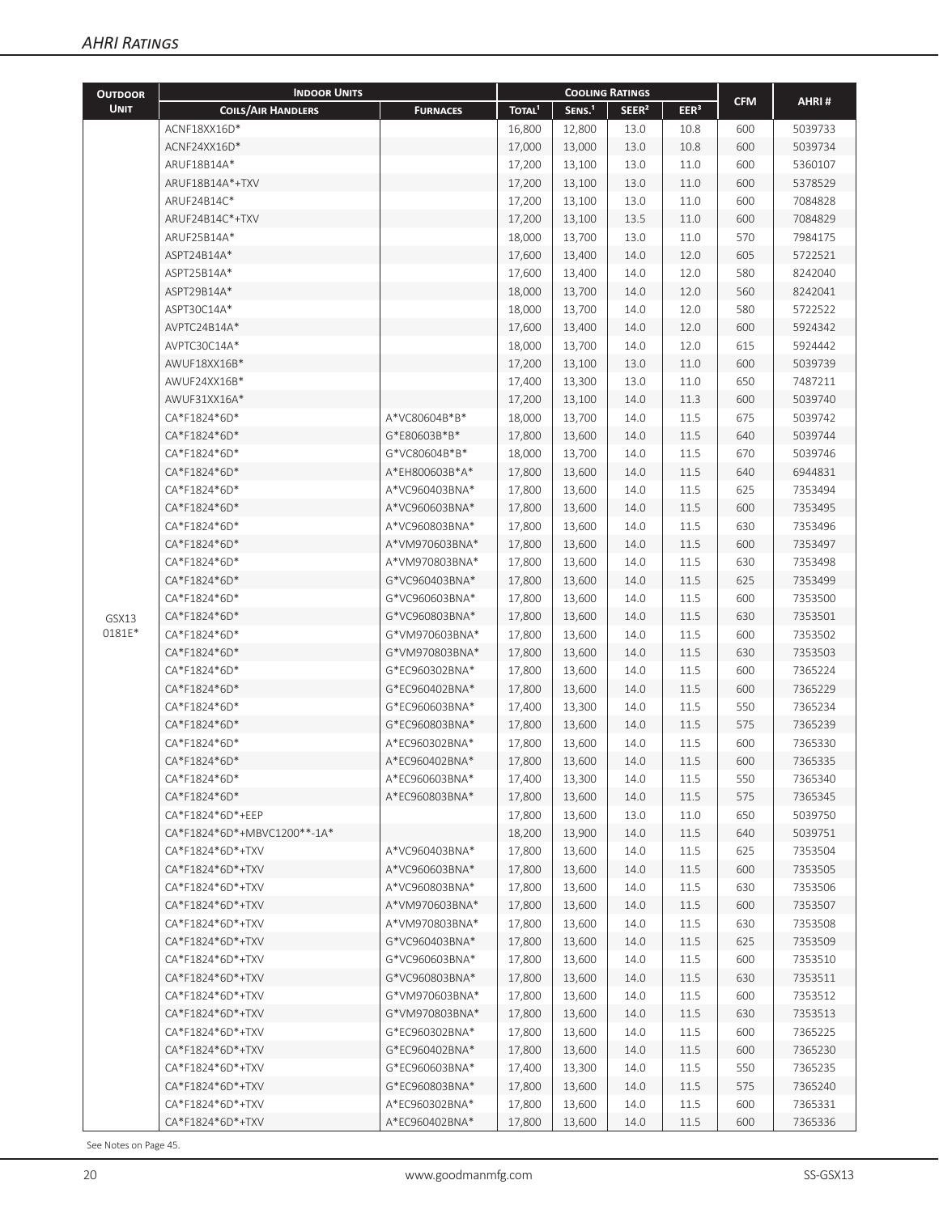## AHRI Ratings

| Outdoor Unit | Indoor Units | | Cooling Ratings | | | | CFM | AHRI # |
|---|---|---|---|---|---|---|---|---|
| | Coils/Air Handlers | Furnaces | Total[1] | Sens.[1] | SEER[2] | EER[3] | | |
| GSX13 0181E* | ACNF18XX16D* | | 16,800 | 12,800 | 13.0 | 10.8 | 600 | 5039733 |
| | ACNF24XX16D* | | 17,000 | 13,000 | 13.0 | 10.8 | 600 | 5039734 |
| | ARUF18B14A* | | 17,200 | 13,100 | 13.0 | 11.0 | 600 | 5360107 |
| | ARUF18B14A*+TXV | | 17,200 | 13,100 | 13.0 | 11.0 | 600 | 5378529 |
| | ARUF24B14C* | | 17,200 | 13,100 | 13.0 | 11.0 | 600 | 7084828 |
| | ARUF24B14C*+TXV | | 17,200 | 13,100 | 13.5 | 11.0 | 600 | 7084829 |
| | ARUF25B14A* | | 18,000 | 13,700 | 13.0 | 11.0 | 570 | 7984175 |
| | ASPT24B14A* | | 17,600 | 13,400 | 14.0 | 12.0 | 605 | 5722521 |
| | ASPT25B14A* | | 17,600 | 13,400 | 14.0 | 12.0 | 580 | 8242040 |
| | ASPT29B14A* | | 18,000 | 13,700 | 14.0 | 12.0 | 560 | 8242041 |
| | ASPT30C14A* | | 18,000 | 13,700 | 14.0 | 12.0 | 580 | 5722522 |
| | AVPTC24B14A* | | 17,600 | 13,400 | 14.0 | 12.0 | 600 | 5924342 |
| | AVPTC30C14A* | | 18,000 | 13,700 | 14.0 | 12.0 | 615 | 5924442 |
| | AWUF18XX16B* | | 17,200 | 13,100 | 13.0 | 11.0 | 600 | 5039739 |
| | AWUF24XX16B* | | 17,400 | 13,300 | 13.0 | 11.0 | 650 | 7487211 |
| | AWUF31XX16A* | | 17,200 | 13,100 | 14.0 | 11.3 | 600 | 5039740 |
| | CA*F1824*6D* | A*VC80604B*B* | 18,000 | 13,700 | 14.0 | 11.5 | 675 | 5039742 |
| | CA*F1824*6D* | G*E80603B*B* | 17,800 | 13,600 | 14.0 | 11.5 | 640 | 5039744 |
| | CA*F1824*6D* | G*VC80604B*B* | 18,000 | 13,700 | 14.0 | 11.5 | 670 | 5039746 |
| | CA*F1824*6D* | A*EH800603B*A* | 17,800 | 13,600 | 14.0 | 11.5 | 640 | 6944831 |
| | CA*F1824*6D* | A*VC960403BNA* | 17,800 | 13,600 | 14.0 | 11.5 | 625 | 7353494 |
| | CA*F1824*6D* | A*VC960603BNA* | 17,800 | 13,600 | 14.0 | 11.5 | 600 | 7353495 |
| | CA*F1824*6D* | A*VC960803BNA* | 17,800 | 13,600 | 14.0 | 11.5 | 630 | 7353496 |
| | CA*F1824*6D* | A*VM970603BNA* | 17,800 | 13,600 | 14.0 | 11.5 | 600 | 7353497 |
| | CA*F1824*6D* | A*VM970803BNA* | 17,800 | 13,600 | 14.0 | 11.5 | 630 | 7353498 |
| | CA*F1824*6D* | G*VC960403BNA* | 17,800 | 13,600 | 14.0 | 11.5 | 625 | 7353499 |
| | CA*F1824*6D* | G*VC960603BNA* | 17,800 | 13,600 | 14.0 | 11.5 | 600 | 7353500 |
| | CA*F1824*6D* | G*VC960803BNA* | 17,800 | 13,600 | 14.0 | 11.5 | 630 | 7353501 |
| | CA*F1824*6D* | G*VM970603BNA* | 17,800 | 13,600 | 14.0 | 11.5 | 600 | 7353502 |
| | CA*F1824*6D* | G*VM970803BNA* | 17,800 | 13,600 | 14.0 | 11.5 | 630 | 7353503 |
| | CA*F1824*6D* | G*EC960302BNA* | 17,800 | 13,600 | 14.0 | 11.5 | 600 | 7365224 |
| | CA*F1824*6D* | G*EC960402BNA* | 17,800 | 13,600 | 14.0 | 11.5 | 600 | 7365229 |
| | CA*F1824*6D* | G*EC960603BNA* | 17,400 | 13,300 | 14.0 | 11.5 | 550 | 7365234 |
| | CA*F1824*6D* | G*EC960803BNA* | 17,800 | 13,600 | 14.0 | 11.5 | 575 | 7365239 |
| | CA*F1824*6D* | A*EC960302BNA* | 17,800 | 13,600 | 14.0 | 11.5 | 600 | 7365330 |
| | CA*F1824*6D* | A*EC960402BNA* | 17,800 | 13,600 | 14.0 | 11.5 | 600 | 7365335 |
| | CA*F1824*6D* | A*EC960603BNA* | 17,400 | 13,300 | 14.0 | 11.5 | 550 | 7365340 |
| | CA*F1824*6D* | A*EC960803BNA* | 17,800 | 13,600 | 14.0 | 11.5 | 575 | 7365345 |
| | CA*F1824*6D*+EEP | | 17,800 | 13,600 | 13.0 | 11.0 | 650 | 5039750 |
| | CA*F1824*6D*+MBVC1200**-1A* | | 18,200 | 13,900 | 14.0 | 11.5 | 640 | 5039751 |
| | CA*F1824*6D*+TXV | A*VC960403BNA* | 17,800 | 13,600 | 14.0 | 11.5 | 625 | 7353504 |
| | CA*F1824*6D*+TXV | A*VC960603BNA* | 17,800 | 13,600 | 14.0 | 11.5 | 600 | 7353505 |
| | CA*F1824*6D*+TXV | A*VC960803BNA* | 17,800 | 13,600 | 14.0 | 11.5 | 630 | 7353506 |
| | CA*F1824*6D*+TXV | A*VM970603BNA* | 17,800 | 13,600 | 14.0 | 11.5 | 600 | 7353507 |
| | CA*F1824*6D*+TXV | A*VM970803BNA* | 17,800 | 13,600 | 14.0 | 11.5 | 630 | 7353508 |
| | CA*F1824*6D*+TXV | G*VC960403BNA* | 17,800 | 13,600 | 14.0 | 11.5 | 625 | 7353509 |
| | CA*F1824*6D*+TXV | G*VC960603BNA* | 17,800 | 13,600 | 14.0 | 11.5 | 600 | 7353510 |
| | CA*F1824*6D*+TXV | G*VC960803BNA* | 17,800 | 13,600 | 14.0 | 11.5 | 630 | 7353511 |
| | CA*F1824*6D*+TXV | G*VM970603BNA* | 17,800 | 13,600 | 14.0 | 11.5 | 600 | 7353512 |
| | CA*F1824*6D*+TXV | G*VM970803BNA* | 17,800 | 13,600 | 14.0 | 11.5 | 630 | 7353513 |
| | CA*F1824*6D*+TXV | G*EC960302BNA* | 17,800 | 13,600 | 14.0 | 11.5 | 600 | 7365225 |
| | CA*F1824*6D*+TXV | G*EC960402BNA* | 17,800 | 13,600 | 14.0 | 11.5 | 600 | 7365230 |
| | CA*F1824*6D*+TXV | G*EC960603BNA* | 17,400 | 13,300 | 14.0 | 11.5 | 550 | 7365235 |
| | CA*F1824*6D*+TXV | G*EC960803BNA* | 17,800 | 13,600 | 14.0 | 11.5 | 575 | 7365240 |
| | CA*F1824*6D*+TXV | A*EC960302BNA* | 17,800 | 13,600 | 14.0 | 11.5 | 600 | 7365331 |
| | CA*F1824*6D*+TXV | A*EC960402BNA* | 17,800 | 13,600 | 14.0 | 11.5 | 600 | 7365336 |

See Notes on Page 45.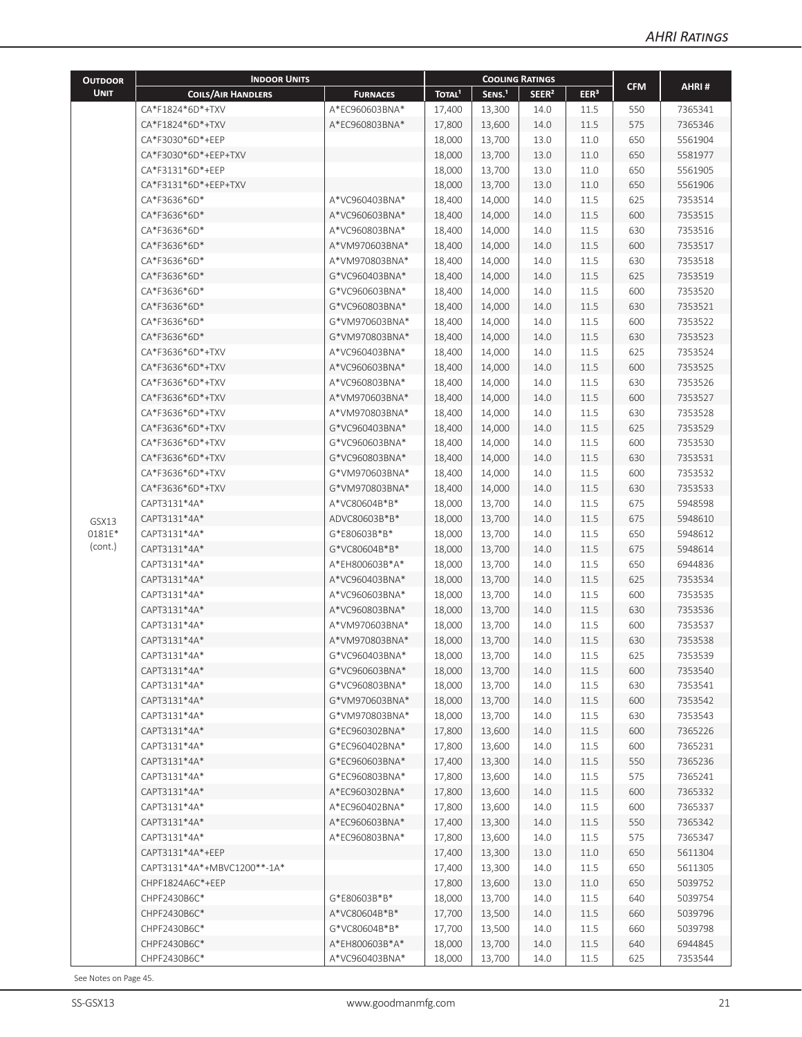| Outdoor Unit | Indoor Units | | Cooling Ratings | | | | CFM | AHRI # |
|---|---|---|---|---|---|---|---|---|
| | Coils/Air Handlers | Furnaces | Total[1] | Sens.[1] | SEER[2] | EER[3] | | |
| GSX13 0181E* (cont.) | CA*F1824*6D*+TXV | A*EC960603BNA* | 17,400 | 13,300 | 14.0 | 11.5 | 550 | 7365341 |
| | CA*F1824*6D*+TXV | A*EC960803BNA* | 17,800 | 13,600 | 14.0 | 11.5 | 575 | 7365346 |
| | CA*F3030*6D*+EEP | | 18,000 | 13,700 | 13.0 | 11.0 | 650 | 5561904 |
| | CA*F3030*6D*+EEP+TXV | | 18,000 | 13,700 | 13.0 | 11.0 | 650 | 5581977 |
| | CA*F3131*6D*+EEP | | 18,000 | 13,700 | 13.0 | 11.0 | 650 | 5561905 |
| | CA*F3131*6D*+EEP+TXV | | 18,000 | 13,700 | 13.0 | 11.0 | 650 | 5561906 |
| | CA*F3636*6D* | A*VC960403BNA* | 18,400 | 14,000 | 14.0 | 11.5 | 625 | 7353514 |
| | CA*F3636*6D* | A*VC960603BNA* | 18,400 | 14,000 | 14.0 | 11.5 | 600 | 7353515 |
| | CA*F3636*6D* | A*VC960803BNA* | 18,400 | 14,000 | 14.0 | 11.5 | 630 | 7353516 |
| | CA*F3636*6D* | A*VM970603BNA* | 18,400 | 14,000 | 14.0 | 11.5 | 600 | 7353517 |
| | CA*F3636*6D* | A*VM970803BNA* | 18,400 | 14,000 | 14.0 | 11.5 | 630 | 7353518 |
| | CA*F3636*6D* | G*VC960403BNA* | 18,400 | 14,000 | 14.0 | 11.5 | 625 | 7353519 |
| | CA*F3636*6D* | G*VC960603BNA* | 18,400 | 14,000 | 14.0 | 11.5 | 600 | 7353520 |
| | CA*F3636*6D* | G*VC960803BNA* | 18,400 | 14,000 | 14.0 | 11.5 | 630 | 7353521 |
| | CA*F3636*6D* | G*VM970603BNA* | 18,400 | 14,000 | 14.0 | 11.5 | 600 | 7353522 |
| | CA*F3636*6D* | G*VM970803BNA* | 18,400 | 14,000 | 14.0 | 11.5 | 630 | 7353523 |
| | CA*F3636*6D*+TXV | A*VC960403BNA* | 18,400 | 14,000 | 14.0 | 11.5 | 625 | 7353524 |
| | CA*F3636*6D*+TXV | A*VC960603BNA* | 18,400 | 14,000 | 14.0 | 11.5 | 600 | 7353525 |
| | CA*F3636*6D*+TXV | A*VC960803BNA* | 18,400 | 14,000 | 14.0 | 11.5 | 630 | 7353526 |
| | CA*F3636*6D*+TXV | A*VM970603BNA* | 18,400 | 14,000 | 14.0 | 11.5 | 600 | 7353527 |
| | CA*F3636*6D*+TXV | A*VM970803BNA* | 18,400 | 14,000 | 14.0 | 11.5 | 630 | 7353528 |
| | CA*F3636*6D*+TXV | G*VC960403BNA* | 18,400 | 14,000 | 14.0 | 11.5 | 625 | 7353529 |
| | CA*F3636*6D*+TXV | G*VC960603BNA* | 18,400 | 14,000 | 14.0 | 11.5 | 600 | 7353530 |
| | CA*F3636*6D*+TXV | G*VC960803BNA* | 18,400 | 14,000 | 14.0 | 11.5 | 630 | 7353531 |
| | CA*F3636*6D*+TXV | G*VM970603BNA* | 18,400 | 14,000 | 14.0 | 11.5 | 600 | 7353532 |
| | CA*F3636*6D*+TXV | G*VM970803BNA* | 18,400 | 14,000 | 14.0 | 11.5 | 630 | 7353533 |
| | CAPT3131*4A* | A*VC80604B*B* | 18,000 | 13,700 | 14.0 | 11.5 | 675 | 5948598 |
| | CAPT3131*4A* | ADVC80603B*B* | 18,000 | 13,700 | 14.0 | 11.5 | 675 | 5948610 |
| | CAPT3131*4A* | G*E80603B*B* | 18,000 | 13,700 | 14.0 | 11.5 | 650 | 5948612 |
| | CAPT3131*4A* | G*VC80604B*B* | 18,000 | 13,700 | 14.0 | 11.5 | 675 | 5948614 |
| | CAPT3131*4A* | A*EH800603B*A* | 18,000 | 13,700 | 14.0 | 11.5 | 650 | 6944836 |
| | CAPT3131*4A* | A*VC960403BNA* | 18,000 | 13,700 | 14.0 | 11.5 | 625 | 7353534 |
| | CAPT3131*4A* | A*VC960603BNA* | 18,000 | 13,700 | 14.0 | 11.5 | 600 | 7353535 |
| | CAPT3131*4A* | A*VC960803BNA* | 18,000 | 13,700 | 14.0 | 11.5 | 630 | 7353536 |
| | CAPT3131*4A* | A*VM970603BNA* | 18,000 | 13,700 | 14.0 | 11.5 | 600 | 7353537 |
| | CAPT3131*4A* | A*VM970803BNA* | 18,000 | 13,700 | 14.0 | 11.5 | 630 | 7353538 |
| | CAPT3131*4A* | G*VC960403BNA* | 18,000 | 13,700 | 14.0 | 11.5 | 625 | 7353539 |
| | CAPT3131*4A* | G*VC960603BNA* | 18,000 | 13,700 | 14.0 | 11.5 | 600 | 7353540 |
| | CAPT3131*4A* | G*VC960803BNA* | 18,000 | 13,700 | 14.0 | 11.5 | 630 | 7353541 |
| | CAPT3131*4A* | G*VM970603BNA* | 18,000 | 13,700 | 14.0 | 11.5 | 600 | 7353542 |
| | CAPT3131*4A* | G*VM970803BNA* | 18,000 | 13,700 | 14.0 | 11.5 | 630 | 7353543 |
| | CAPT3131*4A* | G*EC960302BNA* | 17,800 | 13,600 | 14.0 | 11.5 | 600 | 7365226 |
| | CAPT3131*4A* | G*EC960402BNA* | 17,800 | 13,600 | 14.0 | 11.5 | 600 | 7365231 |
| | CAPT3131*4A* | G*EC960603BNA* | 17,400 | 13,300 | 14.0 | 11.5 | 550 | 7365236 |
| | CAPT3131*4A* | G*EC960803BNA* | 17,800 | 13,600 | 14.0 | 11.5 | 575 | 7365241 |
| | CAPT3131*4A* | A*EC960302BNA* | 17,800 | 13,600 | 14.0 | 11.5 | 600 | 7365332 |
| | CAPT3131*4A* | A*EC960402BNA* | 17,800 | 13,600 | 14.0 | 11.5 | 600 | 7365337 |
| | CAPT3131*4A* | A*EC960603BNA* | 17,400 | 13,300 | 14.0 | 11.5 | 550 | 7365342 |
| | CAPT3131*4A* | A*EC960803BNA* | 17,800 | 13,600 | 14.0 | 11.5 | 575 | 7365347 |
| | CAPT3131*4A*+EEP | | 17,400 | 13,300 | 13.0 | 11.0 | 650 | 5611304 |
| | CAPT3131*4A*+MBVC1200**-1A* | | 17,400 | 13,300 | 14.0 | 11.5 | 650 | 5611305 |
| | CHPF1824A6C*+EEP | | 17,800 | 13,600 | 13.0 | 11.0 | 650 | 5039752 |
| | CHPF2430B6C* | G*E80603B*B* | 18,000 | 13,700 | 14.0 | 11.5 | 640 | 5039754 |
| | CHPF2430B6C* | A*VC80604B*B* | 17,700 | 13,500 | 14.0 | 11.5 | 660 | 5039796 |
| | CHPF2430B6C* | G*VC80604B*B* | 17,700 | 13,500 | 14.0 | 11.5 | 660 | 5039798 |
| | CHPF2430B6C* | A*EH800603B*A* | 18,000 | 13,700 | 14.0 | 11.5 | 640 | 6944845 |
| | CHPF2430B6C* | A*VC960403BNA* | 18,000 | 13,700 | 14.0 | 11.5 | 625 | 7353544 |

See Notes on Page 45.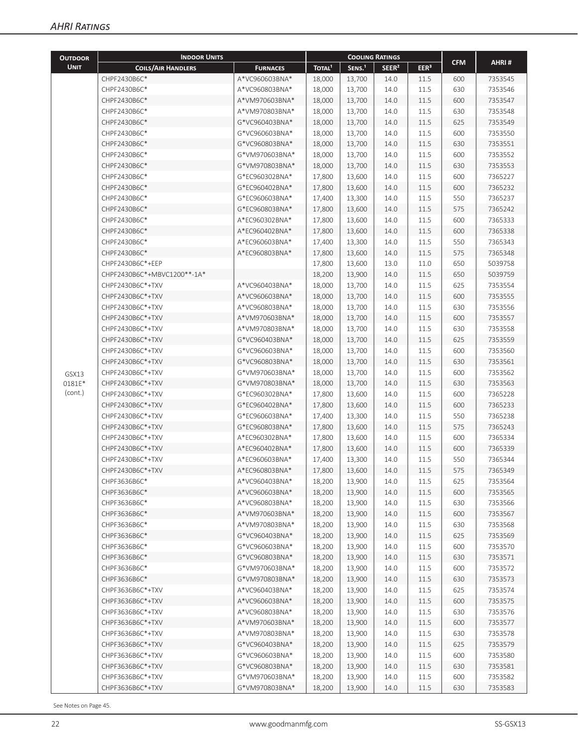## AHRI Ratings

| Outdoor Unit | Indoor Units | | Cooling Ratings | | | | CFM | AHRI # |
|---|---|---|---|---|---|---|---|---|
| | Coils/Air Handlers | Furnaces | Total[1] | Sens.[1] | SEER[2] | EER[3] | | |
| GSX13 0181E* (cont.) | CHPF2430B6C* | A*VC960603BNA* | 18,000 | 13,700 | 14.0 | 11.5 | 600 | 7353545 |
| | CHPF2430B6C* | A*VC960803BNA* | 18,000 | 13,700 | 14.0 | 11.5 | 630 | 7353546 |
| | CHPF2430B6C* | A*VM970603BNA* | 18,000 | 13,700 | 14.0 | 11.5 | 600 | 7353547 |
| | CHPF2430B6C* | A*VM970803BNA* | 18,000 | 13,700 | 14.0 | 11.5 | 630 | 7353548 |
| | CHPF2430B6C* | G*VC960403BNA* | 18,000 | 13,700 | 14.0 | 11.5 | 625 | 7353549 |
| | CHPF2430B6C* | G*VC960603BNA* | 18,000 | 13,700 | 14.0 | 11.5 | 600 | 7353550 |
| | CHPF2430B6C* | G*VC960803BNA* | 18,000 | 13,700 | 14.0 | 11.5 | 630 | 7353551 |
| | CHPF2430B6C* | G*VM970603BNA* | 18,000 | 13,700 | 14.0 | 11.5 | 600 | 7353552 |
| | CHPF2430B6C* | G*VM970803BNA* | 18,000 | 13,700 | 14.0 | 11.5 | 630 | 7353553 |
| | CHPF2430B6C* | G*EC960302BNA* | 17,800 | 13,600 | 14.0 | 11.5 | 600 | 7365227 |
| | CHPF2430B6C* | G*EC960402BNA* | 17,800 | 13,600 | 14.0 | 11.5 | 600 | 7365232 |
| | CHPF2430B6C* | G*EC960603BNA* | 17,400 | 13,300 | 14.0 | 11.5 | 550 | 7365237 |
| | CHPF2430B6C* | G*EC960803BNA* | 17,800 | 13,600 | 14.0 | 11.5 | 575 | 7365242 |
| | CHPF2430B6C* | A*EC960302BNA* | 17,800 | 13,600 | 14.0 | 11.5 | 600 | 7365333 |
| | CHPF2430B6C* | A*EC960402BNA* | 17,800 | 13,600 | 14.0 | 11.5 | 600 | 7365338 |
| | CHPF2430B6C* | A*EC960603BNA* | 17,400 | 13,300 | 14.0 | 11.5 | 550 | 7365343 |
| | CHPF2430B6C* | A*EC960803BNA* | 17,800 | 13,600 | 14.0 | 11.5 | 575 | 7365348 |
| | CHPF2430B6C*+EEP | | 17,800 | 13,600 | 13.0 | 11.0 | 650 | 5039758 |
| | CHPF2430B6C*+MBVC1200**-1A* | | 18,200 | 13,900 | 14.0 | 11.5 | 650 | 5039759 |
| | CHPF2430B6C*+TXV | A*VC960403BNA* | 18,000 | 13,700 | 14.0 | 11.5 | 625 | 7353554 |
| | CHPF2430B6C*+TXV | A*VC960603BNA* | 18,000 | 13,700 | 14.0 | 11.5 | 600 | 7353555 |
| | CHPF2430B6C*+TXV | A*VC960803BNA* | 18,000 | 13,700 | 14.0 | 11.5 | 630 | 7353556 |
| | CHPF2430B6C*+TXV | A*VM970603BNA* | 18,000 | 13,700 | 14.0 | 11.5 | 600 | 7353557 |
| | CHPF2430B6C*+TXV | A*VM970803BNA* | 18,000 | 13,700 | 14.0 | 11.5 | 630 | 7353558 |
| | CHPF2430B6C*+TXV | G*VC960403BNA* | 18,000 | 13,700 | 14.0 | 11.5 | 625 | 7353559 |
| | CHPF2430B6C*+TXV | G*VC960603BNA* | 18,000 | 13,700 | 14.0 | 11.5 | 600 | 7353560 |
| | CHPF2430B6C*+TXV | G*VC960803BNA* | 18,000 | 13,700 | 14.0 | 11.5 | 630 | 7353561 |
| | CHPF2430B6C*+TXV | G*VM970603BNA* | 18,000 | 13,700 | 14.0 | 11.5 | 600 | 7353562 |
| | CHPF2430B6C*+TXV | G*VM970803BNA* | 18,000 | 13,700 | 14.0 | 11.5 | 630 | 7353563 |
| | CHPF2430B6C*+TXV | G*EC960302BNA* | 17,800 | 13,600 | 14.0 | 11.5 | 600 | 7365228 |
| | CHPF2430B6C*+TXV | G*EC960402BNA* | 17,800 | 13,600 | 14.0 | 11.5 | 600 | 7365233 |
| | CHPF2430B6C*+TXV | G*EC960603BNA* | 17,400 | 13,300 | 14.0 | 11.5 | 550 | 7365238 |
| | CHPF2430B6C*+TXV | G*EC960803BNA* | 17,800 | 13,600 | 14.0 | 11.5 | 575 | 7365243 |
| | CHPF2430B6C*+TXV | A*EC960302BNA* | 17,800 | 13,600 | 14.0 | 11.5 | 600 | 7365334 |
| | CHPF2430B6C*+TXV | A*EC960402BNA* | 17,800 | 13,600 | 14.0 | 11.5 | 600 | 7365339 |
| | CHPF2430B6C*+TXV | A*EC960603BNA* | 17,400 | 13,300 | 14.0 | 11.5 | 550 | 7365344 |
| | CHPF2430B6C*+TXV | A*EC960803BNA* | 17,800 | 13,600 | 14.0 | 11.5 | 575 | 7365349 |
| | CHPF3636B6C* | A*VC960403BNA* | 18,200 | 13,900 | 14.0 | 11.5 | 625 | 7353564 |
| | CHPF3636B6C* | A*VC960603BNA* | 18,200 | 13,900 | 14.0 | 11.5 | 600 | 7353565 |
| | CHPF3636B6C* | A*VC960803BNA* | 18,200 | 13,900 | 14.0 | 11.5 | 630 | 7353566 |
| | CHPF3636B6C* | A*VM970603BNA* | 18,200 | 13,900 | 14.0 | 11.5 | 600 | 7353567 |
| | CHPF3636B6C* | A*VM970803BNA* | 18,200 | 13,900 | 14.0 | 11.5 | 630 | 7353568 |
| | CHPF3636B6C* | G*VC960403BNA* | 18,200 | 13,900 | 14.0 | 11.5 | 625 | 7353569 |
| | CHPF3636B6C* | G*VC960603BNA* | 18,200 | 13,900 | 14.0 | 11.5 | 600 | 7353570 |
| | CHPF3636B6C* | G*VC960803BNA* | 18,200 | 13,900 | 14.0 | 11.5 | 630 | 7353571 |
| | CHPF3636B6C* | G*VM970603BNA* | 18,200 | 13,900 | 14.0 | 11.5 | 600 | 7353572 |
| | CHPF3636B6C* | G*VM970803BNA* | 18,200 | 13,900 | 14.0 | 11.5 | 630 | 7353573 |
| | CHPF3636B6C*+TXV | A*VC960403BNA* | 18,200 | 13,900 | 14.0 | 11.5 | 625 | 7353574 |
| | CHPF3636B6C*+TXV | A*VC960603BNA* | 18,200 | 13,900 | 14.0 | 11.5 | 600 | 7353575 |
| | CHPF3636B6C*+TXV | A*VC960803BNA* | 18,200 | 13,900 | 14.0 | 11.5 | 630 | 7353576 |
| | CHPF3636B6C*+TXV | A*VM970603BNA* | 18,200 | 13,900 | 14.0 | 11.5 | 600 | 7353577 |
| | CHPF3636B6C*+TXV | A*VM970803BNA* | 18,200 | 13,900 | 14.0 | 11.5 | 630 | 7353578 |
| | CHPF3636B6C*+TXV | G*VC960403BNA* | 18,200 | 13,900 | 14.0 | 11.5 | 625 | 7353579 |
| | CHPF3636B6C*+TXV | G*VC960603BNA* | 18,200 | 13,900 | 14.0 | 11.5 | 600 | 7353580 |
| | CHPF3636B6C*+TXV | G*VC960803BNA* | 18,200 | 13,900 | 14.0 | 11.5 | 630 | 7353581 |
| | CHPF3636B6C*+TXV | G*VM970603BNA* | 18,200 | 13,900 | 14.0 | 11.5 | 600 | 7353582 |
| | CHPF3636B6C*+TXV | G*VM970803BNA* | 18,200 | 13,900 | 14.0 | 11.5 | 630 | 7353583 |

See Notes on Page 45.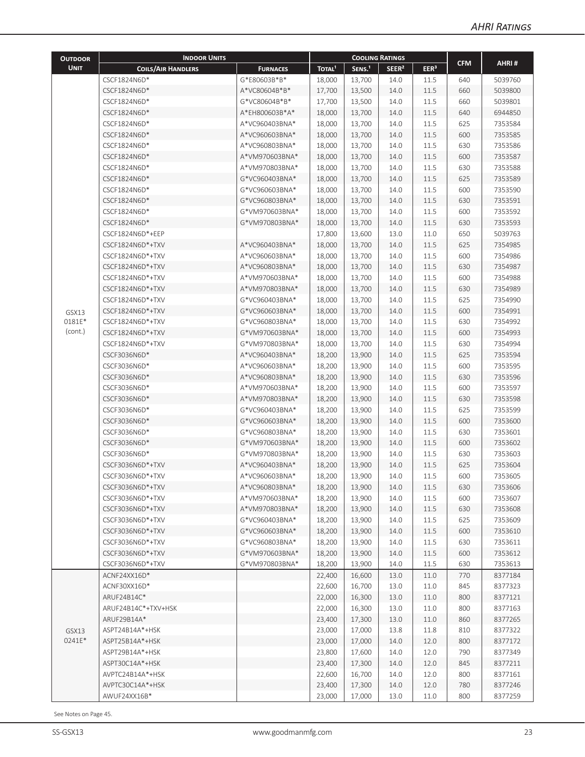| Outdoor Unit | Indoor Units | | Cooling Ratings | | | | CFM | AHRI # |
|---|---|---|---|---|---|---|---|---|
| | Coils/Air Handlers | Furnaces | Total[1] | Sens.[1] | SEER[2] | EER[3] | | |
| GSX13 0181E* (cont.) | CSCF1824N6D* | G*E80603B*B* | 18,000 | 13,700 | 14.0 | 11.5 | 640 | 5039760 |
| | CSCF1824N6D* | A*VC80604B*B* | 17,700 | 13,500 | 14.0 | 11.5 | 660 | 5039800 |
| | CSCF1824N6D* | G*VC80604B*B* | 17,700 | 13,500 | 14.0 | 11.5 | 660 | 5039801 |
| | CSCF1824N6D* | A*EH800603B*A* | 18,000 | 13,700 | 14.0 | 11.5 | 640 | 6944850 |
| | CSCF1824N6D* | A*VC960403BNA* | 18,000 | 13,700 | 14.0 | 11.5 | 625 | 7353584 |
| | CSCF1824N6D* | A*VC960603BNA* | 18,000 | 13,700 | 14.0 | 11.5 | 600 | 7353585 |
| | CSCF1824N6D* | A*VC960803BNA* | 18,000 | 13,700 | 14.0 | 11.5 | 630 | 7353586 |
| | CSCF1824N6D* | A*VM970603BNA* | 18,000 | 13,700 | 14.0 | 11.5 | 600 | 7353587 |
| | CSCF1824N6D* | A*VM970803BNA* | 18,000 | 13,700 | 14.0 | 11.5 | 630 | 7353588 |
| | CSCF1824N6D* | G*VC960403BNA* | 18,000 | 13,700 | 14.0 | 11.5 | 625 | 7353589 |
| | CSCF1824N6D* | G*VC960603BNA* | 18,000 | 13,700 | 14.0 | 11.5 | 600 | 7353590 |
| | CSCF1824N6D* | G*VC960803BNA* | 18,000 | 13,700 | 14.0 | 11.5 | 630 | 7353591 |
| | CSCF1824N6D* | G*VM970603BNA* | 18,000 | 13,700 | 14.0 | 11.5 | 600 | 7353592 |
| | CSCF1824N6D* | G*VM970803BNA* | 18,000 | 13,700 | 14.0 | 11.5 | 630 | 7353593 |
| | CSCF1824N6D*+EEP | | 17,800 | 13,600 | 13.0 | 11.0 | 650 | 5039763 |
| | CSCF1824N6D*+TXV | A*VC960403BNA* | 18,000 | 13,700 | 14.0 | 11.5 | 625 | 7354985 |
| | CSCF1824N6D*+TXV | A*VC960603BNA* | 18,000 | 13,700 | 14.0 | 11.5 | 600 | 7354986 |
| | CSCF1824N6D*+TXV | A*VC960803BNA* | 18,000 | 13,700 | 14.0 | 11.5 | 630 | 7354987 |
| | CSCF1824N6D*+TXV | A*VM970603BNA* | 18,000 | 13,700 | 14.0 | 11.5 | 600 | 7354988 |
| | CSCF1824N6D*+TXV | A*VM970803BNA* | 18,000 | 13,700 | 14.0 | 11.5 | 630 | 7354989 |
| | CSCF1824N6D*+TXV | G*VC960403BNA* | 18,000 | 13,700 | 14.0 | 11.5 | 625 | 7354990 |
| | CSCF1824N6D*+TXV | G*VC960603BNA* | 18,000 | 13,700 | 14.0 | 11.5 | 600 | 7354991 |
| | CSCF1824N6D*+TXV | G*VC960803BNA* | 18,000 | 13,700 | 14.0 | 11.5 | 630 | 7354992 |
| | CSCF1824N6D*+TXV | G*VM970603BNA* | 18,000 | 13,700 | 14.0 | 11.5 | 600 | 7354993 |
| | CSCF1824N6D*+TXV | G*VM970803BNA* | 18,000 | 13,700 | 14.0 | 11.5 | 630 | 7354994 |
| | CSCF3036N6D* | A*VC960403BNA* | 18,200 | 13,900 | 14.0 | 11.5 | 625 | 7353594 |
| | CSCF3036N6D* | A*VC960603BNA* | 18,200 | 13,900 | 14.0 | 11.5 | 600 | 7353595 |
| | CSCF3036N6D* | A*VC960803BNA* | 18,200 | 13,900 | 14.0 | 11.5 | 630 | 7353596 |
| | CSCF3036N6D* | A*VM970603BNA* | 18,200 | 13,900 | 14.0 | 11.5 | 600 | 7353597 |
| | CSCF3036N6D* | A*VM970803BNA* | 18,200 | 13,900 | 14.0 | 11.5 | 630 | 7353598 |
| | CSCF3036N6D* | G*VC960403BNA* | 18,200 | 13,900 | 14.0 | 11.5 | 625 | 7353599 |
| | CSCF3036N6D* | G*VC960603BNA* | 18,200 | 13,900 | 14.0 | 11.5 | 600 | 7353600 |
| | CSCF3036N6D* | G*VC960803BNA* | 18,200 | 13,900 | 14.0 | 11.5 | 630 | 7353601 |
| | CSCF3036N6D* | G*VM970603BNA* | 18,200 | 13,900 | 14.0 | 11.5 | 600 | 7353602 |
| | CSCF3036N6D* | G*VM970803BNA* | 18,200 | 13,900 | 14.0 | 11.5 | 630 | 7353603 |
| | CSCF3036N6D*+TXV | A*VC960403BNA* | 18,200 | 13,900 | 14.0 | 11.5 | 625 | 7353604 |
| | CSCF3036N6D*+TXV | A*VC960603BNA* | 18,200 | 13,900 | 14.0 | 11.5 | 600 | 7353605 |
| | CSCF3036N6D*+TXV | A*VC960803BNA* | 18,200 | 13,900 | 14.0 | 11.5 | 630 | 7353606 |
| | CSCF3036N6D*+TXV | A*VM970603BNA* | 18,200 | 13,900 | 14.0 | 11.5 | 600 | 7353607 |
| | CSCF3036N6D*+TXV | A*VM970803BNA* | 18,200 | 13,900 | 14.0 | 11.5 | 630 | 7353608 |
| | CSCF3036N6D*+TXV | G*VC960403BNA* | 18,200 | 13,900 | 14.0 | 11.5 | 625 | 7353609 |
| | CSCF3036N6D*+TXV | G*VC960603BNA* | 18,200 | 13,900 | 14.0 | 11.5 | 600 | 7353610 |
| | CSCF3036N6D*+TXV | G*VC960803BNA* | 18,200 | 13,900 | 14.0 | 11.5 | 630 | 7353611 |
| | CSCF3036N6D*+TXV | G*VM970603BNA* | 18,200 | 13,900 | 14.0 | 11.5 | 600 | 7353612 |
| | CSCF3036N6D*+TXV | G*VM970803BNA* | 18,200 | 13,900 | 14.0 | 11.5 | 630 | 7353613 |
| GSX13 0241E* | ACNF24XX16D* | | 22,400 | 16,600 | 13.0 | 11.0 | 770 | 8377184 |
| | ACNF30XX16D* | | 22,600 | 16,700 | 13.0 | 11.0 | 845 | 8377323 |
| | ARUF24B14C* | | 22,000 | 16,300 | 13.0 | 11.0 | 800 | 8377121 |
| | ARUF24B14C*+TXV+HSK | | 22,000 | 16,300 | 13.0 | 11.0 | 800 | 8377163 |
| | ARUF29B14A* | | 23,400 | 17,300 | 13.0 | 11.0 | 860 | 8377265 |
| | ASPT24B14A*+HSK | | 23,000 | 17,000 | 13.8 | 11.8 | 810 | 8377322 |
| | ASPT25B14A*+HSK | | 23,000 | 17,000 | 14.0 | 12.0 | 800 | 8377172 |
| | ASPT29B14A*+HSK | | 23,800 | 17,600 | 14.0 | 12.0 | 790 | 8377349 |
| | ASPT30C14A*+HSK | | 23,400 | 17,300 | 14.0 | 12.0 | 845 | 8377211 |
| | AVPTC24B14A*+HSK | | 22,600 | 16,700 | 14.0 | 12.0 | 800 | 8377161 |
| | AVPTC30C14A*+HSK | | 23,400 | 17,300 | 14.0 | 12.0 | 780 | 8377246 |
| | AWUF24XX16B* | | 23,000 | 17,000 | 13.0 | 11.0 | 800 | 8377259 |

See Notes on Page 45.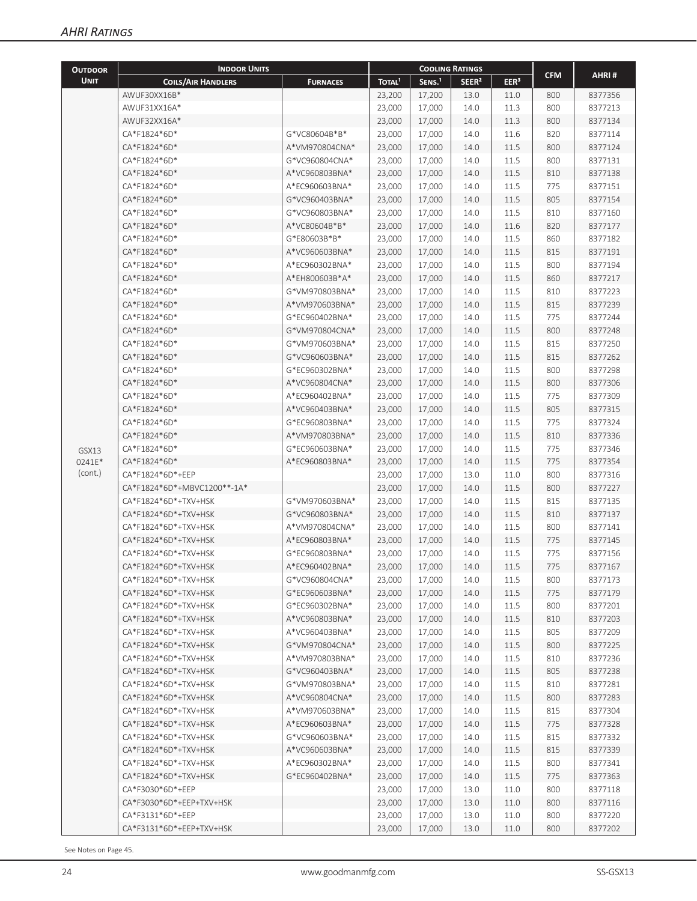## AHRI Ratings

| Outdoor Unit | Indoor Units | | Cooling Ratings | | | | CFM | AHRI # |
|---|---|---|---|---|---|---|---|---|
| | Coils/Air Handlers | Furnaces | Total[1] | Sens.[1] | SEER[2] | EER[3] | | |
| GSX13 0241E* (cont.) | AWUF30XX16B* | | 23,200 | 17,200 | 13.0 | 11.0 | 800 | 8377356 |
| | AWUF31XX16A* | | 23,000 | 17,000 | 14.0 | 11.3 | 800 | 8377213 |
| | AWUF32XX16A* | | 23,000 | 17,000 | 14.0 | 11.3 | 800 | 8377134 |
| | CA*F1824*6D* | G*VC80604B*B* | 23,000 | 17,000 | 14.0 | 11.6 | 820 | 8377114 |
| | CA*F1824*6D* | A*VM970804CNA* | 23,000 | 17,000 | 14.0 | 11.5 | 800 | 8377124 |
| | CA*F1824*6D* | G*VC960804CNA* | 23,000 | 17,000 | 14.0 | 11.5 | 800 | 8377131 |
| | CA*F1824*6D* | A*VC960803BNA* | 23,000 | 17,000 | 14.0 | 11.5 | 810 | 8377138 |
| | CA*F1824*6D* | A*EC960603BNA* | 23,000 | 17,000 | 14.0 | 11.5 | 775 | 8377151 |
| | CA*F1824*6D* | G*VC960403BNA* | 23,000 | 17,000 | 14.0 | 11.5 | 805 | 8377154 |
| | CA*F1824*6D* | G*VC960803BNA* | 23,000 | 17,000 | 14.0 | 11.5 | 810 | 8377160 |
| | CA*F1824*6D* | A*VC80604B*B* | 23,000 | 17,000 | 14.0 | 11.6 | 820 | 8377177 |
| | CA*F1824*6D* | G*E80603B*B* | 23,000 | 17,000 | 14.0 | 11.5 | 860 | 8377182 |
| | CA*F1824*6D* | A*VC960603BNA* | 23,000 | 17,000 | 14.0 | 11.5 | 815 | 8377191 |
| | CA*F1824*6D* | A*EC960302BNA* | 23,000 | 17,000 | 14.0 | 11.5 | 800 | 8377194 |
| | CA*F1824*6D* | A*EH800603B*A* | 23,000 | 17,000 | 14.0 | 11.5 | 860 | 8377217 |
| | CA*F1824*6D* | G*VM970803BNA* | 23,000 | 17,000 | 14.0 | 11.5 | 810 | 8377223 |
| | CA*F1824*6D* | A*VM970603BNA* | 23,000 | 17,000 | 14.0 | 11.5 | 815 | 8377239 |
| | CA*F1824*6D* | G*EC960402BNA* | 23,000 | 17,000 | 14.0 | 11.5 | 775 | 8377244 |
| | CA*F1824*6D* | G*VM970804CNA* | 23,000 | 17,000 | 14.0 | 11.5 | 800 | 8377248 |
| | CA*F1824*6D* | G*VM970603BNA* | 23,000 | 17,000 | 14.0 | 11.5 | 815 | 8377250 |
| | CA*F1824*6D* | G*VC960603BNA* | 23,000 | 17,000 | 14.0 | 11.5 | 815 | 8377262 |
| | CA*F1824*6D* | G*EC960302BNA* | 23,000 | 17,000 | 14.0 | 11.5 | 800 | 8377298 |
| | CA*F1824*6D* | A*VC960804CNA* | 23,000 | 17,000 | 14.0 | 11.5 | 800 | 8377306 |
| | CA*F1824*6D* | A*EC960402BNA* | 23,000 | 17,000 | 14.0 | 11.5 | 775 | 8377309 |
| | CA*F1824*6D* | A*VC960403BNA* | 23,000 | 17,000 | 14.0 | 11.5 | 805 | 8377315 |
| | CA*F1824*6D* | G*EC960803BNA* | 23,000 | 17,000 | 14.0 | 11.5 | 775 | 8377324 |
| | CA*F1824*6D* | A*VM970803BNA* | 23,000 | 17,000 | 14.0 | 11.5 | 810 | 8377336 |
| | CA*F1824*6D* | G*EC960603BNA* | 23,000 | 17,000 | 14.0 | 11.5 | 775 | 8377346 |
| | CA*F1824*6D* | A*EC960803BNA* | 23,000 | 17,000 | 14.0 | 11.5 | 775 | 8377354 |
| | CA*F1824*6D*+EEP | | 23,000 | 17,000 | 13.0 | 11.0 | 800 | 8377316 |
| | CA*F1824*6D*+MBVC1200**-1A* | | 23,000 | 17,000 | 14.0 | 11.5 | 800 | 8377227 |
| | CA*F1824*6D*+TXV+HSK | G*VM970603BNA* | 23,000 | 17,000 | 14.0 | 11.5 | 815 | 8377135 |
| | CA*F1824*6D*+TXV+HSK | G*VC960803BNA* | 23,000 | 17,000 | 14.0 | 11.5 | 810 | 8377137 |
| | CA*F1824*6D*+TXV+HSK | A*VM970804CNA* | 23,000 | 17,000 | 14.0 | 11.5 | 800 | 8377141 |
| | CA*F1824*6D*+TXV+HSK | A*EC960803BNA* | 23,000 | 17,000 | 14.0 | 11.5 | 775 | 8377145 |
| | CA*F1824*6D*+TXV+HSK | G*EC960803BNA* | 23,000 | 17,000 | 14.0 | 11.5 | 775 | 8377156 |
| | CA*F1824*6D*+TXV+HSK | A*EC960402BNA* | 23,000 | 17,000 | 14.0 | 11.5 | 775 | 8377167 |
| | CA*F1824*6D*+TXV+HSK | G*VC960804CNA* | 23,000 | 17,000 | 14.0 | 11.5 | 800 | 8377173 |
| | CA*F1824*6D*+TXV+HSK | G*EC960603BNA* | 23,000 | 17,000 | 14.0 | 11.5 | 775 | 8377179 |
| | CA*F1824*6D*+TXV+HSK | G*EC960302BNA* | 23,000 | 17,000 | 14.0 | 11.5 | 800 | 8377201 |
| | CA*F1824*6D*+TXV+HSK | A*VC960803BNA* | 23,000 | 17,000 | 14.0 | 11.5 | 810 | 8377203 |
| | CA*F1824*6D*+TXV+HSK | A*VC960403BNA* | 23,000 | 17,000 | 14.0 | 11.5 | 805 | 8377209 |
| | CA*F1824*6D*+TXV+HSK | G*VM970804CNA* | 23,000 | 17,000 | 14.0 | 11.5 | 800 | 8377225 |
| | CA*F1824*6D*+TXV+HSK | A*VM970803BNA* | 23,000 | 17,000 | 14.0 | 11.5 | 810 | 8377236 |
| | CA*F1824*6D*+TXV+HSK | G*VC960403BNA* | 23,000 | 17,000 | 14.0 | 11.5 | 805 | 8377238 |
| | CA*F1824*6D*+TXV+HSK | G*VM970803BNA* | 23,000 | 17,000 | 14.0 | 11.5 | 810 | 8377281 |
| | CA*F1824*6D*+TXV+HSK | A*VC960804CNA* | 23,000 | 17,000 | 14.0 | 11.5 | 800 | 8377283 |
| | CA*F1824*6D*+TXV+HSK | A*VM970603BNA* | 23,000 | 17,000 | 14.0 | 11.5 | 815 | 8377304 |
| | CA*F1824*6D*+TXV+HSK | A*EC960603BNA* | 23,000 | 17,000 | 14.0 | 11.5 | 775 | 8377328 |
| | CA*F1824*6D*+TXV+HSK | G*VC960603BNA* | 23,000 | 17,000 | 14.0 | 11.5 | 815 | 8377332 |
| | CA*F1824*6D*+TXV+HSK | A*VC960603BNA* | 23,000 | 17,000 | 14.0 | 11.5 | 815 | 8377339 |
| | CA*F1824*6D*+TXV+HSK | A*EC960302BNA* | 23,000 | 17,000 | 14.0 | 11.5 | 800 | 8377341 |
| | CA*F1824*6D*+TXV+HSK | G*EC960402BNA* | 23,000 | 17,000 | 14.0 | 11.5 | 775 | 8377363 |
| | CA*F3030*6D*+EEP | | 23,000 | 17,000 | 13.0 | 11.0 | 800 | 8377118 |
| | CA*F3030*6D*+EEP+TXV+HSK | | 23,000 | 17,000 | 13.0 | 11.0 | 800 | 8377116 |
| | CA*F3131*6D*+EEP | | 23,000 | 17,000 | 13.0 | 11.0 | 800 | 8377220 |
| | CA*F3131*6D*+EEP+TXV+HSK | | 23,000 | 17,000 | 13.0 | 11.0 | 800 | 8377202 |

See Notes on Page 45.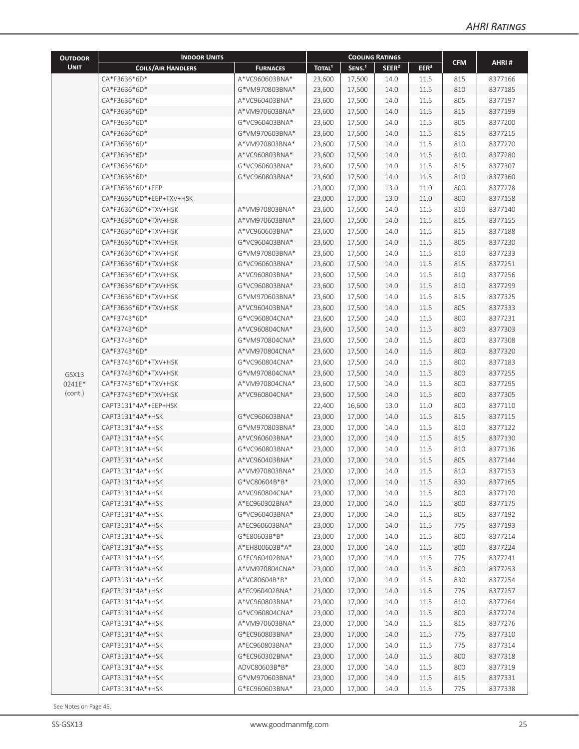| Outdoor Unit | Indoor Units | | Cooling Ratings | | | | CFM | AHRI # |
|---|---|---|---|---|---|---|---|---|
| | Coils/Air Handlers | Furnaces | Total[1] | Sens.[1] | SEER[2] | EER[3] | | |
| GSX13 0241E* (cont.) | CA*F3636*6D* | A*VC960603BNA* | 23,600 | 17,500 | 14.0 | 11.5 | 815 | 8377166 |
| | CA*F3636*6D* | G*VM970803BNA* | 23,600 | 17,500 | 14.0 | 11.5 | 810 | 8377185 |
| | CA*F3636*6D* | A*VC960403BNA* | 23,600 | 17,500 | 14.0 | 11.5 | 805 | 8377197 |
| | CA*F3636*6D* | A*VM970603BNA* | 23,600 | 17,500 | 14.0 | 11.5 | 815 | 8377199 |
| | CA*F3636*6D* | G*VC960403BNA* | 23,600 | 17,500 | 14.0 | 11.5 | 805 | 8377200 |
| | CA*F3636*6D* | G*VM970603BNA* | 23,600 | 17,500 | 14.0 | 11.5 | 815 | 8377215 |
| | CA*F3636*6D* | A*VM970803BNA* | 23,600 | 17,500 | 14.0 | 11.5 | 810 | 8377270 |
| | CA*F3636*6D* | A*VC960803BNA* | 23,600 | 17,500 | 14.0 | 11.5 | 810 | 8377280 |
| | CA*F3636*6D* | G*VC960603BNA* | 23,600 | 17,500 | 14.0 | 11.5 | 815 | 8377307 |
| | CA*F3636*6D* | G*VC960803BNA* | 23,600 | 17,500 | 14.0 | 11.5 | 810 | 8377360 |
| | CA*F3636*6D*+EEP | | 23,000 | 17,000 | 13.0 | 11.0 | 800 | 8377278 |
| | CA*F3636*6D*+EEP+TXV+HSK | | 23,000 | 17,000 | 13.0 | 11.0 | 800 | 8377158 |
| | CA*F3636*6D*+TXV+HSK | A*VM970803BNA* | 23,600 | 17,500 | 14.0 | 11.5 | 810 | 8377140 |
| | CA*F3636*6D*+TXV+HSK | A*VM970603BNA* | 23,600 | 17,500 | 14.0 | 11.5 | 815 | 8377155 |
| | CA*F3636*6D*+TXV+HSK | A*VC960603BNA* | 23,600 | 17,500 | 14.0 | 11.5 | 815 | 8377188 |
| | CA*F3636*6D*+TXV+HSK | G*VC960403BNA* | 23,600 | 17,500 | 14.0 | 11.5 | 805 | 8377230 |
| | CA*F3636*6D*+TXV+HSK | G*VM970803BNA* | 23,600 | 17,500 | 14.0 | 11.5 | 810 | 8377233 |
| | CA*F3636*6D*+TXV+HSK | G*VC960603BNA* | 23,600 | 17,500 | 14.0 | 11.5 | 815 | 8377251 |
| | CA*F3636*6D*+TXV+HSK | A*VC960803BNA* | 23,600 | 17,500 | 14.0 | 11.5 | 810 | 8377256 |
| | CA*F3636*6D*+TXV+HSK | G*VC960803BNA* | 23,600 | 17,500 | 14.0 | 11.5 | 810 | 8377299 |
| | CA*F3636*6D*+TXV+HSK | G*VM970603BNA* | 23,600 | 17,500 | 14.0 | 11.5 | 815 | 8377325 |
| | CA*F3636*6D*+TXV+HSK | A*VC960403BNA* | 23,600 | 17,500 | 14.0 | 11.5 | 805 | 8377333 |
| | CA*F3743*6D* | G*VC960804CNA* | 23,600 | 17,500 | 14.0 | 11.5 | 800 | 8377231 |
| | CA*F3743*6D* | A*VC960804CNA* | 23,600 | 17,500 | 14.0 | 11.5 | 800 | 8377303 |
| | CA*F3743*6D* | G*VM970804CNA* | 23,600 | 17,500 | 14.0 | 11.5 | 800 | 8377308 |
| | CA*F3743*6D* | A*VM970804CNA* | 23,600 | 17,500 | 14.0 | 11.5 | 800 | 8377320 |
| | CA*F3743*6D*+TXV+HSK | G*VC960804CNA* | 23,600 | 17,500 | 14.0 | 11.5 | 800 | 8377183 |
| | CA*F3743*6D*+TXV+HSK | G*VM970804CNA* | 23,600 | 17,500 | 14.0 | 11.5 | 800 | 8377255 |
| | CA*F3743*6D*+TXV+HSK | A*VM970804CNA* | 23,600 | 17,500 | 14.0 | 11.5 | 800 | 8377295 |
| | CA*F3743*6D*+TXV+HSK | A*VC960804CNA* | 23,600 | 17,500 | 14.0 | 11.5 | 800 | 8377305 |
| | CAPT3131*4A*+EEP+HSK | | 22,400 | 16,600 | 13.0 | 11.0 | 800 | 8377110 |
| | CAPT3131*4A*+HSK | G*VC960603BNA* | 23,000 | 17,000 | 14.0 | 11.5 | 815 | 8377115 |
| | CAPT3131*4A*+HSK | G*VM970803BNA* | 23,000 | 17,000 | 14.0 | 11.5 | 810 | 8377122 |
| | CAPT3131*4A*+HSK | A*VC960603BNA* | 23,000 | 17,000 | 14.0 | 11.5 | 815 | 8377130 |
| | CAPT3131*4A*+HSK | G*VC960803BNA* | 23,000 | 17,000 | 14.0 | 11.5 | 810 | 8377136 |
| | CAPT3131*4A*+HSK | A*VC960403BNA* | 23,000 | 17,000 | 14.0 | 11.5 | 805 | 8377144 |
| | CAPT3131*4A*+HSK | A*VM970803BNA* | 23,000 | 17,000 | 14.0 | 11.5 | 810 | 8377153 |
| | CAPT3131*4A*+HSK | G*VC80604B*B* | 23,000 | 17,000 | 14.0 | 11.5 | 830 | 8377165 |
| | CAPT3131*4A*+HSK | A*VC960804CNA* | 23,000 | 17,000 | 14.0 | 11.5 | 800 | 8377170 |
| | CAPT3131*4A*+HSK | A*EC960302BNA* | 23,000 | 17,000 | 14.0 | 11.5 | 800 | 8377175 |
| | CAPT3131*4A*+HSK | G*VC960403BNA* | 23,000 | 17,000 | 14.0 | 11.5 | 805 | 8377192 |
| | CAPT3131*4A*+HSK | A*EC960603BNA* | 23,000 | 17,000 | 14.0 | 11.5 | 775 | 8377193 |
| | CAPT3131*4A*+HSK | G*E80603B*B* | 23,000 | 17,000 | 14.0 | 11.5 | 800 | 8377214 |
| | CAPT3131*4A*+HSK | A*EH800603B*A* | 23,000 | 17,000 | 14.0 | 11.5 | 800 | 8377224 |
| | CAPT3131*4A*+HSK | G*EC960402BNA* | 23,000 | 17,000 | 14.0 | 11.5 | 775 | 8377241 |
| | CAPT3131*4A*+HSK | A*VM970804CNA* | 23,000 | 17,000 | 14.0 | 11.5 | 800 | 8377253 |
| | CAPT3131*4A*+HSK | A*VC80604B*B* | 23,000 | 17,000 | 14.0 | 11.5 | 830 | 8377254 |
| | CAPT3131*4A*+HSK | A*EC960402BNA* | 23,000 | 17,000 | 14.0 | 11.5 | 775 | 8377257 |
| | CAPT3131*4A*+HSK | A*VC960803BNA* | 23,000 | 17,000 | 14.0 | 11.5 | 810 | 8377264 |
| | CAPT3131*4A*+HSK | G*VC960804CNA* | 23,000 | 17,000 | 14.0 | 11.5 | 800 | 8377274 |
| | CAPT3131*4A*+HSK | A*VM970603BNA* | 23,000 | 17,000 | 14.0 | 11.5 | 815 | 8377276 |
| | CAPT3131*4A*+HSK | G*EC960803BNA* | 23,000 | 17,000 | 14.0 | 11.5 | 775 | 8377310 |
| | CAPT3131*4A*+HSK | A*EC960803BNA* | 23,000 | 17,000 | 14.0 | 11.5 | 775 | 8377314 |
| | CAPT3131*4A*+HSK | G*EC960302BNA* | 23,000 | 17,000 | 14.0 | 11.5 | 800 | 8377318 |
| | CAPT3131*4A*+HSK | ADVC80603B*B* | 23,000 | 17,000 | 14.0 | 11.5 | 800 | 8377319 |
| | CAPT3131*4A*+HSK | G*VM970603BNA* | 23,000 | 17,000 | 14.0 | 11.5 | 815 | 8377331 |
| | CAPT3131*4A*+HSK | G*EC960603BNA* | 23,000 | 17,000 | 14.0 | 11.5 | 775 | 8377338 |

See Notes on Page 45.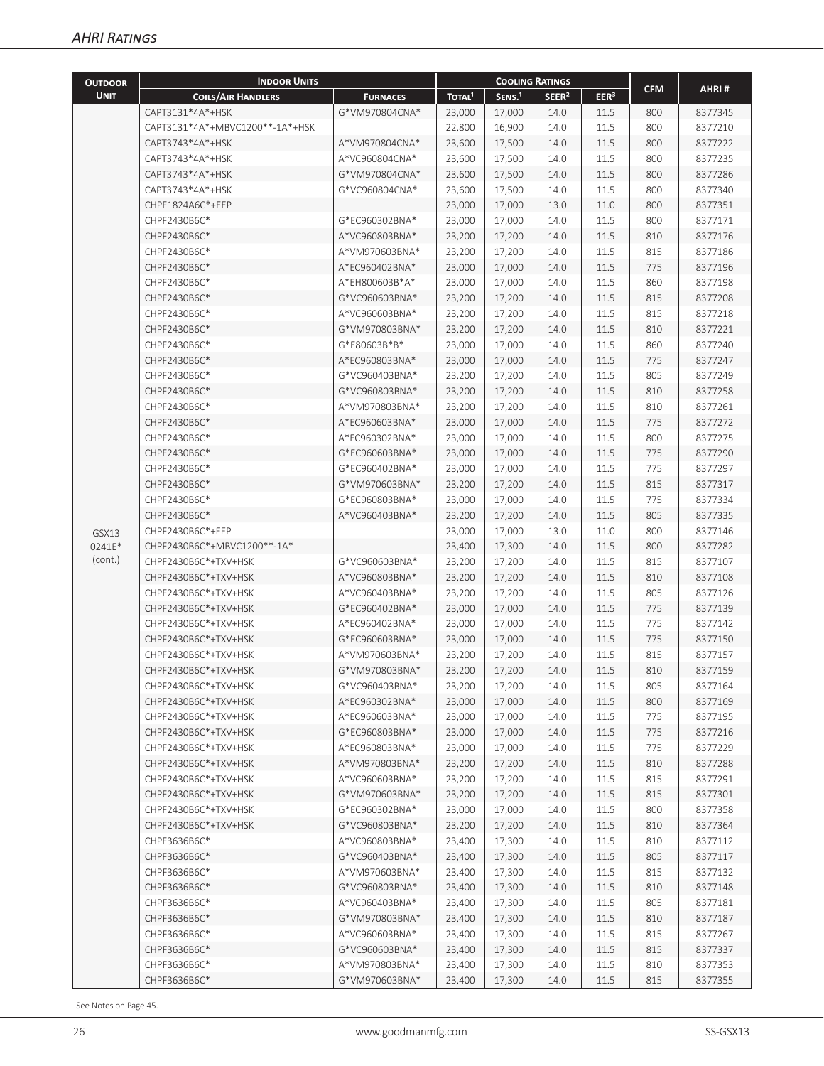## AHRI Ratings

| Outdoor Unit | Indoor Units | | Cooling Ratings | | | | CFM | AHRI # |
|---|---|---|---|---|---|---|---|---|
| | Coils/Air Handlers | Furnaces | Total[1] | Sens.[1] | SEER[2] | EER[3] | | |
| GSX13 0241E* (cont.) | CAPT3131*4A*+HSK | G*VM970804CNA* | 23,000 | 17,000 | 14.0 | 11.5 | 800 | 8377345 |
| | CAPT3131*4A*+MBVC1200**-1A*+HSK | | 22,800 | 16,900 | 14.0 | 11.5 | 800 | 8377210 |
| | CAPT3743*4A*+HSK | A*VM970804CNA* | 23,600 | 17,500 | 14.0 | 11.5 | 800 | 8377222 |
| | CAPT3743*4A*+HSK | A*VC960804CNA* | 23,600 | 17,500 | 14.0 | 11.5 | 800 | 8377235 |
| | CAPT3743*4A*+HSK | G*VM970804CNA* | 23,600 | 17,500 | 14.0 | 11.5 | 800 | 8377286 |
| | CAPT3743*4A*+HSK | G*VC960804CNA* | 23,600 | 17,500 | 14.0 | 11.5 | 800 | 8377340 |
| | CHPF1824A6C*+EEP | | 23,000 | 17,000 | 13.0 | 11.0 | 800 | 8377351 |
| | CHPF2430B6C* | G*EC960302BNA* | 23,000 | 17,000 | 14.0 | 11.5 | 800 | 8377171 |
| | CHPF2430B6C* | A*VC960803BNA* | 23,200 | 17,200 | 14.0 | 11.5 | 810 | 8377176 |
| | CHPF2430B6C* | A*VM970603BNA* | 23,200 | 17,200 | 14.0 | 11.5 | 815 | 8377186 |
| | CHPF2430B6C* | A*EC960402BNA* | 23,000 | 17,000 | 14.0 | 11.5 | 775 | 8377196 |
| | CHPF2430B6C* | A*EH800603B*A* | 23,000 | 17,000 | 14.0 | 11.5 | 860 | 8377198 |
| | CHPF2430B6C* | G*VC960603BNA* | 23,200 | 17,200 | 14.0 | 11.5 | 815 | 8377208 |
| | CHPF2430B6C* | A*VC960603BNA* | 23,200 | 17,200 | 14.0 | 11.5 | 815 | 8377218 |
| | CHPF2430B6C* | G*VM970803BNA* | 23,200 | 17,200 | 14.0 | 11.5 | 810 | 8377221 |
| | CHPF2430B6C* | G*E80603B*B* | 23,000 | 17,000 | 14.0 | 11.5 | 860 | 8377240 |
| | CHPF2430B6C* | A*EC960803BNA* | 23,000 | 17,000 | 14.0 | 11.5 | 775 | 8377247 |
| | CHPF2430B6C* | G*VC960403BNA* | 23,200 | 17,200 | 14.0 | 11.5 | 805 | 8377249 |
| | CHPF2430B6C* | G*VC960803BNA* | 23,200 | 17,200 | 14.0 | 11.5 | 810 | 8377258 |
| | CHPF2430B6C* | A*VM970803BNA* | 23,200 | 17,200 | 14.0 | 11.5 | 810 | 8377261 |
| | CHPF2430B6C* | A*EC960603BNA* | 23,000 | 17,000 | 14.0 | 11.5 | 775 | 8377272 |
| | CHPF2430B6C* | A*EC960302BNA* | 23,000 | 17,000 | 14.0 | 11.5 | 800 | 8377275 |
| | CHPF2430B6C* | G*EC960603BNA* | 23,000 | 17,000 | 14.0 | 11.5 | 775 | 8377290 |
| | CHPF2430B6C* | G*EC960402BNA* | 23,000 | 17,000 | 14.0 | 11.5 | 775 | 8377297 |
| | CHPF2430B6C* | G*VM970603BNA* | 23,200 | 17,200 | 14.0 | 11.5 | 815 | 8377317 |
| | CHPF2430B6C* | G*EC960803BNA* | 23,000 | 17,000 | 14.0 | 11.5 | 775 | 8377334 |
| | CHPF2430B6C* | A*VC960403BNA* | 23,200 | 17,200 | 14.0 | 11.5 | 805 | 8377335 |
| | CHPF2430B6C*+EEP | | 23,000 | 17,000 | 13.0 | 11.0 | 800 | 8377146 |
| | CHPF2430B6C*+MBVC1200**-1A* | | 23,400 | 17,300 | 14.0 | 11.5 | 800 | 8377282 |
| | CHPF2430B6C*+TXV+HSK | G*VC960603BNA* | 23,200 | 17,200 | 14.0 | 11.5 | 815 | 8377107 |
| | CHPF2430B6C*+TXV+HSK | A*VC960803BNA* | 23,200 | 17,200 | 14.0 | 11.5 | 810 | 8377108 |
| | CHPF2430B6C*+TXV+HSK | A*VC960403BNA* | 23,200 | 17,200 | 14.0 | 11.5 | 805 | 8377126 |
| | CHPF2430B6C*+TXV+HSK | G*EC960402BNA* | 23,000 | 17,000 | 14.0 | 11.5 | 775 | 8377139 |
| | CHPF2430B6C*+TXV+HSK | A*EC960402BNA* | 23,000 | 17,000 | 14.0 | 11.5 | 775 | 8377142 |
| | CHPF2430B6C*+TXV+HSK | G*EC960603BNA* | 23,000 | 17,000 | 14.0 | 11.5 | 775 | 8377150 |
| | CHPF2430B6C*+TXV+HSK | A*VM970603BNA* | 23,200 | 17,200 | 14.0 | 11.5 | 815 | 8377157 |
| | CHPF2430B6C*+TXV+HSK | G*VM970803BNA* | 23,200 | 17,200 | 14.0 | 11.5 | 810 | 8377159 |
| | CHPF2430B6C*+TXV+HSK | G*VC960403BNA* | 23,200 | 17,200 | 14.0 | 11.5 | 805 | 8377164 |
| | CHPF2430B6C*+TXV+HSK | A*EC960302BNA* | 23,000 | 17,000 | 14.0 | 11.5 | 800 | 8377169 |
| | CHPF2430B6C*+TXV+HSK | A*EC960603BNA* | 23,000 | 17,000 | 14.0 | 11.5 | 775 | 8377195 |
| | CHPF2430B6C*+TXV+HSK | G*EC960803BNA* | 23,000 | 17,000 | 14.0 | 11.5 | 775 | 8377216 |
| | CHPF2430B6C*+TXV+HSK | A*EC960803BNA* | 23,000 | 17,000 | 14.0 | 11.5 | 775 | 8377229 |
| | CHPF2430B6C*+TXV+HSK | A*VM970803BNA* | 23,200 | 17,200 | 14.0 | 11.5 | 810 | 8377288 |
| | CHPF2430B6C*+TXV+HSK | A*VC960603BNA* | 23,200 | 17,200 | 14.0 | 11.5 | 815 | 8377291 |
| | CHPF2430B6C*+TXV+HSK | G*VM970603BNA* | 23,200 | 17,200 | 14.0 | 11.5 | 815 | 8377301 |
| | CHPF2430B6C*+TXV+HSK | G*EC960302BNA* | 23,000 | 17,000 | 14.0 | 11.5 | 800 | 8377358 |
| | CHPF2430B6C*+TXV+HSK | G*VC960803BNA* | 23,200 | 17,200 | 14.0 | 11.5 | 810 | 8377364 |
| | CHPF3636B6C* | A*VC960803BNA* | 23,400 | 17,300 | 14.0 | 11.5 | 810 | 8377112 |
| | CHPF3636B6C* | G*VC960403BNA* | 23,400 | 17,300 | 14.0 | 11.5 | 805 | 8377117 |
| | CHPF3636B6C* | A*VM970603BNA* | 23,400 | 17,300 | 14.0 | 11.5 | 815 | 8377132 |
| | CHPF3636B6C* | G*VC960803BNA* | 23,400 | 17,300 | 14.0 | 11.5 | 810 | 8377148 |
| | CHPF3636B6C* | A*VC960403BNA* | 23,400 | 17,300 | 14.0 | 11.5 | 805 | 8377181 |
| | CHPF3636B6C* | G*VM970803BNA* | 23,400 | 17,300 | 14.0 | 11.5 | 810 | 8377187 |
| | CHPF3636B6C* | A*VC960603BNA* | 23,400 | 17,300 | 14.0 | 11.5 | 815 | 8377267 |
| | CHPF3636B6C* | G*VC960603BNA* | 23,400 | 17,300 | 14.0 | 11.5 | 815 | 8377337 |
| | CHPF3636B6C* | A*VM970803BNA* | 23,400 | 17,300 | 14.0 | 11.5 | 810 | 8377353 |
| | CHPF3636B6C* | G*VM970603BNA* | 23,400 | 17,300 | 14.0 | 11.5 | 815 | 8377355 |

See Notes on Page 45.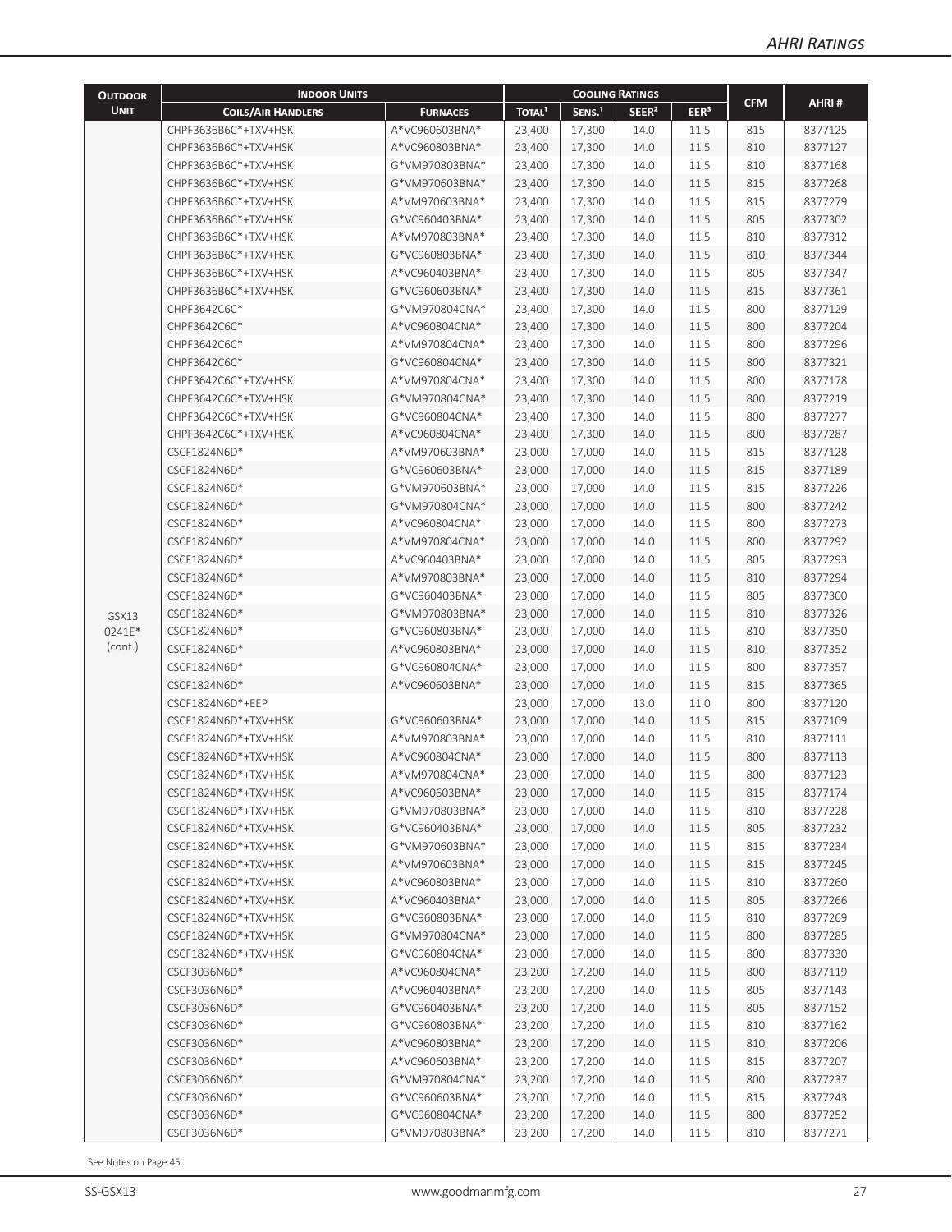| Outdoor Unit | Indoor Units | | Cooling Ratings | | | | CFM | AHRI # |
|---|---|---|---|---|---|---|---|---|
| | Coils/Air Handlers | Furnaces | Total[1] | Sens.[1] | SEER[2] | EER[3] | | |
| GSX13 0241E* (cont.) | CHPF3636B6C*+TXV+HSK | A*VC960603BNA* | 23,400 | 17,300 | 14.0 | 11.5 | 815 | 8377125 |
| | CHPF3636B6C*+TXV+HSK | A*VC960803BNA* | 23,400 | 17,300 | 14.0 | 11.5 | 810 | 8377127 |
| | CHPF3636B6C*+TXV+HSK | G*VM970803BNA* | 23,400 | 17,300 | 14.0 | 11.5 | 810 | 8377168 |
| | CHPF3636B6C*+TXV+HSK | G*VM970603BNA* | 23,400 | 17,300 | 14.0 | 11.5 | 815 | 8377268 |
| | CHPF3636B6C*+TXV+HSK | A*VM970603BNA* | 23,400 | 17,300 | 14.0 | 11.5 | 815 | 8377279 |
| | CHPF3636B6C*+TXV+HSK | G*VC960403BNA* | 23,400 | 17,300 | 14.0 | 11.5 | 805 | 8377302 |
| | CHPF3636B6C*+TXV+HSK | A*VM970803BNA* | 23,400 | 17,300 | 14.0 | 11.5 | 810 | 8377312 |
| | CHPF3636B6C*+TXV+HSK | G*VC960803BNA* | 23,400 | 17,300 | 14.0 | 11.5 | 810 | 8377344 |
| | CHPF3636B6C*+TXV+HSK | A*VC960403BNA* | 23,400 | 17,300 | 14.0 | 11.5 | 805 | 8377347 |
| | CHPF3636B6C*+TXV+HSK | G*VC960603BNA* | 23,400 | 17,300 | 14.0 | 11.5 | 815 | 8377361 |
| | CHPF3642C6C* | G*VM970804CNA* | 23,400 | 17,300 | 14.0 | 11.5 | 800 | 8377129 |
| | CHPF3642C6C* | A*VC960804CNA* | 23,400 | 17,300 | 14.0 | 11.5 | 800 | 8377204 |
| | CHPF3642C6C* | A*VM970804CNA* | 23,400 | 17,300 | 14.0 | 11.5 | 800 | 8377296 |
| | CHPF3642C6C* | G*VC960804CNA* | 23,400 | 17,300 | 14.0 | 11.5 | 800 | 8377321 |
| | CHPF3642C6C*+TXV+HSK | A*VM970804CNA* | 23,400 | 17,300 | 14.0 | 11.5 | 800 | 8377178 |
| | CHPF3642C6C*+TXV+HSK | G*VM970804CNA* | 23,400 | 17,300 | 14.0 | 11.5 | 800 | 8377219 |
| | CHPF3642C6C*+TXV+HSK | G*VC960804CNA* | 23,400 | 17,300 | 14.0 | 11.5 | 800 | 8377277 |
| | CHPF3642C6C*+TXV+HSK | A*VC960804CNA* | 23,400 | 17,300 | 14.0 | 11.5 | 800 | 8377287 |
| | CSCF1824N6D* | A*VM970603BNA* | 23,000 | 17,000 | 14.0 | 11.5 | 815 | 8377128 |
| | CSCF1824N6D* | G*VC960603BNA* | 23,000 | 17,000 | 14.0 | 11.5 | 815 | 8377189 |
| | CSCF1824N6D* | G*VM970603BNA* | 23,000 | 17,000 | 14.0 | 11.5 | 815 | 8377226 |
| | CSCF1824N6D* | G*VM970804CNA* | 23,000 | 17,000 | 14.0 | 11.5 | 800 | 8377242 |
| | CSCF1824N6D* | A*VC960804CNA* | 23,000 | 17,000 | 14.0 | 11.5 | 800 | 8377273 |
| | CSCF1824N6D* | A*VM970804CNA* | 23,000 | 17,000 | 14.0 | 11.5 | 800 | 8377292 |
| | CSCF1824N6D* | A*VC960403BNA* | 23,000 | 17,000 | 14.0 | 11.5 | 805 | 8377293 |
| | CSCF1824N6D* | A*VM970803BNA* | 23,000 | 17,000 | 14.0 | 11.5 | 810 | 8377294 |
| | CSCF1824N6D* | G*VC960403BNA* | 23,000 | 17,000 | 14.0 | 11.5 | 805 | 8377300 |
| | CSCF1824N6D* | G*VM970803BNA* | 23,000 | 17,000 | 14.0 | 11.5 | 810 | 8377326 |
| | CSCF1824N6D* | G*VC960803BNA* | 23,000 | 17,000 | 14.0 | 11.5 | 810 | 8377350 |
| | CSCF1824N6D* | A*VC960803BNA* | 23,000 | 17,000 | 14.0 | 11.5 | 810 | 8377352 |
| | CSCF1824N6D* | G*VC960804CNA* | 23,000 | 17,000 | 14.0 | 11.5 | 800 | 8377357 |
| | CSCF1824N6D* | A*VC960603BNA* | 23,000 | 17,000 | 14.0 | 11.5 | 815 | 8377365 |
| | CSCF1824N6D*+EEP | | 23,000 | 17,000 | 13.0 | 11.0 | 800 | 8377120 |
| | CSCF1824N6D*+TXV+HSK | G*VC960603BNA* | 23,000 | 17,000 | 14.0 | 11.5 | 815 | 8377109 |
| | CSCF1824N6D*+TXV+HSK | A*VM970803BNA* | 23,000 | 17,000 | 14.0 | 11.5 | 810 | 8377111 |
| | CSCF1824N6D*+TXV+HSK | A*VC960804CNA* | 23,000 | 17,000 | 14.0 | 11.5 | 800 | 8377113 |
| | CSCF1824N6D*+TXV+HSK | A*VM970804CNA* | 23,000 | 17,000 | 14.0 | 11.5 | 800 | 8377123 |
| | CSCF1824N6D*+TXV+HSK | A*VC960603BNA* | 23,000 | 17,000 | 14.0 | 11.5 | 815 | 8377174 |
| | CSCF1824N6D*+TXV+HSK | G*VM970803BNA* | 23,000 | 17,000 | 14.0 | 11.5 | 810 | 8377228 |
| | CSCF1824N6D*+TXV+HSK | G*VC960403BNA* | 23,000 | 17,000 | 14.0 | 11.5 | 805 | 8377232 |
| | CSCF1824N6D*+TXV+HSK | G*VM970603BNA* | 23,000 | 17,000 | 14.0 | 11.5 | 815 | 8377234 |
| | CSCF1824N6D*+TXV+HSK | A*VM970603BNA* | 23,000 | 17,000 | 14.0 | 11.5 | 815 | 8377245 |
| | CSCF1824N6D*+TXV+HSK | A*VC960803BNA* | 23,000 | 17,000 | 14.0 | 11.5 | 810 | 8377260 |
| | CSCF1824N6D*+TXV+HSK | A*VC960403BNA* | 23,000 | 17,000 | 14.0 | 11.5 | 805 | 8377266 |
| | CSCF1824N6D*+TXV+HSK | G*VC960803BNA* | 23,000 | 17,000 | 14.0 | 11.5 | 810 | 8377269 |
| | CSCF1824N6D*+TXV+HSK | G*VM970804CNA* | 23,000 | 17,000 | 14.0 | 11.5 | 800 | 8377285 |
| | CSCF1824N6D*+TXV+HSK | G*VC960804CNA* | 23,000 | 17,000 | 14.0 | 11.5 | 800 | 8377330 |
| | CSCF3036N6D* | A*VC960804CNA* | 23,200 | 17,200 | 14.0 | 11.5 | 800 | 8377119 |
| | CSCF3036N6D* | A*VC960403BNA* | 23,200 | 17,200 | 14.0 | 11.5 | 805 | 8377143 |
| | CSCF3036N6D* | G*VC960403BNA* | 23,200 | 17,200 | 14.0 | 11.5 | 805 | 8377152 |
| | CSCF3036N6D* | G*VC960803BNA* | 23,200 | 17,200 | 14.0 | 11.5 | 810 | 8377162 |
| | CSCF3036N6D* | A*VC960803BNA* | 23,200 | 17,200 | 14.0 | 11.5 | 810 | 8377206 |
| | CSCF3036N6D* | A*VC960603BNA* | 23,200 | 17,200 | 14.0 | 11.5 | 815 | 8377207 |
| | CSCF3036N6D* | G*VM970804CNA* | 23,200 | 17,200 | 14.0 | 11.5 | 800 | 8377237 |
| | CSCF3036N6D* | G*VC960603BNA* | 23,200 | 17,200 | 14.0 | 11.5 | 815 | 8377243 |
| | CSCF3036N6D* | G*VC960804CNA* | 23,200 | 17,200 | 14.0 | 11.5 | 800 | 8377252 |
| | CSCF3036N6D* | G*VM970803BNA* | 23,200 | 17,200 | 14.0 | 11.5 | 810 | 8377271 |

See Notes on Page 45.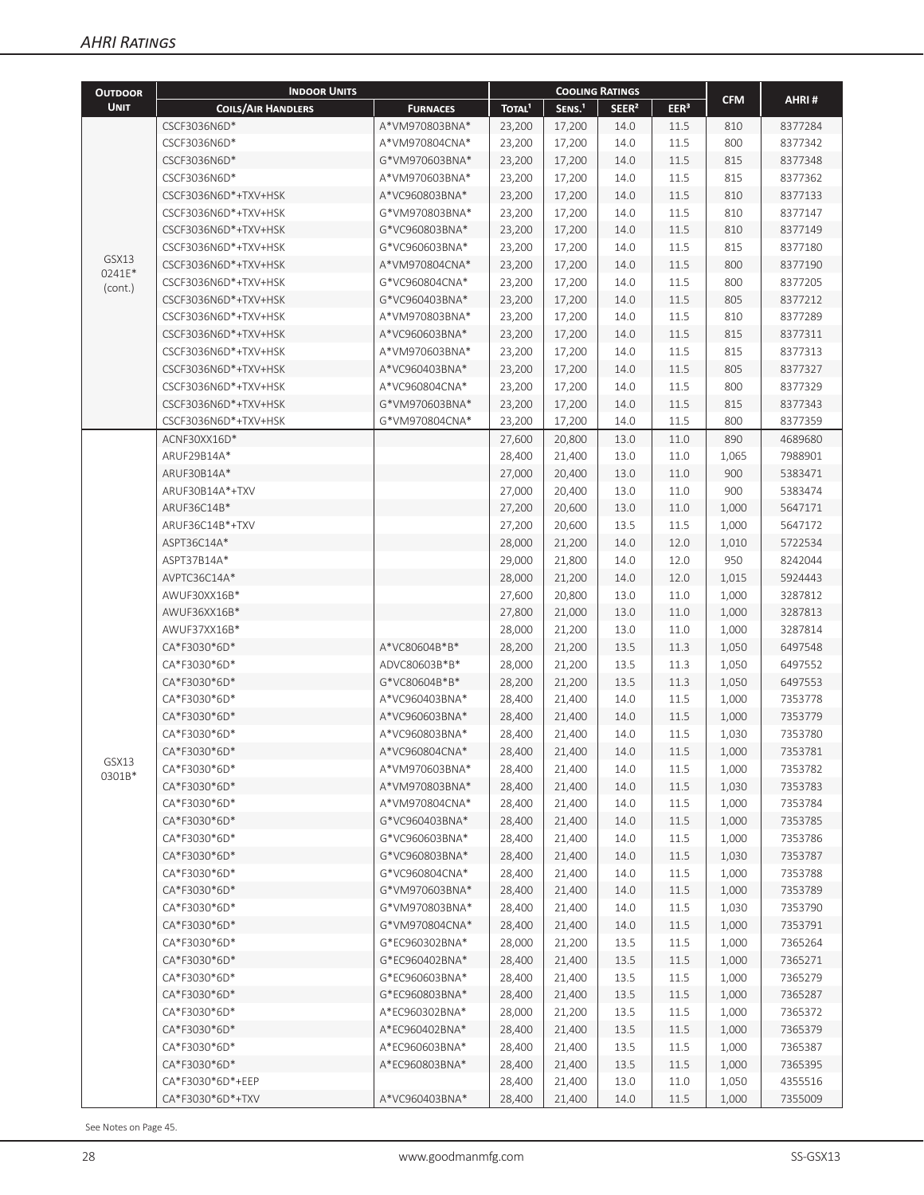## AHRI Ratings

| Outdoor Unit | Indoor Units | | Cooling Ratings | | | | CFM | AHRI # |
|---|---|---|---|---|---|---|---|---|
| | Coils/Air Handlers | Furnaces | Total[1] | Sens.[1] | SEER[2] | EER[3] | | |
| GSX13 0241E* (cont.) | CSCF3036N6D* | A*VM970803BNA* | 23,200 | 17,200 | 14.0 | 11.5 | 810 | 8377284 |
| | CSCF3036N6D* | A*VM970804CNA* | 23,200 | 17,200 | 14.0 | 11.5 | 800 | 8377342 |
| | CSCF3036N6D* | G*VM970603BNA* | 23,200 | 17,200 | 14.0 | 11.5 | 815 | 8377348 |
| | CSCF3036N6D* | A*VM970603BNA* | 23,200 | 17,200 | 14.0 | 11.5 | 815 | 8377362 |
| | CSCF3036N6D*+TXV+HSK | A*VC960803BNA* | 23,200 | 17,200 | 14.0 | 11.5 | 810 | 8377133 |
| | CSCF3036N6D*+TXV+HSK | G*VM970803BNA* | 23,200 | 17,200 | 14.0 | 11.5 | 810 | 8377147 |
| | CSCF3036N6D*+TXV+HSK | G*VC960803BNA* | 23,200 | 17,200 | 14.0 | 11.5 | 810 | 8377149 |
| | CSCF3036N6D*+TXV+HSK | G*VC960603BNA* | 23,200 | 17,200 | 14.0 | 11.5 | 815 | 8377180 |
| | CSCF3036N6D*+TXV+HSK | A*VM970804CNA* | 23,200 | 17,200 | 14.0 | 11.5 | 800 | 8377190 |
| | CSCF3036N6D*+TXV+HSK | G*VC960804CNA* | 23,200 | 17,200 | 14.0 | 11.5 | 800 | 8377205 |
| | CSCF3036N6D*+TXV+HSK | G*VC960403BNA* | 23,200 | 17,200 | 14.0 | 11.5 | 805 | 8377212 |
| | CSCF3036N6D*+TXV+HSK | A*VM970803BNA* | 23,200 | 17,200 | 14.0 | 11.5 | 810 | 8377289 |
| | CSCF3036N6D*+TXV+HSK | A*VC960603BNA* | 23,200 | 17,200 | 14.0 | 11.5 | 815 | 8377311 |
| | CSCF3036N6D*+TXV+HSK | A*VM970603BNA* | 23,200 | 17,200 | 14.0 | 11.5 | 815 | 8377313 |
| | CSCF3036N6D*+TXV+HSK | A*VC960403BNA* | 23,200 | 17,200 | 14.0 | 11.5 | 805 | 8377327 |
| | CSCF3036N6D*+TXV+HSK | A*VC960804CNA* | 23,200 | 17,200 | 14.0 | 11.5 | 800 | 8377329 |
| | CSCF3036N6D*+TXV+HSK | G*VM970603BNA* | 23,200 | 17,200 | 14.0 | 11.5 | 815 | 8377343 |
| | CSCF3036N6D*+TXV+HSK | G*VM970804CNA* | 23,200 | 17,200 | 14.0 | 11.5 | 800 | 8377359 |
| GSX13 0301B* | ACNF30XX16D* | | 27,600 | 20,800 | 13.0 | 11.0 | 890 | 4689680 |
| | ARUF29B14A* | | 28,400 | 21,400 | 13.0 | 11.0 | 1,065 | 7988901 |
| | ARUF30B14A* | | 27,000 | 20,400 | 13.0 | 11.0 | 900 | 5383471 |
| | ARUF30B14A*+TXV | | 27,000 | 20,400 | 13.0 | 11.0 | 900 | 5383474 |
| | ARUF36C14B* | | 27,200 | 20,600 | 13.0 | 11.0 | 1,000 | 5647171 |
| | ARUF36C14B*+TXV | | 27,200 | 20,600 | 13.5 | 11.5 | 1,000 | 5647172 |
| | ASPT36C14A* | | 28,000 | 21,200 | 14.0 | 12.0 | 1,010 | 5722534 |
| | ASPT37B14A* | | 29,000 | 21,800 | 14.0 | 12.0 | 950 | 8242044 |
| | AVPTC36C14A* | | 28,000 | 21,200 | 14.0 | 12.0 | 1,015 | 5924443 |
| | AWUF30XX16B* | | 27,600 | 20,800 | 13.0 | 11.0 | 1,000 | 3287812 |
| | AWUF36XX16B* | | 27,800 | 21,000 | 13.0 | 11.0 | 1,000 | 3287813 |
| | AWUF37XX16B* | | 28,000 | 21,200 | 13.0 | 11.0 | 1,000 | 3287814 |
| | CA*F3030*6D* | A*VC80604B*B* | 28,200 | 21,200 | 13.5 | 11.3 | 1,050 | 6497548 |
| | CA*F3030*6D* | ADVC80603B*B* | 28,000 | 21,200 | 13.5 | 11.3 | 1,050 | 6497552 |
| | CA*F3030*6D* | G*VC80604B*B* | 28,200 | 21,200 | 13.5 | 11.3 | 1,050 | 6497553 |
| | CA*F3030*6D* | A*VC960403BNA* | 28,400 | 21,400 | 14.0 | 11.5 | 1,000 | 7353778 |
| | CA*F3030*6D* | A*VC960603BNA* | 28,400 | 21,400 | 14.0 | 11.5 | 1,000 | 7353779 |
| | CA*F3030*6D* | A*VC960803BNA* | 28,400 | 21,400 | 14.0 | 11.5 | 1,030 | 7353780 |
| | CA*F3030*6D* | A*VC960804CNA* | 28,400 | 21,400 | 14.0 | 11.5 | 1,000 | 7353781 |
| | CA*F3030*6D* | A*VM970603BNA* | 28,400 | 21,400 | 14.0 | 11.5 | 1,000 | 7353782 |
| | CA*F3030*6D* | A*VM970803BNA* | 28,400 | 21,400 | 14.0 | 11.5 | 1,030 | 7353783 |
| | CA*F3030*6D* | A*VM970804CNA* | 28,400 | 21,400 | 14.0 | 11.5 | 1,000 | 7353784 |
| | CA*F3030*6D* | G*VC960403BNA* | 28,400 | 21,400 | 14.0 | 11.5 | 1,000 | 7353785 |
| | CA*F3030*6D* | G*VC960603BNA* | 28,400 | 21,400 | 14.0 | 11.5 | 1,000 | 7353786 |
| | CA*F3030*6D* | G*VC960803BNA* | 28,400 | 21,400 | 14.0 | 11.5 | 1,030 | 7353787 |
| | CA*F3030*6D* | G*VC960804CNA* | 28,400 | 21,400 | 14.0 | 11.5 | 1,000 | 7353788 |
| | CA*F3030*6D* | G*VM970603BNA* | 28,400 | 21,400 | 14.0 | 11.5 | 1,000 | 7353789 |
| | CA*F3030*6D* | G*VM970803BNA* | 28,400 | 21,400 | 14.0 | 11.5 | 1,030 | 7353790 |
| | CA*F3030*6D* | G*VM970804CNA* | 28,400 | 21,400 | 14.0 | 11.5 | 1,000 | 7353791 |
| | CA*F3030*6D* | G*EC960302BNA* | 28,000 | 21,200 | 13.5 | 11.5 | 1,000 | 7365264 |
| | CA*F3030*6D* | G*EC960402BNA* | 28,400 | 21,400 | 13.5 | 11.5 | 1,000 | 7365271 |
| | CA*F3030*6D* | G*EC960603BNA* | 28,400 | 21,400 | 13.5 | 11.5 | 1,000 | 7365279 |
| | CA*F3030*6D* | G*EC960803BNA* | 28,400 | 21,400 | 13.5 | 11.5 | 1,000 | 7365287 |
| | CA*F3030*6D* | A*EC960302BNA* | 28,000 | 21,200 | 13.5 | 11.5 | 1,000 | 7365372 |
| | CA*F3030*6D* | A*EC960402BNA* | 28,400 | 21,400 | 13.5 | 11.5 | 1,000 | 7365379 |
| | CA*F3030*6D* | A*EC960603BNA* | 28,400 | 21,400 | 13.5 | 11.5 | 1,000 | 7365387 |
| | CA*F3030*6D* | A*EC960803BNA* | 28,400 | 21,400 | 13.5 | 11.5 | 1,000 | 7365395 |
| | CA*F3030*6D*+EEP | | 28,400 | 21,400 | 13.0 | 11.0 | 1,050 | 4355516 |
| | CA*F3030*6D*+TXV | A*VC960403BNA* | 28,400 | 21,400 | 14.0 | 11.5 | 1,000 | 7355009 |

See Notes on Page 45.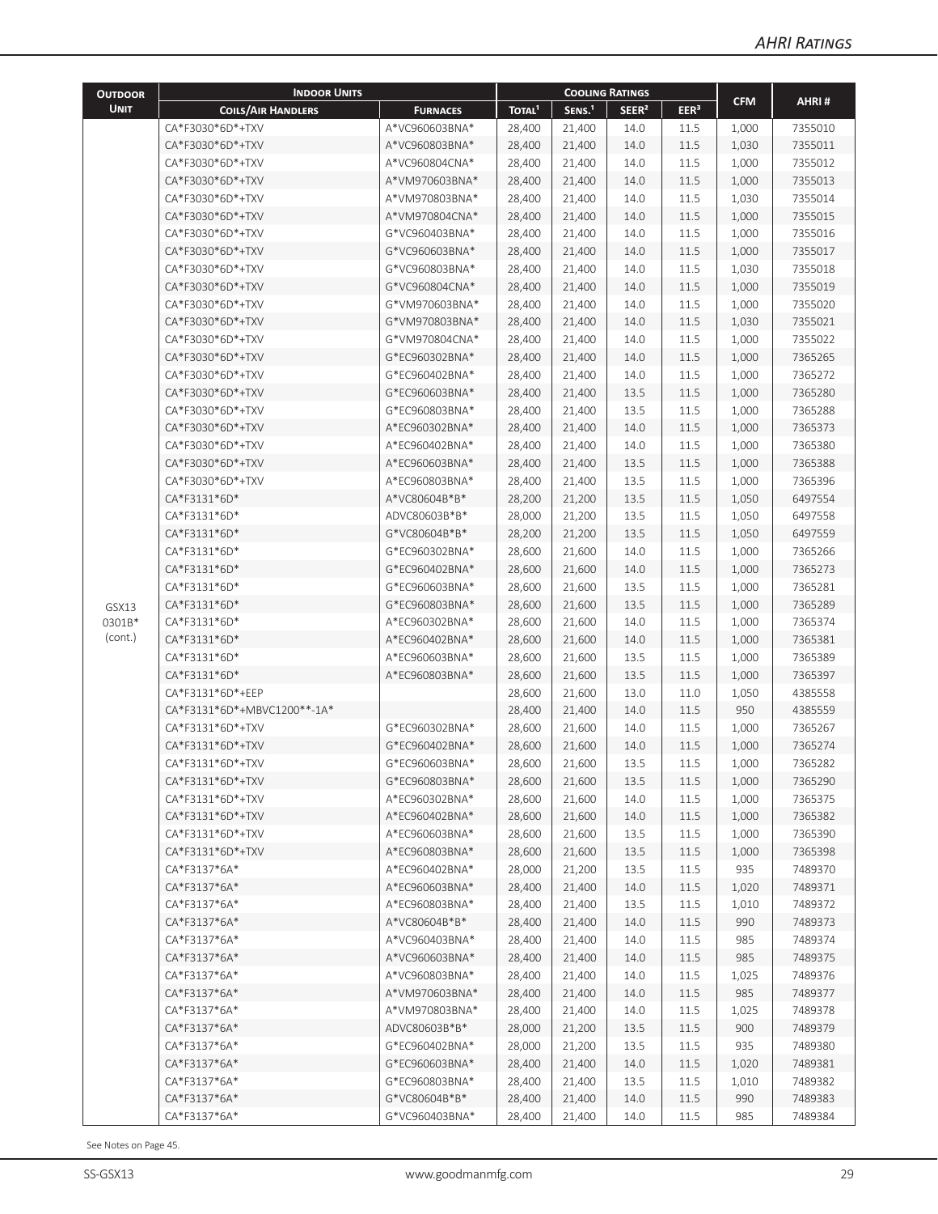| Outdoor Unit | Indoor Units | | Cooling Ratings | | | | CFM | AHRI # |
|---|---|---|---|---|---|---|---|---|
| | Coils/Air Handlers | Furnaces | Total[1] | Sens.[1] | SEER[2] | EER[3] | | |
| GSX13 0301B* (cont.) | CA*F3030*6D*+TXV | A*VC960603BNA* | 28,400 | 21,400 | 14.0 | 11.5 | 1,000 | 7355010 |
| | CA*F3030*6D*+TXV | A*VC960803BNA* | 28,400 | 21,400 | 14.0 | 11.5 | 1,030 | 7355011 |
| | CA*F3030*6D*+TXV | A*VC960804CNA* | 28,400 | 21,400 | 14.0 | 11.5 | 1,000 | 7355012 |
| | CA*F3030*6D*+TXV | A*VM970603BNA* | 28,400 | 21,400 | 14.0 | 11.5 | 1,000 | 7355013 |
| | CA*F3030*6D*+TXV | A*VM970803BNA* | 28,400 | 21,400 | 14.0 | 11.5 | 1,030 | 7355014 |
| | CA*F3030*6D*+TXV | A*VM970804CNA* | 28,400 | 21,400 | 14.0 | 11.5 | 1,000 | 7355015 |
| | CA*F3030*6D*+TXV | G*VC960403BNA* | 28,400 | 21,400 | 14.0 | 11.5 | 1,000 | 7355016 |
| | CA*F3030*6D*+TXV | G*VC960603BNA* | 28,400 | 21,400 | 14.0 | 11.5 | 1,000 | 7355017 |
| | CA*F3030*6D*+TXV | G*VC960803BNA* | 28,400 | 21,400 | 14.0 | 11.5 | 1,030 | 7355018 |
| | CA*F3030*6D*+TXV | G*VC960804CNA* | 28,400 | 21,400 | 14.0 | 11.5 | 1,000 | 7355019 |
| | CA*F3030*6D*+TXV | G*VM970603BNA* | 28,400 | 21,400 | 14.0 | 11.5 | 1,000 | 7355020 |
| | CA*F3030*6D*+TXV | G*VM970803BNA* | 28,400 | 21,400 | 14.0 | 11.5 | 1,030 | 7355021 |
| | CA*F3030*6D*+TXV | G*VM970804CNA* | 28,400 | 21,400 | 14.0 | 11.5 | 1,000 | 7355022 |
| | CA*F3030*6D*+TXV | G*EC960302BNA* | 28,400 | 21,400 | 14.0 | 11.5 | 1,000 | 7365265 |
| | CA*F3030*6D*+TXV | G*EC960402BNA* | 28,400 | 21,400 | 14.0 | 11.5 | 1,000 | 7365272 |
| | CA*F3030*6D*+TXV | G*EC960603BNA* | 28,400 | 21,400 | 13.5 | 11.5 | 1,000 | 7365280 |
| | CA*F3030*6D*+TXV | G*EC960803BNA* | 28,400 | 21,400 | 13.5 | 11.5 | 1,000 | 7365288 |
| | CA*F3030*6D*+TXV | A*EC960302BNA* | 28,400 | 21,400 | 14.0 | 11.5 | 1,000 | 7365373 |
| | CA*F3030*6D*+TXV | A*EC960402BNA* | 28,400 | 21,400 | 14.0 | 11.5 | 1,000 | 7365380 |
| | CA*F3030*6D*+TXV | A*EC960603BNA* | 28,400 | 21,400 | 13.5 | 11.5 | 1,000 | 7365388 |
| | CA*F3030*6D*+TXV | A*EC960803BNA* | 28,400 | 21,400 | 13.5 | 11.5 | 1,000 | 7365396 |
| | CA*F3131*6D* | A*VC80604B*B* | 28,200 | 21,200 | 13.5 | 11.5 | 1,050 | 6497554 |
| | CA*F3131*6D* | ADVC80603B*B* | 28,000 | 21,200 | 13.5 | 11.5 | 1,050 | 6497558 |
| | CA*F3131*6D* | G*VC80604B*B* | 28,200 | 21,200 | 13.5 | 11.5 | 1,050 | 6497559 |
| | CA*F3131*6D* | G*EC960302BNA* | 28,600 | 21,600 | 14.0 | 11.5 | 1,000 | 7365266 |
| | CA*F3131*6D* | G*EC960402BNA* | 28,600 | 21,600 | 14.0 | 11.5 | 1,000 | 7365273 |
| | CA*F3131*6D* | G*EC960603BNA* | 28,600 | 21,600 | 13.5 | 11.5 | 1,000 | 7365281 |
| | CA*F3131*6D* | G*EC960803BNA* | 28,600 | 21,600 | 13.5 | 11.5 | 1,000 | 7365289 |
| | CA*F3131*6D* | A*EC960302BNA* | 28,600 | 21,600 | 14.0 | 11.5 | 1,000 | 7365374 |
| | CA*F3131*6D* | A*EC960402BNA* | 28,600 | 21,600 | 14.0 | 11.5 | 1,000 | 7365381 |
| | CA*F3131*6D* | A*EC960603BNA* | 28,600 | 21,600 | 13.5 | 11.5 | 1,000 | 7365389 |
| | CA*F3131*6D* | A*EC960803BNA* | 28,600 | 21,600 | 13.5 | 11.5 | 1,000 | 7365397 |
| | CA*F3131*6D*+EEP | | 28,600 | 21,600 | 13.0 | 11.0 | 1,050 | 4385558 |
| | CA*F3131*6D*+MBVC1200**-1A* | | 28,400 | 21,400 | 14.0 | 11.5 | 950 | 4385559 |
| | CA*F3131*6D*+TXV | G*EC960302BNA* | 28,600 | 21,600 | 14.0 | 11.5 | 1,000 | 7365267 |
| | CA*F3131*6D*+TXV | G*EC960402BNA* | 28,600 | 21,600 | 14.0 | 11.5 | 1,000 | 7365274 |
| | CA*F3131*6D*+TXV | G*EC960603BNA* | 28,600 | 21,600 | 13.5 | 11.5 | 1,000 | 7365282 |
| | CA*F3131*6D*+TXV | G*EC960803BNA* | 28,600 | 21,600 | 13.5 | 11.5 | 1,000 | 7365290 |
| | CA*F3131*6D*+TXV | A*EC960302BNA* | 28,600 | 21,600 | 14.0 | 11.5 | 1,000 | 7365375 |
| | CA*F3131*6D*+TXV | A*EC960402BNA* | 28,600 | 21,600 | 14.0 | 11.5 | 1,000 | 7365382 |
| | CA*F3131*6D*+TXV | A*EC960603BNA* | 28,600 | 21,600 | 13.5 | 11.5 | 1,000 | 7365390 |
| | CA*F3131*6D*+TXV | A*EC960803BNA* | 28,600 | 21,600 | 13.5 | 11.5 | 1,000 | 7365398 |
| | CA*F3137*6A* | A*EC960402BNA* | 28,000 | 21,200 | 13.5 | 11.5 | 935 | 7489370 |
| | CA*F3137*6A* | A*EC960603BNA* | 28,400 | 21,400 | 14.0 | 11.5 | 1,020 | 7489371 |
| | CA*F3137*6A* | A*EC960803BNA* | 28,400 | 21,400 | 13.5 | 11.5 | 1,010 | 7489372 |
| | CA*F3137*6A* | A*VC80604B*B* | 28,400 | 21,400 | 14.0 | 11.5 | 990 | 7489373 |
| | CA*F3137*6A* | A*VC960403BNA* | 28,400 | 21,400 | 14.0 | 11.5 | 985 | 7489374 |
| | CA*F3137*6A* | A*VC960603BNA* | 28,400 | 21,400 | 14.0 | 11.5 | 985 | 7489375 |
| | CA*F3137*6A* | A*VC960803BNA* | 28,400 | 21,400 | 14.0 | 11.5 | 1,025 | 7489376 |
| | CA*F3137*6A* | A*VM970603BNA* | 28,400 | 21,400 | 14.0 | 11.5 | 985 | 7489377 |
| | CA*F3137*6A* | A*VM970803BNA* | 28,400 | 21,400 | 14.0 | 11.5 | 1,025 | 7489378 |
| | CA*F3137*6A* | ADVC80603B*B* | 28,000 | 21,200 | 13.5 | 11.5 | 900 | 7489379 |
| | CA*F3137*6A* | G*EC960402BNA* | 28,000 | 21,200 | 13.5 | 11.5 | 935 | 7489380 |
| | CA*F3137*6A* | G*EC960603BNA* | 28,400 | 21,400 | 14.0 | 11.5 | 1,020 | 7489381 |
| | CA*F3137*6A* | G*EC960803BNA* | 28,400 | 21,400 | 13.5 | 11.5 | 1,010 | 7489382 |
| | CA*F3137*6A* | G*VC80604B*B* | 28,400 | 21,400 | 14.0 | 11.5 | 990 | 7489383 |
| | CA*F3137*6A* | G*VC960403BNA* | 28,400 | 21,400 | 14.0 | 11.5 | 985 | 7489384 |

See Notes on Page 45.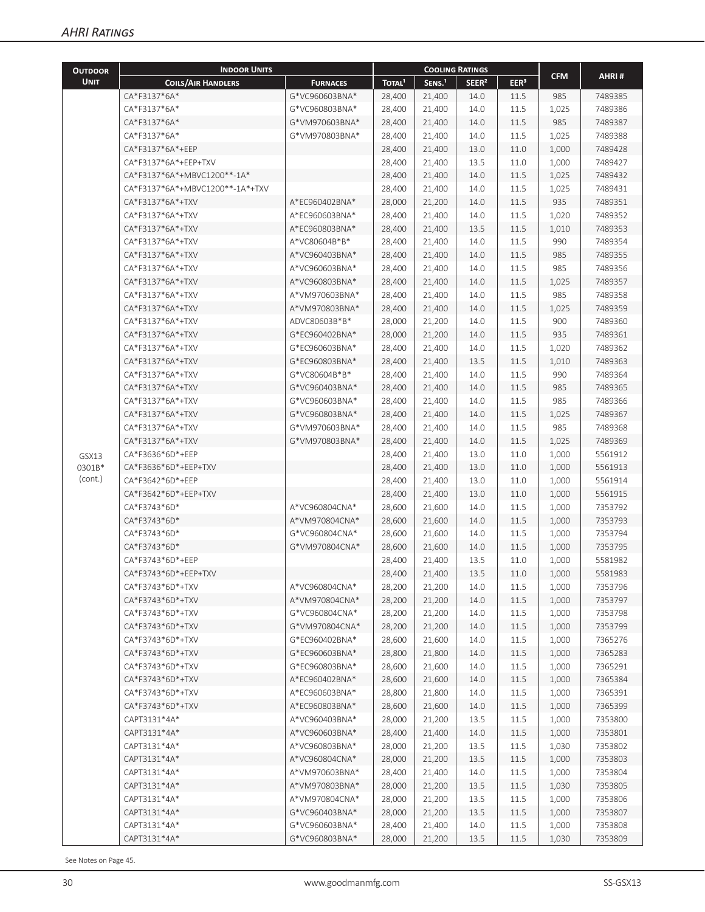## AHRI Ratings

| Outdoor Unit | Indoor Units | | Cooling Ratings | | | | CFM | AHRI # |
|---|---|---|---|---|---|---|---|---|
| | Coils/Air Handlers | Furnaces | Total[1] | Sens.[1] | SEER[2] | EER[3] | | |
| GSX13 0301B* (cont.) | CA*F3137*6A* | G*VC960603BNA* | 28,400 | 21,400 | 14.0 | 11.5 | 985 | 7489385 |
| | CA*F3137*6A* | G*VC960803BNA* | 28,400 | 21,400 | 14.0 | 11.5 | 1,025 | 7489386 |
| | CA*F3137*6A* | G*VM970603BNA* | 28,400 | 21,400 | 14.0 | 11.5 | 985 | 7489387 |
| | CA*F3137*6A* | G*VM970803BNA* | 28,400 | 21,400 | 14.0 | 11.5 | 1,025 | 7489388 |
| | CA*F3137*6A*+EEP | | 28,400 | 21,400 | 13.0 | 11.0 | 1,000 | 7489428 |
| | CA*F3137*6A*+EEP+TXV | | 28,400 | 21,400 | 13.5 | 11.0 | 1,000 | 7489427 |
| | CA*F3137*6A*+MBVC1200**-1A* | | 28,400 | 21,400 | 14.0 | 11.5 | 1,025 | 7489432 |
| | CA*F3137*6A*+MBVC1200**-1A*+TXV | | 28,400 | 21,400 | 14.0 | 11.5 | 1,025 | 7489431 |
| | CA*F3137*6A*+TXV | A*EC960402BNA* | 28,000 | 21,200 | 14.0 | 11.5 | 935 | 7489351 |
| | CA*F3137*6A*+TXV | A*EC960603BNA* | 28,400 | 21,400 | 14.0 | 11.5 | 1,020 | 7489352 |
| | CA*F3137*6A*+TXV | A*EC960803BNA* | 28,400 | 21,400 | 13.5 | 11.5 | 1,010 | 7489353 |
| | CA*F3137*6A*+TXV | A*VC80604B*B* | 28,400 | 21,400 | 14.0 | 11.5 | 990 | 7489354 |
| | CA*F3137*6A*+TXV | A*VC960403BNA* | 28,400 | 21,400 | 14.0 | 11.5 | 985 | 7489355 |
| | CA*F3137*6A*+TXV | A*VC960603BNA* | 28,400 | 21,400 | 14.0 | 11.5 | 985 | 7489356 |
| | CA*F3137*6A*+TXV | A*VC960803BNA* | 28,400 | 21,400 | 14.0 | 11.5 | 1,025 | 7489357 |
| | CA*F3137*6A*+TXV | A*VM970603BNA* | 28,400 | 21,400 | 14.0 | 11.5 | 985 | 7489358 |
| | CA*F3137*6A*+TXV | A*VM970803BNA* | 28,400 | 21,400 | 14.0 | 11.5 | 1,025 | 7489359 |
| | CA*F3137*6A*+TXV | ADVC80603B*B* | 28,000 | 21,200 | 14.0 | 11.5 | 900 | 7489360 |
| | CA*F3137*6A*+TXV | G*EC960402BNA* | 28,000 | 21,200 | 14.0 | 11.5 | 935 | 7489361 |
| | CA*F3137*6A*+TXV | G*EC960603BNA* | 28,400 | 21,400 | 14.0 | 11.5 | 1,020 | 7489362 |
| | CA*F3137*6A*+TXV | G*EC960803BNA* | 28,400 | 21,400 | 13.5 | 11.5 | 1,010 | 7489363 |
| | CA*F3137*6A*+TXV | G*VC80604B*B* | 28,400 | 21,400 | 14.0 | 11.5 | 990 | 7489364 |
| | CA*F3137*6A*+TXV | G*VC960403BNA* | 28,400 | 21,400 | 14.0 | 11.5 | 985 | 7489365 |
| | CA*F3137*6A*+TXV | G*VC960603BNA* | 28,400 | 21,400 | 14.0 | 11.5 | 985 | 7489366 |
| | CA*F3137*6A*+TXV | G*VC960803BNA* | 28,400 | 21,400 | 14.0 | 11.5 | 1,025 | 7489367 |
| | CA*F3137*6A*+TXV | G*VM970603BNA* | 28,400 | 21,400 | 14.0 | 11.5 | 985 | 7489368 |
| | CA*F3137*6A*+TXV | G*VM970803BNA* | 28,400 | 21,400 | 14.0 | 11.5 | 1,025 | 7489369 |
| | CA*F3636*6D*+EEP | | 28,400 | 21,400 | 13.0 | 11.0 | 1,000 | 5561912 |
| | CA*F3636*6D*+EEP+TXV | | 28,400 | 21,400 | 13.0 | 11.0 | 1,000 | 5561913 |
| | CA*F3642*6D*+EEP | | 28,400 | 21,400 | 13.0 | 11.0 | 1,000 | 5561914 |
| | CA*F3642*6D*+EEP+TXV | | 28,400 | 21,400 | 13.0 | 11.0 | 1,000 | 5561915 |
| | CA*F3743*6D* | A*VC960804CNA* | 28,600 | 21,600 | 14.0 | 11.5 | 1,000 | 7353792 |
| | CA*F3743*6D* | A*VM970804CNA* | 28,600 | 21,600 | 14.0 | 11.5 | 1,000 | 7353793 |
| | CA*F3743*6D* | G*VC960804CNA* | 28,600 | 21,600 | 14.0 | 11.5 | 1,000 | 7353794 |
| | CA*F3743*6D* | G*VM970804CNA* | 28,600 | 21,600 | 14.0 | 11.5 | 1,000 | 7353795 |
| | CA*F3743*6D*+EEP | | 28,400 | 21,400 | 13.5 | 11.0 | 1,000 | 5581982 |
| | CA*F3743*6D*+EEP+TXV | | 28,400 | 21,400 | 13.5 | 11.0 | 1,000 | 5581983 |
| | CA*F3743*6D*+TXV | A*VC960804CNA* | 28,200 | 21,200 | 14.0 | 11.5 | 1,000 | 7353796 |
| | CA*F3743*6D*+TXV | A*VM970804CNA* | 28,200 | 21,200 | 14.0 | 11.5 | 1,000 | 7353797 |
| | CA*F3743*6D*+TXV | G*VC960804CNA* | 28,200 | 21,200 | 14.0 | 11.5 | 1,000 | 7353798 |
| | CA*F3743*6D*+TXV | G*VM970804CNA* | 28,200 | 21,200 | 14.0 | 11.5 | 1,000 | 7353799 |
| | CA*F3743*6D*+TXV | G*EC960402BNA* | 28,600 | 21,600 | 14.0 | 11.5 | 1,000 | 7365276 |
| | CA*F3743*6D*+TXV | G*EC960603BNA* | 28,800 | 21,800 | 14.0 | 11.5 | 1,000 | 7365283 |
| | CA*F3743*6D*+TXV | G*EC960803BNA* | 28,600 | 21,600 | 14.0 | 11.5 | 1,000 | 7365291 |
| | CA*F3743*6D*+TXV | A*EC960402BNA* | 28,600 | 21,600 | 14.0 | 11.5 | 1,000 | 7365384 |
| | CA*F3743*6D*+TXV | A*EC960603BNA* | 28,800 | 21,800 | 14.0 | 11.5 | 1,000 | 7365391 |
| | CA*F3743*6D*+TXV | A*EC960803BNA* | 28,600 | 21,600 | 14.0 | 11.5 | 1,000 | 7365399 |
| | CAPT3131*4A* | A*VC960403BNA* | 28,000 | 21,200 | 13.5 | 11.5 | 1,000 | 7353800 |
| | CAPT3131*4A* | A*VC960603BNA* | 28,400 | 21,400 | 14.0 | 11.5 | 1,000 | 7353801 |
| | CAPT3131*4A* | A*VC960803BNA* | 28,000 | 21,200 | 13.5 | 11.5 | 1,030 | 7353802 |
| | CAPT3131*4A* | A*VC960804CNA* | 28,000 | 21,200 | 13.5 | 11.5 | 1,000 | 7353803 |
| | CAPT3131*4A* | A*VM970603BNA* | 28,400 | 21,400 | 14.0 | 11.5 | 1,000 | 7353804 |
| | CAPT3131*4A* | A*VM970803BNA* | 28,000 | 21,200 | 13.5 | 11.5 | 1,030 | 7353805 |
| | CAPT3131*4A* | A*VM970804CNA* | 28,000 | 21,200 | 13.5 | 11.5 | 1,000 | 7353806 |
| | CAPT3131*4A* | G*VC960403BNA* | 28,000 | 21,200 | 13.5 | 11.5 | 1,000 | 7353807 |
| | CAPT3131*4A* | G*VC960603BNA* | 28,400 | 21,400 | 14.0 | 11.5 | 1,000 | 7353808 |
| | CAPT3131*4A* | G*VC960803BNA* | 28,000 | 21,200 | 13.5 | 11.5 | 1,030 | 7353809 |

See Notes on Page 45.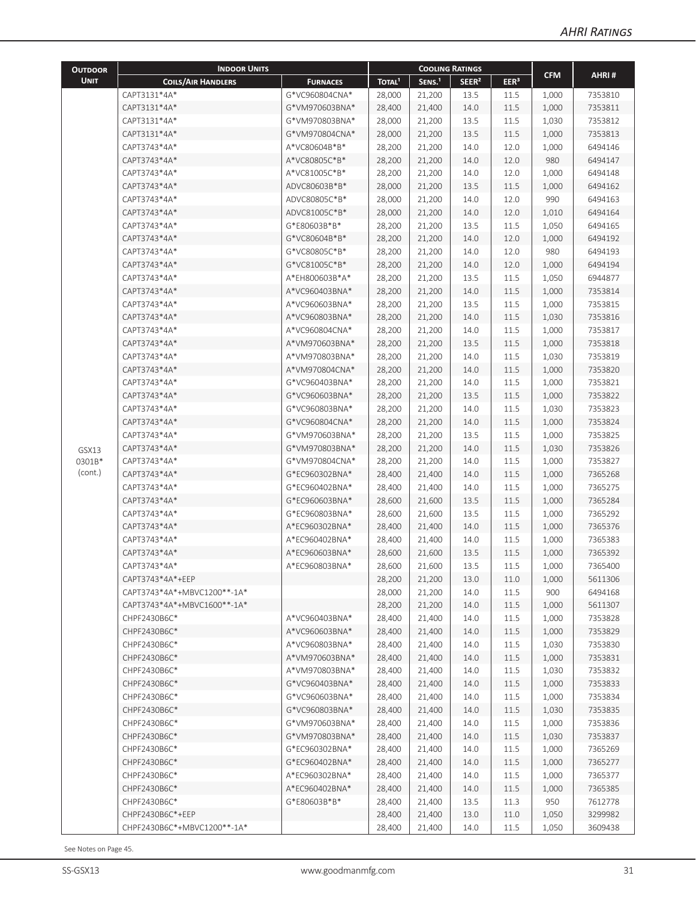| Outdoor Unit | Indoor Units | | Cooling Ratings | | | | CFM | AHRI # |
|---|---|---|---|---|---|---|---|---|
| | Coils/Air Handlers | Furnaces | Total[1] | Sens.[1] | SEER[2] | EER[3] | | |
| GSX13 0301B* (cont.) | CAPT3131*4A* | G*VC960804CNA* | 28,000 | 21,200 | 13.5 | 11.5 | 1,000 | 7353810 |
| | CAPT3131*4A* | G*VM970603BNA* | 28,400 | 21,400 | 14.0 | 11.5 | 1,000 | 7353811 |
| | CAPT3131*4A* | G*VM970803BNA* | 28,000 | 21,200 | 13.5 | 11.5 | 1,030 | 7353812 |
| | CAPT3131*4A* | G*VM970804CNA* | 28,000 | 21,200 | 13.5 | 11.5 | 1,000 | 7353813 |
| | CAPT3743*4A* | A*VC80604B*B* | 28,200 | 21,200 | 14.0 | 12.0 | 1,000 | 6494146 |
| | CAPT3743*4A* | A*VC80805C*B* | 28,200 | 21,200 | 14.0 | 12.0 | 980 | 6494147 |
| | CAPT3743*4A* | A*VC81005C*B* | 28,200 | 21,200 | 14.0 | 12.0 | 1,000 | 6494148 |
| | CAPT3743*4A* | ADVC80603B*B* | 28,000 | 21,200 | 13.5 | 11.5 | 1,000 | 6494162 |
| | CAPT3743*4A* | ADVC80805C*B* | 28,000 | 21,200 | 14.0 | 12.0 | 990 | 6494163 |
| | CAPT3743*4A* | ADVC81005C*B* | 28,000 | 21,200 | 14.0 | 12.0 | 1,010 | 6494164 |
| | CAPT3743*4A* | G*E80603B*B* | 28,200 | 21,200 | 13.5 | 11.5 | 1,050 | 6494165 |
| | CAPT3743*4A* | G*VC80604B*B* | 28,200 | 21,200 | 14.0 | 12.0 | 1,000 | 6494192 |
| | CAPT3743*4A* | G*VC80805C*B* | 28,200 | 21,200 | 14.0 | 12.0 | 980 | 6494193 |
| | CAPT3743*4A* | G*VC81005C*B* | 28,200 | 21,200 | 14.0 | 12.0 | 1,000 | 6494194 |
| | CAPT3743*4A* | A*EH800603B*A* | 28,200 | 21,200 | 13.5 | 11.5 | 1,050 | 6944877 |
| | CAPT3743*4A* | A*VC960403BNA* | 28,200 | 21,200 | 14.0 | 11.5 | 1,000 | 7353814 |
| | CAPT3743*4A* | A*VC960603BNA* | 28,200 | 21,200 | 13.5 | 11.5 | 1,000 | 7353815 |
| | CAPT3743*4A* | A*VC960803BNA* | 28,200 | 21,200 | 14.0 | 11.5 | 1,030 | 7353816 |
| | CAPT3743*4A* | A*VC960804CNA* | 28,200 | 21,200 | 14.0 | 11.5 | 1,000 | 7353817 |
| | CAPT3743*4A* | A*VM970603BNA* | 28,200 | 21,200 | 13.5 | 11.5 | 1,000 | 7353818 |
| | CAPT3743*4A* | A*VM970803BNA* | 28,200 | 21,200 | 14.0 | 11.5 | 1,030 | 7353819 |
| | CAPT3743*4A* | A*VM970804CNA* | 28,200 | 21,200 | 14.0 | 11.5 | 1,000 | 7353820 |
| | CAPT3743*4A* | G*VC960403BNA* | 28,200 | 21,200 | 14.0 | 11.5 | 1,000 | 7353821 |
| | CAPT3743*4A* | G*VC960603BNA* | 28,200 | 21,200 | 13.5 | 11.5 | 1,000 | 7353822 |
| | CAPT3743*4A* | G*VC960803BNA* | 28,200 | 21,200 | 14.0 | 11.5 | 1,030 | 7353823 |
| | CAPT3743*4A* | G*VC960804CNA* | 28,200 | 21,200 | 14.0 | 11.5 | 1,000 | 7353824 |
| | CAPT3743*4A* | G*VM970603BNA* | 28,200 | 21,200 | 13.5 | 11.5 | 1,000 | 7353825 |
| | CAPT3743*4A* | G*VM970803BNA* | 28,200 | 21,200 | 14.0 | 11.5 | 1,030 | 7353826 |
| | CAPT3743*4A* | G*VM970804CNA* | 28,200 | 21,200 | 14.0 | 11.5 | 1,000 | 7353827 |
| | CAPT3743*4A* | G*EC960302BNA* | 28,400 | 21,400 | 14.0 | 11.5 | 1,000 | 7365268 |
| | CAPT3743*4A* | G*EC960402BNA* | 28,400 | 21,400 | 14.0 | 11.5 | 1,000 | 7365275 |
| | CAPT3743*4A* | G*EC960603BNA* | 28,600 | 21,600 | 13.5 | 11.5 | 1,000 | 7365284 |
| | CAPT3743*4A* | G*EC960803BNA* | 28,600 | 21,600 | 13.5 | 11.5 | 1,000 | 7365292 |
| | CAPT3743*4A* | A*EC960302BNA* | 28,400 | 21,400 | 14.0 | 11.5 | 1,000 | 7365376 |
| | CAPT3743*4A* | A*EC960402BNA* | 28,400 | 21,400 | 14.0 | 11.5 | 1,000 | 7365383 |
| | CAPT3743*4A* | A*EC960603BNA* | 28,600 | 21,600 | 13.5 | 11.5 | 1,000 | 7365392 |
| | CAPT3743*4A* | A*EC960803BNA* | 28,600 | 21,600 | 13.5 | 11.5 | 1,000 | 7365400 |
| | CAPT3743*4A*+EEP | | 28,200 | 21,200 | 13.0 | 11.0 | 1,000 | 5611306 |
| | CAPT3743*4A*+MBVC1200**-1A* | | 28,000 | 21,200 | 14.0 | 11.5 | 900 | 6494168 |
| | CAPT3743*4A*+MBVC1600**-1A* | | 28,200 | 21,200 | 14.0 | 11.5 | 1,000 | 5611307 |
| | CHPF2430B6C* | A*VC960403BNA* | 28,400 | 21,400 | 14.0 | 11.5 | 1,000 | 7353828 |
| | CHPF2430B6C* | A*VC960603BNA* | 28,400 | 21,400 | 14.0 | 11.5 | 1,000 | 7353829 |
| | CHPF2430B6C* | A*VC960803BNA* | 28,400 | 21,400 | 14.0 | 11.5 | 1,030 | 7353830 |
| | CHPF2430B6C* | A*VM970603BNA* | 28,400 | 21,400 | 14.0 | 11.5 | 1,000 | 7353831 |
| | CHPF2430B6C* | A*VM970803BNA* | 28,400 | 21,400 | 14.0 | 11.5 | 1,030 | 7353832 |
| | CHPF2430B6C* | G*VC960403BNA* | 28,400 | 21,400 | 14.0 | 11.5 | 1,000 | 7353833 |
| | CHPF2430B6C* | G*VC960603BNA* | 28,400 | 21,400 | 14.0 | 11.5 | 1,000 | 7353834 |
| | CHPF2430B6C* | G*VC960803BNA* | 28,400 | 21,400 | 14.0 | 11.5 | 1,030 | 7353835 |
| | CHPF2430B6C* | G*VM970603BNA* | 28,400 | 21,400 | 14.0 | 11.5 | 1,000 | 7353836 |
| | CHPF2430B6C* | G*VM970803BNA* | 28,400 | 21,400 | 14.0 | 11.5 | 1,030 | 7353837 |
| | CHPF2430B6C* | G*EC960302BNA* | 28,400 | 21,400 | 14.0 | 11.5 | 1,000 | 7365269 |
| | CHPF2430B6C* | G*EC960402BNA* | 28,400 | 21,400 | 14.0 | 11.5 | 1,000 | 7365277 |
| | CHPF2430B6C* | A*EC960302BNA* | 28,400 | 21,400 | 14.0 | 11.5 | 1,000 | 7365377 |
| | CHPF2430B6C* | A*EC960402BNA* | 28,400 | 21,400 | 14.0 | 11.5 | 1,000 | 7365385 |
| | CHPF2430B6C* | G*E80603B*B* | 28,400 | 21,400 | 13.5 | 11.3 | 950 | 7612778 |
| | CHPF2430B6C*+EEP | | 28,400 | 21,400 | 13.0 | 11.0 | 1,050 | 3299982 |
| | CHPF2430B6C*+MBVC1200**-1A* | | 28,400 | 21,400 | 14.0 | 11.5 | 1,050 | 3609438 |

See Notes on Page 45.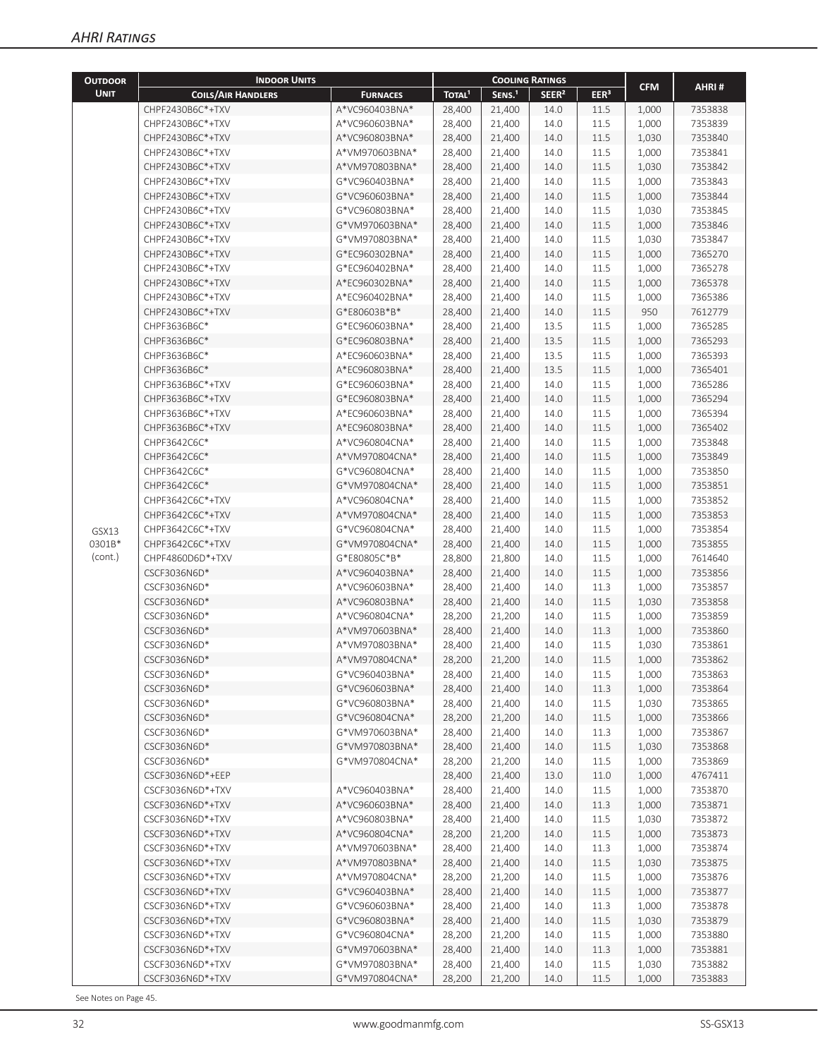## AHRI Ratings

| Outdoor Unit | Indoor Units | | Cooling Ratings | | | | CFM | AHRI # |
|---|---|---|---|---|---|---|---|---|
| | Coils/Air Handlers | Furnaces | Total[1] | Sens.[1] | SEER[2] | EER[3] | | |
| GSX13 0301B* (cont.) | CHPF2430B6C*+TXV | A*VC960403BNA* | 28,400 | 21,400 | 14.0 | 11.5 | 1,000 | 7353838 |
| | CHPF2430B6C*+TXV | A*VC960603BNA* | 28,400 | 21,400 | 14.0 | 11.5 | 1,000 | 7353839 |
| | CHPF2430B6C*+TXV | A*VC960803BNA* | 28,400 | 21,400 | 14.0 | 11.5 | 1,030 | 7353840 |
| | CHPF2430B6C*+TXV | A*VM970603BNA* | 28,400 | 21,400 | 14.0 | 11.5 | 1,000 | 7353841 |
| | CHPF2430B6C*+TXV | A*VM970803BNA* | 28,400 | 21,400 | 14.0 | 11.5 | 1,030 | 7353842 |
| | CHPF2430B6C*+TXV | G*VC960403BNA* | 28,400 | 21,400 | 14.0 | 11.5 | 1,000 | 7353843 |
| | CHPF2430B6C*+TXV | G*VC960603BNA* | 28,400 | 21,400 | 14.0 | 11.5 | 1,000 | 7353844 |
| | CHPF2430B6C*+TXV | G*VC960803BNA* | 28,400 | 21,400 | 14.0 | 11.5 | 1,030 | 7353845 |
| | CHPF2430B6C*+TXV | G*VM970603BNA* | 28,400 | 21,400 | 14.0 | 11.5 | 1,000 | 7353846 |
| | CHPF2430B6C*+TXV | G*VM970803BNA* | 28,400 | 21,400 | 14.0 | 11.5 | 1,030 | 7353847 |
| | CHPF2430B6C*+TXV | G*EC960302BNA* | 28,400 | 21,400 | 14.0 | 11.5 | 1,000 | 7365270 |
| | CHPF2430B6C*+TXV | G*EC960402BNA* | 28,400 | 21,400 | 14.0 | 11.5 | 1,000 | 7365278 |
| | CHPF2430B6C*+TXV | A*EC960302BNA* | 28,400 | 21,400 | 14.0 | 11.5 | 1,000 | 7365378 |
| | CHPF2430B6C*+TXV | A*EC960402BNA* | 28,400 | 21,400 | 14.0 | 11.5 | 1,000 | 7365386 |
| | CHPF2430B6C*+TXV | G*E80603B*B* | 28,400 | 21,400 | 14.0 | 11.5 | 950 | 7612779 |
| | CHPF3636B6C* | G*EC960603BNA* | 28,400 | 21,400 | 13.5 | 11.5 | 1,000 | 7365285 |
| | CHPF3636B6C* | G*EC960803BNA* | 28,400 | 21,400 | 13.5 | 11.5 | 1,000 | 7365293 |
| | CHPF3636B6C* | A*EC960603BNA* | 28,400 | 21,400 | 13.5 | 11.5 | 1,000 | 7365393 |
| | CHPF3636B6C* | A*EC960803BNA* | 28,400 | 21,400 | 13.5 | 11.5 | 1,000 | 7365401 |
| | CHPF3636B6C*+TXV | G*EC960603BNA* | 28,400 | 21,400 | 14.0 | 11.5 | 1,000 | 7365286 |
| | CHPF3636B6C*+TXV | G*EC960803BNA* | 28,400 | 21,400 | 14.0 | 11.5 | 1,000 | 7365294 |
| | CHPF3636B6C*+TXV | A*EC960603BNA* | 28,400 | 21,400 | 14.0 | 11.5 | 1,000 | 7365394 |
| | CHPF3636B6C*+TXV | A*EC960803BNA* | 28,400 | 21,400 | 14.0 | 11.5 | 1,000 | 7365402 |
| | CHPF3642C6C* | A*VC960804CNA* | 28,400 | 21,400 | 14.0 | 11.5 | 1,000 | 7353848 |
| | CHPF3642C6C* | A*VM970804CNA* | 28,400 | 21,400 | 14.0 | 11.5 | 1,000 | 7353849 |
| | CHPF3642C6C* | G*VC960804CNA* | 28,400 | 21,400 | 14.0 | 11.5 | 1,000 | 7353850 |
| | CHPF3642C6C* | G*VM970804CNA* | 28,400 | 21,400 | 14.0 | 11.5 | 1,000 | 7353851 |
| | CHPF3642C6C*+TXV | A*VC960804CNA* | 28,400 | 21,400 | 14.0 | 11.5 | 1,000 | 7353852 |
| | CHPF3642C6C*+TXV | A*VM970804CNA* | 28,400 | 21,400 | 14.0 | 11.5 | 1,000 | 7353853 |
| | CHPF3642C6C*+TXV | G*VC960804CNA* | 28,400 | 21,400 | 14.0 | 11.5 | 1,000 | 7353854 |
| | CHPF3642C6C*+TXV | G*VM970804CNA* | 28,400 | 21,400 | 14.0 | 11.5 | 1,000 | 7353855 |
| | CHPF4860D6D*+TXV | G*E80805C*B* | 28,800 | 21,800 | 14.0 | 11.5 | 1,000 | 7614640 |
| | CSCF3036N6D* | A*VC960403BNA* | 28,400 | 21,400 | 14.0 | 11.5 | 1,000 | 7353856 |
| | CSCF3036N6D* | A*VC960603BNA* | 28,400 | 21,400 | 14.0 | 11.3 | 1,000 | 7353857 |
| | CSCF3036N6D* | A*VC960803BNA* | 28,400 | 21,400 | 14.0 | 11.5 | 1,030 | 7353858 |
| | CSCF3036N6D* | A*VC960804CNA* | 28,200 | 21,200 | 14.0 | 11.5 | 1,000 | 7353859 |
| | CSCF3036N6D* | A*VM970603BNA* | 28,400 | 21,400 | 14.0 | 11.3 | 1,000 | 7353860 |
| | CSCF3036N6D* | A*VM970803BNA* | 28,400 | 21,400 | 14.0 | 11.5 | 1,030 | 7353861 |
| | CSCF3036N6D* | A*VM970804CNA* | 28,200 | 21,200 | 14.0 | 11.5 | 1,000 | 7353862 |
| | CSCF3036N6D* | G*VC960403BNA* | 28,400 | 21,400 | 14.0 | 11.5 | 1,000 | 7353863 |
| | CSCF3036N6D* | G*VC960603BNA* | 28,400 | 21,400 | 14.0 | 11.3 | 1,000 | 7353864 |
| | CSCF3036N6D* | G*VC960803BNA* | 28,400 | 21,400 | 14.0 | 11.5 | 1,030 | 7353865 |
| | CSCF3036N6D* | G*VC960804CNA* | 28,200 | 21,200 | 14.0 | 11.5 | 1,000 | 7353866 |
| | CSCF3036N6D* | G*VM970603BNA* | 28,400 | 21,400 | 14.0 | 11.3 | 1,000 | 7353867 |
| | CSCF3036N6D* | G*VM970803BNA* | 28,400 | 21,400 | 14.0 | 11.5 | 1,030 | 7353868 |
| | CSCF3036N6D* | G*VM970804CNA* | 28,200 | 21,200 | 14.0 | 11.5 | 1,000 | 7353869 |
| | CSCF3036N6D*+EEP | | 28,400 | 21,400 | 13.0 | 11.0 | 1,000 | 4767411 |
| | CSCF3036N6D*+TXV | A*VC960403BNA* | 28,400 | 21,400 | 14.0 | 11.5 | 1,000 | 7353870 |
| | CSCF3036N6D*+TXV | A*VC960603BNA* | 28,400 | 21,400 | 14.0 | 11.3 | 1,000 | 7353871 |
| | CSCF3036N6D*+TXV | A*VC960803BNA* | 28,400 | 21,400 | 14.0 | 11.5 | 1,030 | 7353872 |
| | CSCF3036N6D*+TXV | A*VC960804CNA* | 28,200 | 21,200 | 14.0 | 11.5 | 1,000 | 7353873 |
| | CSCF3036N6D*+TXV | A*VM970603BNA* | 28,400 | 21,400 | 14.0 | 11.3 | 1,000 | 7353874 |
| | CSCF3036N6D*+TXV | A*VM970803BNA* | 28,400 | 21,400 | 14.0 | 11.5 | 1,030 | 7353875 |
| | CSCF3036N6D*+TXV | A*VM970804CNA* | 28,200 | 21,200 | 14.0 | 11.5 | 1,000 | 7353876 |
| | CSCF3036N6D*+TXV | G*VC960403BNA* | 28,400 | 21,400 | 14.0 | 11.5 | 1,000 | 7353877 |
| | CSCF3036N6D*+TXV | G*VC960603BNA* | 28,400 | 21,400 | 14.0 | 11.3 | 1,000 | 7353878 |
| | CSCF3036N6D*+TXV | G*VC960803BNA* | 28,400 | 21,400 | 14.0 | 11.5 | 1,030 | 7353879 |
| | CSCF3036N6D*+TXV | G*VC960804CNA* | 28,200 | 21,200 | 14.0 | 11.5 | 1,000 | 7353880 |
| | CSCF3036N6D*+TXV | G*VM970603BNA* | 28,400 | 21,400 | 14.0 | 11.3 | 1,000 | 7353881 |
| | CSCF3036N6D*+TXV | G*VM970803BNA* | 28,400 | 21,400 | 14.0 | 11.5 | 1,030 | 7353882 |
| | CSCF3036N6D*+TXV | G*VM970804CNA* | 28,200 | 21,200 | 14.0 | 11.5 | 1,000 | 7353883 |

See Notes on Page 45.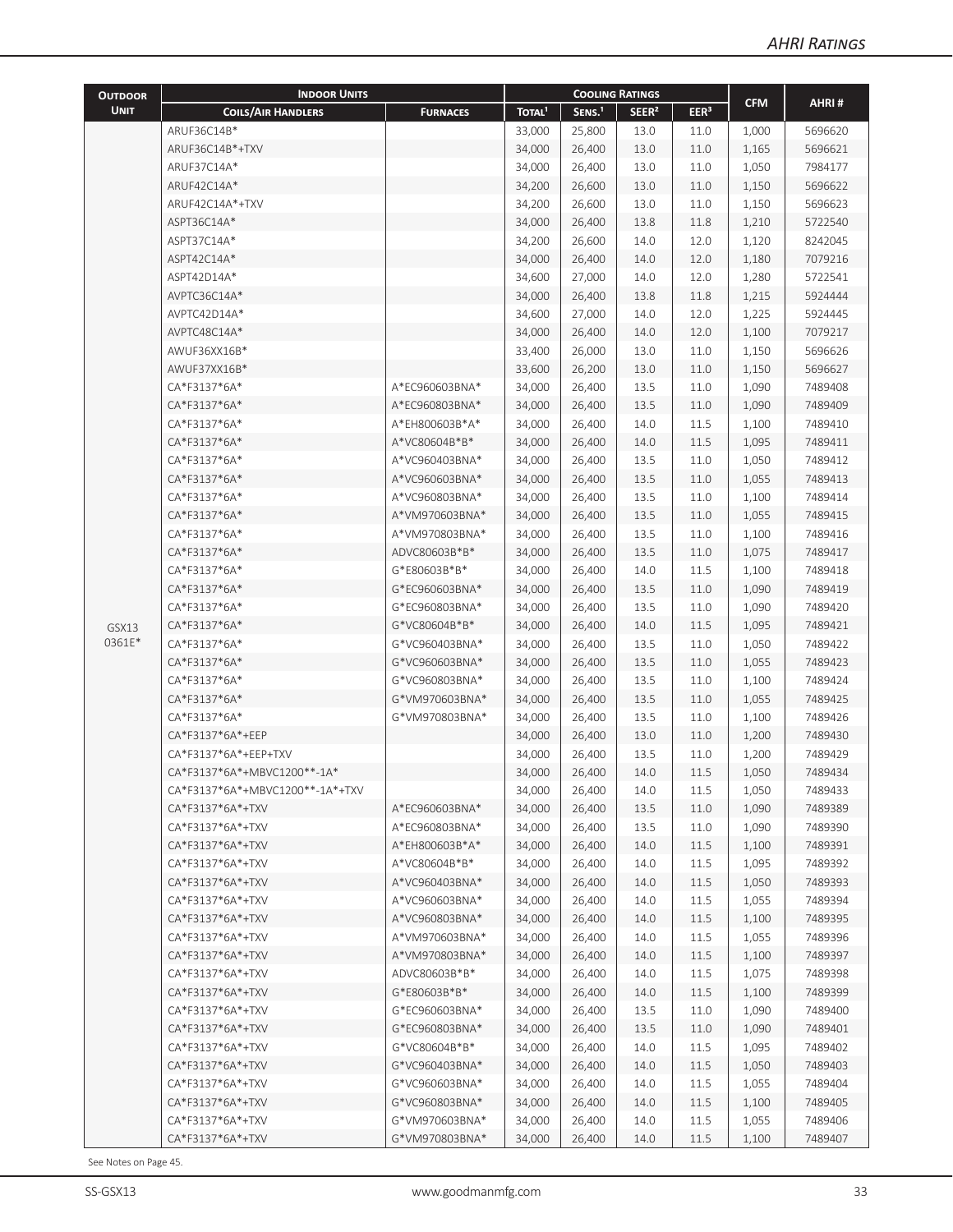| Outdoor Unit | Indoor Units | | Cooling Ratings | | | | CFM | AHRI # |
|---|---|---|---|---|---|---|---|---|
| | Coils/Air Handlers | Furnaces | Total[1] | Sens.[1] | SEER[2] | EER[3] | | |
| GSX13 0361E* | ARUF36C14B* | | 33,000 | 25,800 | 13.0 | 11.0 | 1,000 | 5696620 |
| | ARUF36C14B*+TXV | | 34,000 | 26,400 | 13.0 | 11.0 | 1,165 | 5696621 |
| | ARUF37C14A* | | 34,000 | 26,400 | 13.0 | 11.0 | 1,050 | 7984177 |
| | ARUF42C14A* | | 34,200 | 26,600 | 13.0 | 11.0 | 1,150 | 5696622 |
| | ARUF42C14A*+TXV | | 34,200 | 26,600 | 13.0 | 11.0 | 1,150 | 5696623 |
| | ASPT36C14A* | | 34,000 | 26,400 | 13.8 | 11.8 | 1,210 | 5722540 |
| | ASPT37C14A* | | 34,200 | 26,600 | 14.0 | 12.0 | 1,120 | 8242045 |
| | ASPT42C14A* | | 34,000 | 26,400 | 14.0 | 12.0 | 1,180 | 7079216 |
| | ASPT42D14A* | | 34,600 | 27,000 | 14.0 | 12.0 | 1,280 | 5722541 |
| | AVPTC36C14A* | | 34,000 | 26,400 | 13.8 | 11.8 | 1,215 | 5924444 |
| | AVPTC42D14A* | | 34,600 | 27,000 | 14.0 | 12.0 | 1,225 | 5924445 |
| | AVPTC48C14A* | | 34,000 | 26,400 | 14.0 | 12.0 | 1,100 | 7079217 |
| | AWUF36XX16B* | | 33,400 | 26,000 | 13.0 | 11.0 | 1,150 | 5696626 |
| | AWUF37XX16B* | | 33,600 | 26,200 | 13.0 | 11.0 | 1,150 | 5696627 |
| | CA*F3137*6A* | A*EC960603BNA* | 34,000 | 26,400 | 13.5 | 11.0 | 1,090 | 7489408 |
| | CA*F3137*6A* | A*EC960803BNA* | 34,000 | 26,400 | 13.5 | 11.0 | 1,090 | 7489409 |
| | CA*F3137*6A* | A*EH800603B*A* | 34,000 | 26,400 | 14.0 | 11.5 | 1,100 | 7489410 |
| | CA*F3137*6A* | A*VC80604B*B* | 34,000 | 26,400 | 14.0 | 11.5 | 1,095 | 7489411 |
| | CA*F3137*6A* | A*VC960403BNA* | 34,000 | 26,400 | 13.5 | 11.0 | 1,050 | 7489412 |
| | CA*F3137*6A* | A*VC960603BNA* | 34,000 | 26,400 | 13.5 | 11.0 | 1,055 | 7489413 |
| | CA*F3137*6A* | A*VC960803BNA* | 34,000 | 26,400 | 13.5 | 11.0 | 1,100 | 7489414 |
| | CA*F3137*6A* | A*VM970603BNA* | 34,000 | 26,400 | 13.5 | 11.0 | 1,055 | 7489415 |
| | CA*F3137*6A* | A*VM970803BNA* | 34,000 | 26,400 | 13.5 | 11.0 | 1,100 | 7489416 |
| | CA*F3137*6A* | ADVC80603B*B* | 34,000 | 26,400 | 13.5 | 11.0 | 1,075 | 7489417 |
| | CA*F3137*6A* | G*E80603B*B* | 34,000 | 26,400 | 14.0 | 11.5 | 1,100 | 7489418 |
| | CA*F3137*6A* | G*EC960603BNA* | 34,000 | 26,400 | 13.5 | 11.0 | 1,090 | 7489419 |
| | CA*F3137*6A* | G*EC960803BNA* | 34,000 | 26,400 | 13.5 | 11.0 | 1,090 | 7489420 |
| | CA*F3137*6A* | G*VC80604B*B* | 34,000 | 26,400 | 14.0 | 11.5 | 1,095 | 7489421 |
| | CA*F3137*6A* | G*VC960403BNA* | 34,000 | 26,400 | 13.5 | 11.0 | 1,050 | 7489422 |
| | CA*F3137*6A* | G*VC960603BNA* | 34,000 | 26,400 | 13.5 | 11.0 | 1,055 | 7489423 |
| | CA*F3137*6A* | G*VC960803BNA* | 34,000 | 26,400 | 13.5 | 11.0 | 1,100 | 7489424 |
| | CA*F3137*6A* | G*VM970603BNA* | 34,000 | 26,400 | 13.5 | 11.0 | 1,055 | 7489425 |
| | CA*F3137*6A* | G*VM970803BNA* | 34,000 | 26,400 | 13.5 | 11.0 | 1,100 | 7489426 |
| | CA*F3137*6A*+EEP | | 34,000 | 26,400 | 13.0 | 11.0 | 1,200 | 7489430 |
| | CA*F3137*6A*+EEP+TXV | | 34,000 | 26,400 | 13.5 | 11.0 | 1,200 | 7489429 |
| | CA*F3137*6A*+MBVC1200**-1A* | | 34,000 | 26,400 | 14.0 | 11.5 | 1,050 | 7489434 |
| | CA*F3137*6A*+MBVC1200**-1A*+TXV | | 34,000 | 26,400 | 14.0 | 11.5 | 1,050 | 7489433 |
| | CA*F3137*6A*+TXV | A*EC960603BNA* | 34,000 | 26,400 | 13.5 | 11.0 | 1,090 | 7489389 |
| | CA*F3137*6A*+TXV | A*EC960803BNA* | 34,000 | 26,400 | 13.5 | 11.0 | 1,090 | 7489390 |
| | CA*F3137*6A*+TXV | A*EH800603B*A* | 34,000 | 26,400 | 14.0 | 11.5 | 1,100 | 7489391 |
| | CA*F3137*6A*+TXV | A*VC80604B*B* | 34,000 | 26,400 | 14.0 | 11.5 | 1,095 | 7489392 |
| | CA*F3137*6A*+TXV | A*VC960403BNA* | 34,000 | 26,400 | 14.0 | 11.5 | 1,050 | 7489393 |
| | CA*F3137*6A*+TXV | A*VC960603BNA* | 34,000 | 26,400 | 14.0 | 11.5 | 1,055 | 7489394 |
| | CA*F3137*6A*+TXV | A*VC960803BNA* | 34,000 | 26,400 | 14.0 | 11.5 | 1,100 | 7489395 |
| | CA*F3137*6A*+TXV | A*VM970603BNA* | 34,000 | 26,400 | 14.0 | 11.5 | 1,055 | 7489396 |
| | CA*F3137*6A*+TXV | A*VM970803BNA* | 34,000 | 26,400 | 14.0 | 11.5 | 1,100 | 7489397 |
| | CA*F3137*6A*+TXV | ADVC80603B*B* | 34,000 | 26,400 | 14.0 | 11.5 | 1,075 | 7489398 |
| | CA*F3137*6A*+TXV | G*E80603B*B* | 34,000 | 26,400 | 14.0 | 11.5 | 1,100 | 7489399 |
| | CA*F3137*6A*+TXV | G*EC960603BNA* | 34,000 | 26,400 | 13.5 | 11.0 | 1,090 | 7489400 |
| | CA*F3137*6A*+TXV | G*EC960803BNA* | 34,000 | 26,400 | 13.5 | 11.0 | 1,090 | 7489401 |
| | CA*F3137*6A*+TXV | G*VC80604B*B* | 34,000 | 26,400 | 14.0 | 11.5 | 1,095 | 7489402 |
| | CA*F3137*6A*+TXV | G*VC960403BNA* | 34,000 | 26,400 | 14.0 | 11.5 | 1,050 | 7489403 |
| | CA*F3137*6A*+TXV | G*VC960603BNA* | 34,000 | 26,400 | 14.0 | 11.5 | 1,055 | 7489404 |
| | CA*F3137*6A*+TXV | G*VC960803BNA* | 34,000 | 26,400 | 14.0 | 11.5 | 1,100 | 7489405 |
| | CA*F3137*6A*+TXV | G*VM970603BNA* | 34,000 | 26,400 | 14.0 | 11.5 | 1,055 | 7489406 |
| | CA*F3137*6A*+TXV | G*VM970803BNA* | 34,000 | 26,400 | 14.0 | 11.5 | 1,100 | 7489407 |

See Notes on Page 45.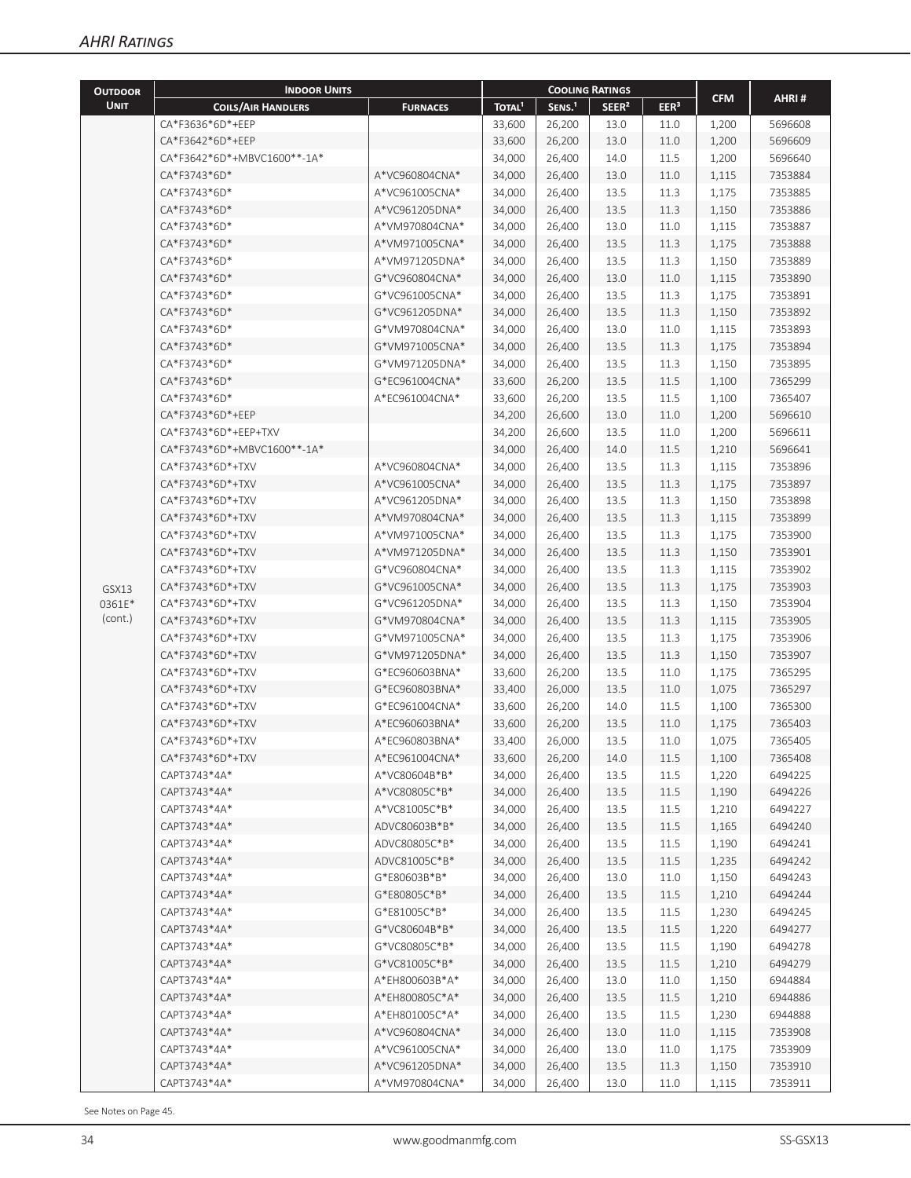## AHRI Ratings

| Outdoor Unit | Indoor Units | | Cooling Ratings | | | | CFM | AHRI # |
|---|---|---|---|---|---|---|---|---|
| | Coils/Air Handlers | Furnaces | Total[1] | Sens.[1] | SEER[2] | EER[3] | | |
| GSX13 0361E* (cont.) | CA*F3636*6D*+EEP | | 33,600 | 26,200 | 13.0 | 11.0 | 1,200 | 5696608 |
| | CA*F3642*6D*+EEP | | 33,600 | 26,200 | 13.0 | 11.0 | 1,200 | 5696609 |
| | CA*F3642*6D*+MBVC1600**-1A* | | 34,000 | 26,400 | 14.0 | 11.5 | 1,200 | 5696640 |
| | CA*F3743*6D* | A*VC960804CNA* | 34,000 | 26,400 | 13.0 | 11.0 | 1,115 | 7353884 |
| | CA*F3743*6D* | A*VC961005CNA* | 34,000 | 26,400 | 13.5 | 11.3 | 1,175 | 7353885 |
| | CA*F3743*6D* | A*VC961205DNA* | 34,000 | 26,400 | 13.5 | 11.3 | 1,150 | 7353886 |
| | CA*F3743*6D* | A*VM970804CNA* | 34,000 | 26,400 | 13.0 | 11.0 | 1,115 | 7353887 |
| | CA*F3743*6D* | A*VM971005CNA* | 34,000 | 26,400 | 13.5 | 11.3 | 1,175 | 7353888 |
| | CA*F3743*6D* | A*VM971205DNA* | 34,000 | 26,400 | 13.5 | 11.3 | 1,150 | 7353889 |
| | CA*F3743*6D* | G*VC960804CNA* | 34,000 | 26,400 | 13.0 | 11.0 | 1,115 | 7353890 |
| | CA*F3743*6D* | G*VC961005CNA* | 34,000 | 26,400 | 13.5 | 11.3 | 1,175 | 7353891 |
| | CA*F3743*6D* | G*VC961205DNA* | 34,000 | 26,400 | 13.5 | 11.3 | 1,150 | 7353892 |
| | CA*F3743*6D* | G*VM970804CNA* | 34,000 | 26,400 | 13.0 | 11.0 | 1,115 | 7353893 |
| | CA*F3743*6D* | G*VM971005CNA* | 34,000 | 26,400 | 13.5 | 11.3 | 1,175 | 7353894 |
| | CA*F3743*6D* | G*VM971205DNA* | 34,000 | 26,400 | 13.5 | 11.3 | 1,150 | 7353895 |
| | CA*F3743*6D* | G*EC961004CNA* | 33,600 | 26,200 | 13.5 | 11.5 | 1,100 | 7365299 |
| | CA*F3743*6D* | A*EC961004CNA* | 33,600 | 26,200 | 13.5 | 11.5 | 1,100 | 7365407 |
| | CA*F3743*6D*+EEP | | 34,200 | 26,600 | 13.0 | 11.0 | 1,200 | 5696610 |
| | CA*F3743*6D*+EEP+TXV | | 34,200 | 26,600 | 13.5 | 11.0 | 1,200 | 5696611 |
| | CA*F3743*6D*+MBVC1600**-1A* | | 34,000 | 26,400 | 14.0 | 11.5 | 1,210 | 5696641 |
| | CA*F3743*6D*+TXV | A*VC960804CNA* | 34,000 | 26,400 | 13.5 | 11.3 | 1,115 | 7353896 |
| | CA*F3743*6D*+TXV | A*VC961005CNA* | 34,000 | 26,400 | 13.5 | 11.3 | 1,175 | 7353897 |
| | CA*F3743*6D*+TXV | A*VC961205DNA* | 34,000 | 26,400 | 13.5 | 11.3 | 1,150 | 7353898 |
| | CA*F3743*6D*+TXV | A*VM970804CNA* | 34,000 | 26,400 | 13.5 | 11.3 | 1,115 | 7353899 |
| | CA*F3743*6D*+TXV | A*VM971005CNA* | 34,000 | 26,400 | 13.5 | 11.3 | 1,175 | 7353900 |
| | CA*F3743*6D*+TXV | A*VM971205DNA* | 34,000 | 26,400 | 13.5 | 11.3 | 1,150 | 7353901 |
| | CA*F3743*6D*+TXV | G*VC960804CNA* | 34,000 | 26,400 | 13.5 | 11.3 | 1,115 | 7353902 |
| | CA*F3743*6D*+TXV | G*VC961005CNA* | 34,000 | 26,400 | 13.5 | 11.3 | 1,175 | 7353903 |
| | CA*F3743*6D*+TXV | G*VC961205DNA* | 34,000 | 26,400 | 13.5 | 11.3 | 1,150 | 7353904 |
| | CA*F3743*6D*+TXV | G*VM970804CNA* | 34,000 | 26,400 | 13.5 | 11.3 | 1,115 | 7353905 |
| | CA*F3743*6D*+TXV | G*VM971005CNA* | 34,000 | 26,400 | 13.5 | 11.3 | 1,175 | 7353906 |
| | CA*F3743*6D*+TXV | G*VM971205DNA* | 34,000 | 26,400 | 13.5 | 11.3 | 1,150 | 7353907 |
| | CA*F3743*6D*+TXV | G*EC960603BNA* | 33,600 | 26,200 | 13.5 | 11.0 | 1,175 | 7365295 |
| | CA*F3743*6D*+TXV | G*EC960803BNA* | 33,400 | 26,000 | 13.5 | 11.0 | 1,075 | 7365297 |
| | CA*F3743*6D*+TXV | G*EC961004CNA* | 33,600 | 26,200 | 14.0 | 11.5 | 1,100 | 7365300 |
| | CA*F3743*6D*+TXV | A*EC960603BNA* | 33,600 | 26,200 | 13.5 | 11.0 | 1,175 | 7365403 |
| | CA*F3743*6D*+TXV | A*EC960803BNA* | 33,400 | 26,000 | 13.5 | 11.0 | 1,075 | 7365405 |
| | CA*F3743*6D*+TXV | A*EC961004CNA* | 33,600 | 26,200 | 14.0 | 11.5 | 1,100 | 7365408 |
| | CAPT3743*4A* | A*VC80604B*B* | 34,000 | 26,400 | 13.5 | 11.5 | 1,220 | 6494225 |
| | CAPT3743*4A* | A*VC80805C*B* | 34,000 | 26,400 | 13.5 | 11.5 | 1,190 | 6494226 |
| | CAPT3743*4A* | A*VC81005C*B* | 34,000 | 26,400 | 13.5 | 11.5 | 1,210 | 6494227 |
| | CAPT3743*4A* | ADVC80603B*B* | 34,000 | 26,400 | 13.5 | 11.5 | 1,165 | 6494240 |
| | CAPT3743*4A* | ADVC80805C*B* | 34,000 | 26,400 | 13.5 | 11.5 | 1,190 | 6494241 |
| | CAPT3743*4A* | ADVC81005C*B* | 34,000 | 26,400 | 13.5 | 11.5 | 1,235 | 6494242 |
| | CAPT3743*4A* | G*E80603B*B* | 34,000 | 26,400 | 13.0 | 11.0 | 1,150 | 6494243 |
| | CAPT3743*4A* | G*E80805C*B* | 34,000 | 26,400 | 13.5 | 11.5 | 1,210 | 6494244 |
| | CAPT3743*4A* | G*E81005C*B* | 34,000 | 26,400 | 13.5 | 11.5 | 1,230 | 6494245 |
| | CAPT3743*4A* | G*VC80604B*B* | 34,000 | 26,400 | 13.5 | 11.5 | 1,220 | 6494277 |
| | CAPT3743*4A* | G*VC80805C*B* | 34,000 | 26,400 | 13.5 | 11.5 | 1,190 | 6494278 |
| | CAPT3743*4A* | G*VC81005C*B* | 34,000 | 26,400 | 13.5 | 11.5 | 1,210 | 6494279 |
| | CAPT3743*4A* | A*EH800603B*A* | 34,000 | 26,400 | 13.0 | 11.0 | 1,150 | 6944884 |
| | CAPT3743*4A* | A*EH800805C*A* | 34,000 | 26,400 | 13.5 | 11.5 | 1,210 | 6944886 |
| | CAPT3743*4A* | A*EH801005C*A* | 34,000 | 26,400 | 13.5 | 11.5 | 1,230 | 6944888 |
| | CAPT3743*4A* | A*VC960804CNA* | 34,000 | 26,400 | 13.0 | 11.0 | 1,115 | 7353908 |
| | CAPT3743*4A* | A*VC961005CNA* | 34,000 | 26,400 | 13.0 | 11.0 | 1,175 | 7353909 |
| | CAPT3743*4A* | A*VC961205DNA* | 34,000 | 26,400 | 13.5 | 11.3 | 1,150 | 7353910 |
| | CAPT3743*4A* | A*VM970804CNA* | 34,000 | 26,400 | 13.0 | 11.0 | 1,115 | 7353911 |

See Notes on Page 45.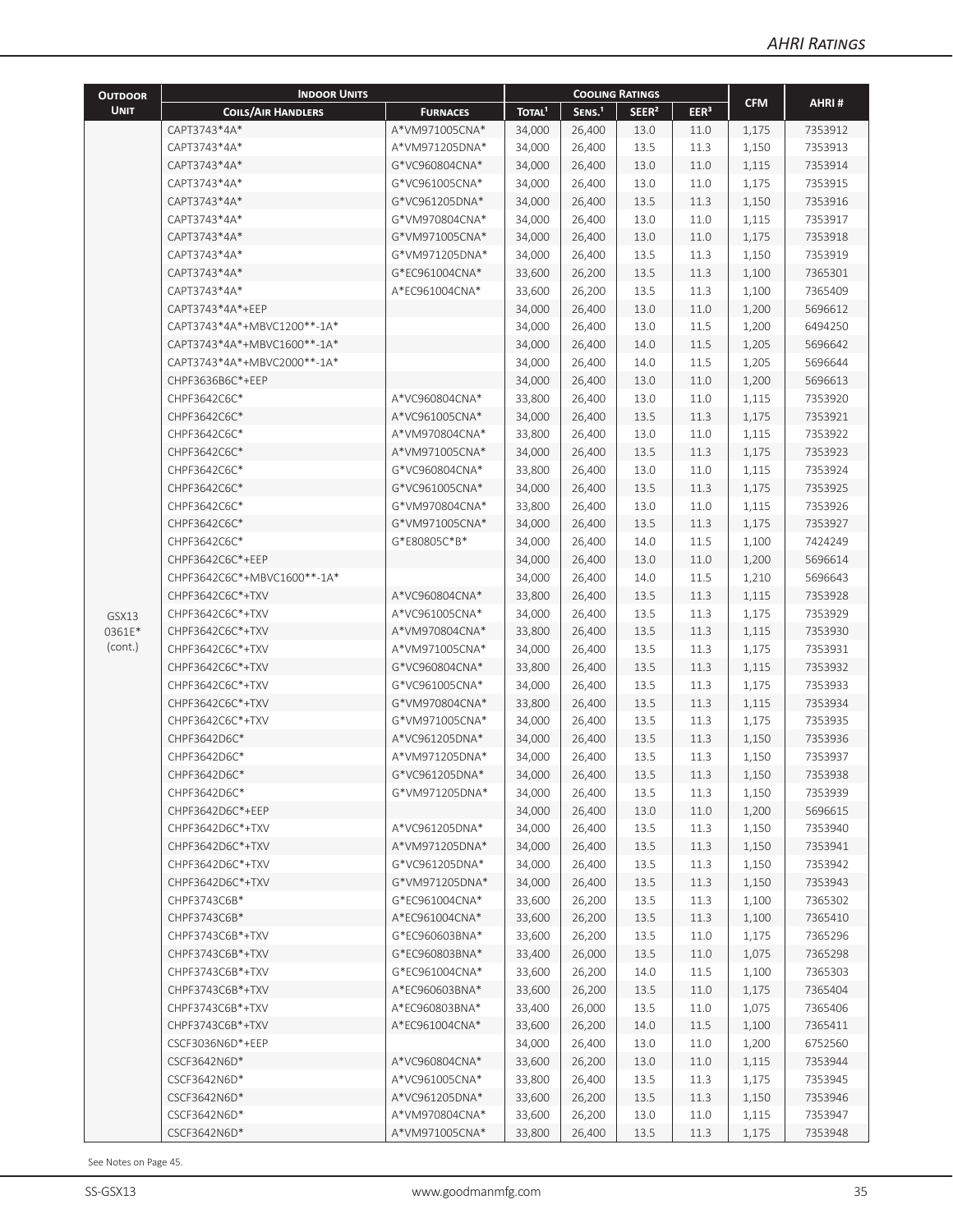| Outdoor Unit | Indoor Units | | Cooling Ratings | | | | CFM | AHRI # |
|---|---|---|---|---|---|---|---|---|
| | Coils/Air Handlers | Furnaces | Total[1] | Sens.[1] | SEER[2] | EER[3] | | |
| GSX13 0361E* (cont.) | CAPT3743*4A* | A*VM971005CNA* | 34,000 | 26,400 | 13.0 | 11.0 | 1,175 | 7353912 |
| | CAPT3743*4A* | A*VM971205DNA* | 34,000 | 26,400 | 13.5 | 11.3 | 1,150 | 7353913 |
| | CAPT3743*4A* | G*VC960804CNA* | 34,000 | 26,400 | 13.0 | 11.0 | 1,115 | 7353914 |
| | CAPT3743*4A* | G*VC961005CNA* | 34,000 | 26,400 | 13.0 | 11.0 | 1,175 | 7353915 |
| | CAPT3743*4A* | G*VC961205DNA* | 34,000 | 26,400 | 13.5 | 11.3 | 1,150 | 7353916 |
| | CAPT3743*4A* | G*VM970804CNA* | 34,000 | 26,400 | 13.0 | 11.0 | 1,115 | 7353917 |
| | CAPT3743*4A* | G*VM971005CNA* | 34,000 | 26,400 | 13.0 | 11.0 | 1,175 | 7353918 |
| | CAPT3743*4A* | G*VM971205DNA* | 34,000 | 26,400 | 13.5 | 11.3 | 1,150 | 7353919 |
| | CAPT3743*4A* | G*EC961004CNA* | 33,600 | 26,200 | 13.5 | 11.3 | 1,100 | 7365301 |
| | CAPT3743*4A* | A*EC961004CNA* | 33,600 | 26,200 | 13.5 | 11.3 | 1,100 | 7365409 |
| | CAPT3743*4A*+EEP | | 34,000 | 26,400 | 13.0 | 11.0 | 1,200 | 5696612 |
| | CAPT3743*4A*+MBVC1200**-1A* | | 34,000 | 26,400 | 13.0 | 11.5 | 1,200 | 6494250 |
| | CAPT3743*4A*+MBVC1600**-1A* | | 34,000 | 26,400 | 14.0 | 11.5 | 1,205 | 5696642 |
| | CAPT3743*4A*+MBVC2000**-1A* | | 34,000 | 26,400 | 14.0 | 11.5 | 1,205 | 5696644 |
| | CHPF3636B6C*+EEP | | 34,000 | 26,400 | 13.0 | 11.0 | 1,200 | 5696613 |
| | CHPF3642C6C* | A*VC960804CNA* | 33,800 | 26,400 | 13.0 | 11.0 | 1,115 | 7353920 |
| | CHPF3642C6C* | A*VC961005CNA* | 34,000 | 26,400 | 13.5 | 11.3 | 1,175 | 7353921 |
| | CHPF3642C6C* | A*VM970804CNA* | 33,800 | 26,400 | 13.0 | 11.0 | 1,115 | 7353922 |
| | CHPF3642C6C* | A*VM971005CNA* | 34,000 | 26,400 | 13.5 | 11.3 | 1,175 | 7353923 |
| | CHPF3642C6C* | G*VC960804CNA* | 33,800 | 26,400 | 13.0 | 11.0 | 1,115 | 7353924 |
| | CHPF3642C6C* | G*VC961005CNA* | 34,000 | 26,400 | 13.5 | 11.3 | 1,175 | 7353925 |
| | CHPF3642C6C* | G*VM970804CNA* | 33,800 | 26,400 | 13.0 | 11.0 | 1,115 | 7353926 |
| | CHPF3642C6C* | G*VM971005CNA* | 34,000 | 26,400 | 13.5 | 11.3 | 1,175 | 7353927 |
| | CHPF3642C6C* | G*E80805C*B* | 34,000 | 26,400 | 14.0 | 11.5 | 1,100 | 7424249 |
| | CHPF3642C6C*+EEP | | 34,000 | 26,400 | 13.0 | 11.0 | 1,200 | 5696614 |
| | CHPF3642C6C*+MBVC1600**-1A* | | 34,000 | 26,400 | 14.0 | 11.5 | 1,210 | 5696643 |
| | CHPF3642C6C*+TXV | A*VC960804CNA* | 33,800 | 26,400 | 13.5 | 11.3 | 1,115 | 7353928 |
| | CHPF3642C6C*+TXV | A*VC961005CNA* | 34,000 | 26,400 | 13.5 | 11.3 | 1,175 | 7353929 |
| | CHPF3642C6C*+TXV | A*VM970804CNA* | 33,800 | 26,400 | 13.5 | 11.3 | 1,115 | 7353930 |
| | CHPF3642C6C*+TXV | A*VM971005CNA* | 34,000 | 26,400 | 13.5 | 11.3 | 1,175 | 7353931 |
| | CHPF3642C6C*+TXV | G*VC960804CNA* | 33,800 | 26,400 | 13.5 | 11.3 | 1,115 | 7353932 |
| | CHPF3642C6C*+TXV | G*VC961005CNA* | 34,000 | 26,400 | 13.5 | 11.3 | 1,175 | 7353933 |
| | CHPF3642C6C*+TXV | G*VM970804CNA* | 33,800 | 26,400 | 13.5 | 11.3 | 1,115 | 7353934 |
| | CHPF3642C6C*+TXV | G*VM971005CNA* | 34,000 | 26,400 | 13.5 | 11.3 | 1,175 | 7353935 |
| | CHPF3642D6C* | A*VC961205DNA* | 34,000 | 26,400 | 13.5 | 11.3 | 1,150 | 7353936 |
| | CHPF3642D6C* | A*VM971205DNA* | 34,000 | 26,400 | 13.5 | 11.3 | 1,150 | 7353937 |
| | CHPF3642D6C* | G*VC961205DNA* | 34,000 | 26,400 | 13.5 | 11.3 | 1,150 | 7353938 |
| | CHPF3642D6C* | G*VM971205DNA* | 34,000 | 26,400 | 13.5 | 11.3 | 1,150 | 7353939 |
| | CHPF3642D6C*+EEP | | 34,000 | 26,400 | 13.0 | 11.0 | 1,200 | 5696615 |
| | CHPF3642D6C*+TXV | A*VC961205DNA* | 34,000 | 26,400 | 13.5 | 11.3 | 1,150 | 7353940 |
| | CHPF3642D6C*+TXV | A*VM971205DNA* | 34,000 | 26,400 | 13.5 | 11.3 | 1,150 | 7353941 |
| | CHPF3642D6C*+TXV | G*VC961205DNA* | 34,000 | 26,400 | 13.5 | 11.3 | 1,150 | 7353942 |
| | CHPF3642D6C*+TXV | G*VM971205DNA* | 34,000 | 26,400 | 13.5 | 11.3 | 1,150 | 7353943 |
| | CHPF3743C6B* | G*EC961004CNA* | 33,600 | 26,200 | 13.5 | 11.3 | 1,100 | 7365302 |
| | CHPF3743C6B* | A*EC961004CNA* | 33,600 | 26,200 | 13.5 | 11.3 | 1,100 | 7365410 |
| | CHPF3743C6B*+TXV | G*EC960603BNA* | 33,600 | 26,200 | 13.5 | 11.0 | 1,175 | 7365296 |
| | CHPF3743C6B*+TXV | G*EC960803BNA* | 33,400 | 26,000 | 13.5 | 11.0 | 1,075 | 7365298 |
| | CHPF3743C6B*+TXV | G*EC961004CNA* | 33,600 | 26,200 | 14.0 | 11.5 | 1,100 | 7365303 |
| | CHPF3743C6B*+TXV | A*EC960603BNA* | 33,600 | 26,200 | 13.5 | 11.0 | 1,175 | 7365404 |
| | CHPF3743C6B*+TXV | A*EC960803BNA* | 33,400 | 26,000 | 13.5 | 11.0 | 1,075 | 7365406 |
| | CHPF3743C6B*+TXV | A*EC961004CNA* | 33,600 | 26,200 | 14.0 | 11.5 | 1,100 | 7365411 |
| | CSCF3036N6D*+EEP | | 34,000 | 26,400 | 13.0 | 11.0 | 1,200 | 6752560 |
| | CSCF3642N6D* | A*VC960804CNA* | 33,600 | 26,200 | 13.0 | 11.0 | 1,115 | 7353944 |
| | CSCF3642N6D* | A*VC961005CNA* | 33,800 | 26,400 | 13.5 | 11.3 | 1,175 | 7353945 |
| | CSCF3642N6D* | A*VC961205DNA* | 33,600 | 26,200 | 13.5 | 11.3 | 1,150 | 7353946 |
| | CSCF3642N6D* | A*VM970804CNA* | 33,600 | 26,200 | 13.0 | 11.0 | 1,115 | 7353947 |
| | CSCF3642N6D* | A*VM971005CNA* | 33,800 | 26,400 | 13.5 | 11.3 | 1,175 | 7353948 |

See Notes on Page 45.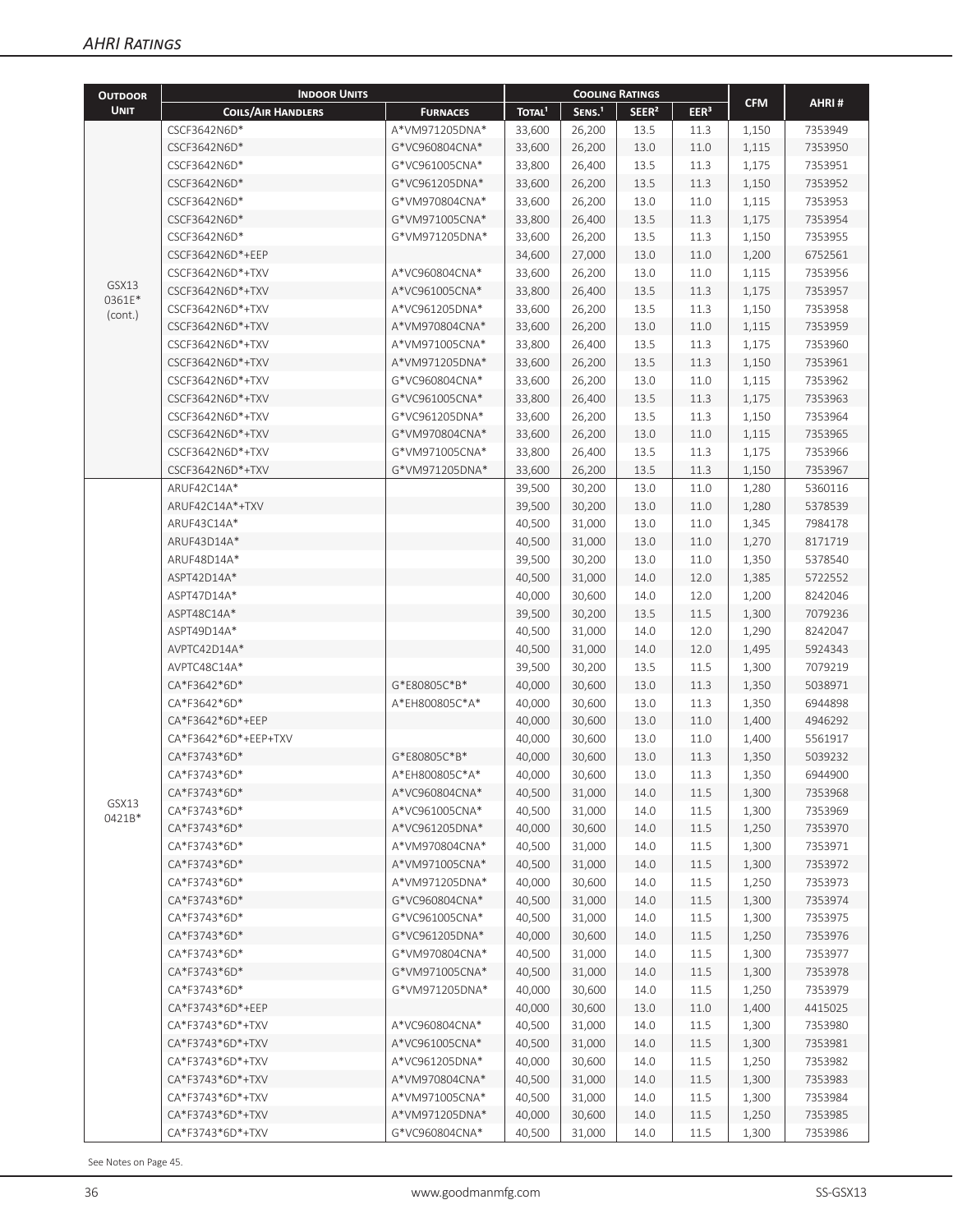## AHRI Ratings

| Outdoor Unit | Indoor Units | | Cooling Ratings | | | | CFM | AHRI # |
|---|---|---|---|---|---|---|---|---|
| | Coils/Air Handlers | Furnaces | Total[1] | Sens.[1] | SEER[2] | EER[3] | | |
| GSX13 0361E* (cont.) | CSCF3642N6D* | A*VM971205DNA* | 33,600 | 26,200 | 13.5 | 11.3 | 1,150 | 7353949 |
| | CSCF3642N6D* | G*VC960804CNA* | 33,600 | 26,200 | 13.0 | 11.0 | 1,115 | 7353950 |
| | CSCF3642N6D* | G*VC961005CNA* | 33,800 | 26,400 | 13.5 | 11.3 | 1,175 | 7353951 |
| | CSCF3642N6D* | G*VC961205DNA* | 33,600 | 26,200 | 13.5 | 11.3 | 1,150 | 7353952 |
| | CSCF3642N6D* | G*VM970804CNA* | 33,600 | 26,200 | 13.0 | 11.0 | 1,115 | 7353953 |
| | CSCF3642N6D* | G*VM971005CNA* | 33,800 | 26,400 | 13.5 | 11.3 | 1,175 | 7353954 |
| | CSCF3642N6D* | G*VM971205DNA* | 33,600 | 26,200 | 13.5 | 11.3 | 1,150 | 7353955 |
| | CSCF3642N6D*+EEP | | 34,600 | 27,000 | 13.0 | 11.0 | 1,200 | 6752561 |
| | CSCF3642N6D*+TXV | A*VC960804CNA* | 33,600 | 26,200 | 13.0 | 11.0 | 1,115 | 7353956 |
| | CSCF3642N6D*+TXV | A*VC961005CNA* | 33,800 | 26,400 | 13.5 | 11.3 | 1,175 | 7353957 |
| | CSCF3642N6D*+TXV | A*VC961205DNA* | 33,600 | 26,200 | 13.5 | 11.3 | 1,150 | 7353958 |
| | CSCF3642N6D*+TXV | A*VM970804CNA* | 33,600 | 26,200 | 13.0 | 11.0 | 1,115 | 7353959 |
| | CSCF3642N6D*+TXV | A*VM971005CNA* | 33,800 | 26,400 | 13.5 | 11.3 | 1,175 | 7353960 |
| | CSCF3642N6D*+TXV | A*VM971205DNA* | 33,600 | 26,200 | 13.5 | 11.3 | 1,150 | 7353961 |
| | CSCF3642N6D*+TXV | G*VC960804CNA* | 33,600 | 26,200 | 13.0 | 11.0 | 1,115 | 7353962 |
| | CSCF3642N6D*+TXV | G*VC961005CNA* | 33,800 | 26,400 | 13.5 | 11.3 | 1,175 | 7353963 |
| | CSCF3642N6D*+TXV | G*VC961205DNA* | 33,600 | 26,200 | 13.5 | 11.3 | 1,150 | 7353964 |
| | CSCF3642N6D*+TXV | G*VM970804CNA* | 33,600 | 26,200 | 13.0 | 11.0 | 1,115 | 7353965 |
| | CSCF3642N6D*+TXV | G*VM971005CNA* | 33,800 | 26,400 | 13.5 | 11.3 | 1,175 | 7353966 |
| | CSCF3642N6D*+TXV | G*VM971205DNA* | 33,600 | 26,200 | 13.5 | 11.3 | 1,150 | 7353967 |
| GSX13 0421B* | ARUF42C14A* | | 39,500 | 30,200 | 13.0 | 11.0 | 1,280 | 5360116 |
| | ARUF42C14A*+TXV | | 39,500 | 30,200 | 13.0 | 11.0 | 1,280 | 5378539 |
| | ARUF43C14A* | | 40,500 | 31,000 | 13.0 | 11.0 | 1,345 | 7984178 |
| | ARUF43D14A* | | 40,500 | 31,000 | 13.0 | 11.0 | 1,270 | 8171719 |
| | ARUF48D14A* | | 39,500 | 30,200 | 13.0 | 11.0 | 1,350 | 5378540 |
| | ASPT42D14A* | | 40,500 | 31,000 | 14.0 | 12.0 | 1,385 | 5722552 |
| | ASPT47D14A* | | 40,000 | 30,600 | 14.0 | 12.0 | 1,200 | 8242046 |
| | ASPT48C14A* | | 39,500 | 30,200 | 13.5 | 11.5 | 1,300 | 7079236 |
| | ASPT49D14A* | | 40,500 | 31,000 | 14.0 | 12.0 | 1,290 | 8242047 |
| | AVPTC42D14A* | | 40,500 | 31,000 | 14.0 | 12.0 | 1,495 | 5924343 |
| | AVPTC48C14A* | | 39,500 | 30,200 | 13.5 | 11.5 | 1,300 | 7079219 |
| | CA*F3642*6D* | G*E80805C*B* | 40,000 | 30,600 | 13.0 | 11.3 | 1,350 | 5038971 |
| | CA*F3642*6D* | A*EH800805C*A* | 40,000 | 30,600 | 13.0 | 11.3 | 1,350 | 6944898 |
| | CA*F3642*6D*+EEP | | 40,000 | 30,600 | 13.0 | 11.0 | 1,400 | 4946292 |
| | CA*F3642*6D*+EEP+TXV | | 40,000 | 30,600 | 13.0 | 11.0 | 1,400 | 5561917 |
| | CA*F3743*6D* | G*E80805C*B* | 40,000 | 30,600 | 13.0 | 11.3 | 1,350 | 5039232 |
| | CA*F3743*6D* | A*EH800805C*A* | 40,000 | 30,600 | 13.0 | 11.3 | 1,350 | 6944900 |
| | CA*F3743*6D* | A*VC960804CNA* | 40,500 | 31,000 | 14.0 | 11.5 | 1,300 | 7353968 |
| | CA*F3743*6D* | A*VC961005CNA* | 40,500 | 31,000 | 14.0 | 11.5 | 1,300 | 7353969 |
| | CA*F3743*6D* | A*VC961205DNA* | 40,000 | 30,600 | 14.0 | 11.5 | 1,250 | 7353970 |
| | CA*F3743*6D* | A*VM970804CNA* | 40,500 | 31,000 | 14.0 | 11.5 | 1,300 | 7353971 |
| | CA*F3743*6D* | A*VM971005CNA* | 40,500 | 31,000 | 14.0 | 11.5 | 1,300 | 7353972 |
| | CA*F3743*6D* | A*VM971205DNA* | 40,000 | 30,600 | 14.0 | 11.5 | 1,250 | 7353973 |
| | CA*F3743*6D* | G*VC960804CNA* | 40,500 | 31,000 | 14.0 | 11.5 | 1,300 | 7353974 |
| | CA*F3743*6D* | G*VC961005CNA* | 40,500 | 31,000 | 14.0 | 11.5 | 1,300 | 7353975 |
| | CA*F3743*6D* | G*VC961205DNA* | 40,000 | 30,600 | 14.0 | 11.5 | 1,250 | 7353976 |
| | CA*F3743*6D* | G*VM970804CNA* | 40,500 | 31,000 | 14.0 | 11.5 | 1,300 | 7353977 |
| | CA*F3743*6D* | G*VM971005CNA* | 40,500 | 31,000 | 14.0 | 11.5 | 1,300 | 7353978 |
| | CA*F3743*6D* | G*VM971205DNA* | 40,000 | 30,600 | 14.0 | 11.5 | 1,250 | 7353979 |
| | CA*F3743*6D*+EEP | | 40,000 | 30,600 | 13.0 | 11.0 | 1,400 | 4415025 |
| | CA*F3743*6D*+TXV | A*VC960804CNA* | 40,500 | 31,000 | 14.0 | 11.5 | 1,300 | 7353980 |
| | CA*F3743*6D*+TXV | A*VC961005CNA* | 40,500 | 31,000 | 14.0 | 11.5 | 1,300 | 7353981 |
| | CA*F3743*6D*+TXV | A*VC961205DNA* | 40,000 | 30,600 | 14.0 | 11.5 | 1,250 | 7353982 |
| | CA*F3743*6D*+TXV | A*VM970804CNA* | 40,500 | 31,000 | 14.0 | 11.5 | 1,300 | 7353983 |
| | CA*F3743*6D*+TXV | A*VM971005CNA* | 40,500 | 31,000 | 14.0 | 11.5 | 1,300 | 7353984 |
| | CA*F3743*6D*+TXV | A*VM971205DNA* | 40,000 | 30,600 | 14.0 | 11.5 | 1,250 | 7353985 |
| | CA*F3743*6D*+TXV | G*VC960804CNA* | 40,500 | 31,000 | 14.0 | 11.5 | 1,300 | 7353986 |

See Notes on Page 45.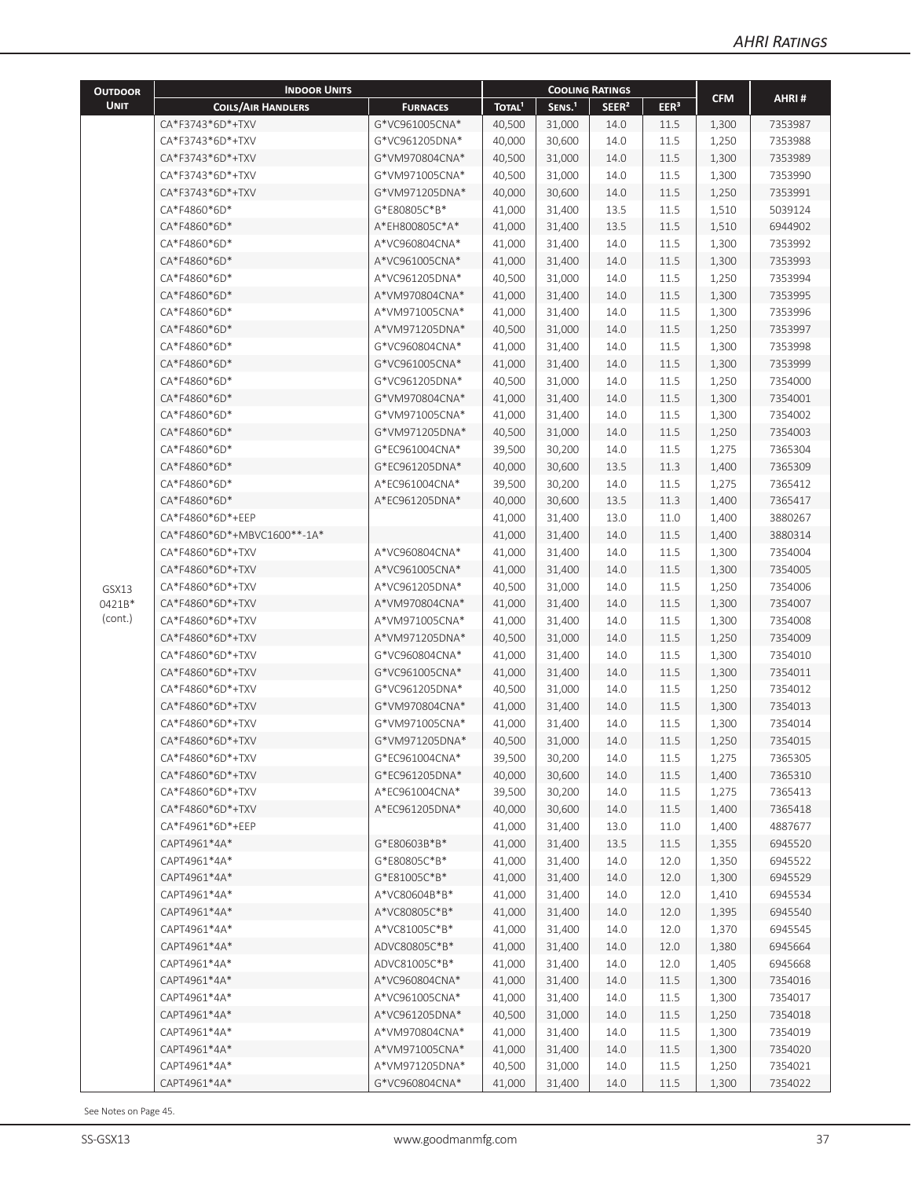| Outdoor Unit | Indoor Units | | Cooling Ratings | | | | CFM | AHRI # |
|---|---|---|---|---|---|---|---|---|
| | Coils/Air Handlers | Furnaces | Total[1] | Sens.[1] | SEER[2] | EER[3] | | |
| GSX13 0421B* (cont.) | CA*F3743*6D*+TXV | G*VC961005CNA* | 40,500 | 31,000 | 14.0 | 11.5 | 1,300 | 7353987 |
| | CA*F3743*6D*+TXV | G*VC961205DNA* | 40,000 | 30,600 | 14.0 | 11.5 | 1,250 | 7353988 |
| | CA*F3743*6D*+TXV | G*VM970804CNA* | 40,500 | 31,000 | 14.0 | 11.5 | 1,300 | 7353989 |
| | CA*F3743*6D*+TXV | G*VM971005CNA* | 40,500 | 31,000 | 14.0 | 11.5 | 1,300 | 7353990 |
| | CA*F3743*6D*+TXV | G*VM971205DNA* | 40,000 | 30,600 | 14.0 | 11.5 | 1,250 | 7353991 |
| | CA*F4860*6D* | G*E80805C*B* | 41,000 | 31,400 | 13.5 | 11.5 | 1,510 | 5039124 |
| | CA*F4860*6D* | A*EH800805C*A* | 41,000 | 31,400 | 13.5 | 11.5 | 1,510 | 6944902 |
| | CA*F4860*6D* | A*VC960804CNA* | 41,000 | 31,400 | 14.0 | 11.5 | 1,300 | 7353992 |
| | CA*F4860*6D* | A*VC961005CNA* | 41,000 | 31,400 | 14.0 | 11.5 | 1,300 | 7353993 |
| | CA*F4860*6D* | A*VC961205DNA* | 40,500 | 31,000 | 14.0 | 11.5 | 1,250 | 7353994 |
| | CA*F4860*6D* | A*VM970804CNA* | 41,000 | 31,400 | 14.0 | 11.5 | 1,300 | 7353995 |
| | CA*F4860*6D* | A*VM971005CNA* | 41,000 | 31,400 | 14.0 | 11.5 | 1,300 | 7353996 |
| | CA*F4860*6D* | A*VM971205DNA* | 40,500 | 31,000 | 14.0 | 11.5 | 1,250 | 7353997 |
| | CA*F4860*6D* | G*VC960804CNA* | 41,000 | 31,400 | 14.0 | 11.5 | 1,300 | 7353998 |
| | CA*F4860*6D* | G*VC961005CNA* | 41,000 | 31,400 | 14.0 | 11.5 | 1,300 | 7353999 |
| | CA*F4860*6D* | G*VC961205DNA* | 40,500 | 31,000 | 14.0 | 11.5 | 1,250 | 7354000 |
| | CA*F4860*6D* | G*VM970804CNA* | 41,000 | 31,400 | 14.0 | 11.5 | 1,300 | 7354001 |
| | CA*F4860*6D* | G*VM971005CNA* | 41,000 | 31,400 | 14.0 | 11.5 | 1,300 | 7354002 |
| | CA*F4860*6D* | G*VM971205DNA* | 40,500 | 31,000 | 14.0 | 11.5 | 1,250 | 7354003 |
| | CA*F4860*6D* | G*EC961004CNA* | 39,500 | 30,200 | 14.0 | 11.5 | 1,275 | 7365304 |
| | CA*F4860*6D* | G*EC961205DNA* | 40,000 | 30,600 | 13.5 | 11.3 | 1,400 | 7365309 |
| | CA*F4860*6D* | A*EC961004CNA* | 39,500 | 30,200 | 14.0 | 11.5 | 1,275 | 7365412 |
| | CA*F4860*6D* | A*EC961205DNA* | 40,000 | 30,600 | 13.5 | 11.3 | 1,400 | 7365417 |
| | CA*F4860*6D*+EEP | | 41,000 | 31,400 | 13.0 | 11.0 | 1,400 | 3880267 |
| | CA*F4860*6D*+MBVC1600**-1A* | | 41,000 | 31,400 | 14.0 | 11.5 | 1,400 | 3880314 |
| | CA*F4860*6D*+TXV | A*VC960804CNA* | 41,000 | 31,400 | 14.0 | 11.5 | 1,300 | 7354004 |
| | CA*F4860*6D*+TXV | A*VC961005CNA* | 41,000 | 31,400 | 14.0 | 11.5 | 1,300 | 7354005 |
| | CA*F4860*6D*+TXV | A*VC961205DNA* | 40,500 | 31,000 | 14.0 | 11.5 | 1,250 | 7354006 |
| | CA*F4860*6D*+TXV | A*VM970804CNA* | 41,000 | 31,400 | 14.0 | 11.5 | 1,300 | 7354007 |
| | CA*F4860*6D*+TXV | A*VM971005CNA* | 41,000 | 31,400 | 14.0 | 11.5 | 1,300 | 7354008 |
| | CA*F4860*6D*+TXV | A*VM971205DNA* | 40,500 | 31,000 | 14.0 | 11.5 | 1,250 | 7354009 |
| | CA*F4860*6D*+TXV | G*VC960804CNA* | 41,000 | 31,400 | 14.0 | 11.5 | 1,300 | 7354010 |
| | CA*F4860*6D*+TXV | G*VC961005CNA* | 41,000 | 31,400 | 14.0 | 11.5 | 1,300 | 7354011 |
| | CA*F4860*6D*+TXV | G*VC961205DNA* | 40,500 | 31,000 | 14.0 | 11.5 | 1,250 | 7354012 |
| | CA*F4860*6D*+TXV | G*VM970804CNA* | 41,000 | 31,400 | 14.0 | 11.5 | 1,300 | 7354013 |
| | CA*F4860*6D*+TXV | G*VM971005CNA* | 41,000 | 31,400 | 14.0 | 11.5 | 1,300 | 7354014 |
| | CA*F4860*6D*+TXV | G*VM971205DNA* | 40,500 | 31,000 | 14.0 | 11.5 | 1,250 | 7354015 |
| | CA*F4860*6D*+TXV | G*EC961004CNA* | 39,500 | 30,200 | 14.0 | 11.5 | 1,275 | 7365305 |
| | CA*F4860*6D*+TXV | G*EC961205DNA* | 40,000 | 30,600 | 14.0 | 11.5 | 1,400 | 7365310 |
| | CA*F4860*6D*+TXV | A*EC961004CNA* | 39,500 | 30,200 | 14.0 | 11.5 | 1,275 | 7365413 |
| | CA*F4860*6D*+TXV | A*EC961205DNA* | 40,000 | 30,600 | 14.0 | 11.5 | 1,400 | 7365418 |
| | CA*F4961*6D*+EEP | | 41,000 | 31,400 | 13.0 | 11.0 | 1,400 | 4887677 |
| | CAPT4961*4A* | G*E80603B*B* | 41,000 | 31,400 | 13.5 | 11.5 | 1,355 | 6945520 |
| | CAPT4961*4A* | G*E80805C*B* | 41,000 | 31,400 | 14.0 | 12.0 | 1,350 | 6945522 |
| | CAPT4961*4A* | G*E81005C*B* | 41,000 | 31,400 | 14.0 | 12.0 | 1,300 | 6945529 |
| | CAPT4961*4A* | A*VC80604B*B* | 41,000 | 31,400 | 14.0 | 12.0 | 1,410 | 6945534 |
| | CAPT4961*4A* | A*VC80805C*B* | 41,000 | 31,400 | 14.0 | 12.0 | 1,395 | 6945540 |
| | CAPT4961*4A* | A*VC81005C*B* | 41,000 | 31,400 | 14.0 | 12.0 | 1,370 | 6945545 |
| | CAPT4961*4A* | ADVC80805C*B* | 41,000 | 31,400 | 14.0 | 12.0 | 1,380 | 6945664 |
| | CAPT4961*4A* | ADVC81005C*B* | 41,000 | 31,400 | 14.0 | 12.0 | 1,405 | 6945668 |
| | CAPT4961*4A* | A*VC960804CNA* | 41,000 | 31,400 | 14.0 | 11.5 | 1,300 | 7354016 |
| | CAPT4961*4A* | A*VC961005CNA* | 41,000 | 31,400 | 14.0 | 11.5 | 1,300 | 7354017 |
| | CAPT4961*4A* | A*VC961205DNA* | 40,500 | 31,000 | 14.0 | 11.5 | 1,250 | 7354018 |
| | CAPT4961*4A* | A*VM970804CNA* | 41,000 | 31,400 | 14.0 | 11.5 | 1,300 | 7354019 |
| | CAPT4961*4A* | A*VM971005CNA* | 41,000 | 31,400 | 14.0 | 11.5 | 1,300 | 7354020 |
| | CAPT4961*4A* | A*VM971205DNA* | 40,500 | 31,000 | 14.0 | 11.5 | 1,250 | 7354021 |
| | CAPT4961*4A* | G*VC960804CNA* | 41,000 | 31,400 | 14.0 | 11.5 | 1,300 | 7354022 |

See Notes on Page 45.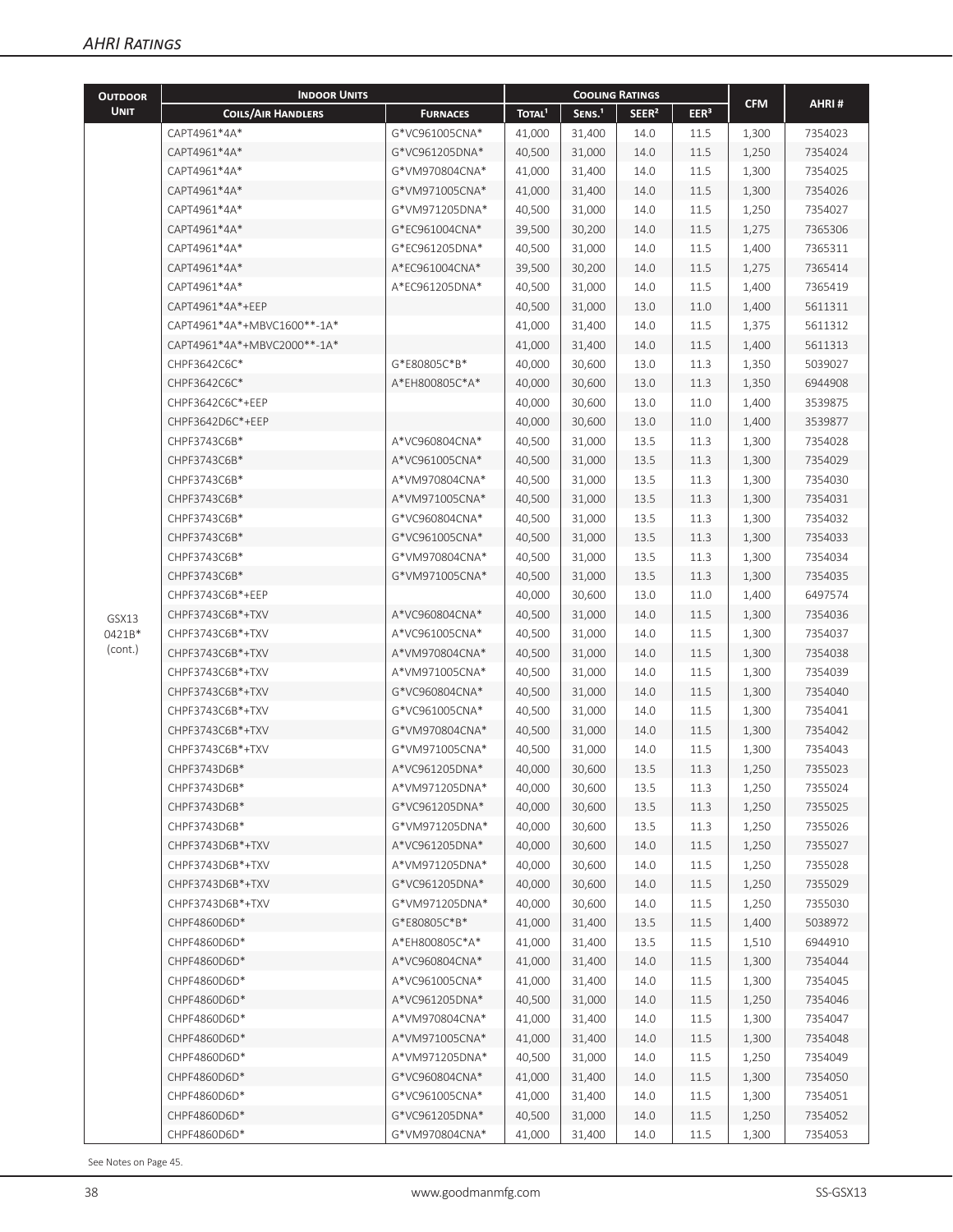## AHRI Ratings

| Outdoor Unit | Indoor Units | | Cooling Ratings | | | | CFM | AHRI # |
|---|---|---|---|---|---|---|---|---|
| | Coils/Air Handlers | Furnaces | Total[1] | Sens.[1] | SEER[2] | EER[3] | | |
| GSX13 0421B* (cont.) | CAPT4961*4A* | G*VC961005CNA* | 41,000 | 31,400 | 14.0 | 11.5 | 1,300 | 7354023 |
| | CAPT4961*4A* | G*VC961205DNA* | 40,500 | 31,000 | 14.0 | 11.5 | 1,250 | 7354024 |
| | CAPT4961*4A* | G*VM970804CNA* | 41,000 | 31,400 | 14.0 | 11.5 | 1,300 | 7354025 |
| | CAPT4961*4A* | G*VM971005CNA* | 41,000 | 31,400 | 14.0 | 11.5 | 1,300 | 7354026 |
| | CAPT4961*4A* | G*VM971205DNA* | 40,500 | 31,000 | 14.0 | 11.5 | 1,250 | 7354027 |
| | CAPT4961*4A* | G*EC961004CNA* | 39,500 | 30,200 | 14.0 | 11.5 | 1,275 | 7365306 |
| | CAPT4961*4A* | G*EC961205DNA* | 40,500 | 31,000 | 14.0 | 11.5 | 1,400 | 7365311 |
| | CAPT4961*4A* | A*EC961004CNA* | 39,500 | 30,200 | 14.0 | 11.5 | 1,275 | 7365414 |
| | CAPT4961*4A* | A*EC961205DNA* | 40,500 | 31,000 | 14.0 | 11.5 | 1,400 | 7365419 |
| | CAPT4961*4A*+EEP | | 40,500 | 31,000 | 13.0 | 11.0 | 1,400 | 5611311 |
| | CAPT4961*4A*+MBVC1600**-1A* | | 41,000 | 31,400 | 14.0 | 11.5 | 1,375 | 5611312 |
| | CAPT4961*4A*+MBVC2000**-1A* | | 41,000 | 31,400 | 14.0 | 11.5 | 1,400 | 5611313 |
| | CHPF3642C6C* | G*E80805C*B* | 40,000 | 30,600 | 13.0 | 11.3 | 1,350 | 5039027 |
| | CHPF3642C6C* | A*EH800805C*A* | 40,000 | 30,600 | 13.0 | 11.3 | 1,350 | 6944908 |
| | CHPF3642C6C*+EEP | | 40,000 | 30,600 | 13.0 | 11.0 | 1,400 | 3539875 |
| | CHPF3642D6C*+EEP | | 40,000 | 30,600 | 13.0 | 11.0 | 1,400 | 3539877 |
| | CHPF3743C6B* | A*VC960804CNA* | 40,500 | 31,000 | 13.5 | 11.3 | 1,300 | 7354028 |
| | CHPF3743C6B* | A*VC961005CNA* | 40,500 | 31,000 | 13.5 | 11.3 | 1,300 | 7354029 |
| | CHPF3743C6B* | A*VM970804CNA* | 40,500 | 31,000 | 13.5 | 11.3 | 1,300 | 7354030 |
| | CHPF3743C6B* | A*VM971005CNA* | 40,500 | 31,000 | 13.5 | 11.3 | 1,300 | 7354031 |
| | CHPF3743C6B* | G*VC960804CNA* | 40,500 | 31,000 | 13.5 | 11.3 | 1,300 | 7354032 |
| | CHPF3743C6B* | G*VC961005CNA* | 40,500 | 31,000 | 13.5 | 11.3 | 1,300 | 7354033 |
| | CHPF3743C6B* | G*VM970804CNA* | 40,500 | 31,000 | 13.5 | 11.3 | 1,300 | 7354034 |
| | CHPF3743C6B* | G*VM971005CNA* | 40,500 | 31,000 | 13.5 | 11.3 | 1,300 | 7354035 |
| | CHPF3743C6B*+EEP | | 40,000 | 30,600 | 13.0 | 11.0 | 1,400 | 6497574 |
| | CHPF3743C6B*+TXV | A*VC960804CNA* | 40,500 | 31,000 | 14.0 | 11.5 | 1,300 | 7354036 |
| | CHPF3743C6B*+TXV | A*VC961005CNA* | 40,500 | 31,000 | 14.0 | 11.5 | 1,300 | 7354037 |
| | CHPF3743C6B*+TXV | A*VM970804CNA* | 40,500 | 31,000 | 14.0 | 11.5 | 1,300 | 7354038 |
| | CHPF3743C6B*+TXV | A*VM971005CNA* | 40,500 | 31,000 | 14.0 | 11.5 | 1,300 | 7354039 |
| | CHPF3743C6B*+TXV | G*VC960804CNA* | 40,500 | 31,000 | 14.0 | 11.5 | 1,300 | 7354040 |
| | CHPF3743C6B*+TXV | G*VC961005CNA* | 40,500 | 31,000 | 14.0 | 11.5 | 1,300 | 7354041 |
| | CHPF3743C6B*+TXV | G*VM970804CNA* | 40,500 | 31,000 | 14.0 | 11.5 | 1,300 | 7354042 |
| | CHPF3743C6B*+TXV | G*VM971005CNA* | 40,500 | 31,000 | 14.0 | 11.5 | 1,300 | 7354043 |
| | CHPF3743D6B* | A*VC961205DNA* | 40,000 | 30,600 | 13.5 | 11.3 | 1,250 | 7355023 |
| | CHPF3743D6B* | A*VM971205DNA* | 40,000 | 30,600 | 13.5 | 11.3 | 1,250 | 7355024 |
| | CHPF3743D6B* | G*VC961205DNA* | 40,000 | 30,600 | 13.5 | 11.3 | 1,250 | 7355025 |
| | CHPF3743D6B* | G*VM971205DNA* | 40,000 | 30,600 | 13.5 | 11.3 | 1,250 | 7355026 |
| | CHPF3743D6B*+TXV | A*VC961205DNA* | 40,000 | 30,600 | 14.0 | 11.5 | 1,250 | 7355027 |
| | CHPF3743D6B*+TXV | A*VM971205DNA* | 40,000 | 30,600 | 14.0 | 11.5 | 1,250 | 7355028 |
| | CHPF3743D6B*+TXV | G*VC961205DNA* | 40,000 | 30,600 | 14.0 | 11.5 | 1,250 | 7355029 |
| | CHPF3743D6B*+TXV | G*VM971205DNA* | 40,000 | 30,600 | 14.0 | 11.5 | 1,250 | 7355030 |
| | CHPF4860D6D* | G*E80805C*B* | 41,000 | 31,400 | 13.5 | 11.5 | 1,400 | 5038972 |
| | CHPF4860D6D* | A*EH800805C*A* | 41,000 | 31,400 | 13.5 | 11.5 | 1,510 | 6944910 |
| | CHPF4860D6D* | A*VC960804CNA* | 41,000 | 31,400 | 14.0 | 11.5 | 1,300 | 7354044 |
| | CHPF4860D6D* | A*VC961005CNA* | 41,000 | 31,400 | 14.0 | 11.5 | 1,300 | 7354045 |
| | CHPF4860D6D* | A*VC961205DNA* | 40,500 | 31,000 | 14.0 | 11.5 | 1,250 | 7354046 |
| | CHPF4860D6D* | A*VM970804CNA* | 41,000 | 31,400 | 14.0 | 11.5 | 1,300 | 7354047 |
| | CHPF4860D6D* | A*VM971005CNA* | 41,000 | 31,400 | 14.0 | 11.5 | 1,300 | 7354048 |
| | CHPF4860D6D* | A*VM971205DNA* | 40,500 | 31,000 | 14.0 | 11.5 | 1,250 | 7354049 |
| | CHPF4860D6D* | G*VC960804CNA* | 41,000 | 31,400 | 14.0 | 11.5 | 1,300 | 7354050 |
| | CHPF4860D6D* | G*VC961005CNA* | 41,000 | 31,400 | 14.0 | 11.5 | 1,300 | 7354051 |
| | CHPF4860D6D* | G*VC961205DNA* | 40,500 | 31,000 | 14.0 | 11.5 | 1,250 | 7354052 |
| | CHPF4860D6D* | G*VM970804CNA* | 41,000 | 31,400 | 14.0 | 11.5 | 1,300 | 7354053 |

See Notes on Page 45.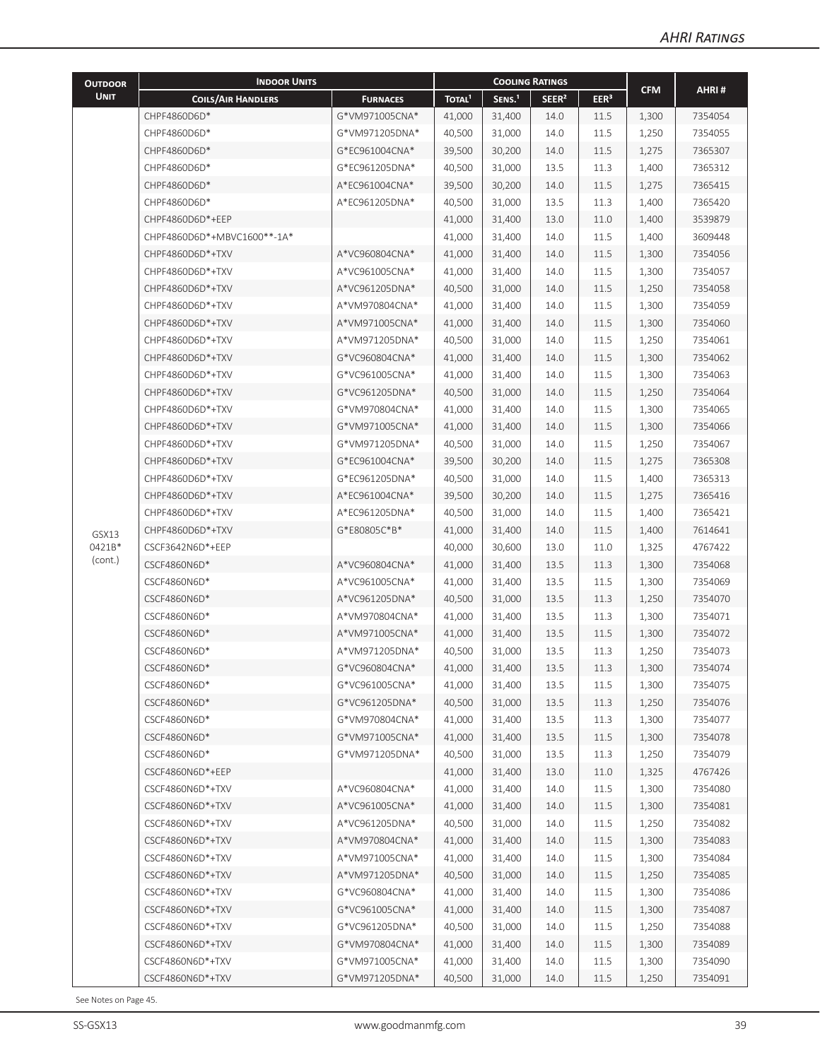| Outdoor Unit | Indoor Units | | Cooling Ratings | | | | CFM | AHRI # |
|---|---|---|---|---|---|---|---|---|
| | Coils/Air Handlers | Furnaces | Total[1] | Sens.[1] | SEER[2] | EER[3] | | |
| GSX13 0421B* (cont.) | CHPF4860D6D* | G*VM971005CNA* | 41,000 | 31,400 | 14.0 | 11.5 | 1,300 | 7354054 |
| | CHPF4860D6D* | G*VM971205DNA* | 40,500 | 31,000 | 14.0 | 11.5 | 1,250 | 7354055 |
| | CHPF4860D6D* | G*EC961004CNA* | 39,500 | 30,200 | 14.0 | 11.5 | 1,275 | 7365307 |
| | CHPF4860D6D* | G*EC961205DNA* | 40,500 | 31,000 | 13.5 | 11.3 | 1,400 | 7365312 |
| | CHPF4860D6D* | A*EC961004CNA* | 39,500 | 30,200 | 14.0 | 11.5 | 1,275 | 7365415 |
| | CHPF4860D6D* | A*EC961205DNA* | 40,500 | 31,000 | 13.5 | 11.3 | 1,400 | 7365420 |
| | CHPF4860D6D*+EEP | | 41,000 | 31,400 | 13.0 | 11.0 | 1,400 | 3539879 |
| | CHPF4860D6D*+MBVC1600**-1A* | | 41,000 | 31,400 | 14.0 | 11.5 | 1,400 | 3609448 |
| | CHPF4860D6D*+TXV | A*VC960804CNA* | 41,000 | 31,400 | 14.0 | 11.5 | 1,300 | 7354056 |
| | CHPF4860D6D*+TXV | A*VC961005CNA* | 41,000 | 31,400 | 14.0 | 11.5 | 1,300 | 7354057 |
| | CHPF4860D6D*+TXV | A*VC961205DNA* | 40,500 | 31,000 | 14.0 | 11.5 | 1,250 | 7354058 |
| | CHPF4860D6D*+TXV | A*VM970804CNA* | 41,000 | 31,400 | 14.0 | 11.5 | 1,300 | 7354059 |
| | CHPF4860D6D*+TXV | A*VM971005CNA* | 41,000 | 31,400 | 14.0 | 11.5 | 1,300 | 7354060 |
| | CHPF4860D6D*+TXV | A*VM971205DNA* | 40,500 | 31,000 | 14.0 | 11.5 | 1,250 | 7354061 |
| | CHPF4860D6D*+TXV | G*VC960804CNA* | 41,000 | 31,400 | 14.0 | 11.5 | 1,300 | 7354062 |
| | CHPF4860D6D*+TXV | G*VC961005CNA* | 41,000 | 31,400 | 14.0 | 11.5 | 1,300 | 7354063 |
| | CHPF4860D6D*+TXV | G*VC961205DNA* | 40,500 | 31,000 | 14.0 | 11.5 | 1,250 | 7354064 |
| | CHPF4860D6D*+TXV | G*VM970804CNA* | 41,000 | 31,400 | 14.0 | 11.5 | 1,300 | 7354065 |
| | CHPF4860D6D*+TXV | G*VM971005CNA* | 41,000 | 31,400 | 14.0 | 11.5 | 1,300 | 7354066 |
| | CHPF4860D6D*+TXV | G*VM971205DNA* | 40,500 | 31,000 | 14.0 | 11.5 | 1,250 | 7354067 |
| | CHPF4860D6D*+TXV | G*EC961004CNA* | 39,500 | 30,200 | 14.0 | 11.5 | 1,275 | 7365308 |
| | CHPF4860D6D*+TXV | G*EC961205DNA* | 40,500 | 31,000 | 14.0 | 11.5 | 1,400 | 7365313 |
| | CHPF4860D6D*+TXV | A*EC961004CNA* | 39,500 | 30,200 | 14.0 | 11.5 | 1,275 | 7365416 |
| | CHPF4860D6D*+TXV | A*EC961205DNA* | 40,500 | 31,000 | 14.0 | 11.5 | 1,400 | 7365421 |
| | CHPF4860D6D*+TXV | G*E80805C*B* | 41,000 | 31,400 | 14.0 | 11.5 | 1,400 | 7614641 |
| | CSCF3642N6D*+EEP | | 40,000 | 30,600 | 13.0 | 11.0 | 1,325 | 4767422 |
| | CSCF4860N6D* | A*VC960804CNA* | 41,000 | 31,400 | 13.5 | 11.3 | 1,300 | 7354068 |
| | CSCF4860N6D* | A*VC961005CNA* | 41,000 | 31,400 | 13.5 | 11.5 | 1,300 | 7354069 |
| | CSCF4860N6D* | A*VC961205DNA* | 40,500 | 31,000 | 13.5 | 11.3 | 1,250 | 7354070 |
| | CSCF4860N6D* | A*VM970804CNA* | 41,000 | 31,400 | 13.5 | 11.3 | 1,300 | 7354071 |
| | CSCF4860N6D* | A*VM971005CNA* | 41,000 | 31,400 | 13.5 | 11.5 | 1,300 | 7354072 |
| | CSCF4860N6D* | A*VM971205DNA* | 40,500 | 31,000 | 13.5 | 11.3 | 1,250 | 7354073 |
| | CSCF4860N6D* | G*VC960804CNA* | 41,000 | 31,400 | 13.5 | 11.3 | 1,300 | 7354074 |
| | CSCF4860N6D* | G*VC961005CNA* | 41,000 | 31,400 | 13.5 | 11.5 | 1,300 | 7354075 |
| | CSCF4860N6D* | G*VC961205DNA* | 40,500 | 31,000 | 13.5 | 11.3 | 1,250 | 7354076 |
| | CSCF4860N6D* | G*VM970804CNA* | 41,000 | 31,400 | 13.5 | 11.3 | 1,300 | 7354077 |
| | CSCF4860N6D* | G*VM971005CNA* | 41,000 | 31,400 | 13.5 | 11.5 | 1,300 | 7354078 |
| | CSCF4860N6D* | G*VM971205DNA* | 40,500 | 31,000 | 13.5 | 11.3 | 1,250 | 7354079 |
| | CSCF4860N6D*+EEP | | 41,000 | 31,400 | 13.0 | 11.0 | 1,325 | 4767426 |
| | CSCF4860N6D*+TXV | A*VC960804CNA* | 41,000 | 31,400 | 14.0 | 11.5 | 1,300 | 7354080 |
| | CSCF4860N6D*+TXV | A*VC961005CNA* | 41,000 | 31,400 | 14.0 | 11.5 | 1,300 | 7354081 |
| | CSCF4860N6D*+TXV | A*VC961205DNA* | 40,500 | 31,000 | 14.0 | 11.5 | 1,250 | 7354082 |
| | CSCF4860N6D*+TXV | A*VM970804CNA* | 41,000 | 31,400 | 14.0 | 11.5 | 1,300 | 7354083 |
| | CSCF4860N6D*+TXV | A*VM971005CNA* | 41,000 | 31,400 | 14.0 | 11.5 | 1,300 | 7354084 |
| | CSCF4860N6D*+TXV | A*VM971205DNA* | 40,500 | 31,000 | 14.0 | 11.5 | 1,250 | 7354085 |
| | CSCF4860N6D*+TXV | G*VC960804CNA* | 41,000 | 31,400 | 14.0 | 11.5 | 1,300 | 7354086 |
| | CSCF4860N6D*+TXV | G*VC961005CNA* | 41,000 | 31,400 | 14.0 | 11.5 | 1,300 | 7354087 |
| | CSCF4860N6D*+TXV | G*VC961205DNA* | 40,500 | 31,000 | 14.0 | 11.5 | 1,250 | 7354088 |
| | CSCF4860N6D*+TXV | G*VM970804CNA* | 41,000 | 31,400 | 14.0 | 11.5 | 1,300 | 7354089 |
| | CSCF4860N6D*+TXV | G*VM971005CNA* | 41,000 | 31,400 | 14.0 | 11.5 | 1,300 | 7354090 |
| | CSCF4860N6D*+TXV | G*VM971205DNA* | 40,500 | 31,000 | 14.0 | 11.5 | 1,250 | 7354091 |

See Notes on Page 45.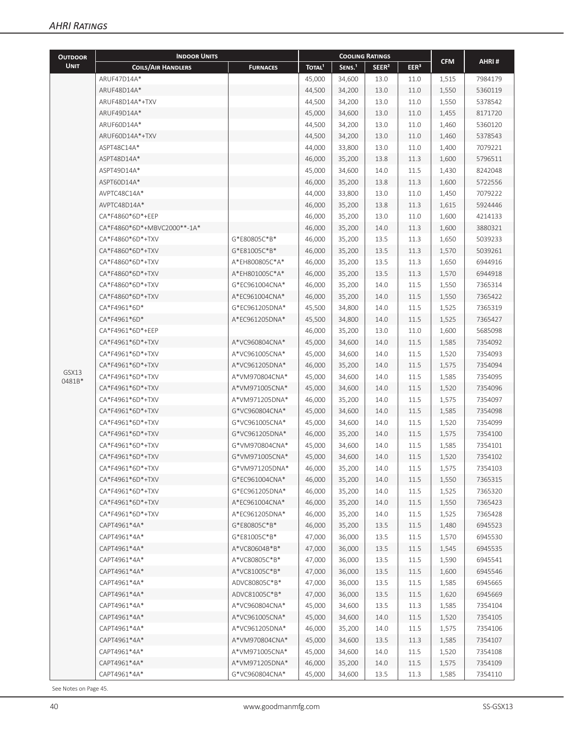## AHRI Ratings

| Outdoor Unit | Indoor Units | | Cooling Ratings | | | | CFM | AHRI # |
|---|---|---|---|---|---|---|---|---|
| | Coils/Air Handlers | Furnaces | Total[1] | Sens.[1] | SEER[2] | EER[3] | | |
| GSX13 0481B* | ARUF47D14A* | | 45,000 | 34,600 | 13.0 | 11.0 | 1,515 | 7984179 |
| | ARUF48D14A* | | 44,500 | 34,200 | 13.0 | 11.0 | 1,550 | 5360119 |
| | ARUF48D14A*+TXV | | 44,500 | 34,200 | 13.0 | 11.0 | 1,550 | 5378542 |
| | ARUF49D14A* | | 45,000 | 34,600 | 13.0 | 11.0 | 1,455 | 8171720 |
| | ARUF60D14A* | | 44,500 | 34,200 | 13.0 | 11.0 | 1,460 | 5360120 |
| | ARUF60D14A*+TXV | | 44,500 | 34,200 | 13.0 | 11.0 | 1,460 | 5378543 |
| | ASPT48C14A* | | 44,000 | 33,800 | 13.0 | 11.0 | 1,400 | 7079221 |
| | ASPT48D14A* | | 46,000 | 35,200 | 13.8 | 11.3 | 1,600 | 5796511 |
| | ASPT49D14A* | | 45,000 | 34,600 | 14.0 | 11.5 | 1,430 | 8242048 |
| | ASPT60D14A* | | 46,000 | 35,200 | 13.8 | 11.3 | 1,600 | 5722556 |
| | AVPTC48C14A* | | 44,000 | 33,800 | 13.0 | 11.0 | 1,450 | 7079222 |
| | AVPTC48D14A* | | 46,000 | 35,200 | 13.8 | 11.3 | 1,615 | 5924446 |
| | CA*F4860*6D*+EEP | | 46,000 | 35,200 | 13.0 | 11.0 | 1,600 | 4214133 |
| | CA*F4860*6D*+MBVC2000**-1A* | | 46,000 | 35,200 | 14.0 | 11.3 | 1,600 | 3880321 |
| | CA*F4860*6D*+TXV | G*E80805C*B* | 46,000 | 35,200 | 13.5 | 11.3 | 1,650 | 5039233 |
| | CA*F4860*6D*+TXV | G*E81005C*B* | 46,000 | 35,200 | 13.5 | 11.3 | 1,570 | 5039261 |
| | CA*F4860*6D*+TXV | A*EH800805C*A* | 46,000 | 35,200 | 13.5 | 11.3 | 1,650 | 6944916 |
| | CA*F4860*6D*+TXV | A*EH801005C*A* | 46,000 | 35,200 | 13.5 | 11.3 | 1,570 | 6944918 |
| | CA*F4860*6D*+TXV | G*EC961004CNA* | 46,000 | 35,200 | 14.0 | 11.5 | 1,550 | 7365314 |
| | CA*F4860*6D*+TXV | A*EC961004CNA* | 46,000 | 35,200 | 14.0 | 11.5 | 1,550 | 7365422 |
| | CA*F4961*6D* | G*EC961205DNA* | 45,500 | 34,800 | 14.0 | 11.5 | 1,525 | 7365319 |
| | CA*F4961*6D* | A*EC961205DNA* | 45,500 | 34,800 | 14.0 | 11.5 | 1,525 | 7365427 |
| | CA*F4961*6D*+EEP | | 46,000 | 35,200 | 13.0 | 11.0 | 1,600 | 5685098 |
| | CA*F4961*6D*+TXV | A*VC960804CNA* | 45,000 | 34,600 | 14.0 | 11.5 | 1,585 | 7354092 |
| | CA*F4961*6D*+TXV | A*VC961005CNA* | 45,000 | 34,600 | 14.0 | 11.5 | 1,520 | 7354093 |
| | CA*F4961*6D*+TXV | A*VC961205DNA* | 46,000 | 35,200 | 14.0 | 11.5 | 1,575 | 7354094 |
| | CA*F4961*6D*+TXV | A*VM970804CNA* | 45,000 | 34,600 | 14.0 | 11.5 | 1,585 | 7354095 |
| | CA*F4961*6D*+TXV | A*VM971005CNA* | 45,000 | 34,600 | 14.0 | 11.5 | 1,520 | 7354096 |
| | CA*F4961*6D*+TXV | A*VM971205DNA* | 46,000 | 35,200 | 14.0 | 11.5 | 1,575 | 7354097 |
| | CA*F4961*6D*+TXV | G*VC960804CNA* | 45,000 | 34,600 | 14.0 | 11.5 | 1,585 | 7354098 |
| | CA*F4961*6D*+TXV | G*VC961005CNA* | 45,000 | 34,600 | 14.0 | 11.5 | 1,520 | 7354099 |
| | CA*F4961*6D*+TXV | G*VC961205DNA* | 46,000 | 35,200 | 14.0 | 11.5 | 1,575 | 7354100 |
| | CA*F4961*6D*+TXV | G*VM970804CNA* | 45,000 | 34,600 | 14.0 | 11.5 | 1,585 | 7354101 |
| | CA*F4961*6D*+TXV | G*VM971005CNA* | 45,000 | 34,600 | 14.0 | 11.5 | 1,520 | 7354102 |
| | CA*F4961*6D*+TXV | G*VM971205DNA* | 46,000 | 35,200 | 14.0 | 11.5 | 1,575 | 7354103 |
| | CA*F4961*6D*+TXV | G*EC961004CNA* | 46,000 | 35,200 | 14.0 | 11.5 | 1,550 | 7365315 |
| | CA*F4961*6D*+TXV | G*EC961205DNA* | 46,000 | 35,200 | 14.0 | 11.5 | 1,525 | 7365320 |
| | CA*F4961*6D*+TXV | A*EC961004CNA* | 46,000 | 35,200 | 14.0 | 11.5 | 1,550 | 7365423 |
| | CA*F4961*6D*+TXV | A*EC961205DNA* | 46,000 | 35,200 | 14.0 | 11.5 | 1,525 | 7365428 |
| | CAPT4961*4A* | G*E80805C*B* | 46,000 | 35,200 | 13.5 | 11.5 | 1,480 | 6945523 |
| | CAPT4961*4A* | G*E81005C*B* | 47,000 | 36,000 | 13.5 | 11.5 | 1,570 | 6945530 |
| | CAPT4961*4A* | A*VC80604B*B* | 47,000 | 36,000 | 13.5 | 11.5 | 1,545 | 6945535 |
| | CAPT4961*4A* | A*VC80805C*B* | 47,000 | 36,000 | 13.5 | 11.5 | 1,590 | 6945541 |
| | CAPT4961*4A* | A*VC81005C*B* | 47,000 | 36,000 | 13.5 | 11.5 | 1,600 | 6945546 |
| | CAPT4961*4A* | ADVC80805C*B* | 47,000 | 36,000 | 13.5 | 11.5 | 1,585 | 6945665 |
| | CAPT4961*4A* | ADVC81005C*B* | 47,000 | 36,000 | 13.5 | 11.5 | 1,620 | 6945669 |
| | CAPT4961*4A* | A*VC960804CNA* | 45,000 | 34,600 | 13.5 | 11.3 | 1,585 | 7354104 |
| | CAPT4961*4A* | A*VC961005CNA* | 45,000 | 34,600 | 14.0 | 11.5 | 1,520 | 7354105 |
| | CAPT4961*4A* | A*VC961205DNA* | 46,000 | 35,200 | 14.0 | 11.5 | 1,575 | 7354106 |
| | CAPT4961*4A* | A*VM970804CNA* | 45,000 | 34,600 | 13.5 | 11.3 | 1,585 | 7354107 |
| | CAPT4961*4A* | A*VM971005CNA* | 45,000 | 34,600 | 14.0 | 11.5 | 1,520 | 7354108 |
| | CAPT4961*4A* | A*VM971205DNA* | 46,000 | 35,200 | 14.0 | 11.5 | 1,575 | 7354109 |
| | CAPT4961*4A* | G*VC960804CNA* | 45,000 | 34,600 | 13.5 | 11.3 | 1,585 | 7354110 |

See Notes on Page 45.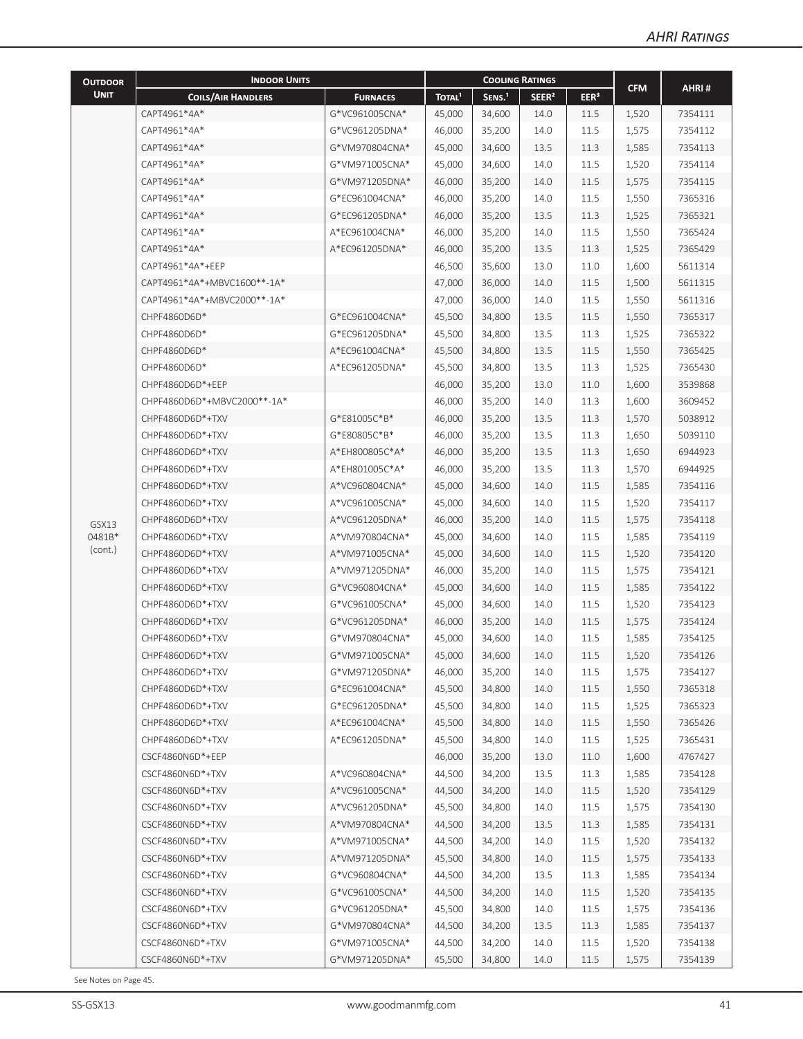## AHRI Ratings

| Outdoor Unit | Indoor Units | | Cooling Ratings | | | | CFM | AHRI # |
|---|---|---|---|---|---|---|---|---|
| | Coils/Air Handlers | Furnaces | Total[1] | Sens.[1] | SEER[2] | EER[3] | | |
| GSX13 0481B* (cont.) | CAPT4961*4A* | G*VC961005CNA* | 45,000 | 34,600 | 14.0 | 11.5 | 1,520 | 7354111 |
| | CAPT4961*4A* | G*VC961205DNA* | 46,000 | 35,200 | 14.0 | 11.5 | 1,575 | 7354112 |
| | CAPT4961*4A* | G*VM970804CNA* | 45,000 | 34,600 | 13.5 | 11.3 | 1,585 | 7354113 |
| | CAPT4961*4A* | G*VM971005CNA* | 45,000 | 34,600 | 14.0 | 11.5 | 1,520 | 7354114 |
| | CAPT4961*4A* | G*VM971205DNA* | 46,000 | 35,200 | 14.0 | 11.5 | 1,575 | 7354115 |
| | CAPT4961*4A* | G*EC961004CNA* | 46,000 | 35,200 | 14.0 | 11.5 | 1,550 | 7365316 |
| | CAPT4961*4A* | G*EC961205DNA* | 46,000 | 35,200 | 13.5 | 11.3 | 1,525 | 7365321 |
| | CAPT4961*4A* | A*EC961004CNA* | 46,000 | 35,200 | 14.0 | 11.5 | 1,550 | 7365424 |
| | CAPT4961*4A* | A*EC961205DNA* | 46,000 | 35,200 | 13.5 | 11.3 | 1,525 | 7365429 |
| | CAPT4961*4A*+EEP | | 46,500 | 35,600 | 13.0 | 11.0 | 1,600 | 5611314 |
| | CAPT4961*4A*+MBVC1600**-1A* | | 47,000 | 36,000 | 14.0 | 11.5 | 1,500 | 5611315 |
| | CAPT4961*4A*+MBVC2000**-1A* | | 47,000 | 36,000 | 14.0 | 11.5 | 1,550 | 5611316 |
| | CHPF4860D6D* | G*EC961004CNA* | 45,500 | 34,800 | 13.5 | 11.5 | 1,550 | 7365317 |
| | CHPF4860D6D* | G*EC961205DNA* | 45,500 | 34,800 | 13.5 | 11.3 | 1,525 | 7365322 |
| | CHPF4860D6D* | A*EC961004CNA* | 45,500 | 34,800 | 13.5 | 11.5 | 1,550 | 7365425 |
| | CHPF4860D6D* | A*EC961205DNA* | 45,500 | 34,800 | 13.5 | 11.3 | 1,525 | 7365430 |
| | CHPF4860D6D*+EEP | | 46,000 | 35,200 | 13.0 | 11.0 | 1,600 | 3539868 |
| | CHPF4860D6D*+MBVC2000**-1A* | | 46,000 | 35,200 | 14.0 | 11.3 | 1,600 | 3609452 |
| | CHPF4860D6D*+TXV | G*E81005C*B* | 46,000 | 35,200 | 13.5 | 11.3 | 1,570 | 5038912 |
| | CHPF4860D6D*+TXV | G*E80805C*B* | 46,000 | 35,200 | 13.5 | 11.3 | 1,650 | 5039110 |
| | CHPF4860D6D*+TXV | A*EH800805C*A* | 46,000 | 35,200 | 13.5 | 11.3 | 1,650 | 6944923 |
| | CHPF4860D6D*+TXV | A*EH801005C*A* | 46,000 | 35,200 | 13.5 | 11.3 | 1,570 | 6944925 |
| | CHPF4860D6D*+TXV | A*VC960804CNA* | 45,000 | 34,600 | 14.0 | 11.5 | 1,585 | 7354116 |
| | CHPF4860D6D*+TXV | A*VC961005CNA* | 45,000 | 34,600 | 14.0 | 11.5 | 1,520 | 7354117 |
| | CHPF4860D6D*+TXV | A*VC961205DNA* | 46,000 | 35,200 | 14.0 | 11.5 | 1,575 | 7354118 |
| | CHPF4860D6D*+TXV | A*VM970804CNA* | 45,000 | 34,600 | 14.0 | 11.5 | 1,585 | 7354119 |
| | CHPF4860D6D*+TXV | A*VM971005CNA* | 45,000 | 34,600 | 14.0 | 11.5 | 1,520 | 7354120 |
| | CHPF4860D6D*+TXV | A*VM971205DNA* | 46,000 | 35,200 | 14.0 | 11.5 | 1,575 | 7354121 |
| | CHPF4860D6D*+TXV | G*VC960804CNA* | 45,000 | 34,600 | 14.0 | 11.5 | 1,585 | 7354122 |
| | CHPF4860D6D*+TXV | G*VC961005CNA* | 45,000 | 34,600 | 14.0 | 11.5 | 1,520 | 7354123 |
| | CHPF4860D6D*+TXV | G*VC961205DNA* | 46,000 | 35,200 | 14.0 | 11.5 | 1,575 | 7354124 |
| | CHPF4860D6D*+TXV | G*VM970804CNA* | 45,000 | 34,600 | 14.0 | 11.5 | 1,585 | 7354125 |
| | CHPF4860D6D*+TXV | G*VM971005CNA* | 45,000 | 34,600 | 14.0 | 11.5 | 1,520 | 7354126 |
| | CHPF4860D6D*+TXV | G*VM971205DNA* | 46,000 | 35,200 | 14.0 | 11.5 | 1,575 | 7354127 |
| | CHPF4860D6D*+TXV | G*EC961004CNA* | 45,500 | 34,800 | 14.0 | 11.5 | 1,550 | 7365318 |
| | CHPF4860D6D*+TXV | G*EC961205DNA* | 45,500 | 34,800 | 14.0 | 11.5 | 1,525 | 7365323 |
| | CHPF4860D6D*+TXV | A*EC961004CNA* | 45,500 | 34,800 | 14.0 | 11.5 | 1,550 | 7365426 |
| | CHPF4860D6D*+TXV | A*EC961205DNA* | 45,500 | 34,800 | 14.0 | 11.5 | 1,525 | 7365431 |
| | CSCF4860N6D*+EEP | | 46,000 | 35,200 | 13.0 | 11.0 | 1,600 | 4767427 |
| | CSCF4860N6D*+TXV | A*VC960804CNA* | 44,500 | 34,200 | 13.5 | 11.3 | 1,585 | 7354128 |
| | CSCF4860N6D*+TXV | A*VC961005CNA* | 44,500 | 34,200 | 14.0 | 11.5 | 1,520 | 7354129 |
| | CSCF4860N6D*+TXV | A*VC961205DNA* | 45,500 | 34,800 | 14.0 | 11.5 | 1,575 | 7354130 |
| | CSCF4860N6D*+TXV | A*VM970804CNA* | 44,500 | 34,200 | 13.5 | 11.3 | 1,585 | 7354131 |
| | CSCF4860N6D*+TXV | A*VM971005CNA* | 44,500 | 34,200 | 14.0 | 11.5 | 1,520 | 7354132 |
| | CSCF4860N6D*+TXV | A*VM971205DNA* | 45,500 | 34,800 | 14.0 | 11.5 | 1,575 | 7354133 |
| | CSCF4860N6D*+TXV | G*VC960804CNA* | 44,500 | 34,200 | 13.5 | 11.3 | 1,585 | 7354134 |
| | CSCF4860N6D*+TXV | G*VC961005CNA* | 44,500 | 34,200 | 14.0 | 11.5 | 1,520 | 7354135 |
| | CSCF4860N6D*+TXV | G*VC961205DNA* | 45,500 | 34,800 | 14.0 | 11.5 | 1,575 | 7354136 |
| | CSCF4860N6D*+TXV | G*VM970804CNA* | 44,500 | 34,200 | 13.5 | 11.3 | 1,585 | 7354137 |
| | CSCF4860N6D*+TXV | G*VM971005CNA* | 44,500 | 34,200 | 14.0 | 11.5 | 1,520 | 7354138 |
| | CSCF4860N6D*+TXV | G*VM971205DNA* | 45,500 | 34,800 | 14.0 | 11.5 | 1,575 | 7354139 |

See Notes on Page 45.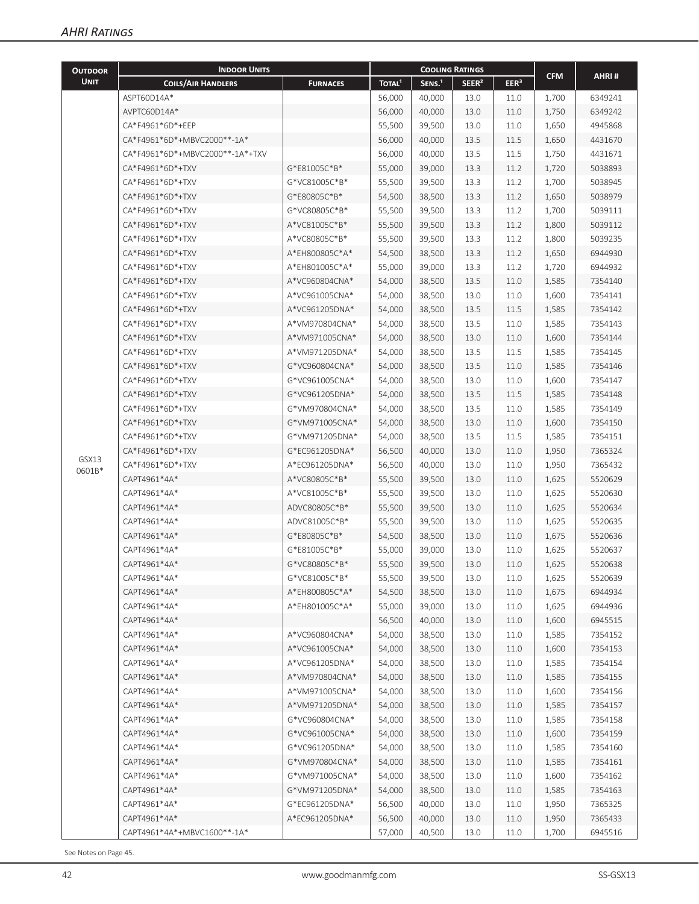## AHRI Ratings

| Outdoor Unit | Indoor Units | | Cooling Ratings | | | | CFM | AHRI # |
|---|---|---|---|---|---|---|---|---|
| | Coils/Air Handlers | Furnaces | Total[1] | Sens.[1] | SEER[2] | EER[3] | | |
| GSX13 0601B* | ASPT60D14A* | | 56,000 | 40,000 | 13.0 | 11.0 | 1,700 | 6349241 |
| | AVPTC60D14A* | | 56,000 | 40,000 | 13.0 | 11.0 | 1,750 | 6349242 |
| | CA*F4961*6D*+EEP | | 55,500 | 39,500 | 13.0 | 11.0 | 1,650 | 4945868 |
| | CA*F4961*6D*+MBVC2000**-1A* | | 56,000 | 40,000 | 13.5 | 11.5 | 1,650 | 4431670 |
| | CA*F4961*6D*+MBVC2000**-1A*+TXV | | 56,000 | 40,000 | 13.5 | 11.5 | 1,750 | 4431671 |
| | CA*F4961*6D*+TXV | G*E81005C*B* | 55,000 | 39,000 | 13.3 | 11.2 | 1,720 | 5038893 |
| | CA*F4961*6D*+TXV | G*VC81005C*B* | 55,500 | 39,500 | 13.3 | 11.2 | 1,700 | 5038945 |
| | CA*F4961*6D*+TXV | G*E80805C*B* | 54,500 | 38,500 | 13.3 | 11.2 | 1,650 | 5038979 |
| | CA*F4961*6D*+TXV | G*VC80805C*B* | 55,500 | 39,500 | 13.3 | 11.2 | 1,700 | 5039111 |
| | CA*F4961*6D*+TXV | A*VC81005C*B* | 55,500 | 39,500 | 13.3 | 11.2 | 1,800 | 5039112 |
| | CA*F4961*6D*+TXV | A*VC80805C*B* | 55,500 | 39,500 | 13.3 | 11.2 | 1,800 | 5039235 |
| | CA*F4961*6D*+TXV | A*EH800805C*A* | 54,500 | 38,500 | 13.3 | 11.2 | 1,650 | 6944930 |
| | CA*F4961*6D*+TXV | A*EH801005C*A* | 55,000 | 39,000 | 13.3 | 11.2 | 1,720 | 6944932 |
| | CA*F4961*6D*+TXV | A*VC960804CNA* | 54,000 | 38,500 | 13.5 | 11.0 | 1,585 | 7354140 |
| | CA*F4961*6D*+TXV | A*VC961005CNA* | 54,000 | 38,500 | 13.0 | 11.0 | 1,600 | 7354141 |
| | CA*F4961*6D*+TXV | A*VC961205DNA* | 54,000 | 38,500 | 13.5 | 11.5 | 1,585 | 7354142 |
| | CA*F4961*6D*+TXV | A*VM970804CNA* | 54,000 | 38,500 | 13.5 | 11.0 | 1,585 | 7354143 |
| | CA*F4961*6D*+TXV | A*VM971005CNA* | 54,000 | 38,500 | 13.0 | 11.0 | 1,600 | 7354144 |
| | CA*F4961*6D*+TXV | A*VM971205DNA* | 54,000 | 38,500 | 13.5 | 11.5 | 1,585 | 7354145 |
| | CA*F4961*6D*+TXV | G*VC960804CNA* | 54,000 | 38,500 | 13.5 | 11.0 | 1,585 | 7354146 |
| | CA*F4961*6D*+TXV | G*VC961005CNA* | 54,000 | 38,500 | 13.0 | 11.0 | 1,600 | 7354147 |
| | CA*F4961*6D*+TXV | G*VC961205DNA* | 54,000 | 38,500 | 13.5 | 11.5 | 1,585 | 7354148 |
| | CA*F4961*6D*+TXV | G*VM970804CNA* | 54,000 | 38,500 | 13.5 | 11.0 | 1,585 | 7354149 |
| | CA*F4961*6D*+TXV | G*VM971005CNA* | 54,000 | 38,500 | 13.0 | 11.0 | 1,600 | 7354150 |
| | CA*F4961*6D*+TXV | G*VM971205DNA* | 54,000 | 38,500 | 13.5 | 11.5 | 1,585 | 7354151 |
| | CA*F4961*6D*+TXV | G*EC961205DNA* | 56,500 | 40,000 | 13.0 | 11.0 | 1,950 | 7365324 |
| | CA*F4961*6D*+TXV | A*EC961205DNA* | 56,500 | 40,000 | 13.0 | 11.0 | 1,950 | 7365432 |
| | CAPT4961*4A* | A*VC80805C*B* | 55,500 | 39,500 | 13.0 | 11.0 | 1,625 | 5520629 |
| | CAPT4961*4A* | A*VC81005C*B* | 55,500 | 39,500 | 13.0 | 11.0 | 1,625 | 5520630 |
| | CAPT4961*4A* | ADVC80805C*B* | 55,500 | 39,500 | 13.0 | 11.0 | 1,625 | 5520634 |
| | CAPT4961*4A* | ADVC81005C*B* | 55,500 | 39,500 | 13.0 | 11.0 | 1,625 | 5520635 |
| | CAPT4961*4A* | G*E80805C*B* | 54,500 | 38,500 | 13.0 | 11.0 | 1,675 | 5520636 |
| | CAPT4961*4A* | G*E81005C*B* | 55,000 | 39,000 | 13.0 | 11.0 | 1,625 | 5520637 |
| | CAPT4961*4A* | G*VC80805C*B* | 55,500 | 39,500 | 13.0 | 11.0 | 1,625 | 5520638 |
| | CAPT4961*4A* | G*VC81005C*B* | 55,500 | 39,500 | 13.0 | 11.0 | 1,625 | 5520639 |
| | CAPT4961*4A* | A*EH800805C*A* | 54,500 | 38,500 | 13.0 | 11.0 | 1,675 | 6944934 |
| | CAPT4961*4A* | A*EH801005C*A* | 55,000 | 39,000 | 13.0 | 11.0 | 1,625 | 6944936 |
| | CAPT4961*4A* | | 56,500 | 40,000 | 13.0 | 11.0 | 1,600 | 6945515 |
| | CAPT4961*4A* | A*VC960804CNA* | 54,000 | 38,500 | 13.0 | 11.0 | 1,585 | 7354152 |
| | CAPT4961*4A* | A*VC961005CNA* | 54,000 | 38,500 | 13.0 | 11.0 | 1,600 | 7354153 |
| | CAPT4961*4A* | A*VC961205DNA* | 54,000 | 38,500 | 13.0 | 11.0 | 1,585 | 7354154 |
| | CAPT4961*4A* | A*VM970804CNA* | 54,000 | 38,500 | 13.0 | 11.0 | 1,585 | 7354155 |
| | CAPT4961*4A* | A*VM971005CNA* | 54,000 | 38,500 | 13.0 | 11.0 | 1,600 | 7354156 |
| | CAPT4961*4A* | A*VM971205DNA* | 54,000 | 38,500 | 13.0 | 11.0 | 1,585 | 7354157 |
| | CAPT4961*4A* | G*VC960804CNA* | 54,000 | 38,500 | 13.0 | 11.0 | 1,585 | 7354158 |
| | CAPT4961*4A* | G*VC961005CNA* | 54,000 | 38,500 | 13.0 | 11.0 | 1,600 | 7354159 |
| | CAPT4961*4A* | G*VC961205DNA* | 54,000 | 38,500 | 13.0 | 11.0 | 1,585 | 7354160 |
| | CAPT4961*4A* | G*VM970804CNA* | 54,000 | 38,500 | 13.0 | 11.0 | 1,585 | 7354161 |
| | CAPT4961*4A* | G*VM971005CNA* | 54,000 | 38,500 | 13.0 | 11.0 | 1,600 | 7354162 |
| | CAPT4961*4A* | G*VM971205DNA* | 54,000 | 38,500 | 13.0 | 11.0 | 1,585 | 7354163 |
| | CAPT4961*4A* | G*EC961205DNA* | 56,500 | 40,000 | 13.0 | 11.0 | 1,950 | 7365325 |
| | CAPT4961*4A* | A*EC961205DNA* | 56,500 | 40,000 | 13.0 | 11.0 | 1,950 | 7365433 |
| | CAPT4961*4A*+MBVC1600**-1A* | | 57,000 | 40,500 | 13.0 | 11.0 | 1,700 | 6945516 |

See Notes on Page 45.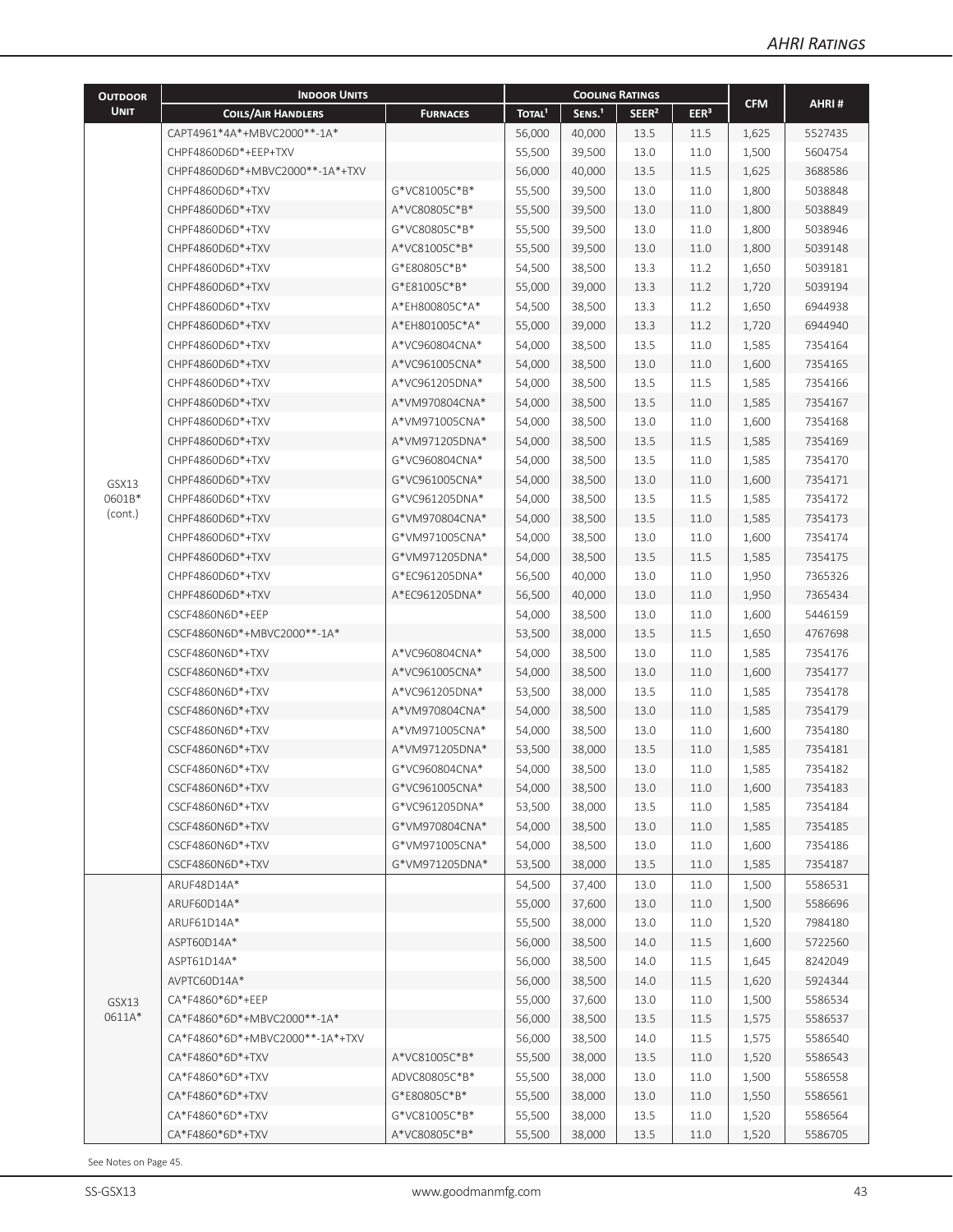| Outdoor Unit | Indoor Units | | Cooling Ratings | | | | CFM | AHRI # |
|---|---|---|---|---|---|---|---|---|
| | Coils/Air Handlers | Furnaces | Total[1] | Sens.[1] | SEER[2] | EER[3] | | |
| GSX13 0601B* (cont.) | CAPT4961*4A*+MBVC2000**-1A* | | 56,000 | 40,000 | 13.5 | 11.5 | 1,625 | 5527435 |
| | CHPF4860D6D*+EEP+TXV | | 55,500 | 39,500 | 13.0 | 11.0 | 1,500 | 5604754 |
| | CHPF4860D6D*+MBVC2000**-1A*+TXV | | 56,000 | 40,000 | 13.5 | 11.5 | 1,625 | 3688586 |
| | CHPF4860D6D*+TXV | G*VC81005C*B* | 55,500 | 39,500 | 13.0 | 11.0 | 1,800 | 5038848 |
| | CHPF4860D6D*+TXV | A*VC80805C*B* | 55,500 | 39,500 | 13.0 | 11.0 | 1,800 | 5038849 |
| | CHPF4860D6D*+TXV | G*VC80805C*B* | 55,500 | 39,500 | 13.0 | 11.0 | 1,800 | 5038946 |
| | CHPF4860D6D*+TXV | A*VC81005C*B* | 55,500 | 39,500 | 13.0 | 11.0 | 1,800 | 5039148 |
| | CHPF4860D6D*+TXV | G*E80805C*B* | 54,500 | 38,500 | 13.3 | 11.2 | 1,650 | 5039181 |
| | CHPF4860D6D*+TXV | G*E81005C*B* | 55,000 | 39,000 | 13.3 | 11.2 | 1,720 | 5039194 |
| | CHPF4860D6D*+TXV | A*EH800805C*A* | 54,500 | 38,500 | 13.3 | 11.2 | 1,650 | 6944938 |
| | CHPF4860D6D*+TXV | A*EH801005C*A* | 55,000 | 39,000 | 13.3 | 11.2 | 1,720 | 6944940 |
| | CHPF4860D6D*+TXV | A*VC960804CNA* | 54,000 | 38,500 | 13.5 | 11.0 | 1,585 | 7354164 |
| | CHPF4860D6D*+TXV | A*VC961005CNA* | 54,000 | 38,500 | 13.0 | 11.0 | 1,600 | 7354165 |
| | CHPF4860D6D*+TXV | A*VC961205DNA* | 54,000 | 38,500 | 13.5 | 11.5 | 1,585 | 7354166 |
| | CHPF4860D6D*+TXV | A*VM970804CNA* | 54,000 | 38,500 | 13.5 | 11.0 | 1,585 | 7354167 |
| | CHPF4860D6D*+TXV | A*VM971005CNA* | 54,000 | 38,500 | 13.0 | 11.0 | 1,600 | 7354168 |
| | CHPF4860D6D*+TXV | A*VM971205DNA* | 54,000 | 38,500 | 13.5 | 11.5 | 1,585 | 7354169 |
| | CHPF4860D6D*+TXV | G*VC960804CNA* | 54,000 | 38,500 | 13.5 | 11.0 | 1,585 | 7354170 |
| | CHPF4860D6D*+TXV | G*VC961005CNA* | 54,000 | 38,500 | 13.0 | 11.0 | 1,600 | 7354171 |
| | CHPF4860D6D*+TXV | G*VC961205DNA* | 54,000 | 38,500 | 13.5 | 11.5 | 1,585 | 7354172 |
| | CHPF4860D6D*+TXV | G*VM970804CNA* | 54,000 | 38,500 | 13.5 | 11.0 | 1,585 | 7354173 |
| | CHPF4860D6D*+TXV | G*VM971005CNA* | 54,000 | 38,500 | 13.0 | 11.0 | 1,600 | 7354174 |
| | CHPF4860D6D*+TXV | G*VM971205DNA* | 54,000 | 38,500 | 13.5 | 11.5 | 1,585 | 7354175 |
| | CHPF4860D6D*+TXV | G*EC961205DNA* | 56,500 | 40,000 | 13.0 | 11.0 | 1,950 | 7365326 |
| | CHPF4860D6D*+TXV | A*EC961205DNA* | 56,500 | 40,000 | 13.0 | 11.0 | 1,950 | 7365434 |
| | CSCF4860N6D*+EEP | | 54,000 | 38,500 | 13.0 | 11.0 | 1,600 | 5446159 |
| | CSCF4860N6D*+MBVC2000**-1A* | | 53,500 | 38,000 | 13.5 | 11.5 | 1,650 | 4767698 |
| | CSCF4860N6D*+TXV | A*VC960804CNA* | 54,000 | 38,500 | 13.0 | 11.0 | 1,585 | 7354176 |
| | CSCF4860N6D*+TXV | A*VC961005CNA* | 54,000 | 38,500 | 13.0 | 11.0 | 1,600 | 7354177 |
| | CSCF4860N6D*+TXV | A*VC961205DNA* | 53,500 | 38,000 | 13.5 | 11.0 | 1,585 | 7354178 |
| | CSCF4860N6D*+TXV | A*VM970804CNA* | 54,000 | 38,500 | 13.0 | 11.0 | 1,585 | 7354179 |
| | CSCF4860N6D*+TXV | A*VM971005CNA* | 54,000 | 38,500 | 13.0 | 11.0 | 1,600 | 7354180 |
| | CSCF4860N6D*+TXV | A*VM971205DNA* | 53,500 | 38,000 | 13.5 | 11.0 | 1,585 | 7354181 |
| | CSCF4860N6D*+TXV | G*VC960804CNA* | 54,000 | 38,500 | 13.0 | 11.0 | 1,585 | 7354182 |
| | CSCF4860N6D*+TXV | G*VC961005CNA* | 54,000 | 38,500 | 13.0 | 11.0 | 1,600 | 7354183 |
| | CSCF4860N6D*+TXV | G*VC961205DNA* | 53,500 | 38,000 | 13.5 | 11.0 | 1,585 | 7354184 |
| | CSCF4860N6D*+TXV | G*VM970804CNA* | 54,000 | 38,500 | 13.0 | 11.0 | 1,585 | 7354185 |
| | CSCF4860N6D*+TXV | G*VM971005CNA* | 54,000 | 38,500 | 13.0 | 11.0 | 1,600 | 7354186 |
| | CSCF4860N6D*+TXV | G*VM971205DNA* | 53,500 | 38,000 | 13.5 | 11.0 | 1,585 | 7354187 |
| GSX13 0611A* | ARUF48D14A* | | 54,500 | 37,400 | 13.0 | 11.0 | 1,500 | 5586531 |
| | ARUF60D14A* | | 55,000 | 37,600 | 13.0 | 11.0 | 1,500 | 5586696 |
| | ARUF61D14A* | | 55,500 | 38,000 | 13.0 | 11.0 | 1,520 | 7984180 |
| | ASPT60D14A* | | 56,000 | 38,500 | 14.0 | 11.5 | 1,600 | 5722560 |
| | ASPT61D14A* | | 56,000 | 38,500 | 14.0 | 11.5 | 1,645 | 8242049 |
| | AVPTC60D14A* | | 56,000 | 38,500 | 14.0 | 11.5 | 1,620 | 5924344 |
| | CA*F4860*6D*+EEP | | 55,000 | 37,600 | 13.0 | 11.0 | 1,500 | 5586534 |
| | CA*F4860*6D*+MBVC2000**-1A* | | 56,000 | 38,500 | 13.5 | 11.5 | 1,575 | 5586537 |
| | CA*F4860*6D*+MBVC2000**-1A*+TXV | | 56,000 | 38,500 | 14.0 | 11.5 | 1,575 | 5586540 |
| | CA*F4860*6D*+TXV | A*VC81005C*B* | 55,500 | 38,000 | 13.5 | 11.0 | 1,520 | 5586543 |
| | CA*F4860*6D*+TXV | ADVC80805C*B* | 55,500 | 38,000 | 13.0 | 11.0 | 1,500 | 5586558 |
| | CA*F4860*6D*+TXV | G*E80805C*B* | 55,500 | 38,000 | 13.0 | 11.0 | 1,550 | 5586561 |
| | CA*F4860*6D*+TXV | G*VC81005C*B* | 55,500 | 38,000 | 13.5 | 11.0 | 1,520 | 5586564 |
| | CA*F4860*6D*+TXV | A*VC80805C*B* | 55,500 | 38,000 | 13.5 | 11.0 | 1,520 | 5586705 |

See Notes on Page 45.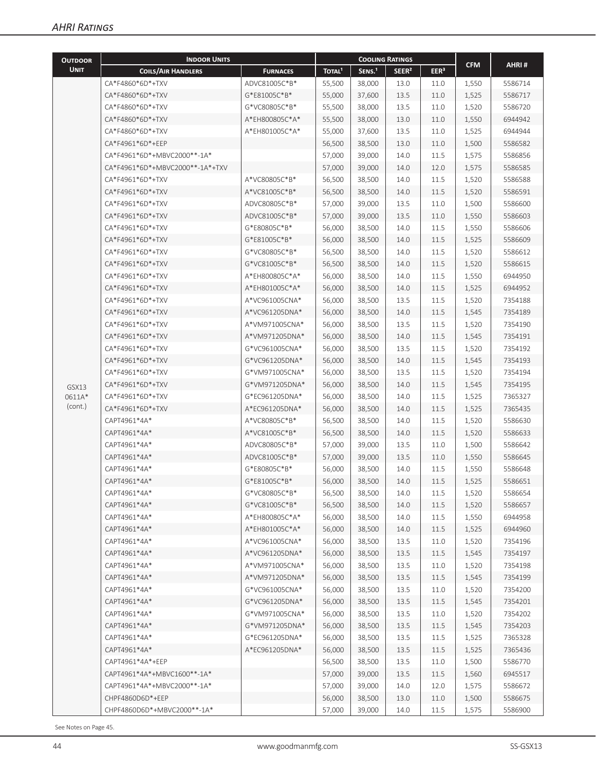## AHRI Ratings

| Outdoor Unit | Indoor Units | | Cooling Ratings | | | | CFM | AHRI # |
|---|---|---|---|---|---|---|---|---|
| | Coils/Air Handlers | Furnaces | Total[1] | Sens.[1] | SEER[2] | EER[3] | | |
| GSX13 0611A* (cont.) | CA*F4860*6D*+TXV | ADVC81005C*B* | 55,500 | 38,000 | 13.0 | 11.0 | 1,550 | 5586714 |
| | CA*F4860*6D*+TXV | G*E81005C*B* | 55,000 | 37,600 | 13.5 | 11.0 | 1,525 | 5586717 |
| | CA*F4860*6D*+TXV | G*VC80805C*B* | 55,500 | 38,000 | 13.5 | 11.0 | 1,520 | 5586720 |
| | CA*F4860*6D*+TXV | A*EH800805C*A* | 55,500 | 38,000 | 13.0 | 11.0 | 1,550 | 6944942 |
| | CA*F4860*6D*+TXV | A*EH801005C*A* | 55,000 | 37,600 | 13.5 | 11.0 | 1,525 | 6944944 |
| | CA*F4961*6D*+EEP | | 56,500 | 38,500 | 13.0 | 11.0 | 1,500 | 5586582 |
| | CA*F4961*6D*+MBVC2000**-1A* | | 57,000 | 39,000 | 14.0 | 11.5 | 1,575 | 5586856 |
| | CA*F4961*6D*+MBVC2000**-1A*+TXV | | 57,000 | 39,000 | 14.0 | 12.0 | 1,575 | 5586585 |
| | CA*F4961*6D*+TXV | A*VC80805C*B* | 56,500 | 38,500 | 14.0 | 11.5 | 1,520 | 5586588 |
| | CA*F4961*6D*+TXV | A*VC81005C*B* | 56,500 | 38,500 | 14.0 | 11.5 | 1,520 | 5586591 |
| | CA*F4961*6D*+TXV | ADVC80805C*B* | 57,000 | 39,000 | 13.5 | 11.0 | 1,500 | 5586600 |
| | CA*F4961*6D*+TXV | ADVC81005C*B* | 57,000 | 39,000 | 13.5 | 11.0 | 1,550 | 5586603 |
| | CA*F4961*6D*+TXV | G*E80805C*B* | 56,000 | 38,500 | 14.0 | 11.5 | 1,550 | 5586606 |
| | CA*F4961*6D*+TXV | G*E81005C*B* | 56,000 | 38,500 | 14.0 | 11.5 | 1,525 | 5586609 |
| | CA*F4961*6D*+TXV | G*VC80805C*B* | 56,500 | 38,500 | 14.0 | 11.5 | 1,520 | 5586612 |
| | CA*F4961*6D*+TXV | G*VC81005C*B* | 56,500 | 38,500 | 14.0 | 11.5 | 1,520 | 5586615 |
| | CA*F4961*6D*+TXV | A*EH800805C*A* | 56,000 | 38,500 | 14.0 | 11.5 | 1,550 | 6944950 |
| | CA*F4961*6D*+TXV | A*EH801005C*A* | 56,000 | 38,500 | 14.0 | 11.5 | 1,525 | 6944952 |
| | CA*F4961*6D*+TXV | A*VC961005CNA* | 56,000 | 38,500 | 13.5 | 11.5 | 1,520 | 7354188 |
| | CA*F4961*6D*+TXV | A*VC961205DNA* | 56,000 | 38,500 | 14.0 | 11.5 | 1,545 | 7354189 |
| | CA*F4961*6D*+TXV | A*VM971005CNA* | 56,000 | 38,500 | 13.5 | 11.5 | 1,520 | 7354190 |
| | CA*F4961*6D*+TXV | A*VM971205DNA* | 56,000 | 38,500 | 14.0 | 11.5 | 1,545 | 7354191 |
| | CA*F4961*6D*+TXV | G*VC961005CNA* | 56,000 | 38,500 | 13.5 | 11.5 | 1,520 | 7354192 |
| | CA*F4961*6D*+TXV | G*VC961205DNA* | 56,000 | 38,500 | 14.0 | 11.5 | 1,545 | 7354193 |
| | CA*F4961*6D*+TXV | G*VM971005CNA* | 56,000 | 38,500 | 13.5 | 11.5 | 1,520 | 7354194 |
| | CA*F4961*6D*+TXV | G*VM971205DNA* | 56,000 | 38,500 | 14.0 | 11.5 | 1,545 | 7354195 |
| | CA*F4961*6D*+TXV | G*EC961205DNA* | 56,000 | 38,500 | 14.0 | 11.5 | 1,525 | 7365327 |
| | CA*F4961*6D*+TXV | A*EC961205DNA* | 56,000 | 38,500 | 14.0 | 11.5 | 1,525 | 7365435 |
| | CAPT4961*4A* | A*VC80805C*B* | 56,500 | 38,500 | 14.0 | 11.5 | 1,520 | 5586630 |
| | CAPT4961*4A* | A*VC81005C*B* | 56,500 | 38,500 | 14.0 | 11.5 | 1,520 | 5586633 |
| | CAPT4961*4A* | ADVC80805C*B* | 57,000 | 39,000 | 13.5 | 11.0 | 1,500 | 5586642 |
| | CAPT4961*4A* | ADVC81005C*B* | 57,000 | 39,000 | 13.5 | 11.0 | 1,550 | 5586645 |
| | CAPT4961*4A* | G*E80805C*B* | 56,000 | 38,500 | 14.0 | 11.5 | 1,550 | 5586648 |
| | CAPT4961*4A* | G*E81005C*B* | 56,000 | 38,500 | 14.0 | 11.5 | 1,525 | 5586651 |
| | CAPT4961*4A* | G*VC80805C*B* | 56,500 | 38,500 | 14.0 | 11.5 | 1,520 | 5586654 |
| | CAPT4961*4A* | G*VC81005C*B* | 56,500 | 38,500 | 14.0 | 11.5 | 1,520 | 5586657 |
| | CAPT4961*4A* | A*EH800805C*A* | 56,000 | 38,500 | 14.0 | 11.5 | 1,550 | 6944958 |
| | CAPT4961*4A* | A*EH801005C*A* | 56,000 | 38,500 | 14.0 | 11.5 | 1,525 | 6944960 |
| | CAPT4961*4A* | A*VC961005CNA* | 56,000 | 38,500 | 13.5 | 11.0 | 1,520 | 7354196 |
| | CAPT4961*4A* | A*VC961205DNA* | 56,000 | 38,500 | 13.5 | 11.5 | 1,545 | 7354197 |
| | CAPT4961*4A* | A*VM971005CNA* | 56,000 | 38,500 | 13.5 | 11.0 | 1,520 | 7354198 |
| | CAPT4961*4A* | A*VM971205DNA* | 56,000 | 38,500 | 13.5 | 11.5 | 1,545 | 7354199 |
| | CAPT4961*4A* | G*VC961005CNA* | 56,000 | 38,500 | 13.5 | 11.0 | 1,520 | 7354200 |
| | CAPT4961*4A* | G*VC961205DNA* | 56,000 | 38,500 | 13.5 | 11.5 | 1,545 | 7354201 |
| | CAPT4961*4A* | G*VM971005CNA* | 56,000 | 38,500 | 13.5 | 11.0 | 1,520 | 7354202 |
| | CAPT4961*4A* | G*VM971205DNA* | 56,000 | 38,500 | 13.5 | 11.5 | 1,545 | 7354203 |
| | CAPT4961*4A* | G*EC961205DNA* | 56,000 | 38,500 | 13.5 | 11.5 | 1,525 | 7365328 |
| | CAPT4961*4A* | A*EC961205DNA* | 56,000 | 38,500 | 13.5 | 11.5 | 1,525 | 7365436 |
| | CAPT4961*4A*+EEP | | 56,500 | 38,500 | 13.5 | 11.0 | 1,500 | 5586770 |
| | CAPT4961*4A*+MBVC1600**-1A* | | 57,000 | 39,000 | 13.5 | 11.5 | 1,560 | 6945517 |
| | CAPT4961*4A*+MBVC2000**-1A* | | 57,000 | 39,000 | 14.0 | 12.0 | 1,575 | 5586672 |
| | CHPF4860D6D*+EEP | | 56,000 | 38,500 | 13.0 | 11.0 | 1,500 | 5586675 |
| | CHPF4860D6D*+MBVC2000**-1A* | | 57,000 | 39,000 | 14.0 | 11.5 | 1,575 | 5586900 |

See Notes on Page 45.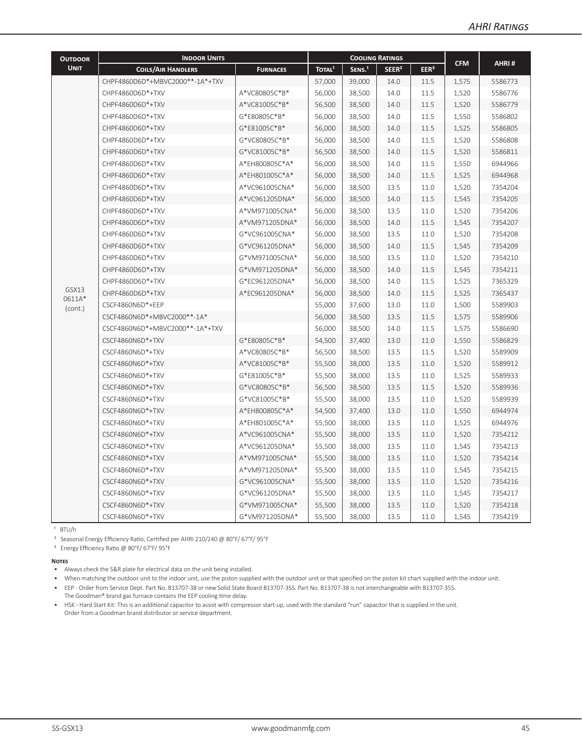| Outdoor Unit | Indoor Units | | Cooling Ratings | | | | CFM | AHRI # |
|---|---|---|---|---|---|---|---|---|
| | Coils/Air Handlers | Furnaces | Total[1] | Sens.[1] | SEER[2] | EER[3] | | |
| GSX13 0611A* (cont.) | CHPF4860D6D*+MBVC2000**-1A*+TXV | | 57,000 | 39,000 | 14.0 | 11.5 | 1,575 | 5586773 |
| | CHPF4860D6D*+TXV | A*VC80805C*B* | 56,000 | 38,500 | 14.0 | 11.5 | 1,520 | 5586776 |
| | CHPF4860D6D*+TXV | A*VC81005C*B* | 56,500 | 38,500 | 14.0 | 11.5 | 1,520 | 5586779 |
| | CHPF4860D6D*+TXV | G*E80805C*B* | 56,000 | 38,500 | 14.0 | 11.5 | 1,550 | 5586802 |
| | CHPF4860D6D*+TXV | G*E81005C*B* | 56,000 | 38,500 | 14.0 | 11.5 | 1,525 | 5586805 |
| | CHPF4860D6D*+TXV | G*VC80805C*B* | 56,000 | 38,500 | 14.0 | 11.5 | 1,520 | 5586808 |
| | CHPF4860D6D*+TXV | G*VC81005C*B* | 56,500 | 38,500 | 14.0 | 11.5 | 1,520 | 5586811 |
| | CHPF4860D6D*+TXV | A*EH800805C*A* | 56,000 | 38,500 | 14.0 | 11.5 | 1,550 | 6944966 |
| | CHPF4860D6D*+TXV | A*EH801005C*A* | 56,000 | 38,500 | 14.0 | 11.5 | 1,525 | 6944968 |
| | CHPF4860D6D*+TXV | A*VC961005CNA* | 56,000 | 38,500 | 13.5 | 11.0 | 1,520 | 7354204 |
| | CHPF4860D6D*+TXV | A*VC961205DNA* | 56,000 | 38,500 | 14.0 | 11.5 | 1,545 | 7354205 |
| | CHPF4860D6D*+TXV | A*VM971005CNA* | 56,000 | 38,500 | 13.5 | 11.0 | 1,520 | 7354206 |
| | CHPF4860D6D*+TXV | A*VM971205DNA* | 56,000 | 38,500 | 14.0 | 11.5 | 1,545 | 7354207 |
| | CHPF4860D6D*+TXV | G*VC961005CNA* | 56,000 | 38,500 | 13.5 | 11.0 | 1,520 | 7354208 |
| | CHPF4860D6D*+TXV | G*VC961205DNA* | 56,000 | 38,500 | 14.0 | 11.5 | 1,545 | 7354209 |
| | CHPF4860D6D*+TXV | G*VM971005CNA* | 56,000 | 38,500 | 13.5 | 11.0 | 1,520 | 7354210 |
| | CHPF4860D6D*+TXV | G*VM971205DNA* | 56,000 | 38,500 | 14.0 | 11.5 | 1,545 | 7354211 |
| | CHPF4860D6D*+TXV | G*EC961205DNA* | 56,000 | 38,500 | 14.0 | 11.5 | 1,525 | 7365329 |
| | CHPF4860D6D*+TXV | A*EC961205DNA* | 56,000 | 38,500 | 14.0 | 11.5 | 1,525 | 7365437 |
| | CSCF4860N6D*+EEP | | 55,000 | 37,600 | 13.0 | 11.0 | 1,500 | 5589903 |
| | CSCF4860N6D*+MBVC2000**-1A* | | 56,000 | 38,500 | 13.5 | 11.5 | 1,575 | 5589906 |
| | CSCF4860N6D*+MBVC2000**-1A*+TXV | | 56,000 | 38,500 | 14.0 | 11.5 | 1,575 | 5586690 |
| | CSCF4860N6D*+TXV | G*E80805C*B* | 54,500 | 37,400 | 13.0 | 11.0 | 1,550 | 5586829 |
| | CSCF4860N6D*+TXV | A*VC80805C*B* | 56,500 | 38,500 | 13.5 | 11.5 | 1,520 | 5589909 |
| | CSCF4860N6D*+TXV | A*VC81005C*B* | 55,500 | 38,000 | 13.5 | 11.0 | 1,520 | 5589912 |
| | CSCF4860N6D*+TXV | G*E81005C*B* | 55,500 | 38,000 | 13.5 | 11.0 | 1,525 | 5589933 |
| | CSCF4860N6D*+TXV | G*VC80805C*B* | 56,500 | 38,500 | 13.5 | 11.5 | 1,520 | 5589936 |
| | CSCF4860N6D*+TXV | G*VC81005C*B* | 55,500 | 38,000 | 13.5 | 11.0 | 1,520 | 5589939 |
| | CSCF4860N6D*+TXV | A*EH800805C*A* | 54,500 | 37,400 | 13.0 | 11.0 | 1,550 | 6944974 |
| | CSCF4860N6D*+TXV | A*EH801005C*A* | 55,500 | 38,000 | 13.5 | 11.0 | 1,525 | 6944976 |
| | CSCF4860N6D*+TXV | A*VC961005CNA* | 55,500 | 38,000 | 13.5 | 11.0 | 1,520 | 7354212 |
| | CSCF4860N6D*+TXV | A*VC961205DNA* | 55,500 | 38,000 | 13.5 | 11.0 | 1,545 | 7354213 |
| | CSCF4860N6D*+TXV | A*VM971005CNA* | 55,500 | 38,000 | 13.5 | 11.0 | 1,520 | 7354214 |
| | CSCF4860N6D*+TXV | A*VM971205DNA* | 55,500 | 38,000 | 13.5 | 11.0 | 1,545 | 7354215 |
| | CSCF4860N6D*+TXV | G*VC961005CNA* | 55,500 | 38,000 | 13.5 | 11.0 | 1,520 | 7354216 |
| | CSCF4860N6D*+TXV | G*VC961205DNA* | 55,500 | 38,000 | 13.5 | 11.0 | 1,545 | 7354217 |
| | CSCF4860N6D*+TXV | G*VM971005CNA* | 55,500 | 38,000 | 13.5 | 11.0 | 1,520 | 7354218 |
| | CSCF4860N6D*+TXV | G*VM971205DNA* | 55,500 | 38,000 | 13.5 | 11.0 | 1,545 | 7354219 |

[1] BTU/h

[2] Seasonal Energy Efficiency Ratio; Certified per AHRI 210/240 @ 80°F/ 67°F/ 95°F

[3] Energy Efficiency Ratio @ 80°F/ 67°F/ 95°F

**Notes**

- Always check the S&R plate for electrical data on the unit being installed.
- When matching the outdoor unit to the indoor unit, use the piston supplied with the outdoor unit or that specified on the piston kit chart supplied with the indoor unit.
- EEP - Order from Service Dept. Part No. B13707-38 or new Solid State Board B13707-35S. Part No. B13707-38 is not interchangeable with B13707-35S. The Goodman® brand gas furnace contains the EEP cooling time delay.
- HSK - Hard Start Kit: This is an additional capacitor to assist with compressor start-up, used with the standard "run" capacitor that is supplied in the unit. Order from a Goodman brand distributor or service department.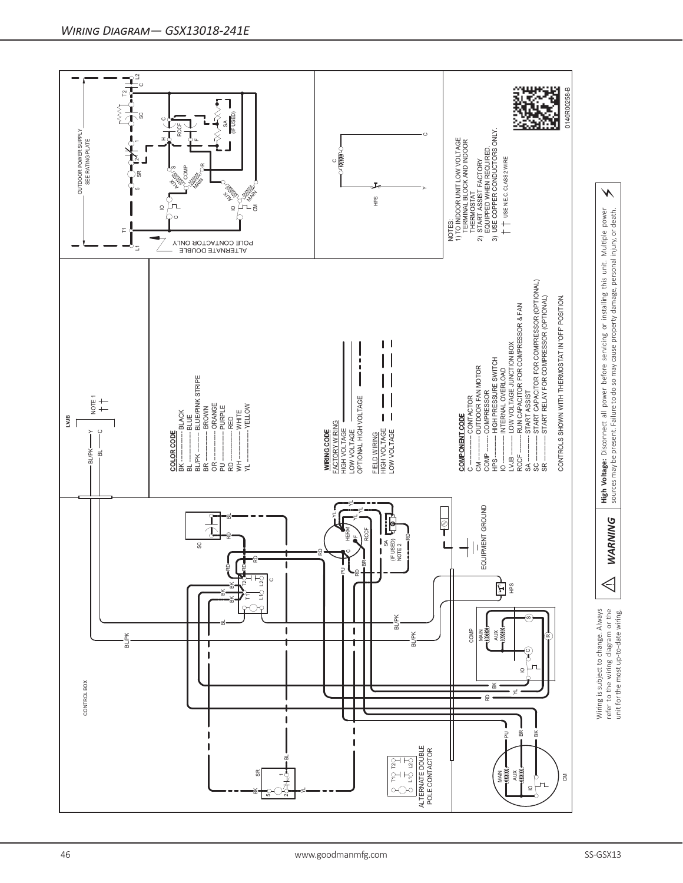# Wiring Diagram— GSX13018-241E

CONTROL BOX

LVJB

NOTE 1

OUTDOOR POWER SUPPLY
SEE RATING PLATE

ALTERNATE DOUBLE POLE CONTACTOR ONLY

ALTERNATE DOUBLE POLE CONTACTOR

EQUIPMENT GROUND

**COLOR CODE**

- BK ............... BLACK
- BL ............... BLUE
- BL/PK ........... BLUE/PINK STRIPE
- BR ............... BROWN
- OR ............... ORANGE
- PU ............... PURPLE
- RD ............... RED
- WH ............... WHITE
- YL ............... YELLOW

**WIRING CODE**

FACTORY WIRING
- HIGH VOLTAGE
- LOW VOLTAGE
- OPTIONAL HIGH VOLTAGE

FIELD WIRING
- HIGH VOLTAGE
- LOW VOLTAGE

**COMPONENT CODE**

- C ............... CONTACTOR
- CM ............. OUTDOOR FAN MOTOR
- COMP .......... COMPRESSOR
- HPS ............ HIGH PRESSURE SWITCH
- IO .............. INTERNAL OVERLOAD
- LVJB ........... LOW VOLTAGE JUNCTION BOX
- RCCF .......... RUN CAPACITOR FOR COMPRESSOR & FAN
- SA .............. START ASSIST
- SC .............. START CAPACITOR FOR COMPRESSOR (OPTIONAL)
- SR .............. START RELAY FOR COMPRESSOR (OPTIONAL)

CONTROLS SHOWN WITH THERMOSTAT IN 'OFF' POSITION.

NOTES:
1) TO INDOOR UNIT LOW VOLTAGE TERMINAL BLOCK AND INDOOR THERMOSTAT
2) START ASSIST FACTORY EQUIPPED WHEN REQUIRED.
3) USE COPPER CONDUCTORS ONLY.

USE N.E.C. CLASS 2 WIRE

0140R00258-B

**WARNING** **High Voltage:** Disconnect all power before servicing or installing this unit. Multiple power sources may be present. Failure to do so may cause property damage, personal injury, or death.

Wiring is subject to change. Always refer to the wiring diagram or the unit for the most up-to-date wiring.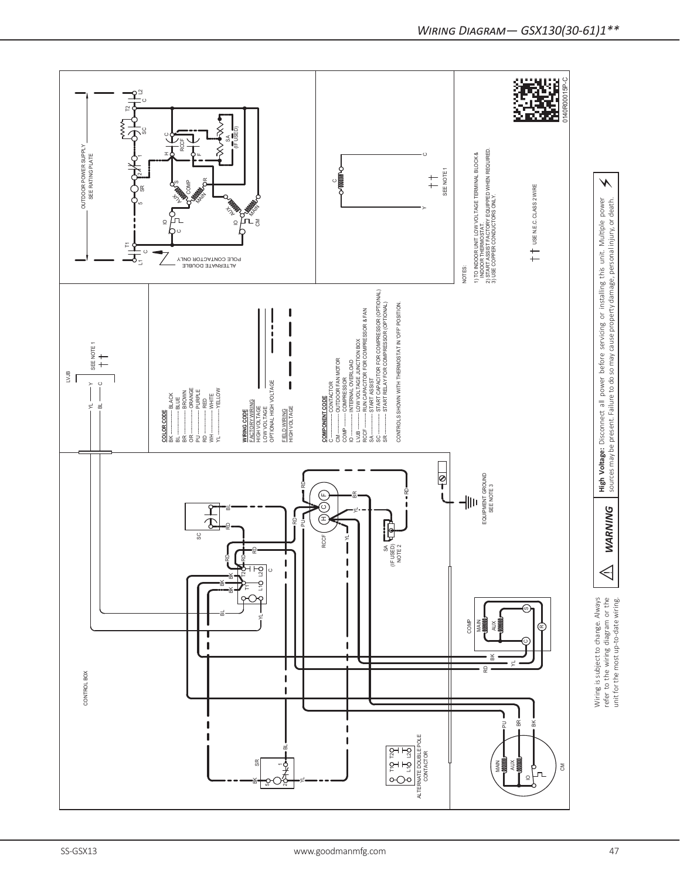## Wiring Diagram— GSX130(30-61)1**

CONTROL BOX

LVJB

YL — Y
BL — C

SEE NOTE 1

**COLOR CODE**
- BK ------------ BLACK
- BL ------------ BLUE
- BR ------------ BROWN
- OR ------------ ORANGE
- PU ------------ PURPLE
- RD ------------ RED
- WH ------------ WHITE
- YL ------------ YELLOW

**WIRING CODE**
- FACTORY WIRING
- HIGH VOLTAGE
- LOW VOLTAGE
- OPTIONAL HIGH VOLTAGE
- FIELD WIRING
- HIGH VOLTAGE

**COMPONENT CODE**
- C ------------ CONTACTOR
- CM ------------ OUTDOOR FAN MOTOR
- COMP ------------ COMPRESSOR
- IO ------------ INTERNAL OVERLOAD
- LVJB ------------ LOW VOLTAGE JUNCTION BOX
- RCCF ------------ RUN CAPACITOR FOR COMPRESSOR & FAN
- SA ------------ START ASSIST
- SC ------------ START CAPACITOR FOR COMPRESSOR (OPTIONAL)
- SR ------------ START RELAY FOR COMPRESSOR (OPTIONAL)

CONTROLS SHOWN WITH THERMOSTAT IN 'OFF' POSITION.

OUTDOOR POWER SUPPLY
SEE RATING PLATE

ALTERNATE DOUBLE POLE CONTACTOR ONLY

SA (IF USED) NOTE 2

EQUIPMENT GROUND
SEE NOTE 3

ALTERNATE DOUBLE POLE CONTACTOR

NOTES:
1) TO INDOOR UNIT LOW VOLTAGE TERMINAL BLOCK & INDOOR THERMOSTAT.
2) START ASSIST FACTORY EQUIPPED WHEN REQUIRED.
3) USE COPPER CONDUCTORS ONLY.

USE N.E.C. CLASS 2 WIRE

0140R00015P-C

Wiring is subject to change. Always refer to the wiring diagram or the unit for the most up-to-date wiring.

**WARNING** — **High Voltage:** Disconnect all power before servicing or installing this unit. Multiple power sources may be present. Failure to do so may cause property damage, personal injury, or death.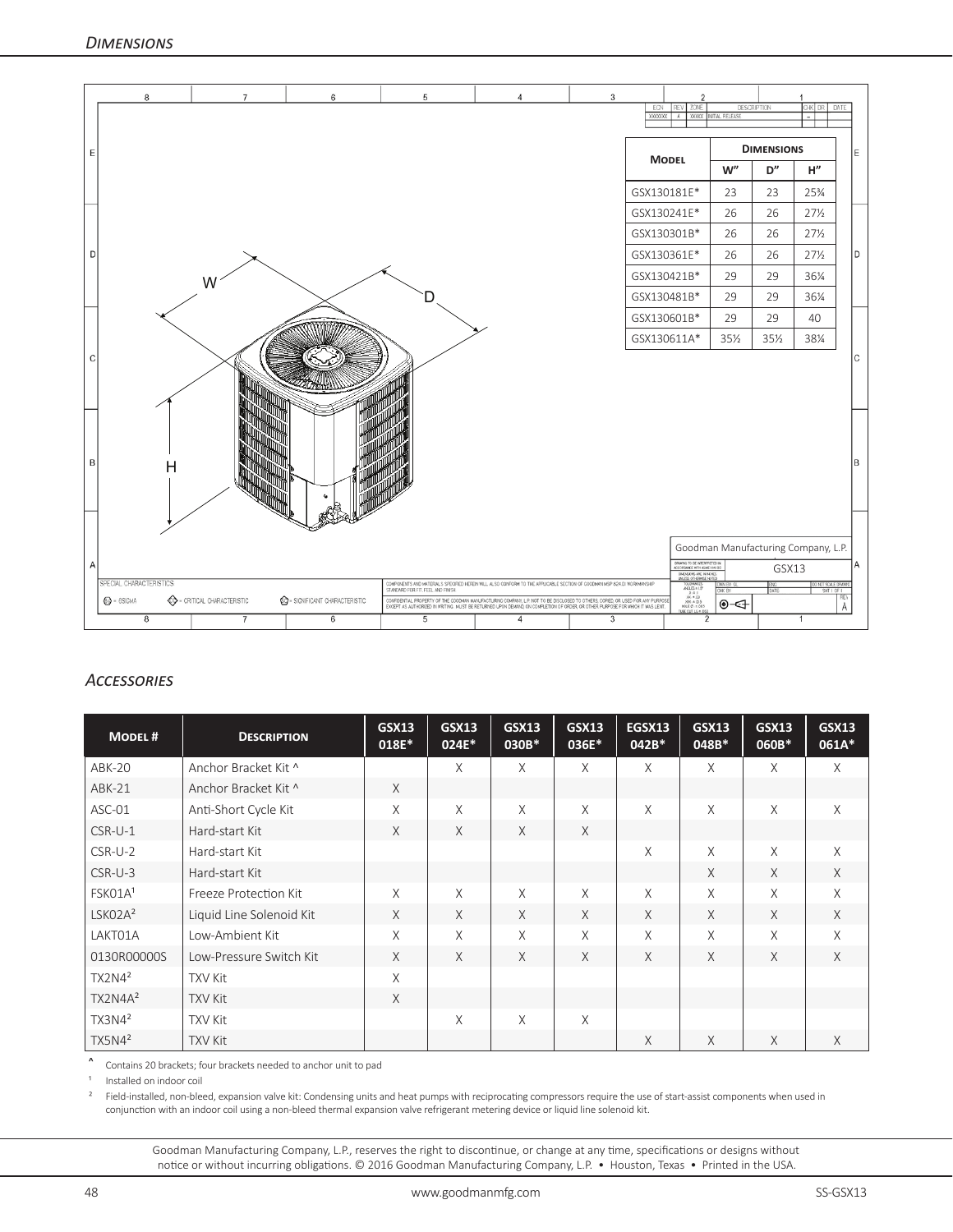## *Dimensions*

| Model | Dimensions | | |
|---|---|---|---|
| | W" | D" | H" |
| GSX130181E* | 23 | 23 | 25¾ |
| GSX130241E* | 26 | 26 | 27½ |
| GSX130301B* | 26 | 26 | 27½ |
| GSX130361E* | 26 | 26 | 27½ |
| GSX130421B* | 29 | 29 | 36¼ |
| GSX130481B* | 29 | 29 | 36¼ |
| GSX130601B* | 29 | 29 | 40 |
| GSX130611A* | 35½ | 35½ | 38¼ |

Goodman Manufacturing Company, L.P.

GSX13

## *Accessories*

| Model # | Description | GSX13 018E* | GSX13 024E* | GSX13 030B* | GSX13 036E* | EGSX13 042B* | GSX13 048B* | GSX13 060B* | GSX13 061A* |
|---|---|---|---|---|---|---|---|---|---|
| ABK-20 | Anchor Bracket Kit ^ | | X | X | X | X | X | X | X |
| ABK-21 | Anchor Bracket Kit ^ | X | | | | | | | |
| ASC-01 | Anti-Short Cycle Kit | X | X | X | X | X | X | X | X |
| CSR-U-1 | Hard-start Kit | X | X | X | X | | | | |
| CSR-U-2 | Hard-start Kit | | | | | X | X | X | X |
| CSR-U-3 | Hard-start Kit | | | | | | X | X | X |
| FSK01A[1] | Freeze Protection Kit | X | X | X | X | X | X | X | X |
| LSK02A[2] | Liquid Line Solenoid Kit | X | X | X | X | X | X | X | X |
| LAKT01A | Low-Ambient Kit | X | X | X | X | X | X | X | X |
| 0130R00000S | Low-Pressure Switch Kit | X | X | X | X | X | X | X | X |
| TX2N4[2] | TXV Kit | X | | | | | | | |
| TX2N4A[2] | TXV Kit | X | | | | | | | |
| TX3N4[2] | TXV Kit | | X | X | X | | | | |
| TX5N4[2] | TXV Kit | | | | | X | X | X | X |

^ Contains 20 brackets; four brackets needed to anchor unit to pad

[1] Installed on indoor coil

[2] Field-installed, non-bleed, expansion valve kit: Condensing units and heat pumps with reciprocating compressors require the use of start-assist components when used in conjunction with an indoor coil using a non-bleed thermal expansion valve refrigerant metering device or liquid line solenoid kit.

Goodman Manufacturing Company, L.P., reserves the right to discontinue, or change at any time, specifications or designs without notice or without incurring obligations. © 2016 Goodman Manufacturing Company, L.P. • Houston, Texas • Printed in the USA.

www.goodmanmfg.com

SS-GSX13